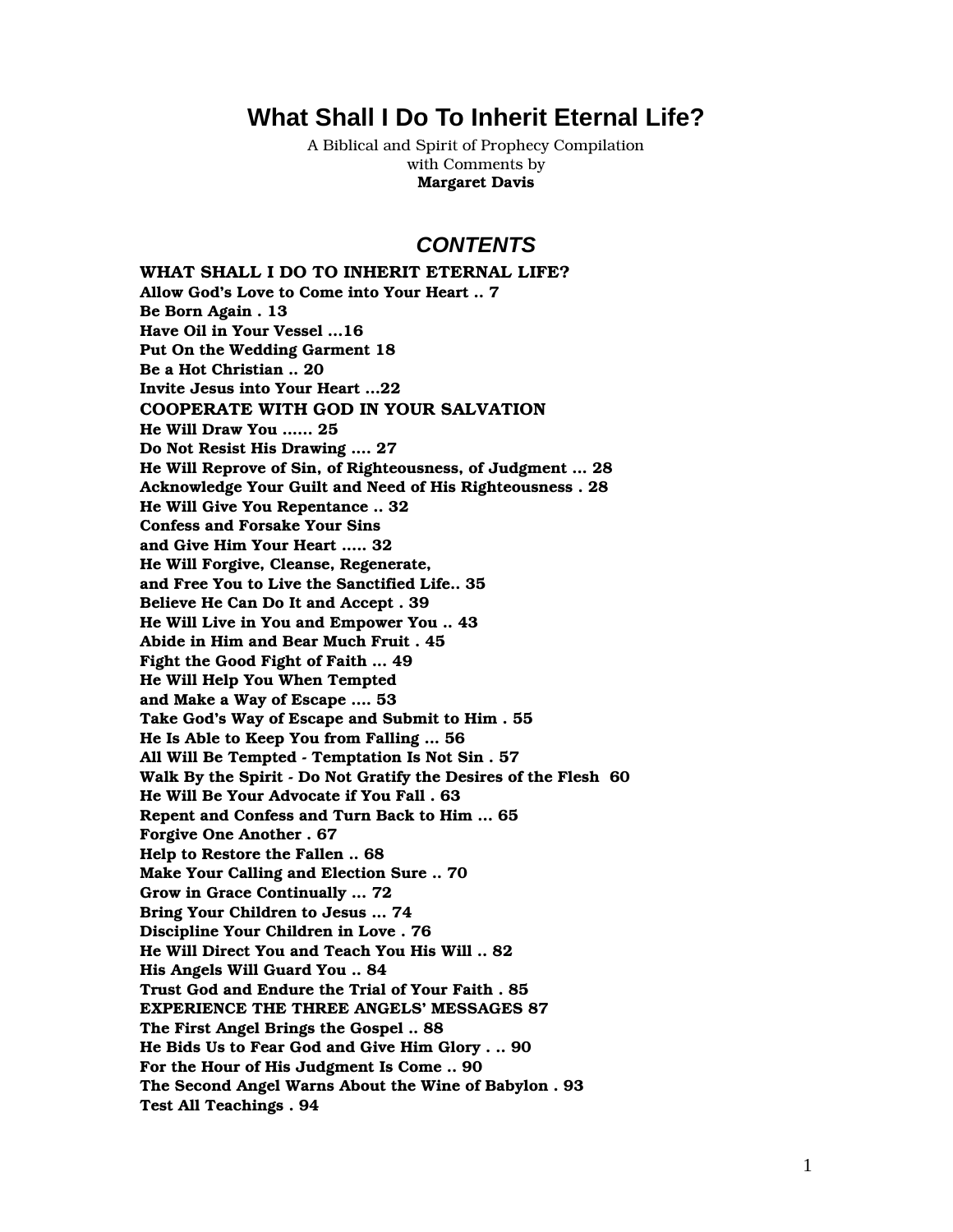# What Shall I Do To Inherit Eternal Life?

A Biblical and Spirit of Prophecy Compilation
with Comments by
**Margaret Davis**

## *CONTENTS*

**WHAT SHALL I DO TO INHERIT ETERNAL LIFE?**
**Allow God's Love to Come into Your Heart .. 7**
**Be Born Again . 13**
**Have Oil in Your Vessel ...16**
**Put On the Wedding Garment 18**
**Be a Hot Christian .. 20**
**Invite Jesus into Your Heart ...22**
**COOPERATE WITH GOD IN YOUR SALVATION**
**He Will Draw You ...... 25**
**Do Not Resist His Drawing .... 27**
**He Will Reprove of Sin, of Righteousness, of Judgment ... 28**
**Acknowledge Your Guilt and Need of His Righteousness . 28**
**He Will Give You Repentance .. 32**
**Confess and Forsake Your Sins**
**and Give Him Your Heart ..... 32**
**He Will Forgive, Cleanse, Regenerate,**
**and Free You to Live the Sanctified Life.. 35**
**Believe He Can Do It and Accept . 39**
**He Will Live in You and Empower You .. 43**
**Abide in Him and Bear Much Fruit . 45**
**Fight the Good Fight of Faith ... 49**
**He Will Help You When Tempted**
**and Make a Way of Escape .... 53**
**Take God's Way of Escape and Submit to Him . 55**
**He Is Able to Keep You from Falling ... 56**
**All Will Be Tempted - Temptation Is Not Sin . 57**
**Walk By the Spirit - Do Not Gratify the Desires of the Flesh 60**
**He Will Be Your Advocate if You Fall . 63**
**Repent and Confess and Turn Back to Him ... 65**
**Forgive One Another . 67**
**Help to Restore the Fallen .. 68**
**Make Your Calling and Election Sure .. 70**
**Grow in Grace Continually ... 72**
**Bring Your Children to Jesus ... 74**
**Discipline Your Children in Love . 76**
**He Will Direct You and Teach You His Will .. 82**
**His Angels Will Guard You .. 84**
**Trust God and Endure the Trial of Your Faith . 85**
**EXPERIENCE THE THREE ANGELS' MESSAGES 87**
**The First Angel Brings the Gospel .. 88**
**He Bids Us to Fear God and Give Him Glory . .. 90**
**For the Hour of His Judgment Is Come .. 90**
**The Second Angel Warns About the Wine of Babylon . 93**
**Test All Teachings . 94**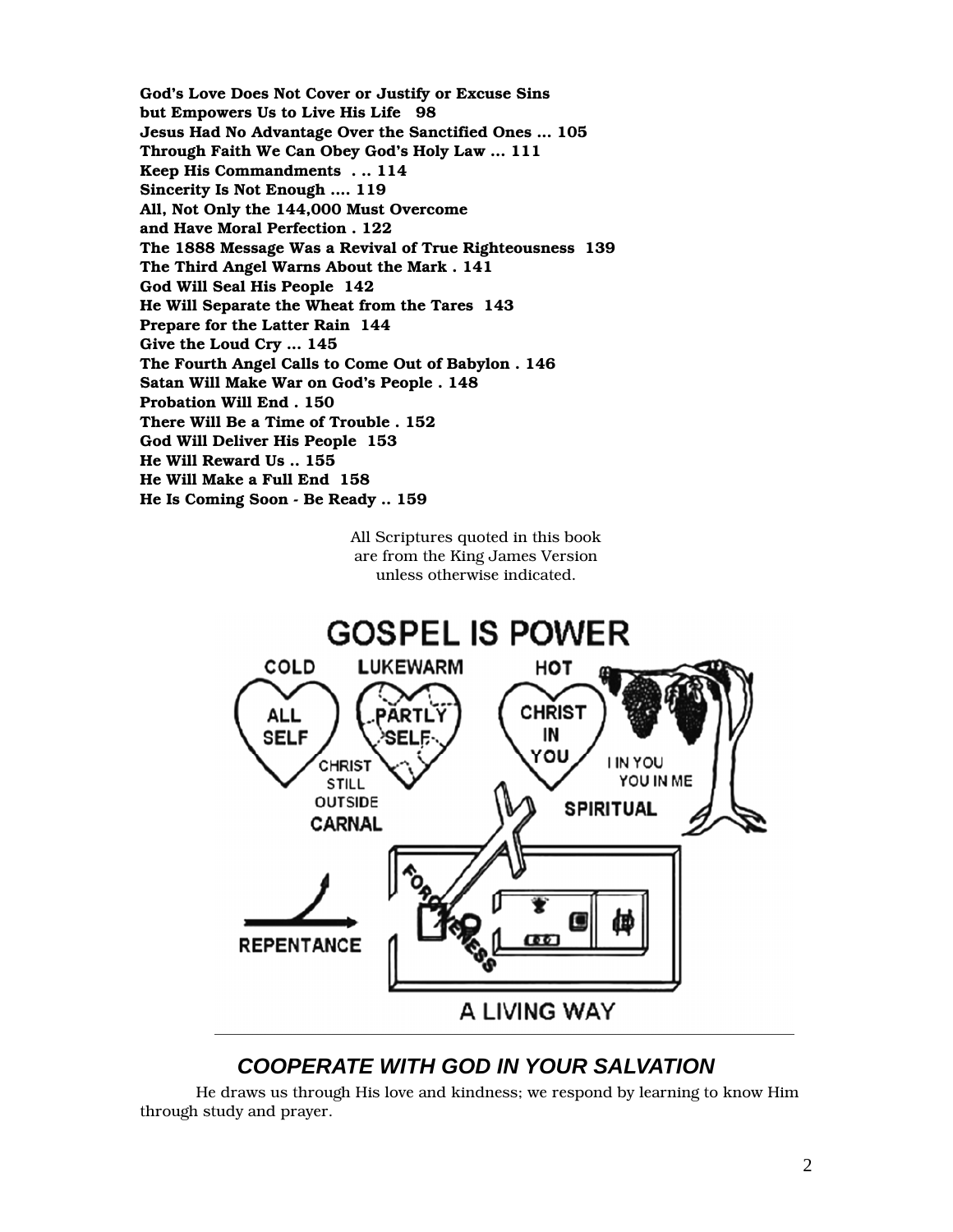**God's Love Does Not Cover or Justify or Excuse Sins but Empowers Us to Live His Life 98**
**Jesus Had No Advantage Over the Sanctified Ones ... 105**
**Through Faith We Can Obey God's Holy Law ... 111**
**Keep His Commandments . .. 114**
**Sincerity Is Not Enough .... 119**
**All, Not Only the 144,000 Must Overcome and Have Moral Perfection . 122**
**The 1888 Message Was a Revival of True Righteousness 139**
**The Third Angel Warns About the Mark . 141**
**God Will Seal His People 142**
**He Will Separate the Wheat from the Tares 143**
**Prepare for the Latter Rain 144**
**Give the Loud Cry ... 145**
**The Fourth Angel Calls to Come Out of Babylon . 146**
**Satan Will Make War on God's People . 148**
**Probation Will End . 150**
**There Will Be a Time of Trouble . 152**
**God Will Deliver His People 153**
**He Will Reward Us .. 155**
**He Will Make a Full End 158**
**He Is Coming Soon - Be Ready .. 159**

All Scriptures quoted in this book are from the King James Version unless otherwise indicated.

GOSPEL IS POWER

COLD — ALL SELF; LUKEWARM — PARTLY SELF, CHRIST STILL OUTSIDE, CARNAL; HOT — CHRIST IN YOU, I IN YOU YOU IN ME, SPIRITUAL

REPENTANCE — FORGIVENESS — A LIVING WAY

---

## *COOPERATE WITH GOD IN YOUR SALVATION*

He draws us through His love and kindness; we respond by learning to know Him through study and prayer.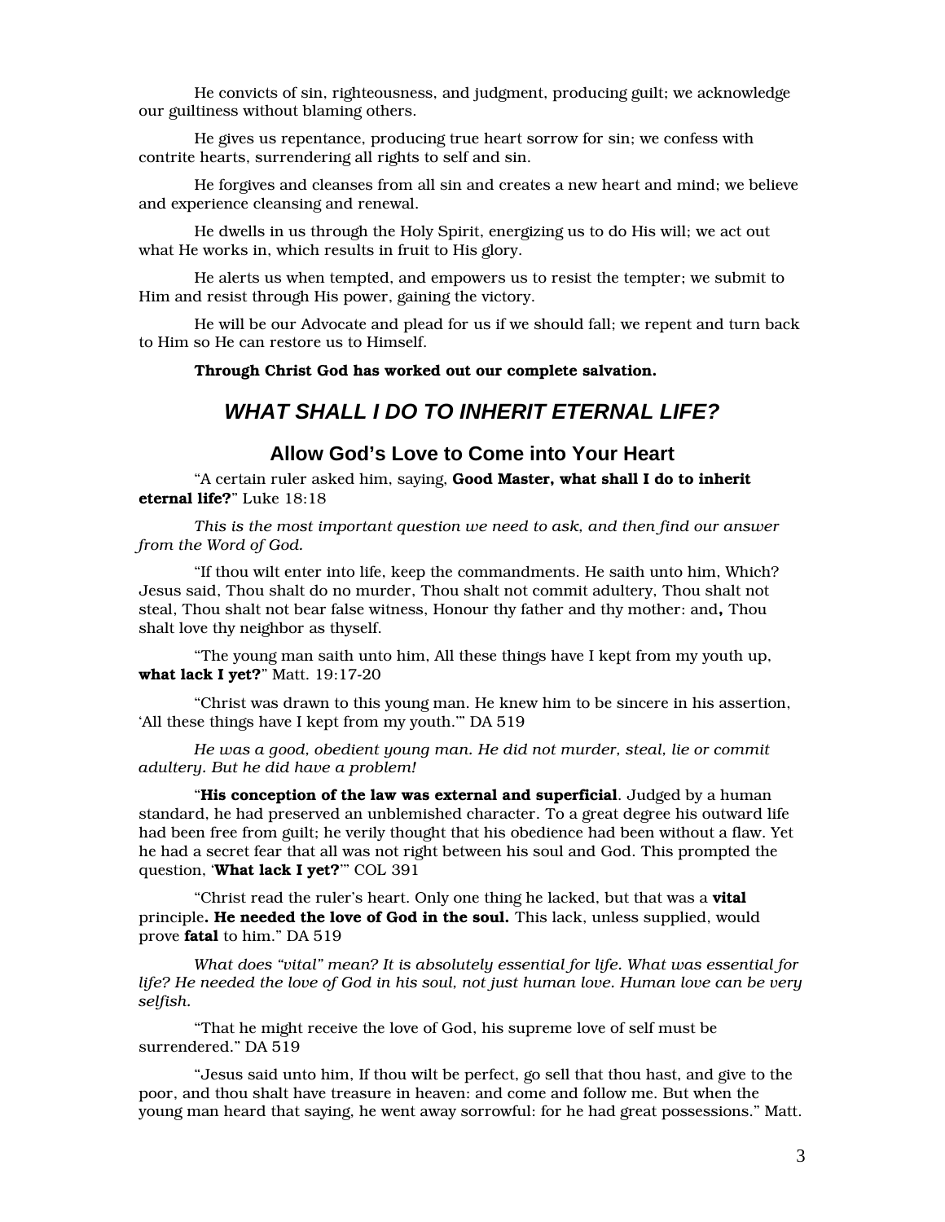He convicts of sin, righteousness, and judgment, producing guilt; we acknowledge our guiltiness without blaming others.

He gives us repentance, producing true heart sorrow for sin; we confess with contrite hearts, surrendering all rights to self and sin.

He forgives and cleanses from all sin and creates a new heart and mind; we believe and experience cleansing and renewal.

He dwells in us through the Holy Spirit, energizing us to do His will; we act out what He works in, which results in fruit to His glory.

He alerts us when tempted, and empowers us to resist the tempter; we submit to Him and resist through His power, gaining the victory.

He will be our Advocate and plead for us if we should fall; we repent and turn back to Him so He can restore us to Himself.

**Through Christ God has worked out our complete salvation.**

# *WHAT SHALL I DO TO INHERIT ETERNAL LIFE?*

## Allow God's Love to Come into Your Heart

"A certain ruler asked him, saying, **Good Master, what shall I do to inherit eternal life?**" Luke 18:18

*This is the most important question we need to ask, and then find our answer from the Word of God.*

"If thou wilt enter into life, keep the commandments. He saith unto him, Which? Jesus said, Thou shalt do no murder, Thou shalt not commit adultery, Thou shalt not steal, Thou shalt not bear false witness, Honour thy father and thy mother: and**,** Thou shalt love thy neighbor as thyself.

"The young man saith unto him, All these things have I kept from my youth up, **what lack I yet?**" Matt. 19:17-20

"Christ was drawn to this young man. He knew him to be sincere in his assertion, 'All these things have I kept from my youth.'" DA 519

*He was a good, obedient young man. He did not murder, steal, lie or commit adultery. But he did have a problem!*

"**His conception of the law was external and superficial**. Judged by a human standard, he had preserved an unblemished character. To a great degree his outward life had been free from guilt; he verily thought that his obedience had been without a flaw. Yet he had a secret fear that all was not right between his soul and God. This prompted the question, '**What lack I yet?**'" COL 391

"Christ read the ruler's heart. Only one thing he lacked, but that was a **vital** principle**. He needed the love of God in the soul.** This lack, unless supplied, would prove **fatal** to him." DA 519

*What does "vital" mean? It is absolutely essential for life. What was essential for life? He needed the love of God in his soul, not just human love. Human love can be very selfish.*

"That he might receive the love of God, his supreme love of self must be surrendered." DA 519

"Jesus said unto him, If thou wilt be perfect, go sell that thou hast, and give to the poor, and thou shalt have treasure in heaven: and come and follow me. But when the young man heard that saying, he went away sorrowful: for he had great possessions." Matt.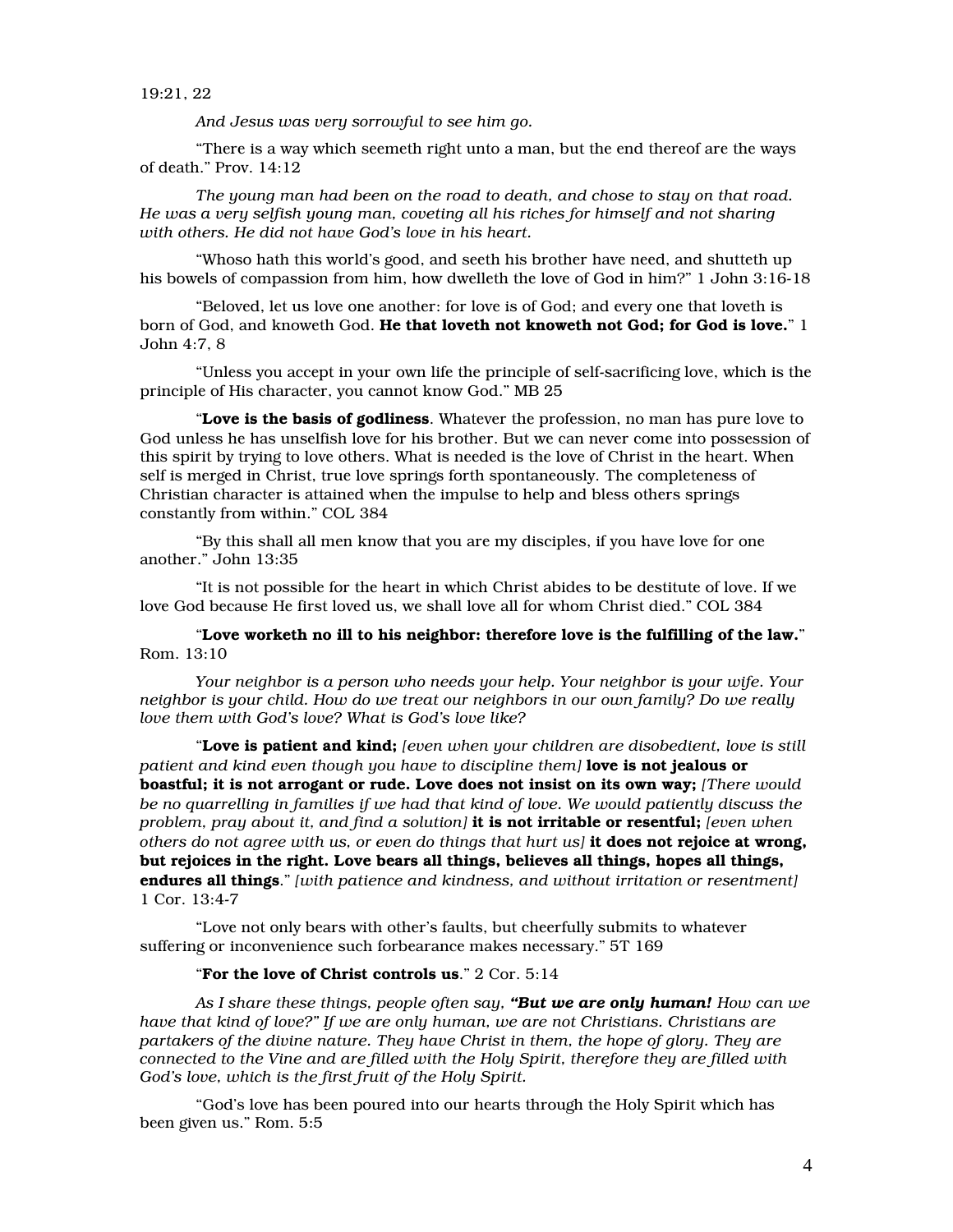19:21, 22

*And Jesus was very sorrowful to see him go.*

"There is a way which seemeth right unto a man, but the end thereof are the ways of death." Prov. 14:12

*The young man had been on the road to death, and chose to stay on that road. He was a very selfish young man, coveting all his riches for himself and not sharing with others. He did not have God's love in his heart.*

"Whoso hath this world's good, and seeth his brother have need, and shutteth up his bowels of compassion from him, how dwelleth the love of God in him?" 1 John 3:16-18

"Beloved, let us love one another: for love is of God; and every one that loveth is born of God, and knoweth God. **He that loveth not knoweth not God; for God is love.**" 1 John 4:7, 8

"Unless you accept in your own life the principle of self-sacrificing love, which is the principle of His character, you cannot know God." MB 25

"**Love is the basis of godliness**. Whatever the profession, no man has pure love to God unless he has unselfish love for his brother. But we can never come into possession of this spirit by trying to love others. What is needed is the love of Christ in the heart. When self is merged in Christ, true love springs forth spontaneously. The completeness of Christian character is attained when the impulse to help and bless others springs constantly from within." COL 384

"By this shall all men know that you are my disciples, if you have love for one another." John 13:35

"It is not possible for the heart in which Christ abides to be destitute of love. If we love God because He first loved us, we shall love all for whom Christ died." COL 384

"**Love worketh no ill to his neighbor: therefore love is the fulfilling of the law.**" Rom. 13:10

*Your neighbor is a person who needs your help. Your neighbor is your wife. Your neighbor is your child. How do we treat our neighbors in our own family? Do we really love them with God's love? What is God's love like?*

"**Love is patient and kind;** *[even when your children are disobedient, love is still patient and kind even though you have to discipline them]* **love is not jealous or boastful; it is not arrogant or rude. Love does not insist on its own way;** *[There would be no quarrelling in families if we had that kind of love. We would patiently discuss the problem, pray about it, and find a solution]* **it is not irritable or resentful;** *[even when others do not agree with us, or even do things that hurt us]* **it does not rejoice at wrong, but rejoices in the right. Love bears all things, believes all things, hopes all things, endures all things**." *[with patience and kindness, and without irritation or resentment]* 1 Cor. 13:4-7

"Love not only bears with other's faults, but cheerfully submits to whatever suffering or inconvenience such forbearance makes necessary." 5T 169

"**For the love of Christ controls us**." 2 Cor. 5:14

*As I share these things, people often say,* ***"But we are only human!*** *How can we have that kind of love?" If we are only human, we are not Christians. Christians are partakers of the divine nature. They have Christ in them, the hope of glory. They are connected to the Vine and are filled with the Holy Spirit, therefore they are filled with God's love, which is the first fruit of the Holy Spirit.*

"God's love has been poured into our hearts through the Holy Spirit which has been given us." Rom. 5:5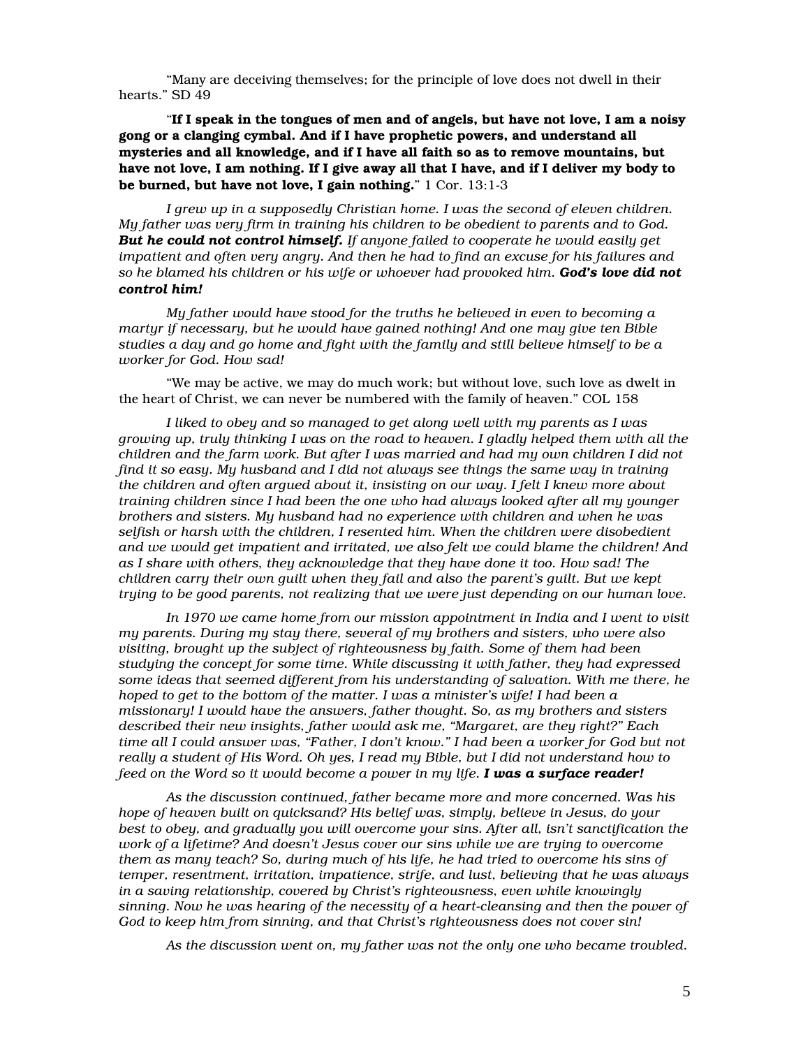"Many are deceiving themselves; for the principle of love does not dwell in their hearts." SD 49

"**If I speak in the tongues of men and of angels, but have not love, I am a noisy gong or a clanging cymbal. And if I have prophetic powers, and understand all mysteries and all knowledge, and if I have all faith so as to remove mountains, but have not love, I am nothing. If I give away all that I have, and if I deliver my body to be burned, but have not love, I gain nothing.**" 1 Cor. 13:1-3

*I grew up in a supposedly Christian home. I was the second of eleven children. My father was very firm in training his children to be obedient to parents and to God.* ***But he could not control himself.*** *If anyone failed to cooperate he would easily get impatient and often very angry. And then he had to find an excuse for his failures and so he blamed his children or his wife or whoever had provoked him.* ***God's love did not control him!***

*My father would have stood for the truths he believed in even to becoming a martyr if necessary, but he would have gained nothing! And one may give ten Bible studies a day and go home and fight with the family and still believe himself to be a worker for God. How sad!*

"We may be active, we may do much work; but without love, such love as dwelt in the heart of Christ, we can never be numbered with the family of heaven." COL 158

*I liked to obey and so managed to get along well with my parents as I was growing up, truly thinking I was on the road to heaven. I gladly helped them with all the children and the farm work. But after I was married and had my own children I did not find it so easy. My husband and I did not always see things the same way in training the children and often argued about it, insisting on our way. I felt I knew more about training children since I had been the one who had always looked after all my younger brothers and sisters. My husband had no experience with children and when he was selfish or harsh with the children, I resented him. When the children were disobedient and we would get impatient and irritated, we also felt we could blame the children! And as I share with others, they acknowledge that they have done it too. How sad! The children carry their own guilt when they fail and also the parent's guilt. But we kept trying to be good parents, not realizing that we were just depending on our human love.*

*In 1970 we came home from our mission appointment in India and I went to visit my parents. During my stay there, several of my brothers and sisters, who were also visiting, brought up the subject of righteousness by faith. Some of them had been studying the concept for some time. While discussing it with father, they had expressed some ideas that seemed different from his understanding of salvation. With me there, he hoped to get to the bottom of the matter. I was a minister's wife! I had been a missionary! I would have the answers, father thought. So, as my brothers and sisters described their new insights, father would ask me, "Margaret, are they right?" Each time all I could answer was, "Father, I don't know." I had been a worker for God but not really a student of His Word. Oh yes, I read my Bible, but I did not understand how to feed on the Word so it would become a power in my life.* ***I was a surface reader!***

*As the discussion continued, father became more and more concerned. Was his hope of heaven built on quicksand? His belief was, simply, believe in Jesus, do your best to obey, and gradually you will overcome your sins. After all, isn't sanctification the work of a lifetime? And doesn't Jesus cover our sins while we are trying to overcome them as many teach? So, during much of his life, he had tried to overcome his sins of temper, resentment, irritation, impatience, strife, and lust, believing that he was always in a saving relationship, covered by Christ's righteousness, even while knowingly sinning. Now he was hearing of the necessity of a heart-cleansing and then the power of God to keep him from sinning, and that Christ's righteousness does not cover sin!*

*As the discussion went on, my father was not the only one who became troubled.*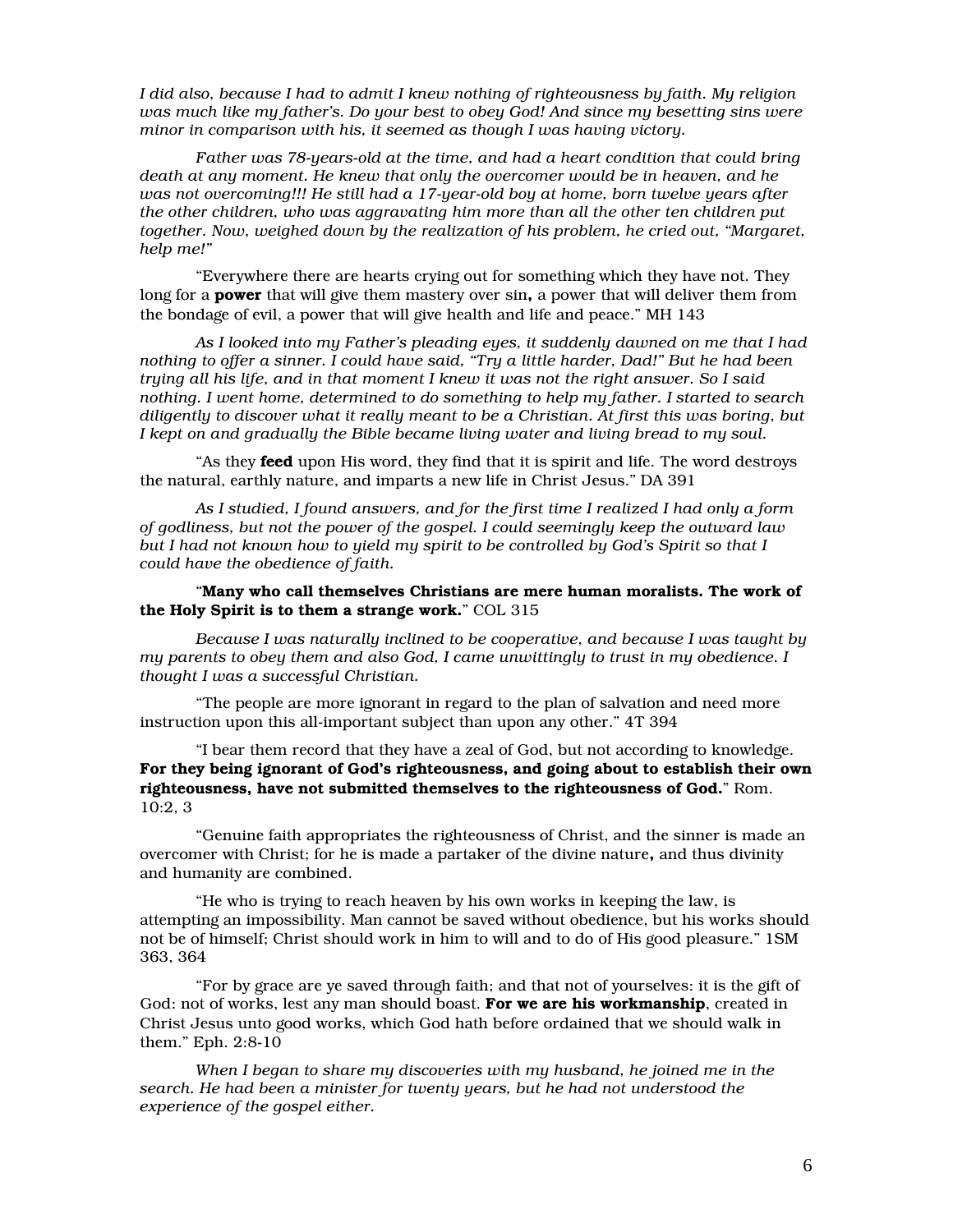*I did also, because I had to admit I knew nothing of righteousness by faith. My religion was much like my father's. Do your best to obey God! And since my besetting sins were minor in comparison with his, it seemed as though I was having victory.*

*Father was 78-years-old at the time, and had a heart condition that could bring death at any moment. He knew that only the overcomer would be in heaven, and he was not overcoming!!! He still had a 17-year-old boy at home, born twelve years after the other children, who was aggravating him more than all the other ten children put together. Now, weighed down by the realization of his problem, he cried out, "Margaret, help me!"*

"Everywhere there are hearts crying out for something which they have not. They long for a **power** that will give them mastery over sin**,** a power that will deliver them from the bondage of evil, a power that will give health and life and peace." MH 143

*As I looked into my Father's pleading eyes, it suddenly dawned on me that I had nothing to offer a sinner. I could have said, "Try a little harder, Dad!" But he had been trying all his life, and in that moment I knew it was not the right answer. So I said nothing. I went home, determined to do something to help my father. I started to search diligently to discover what it really meant to be a Christian. At first this was boring, but I kept on and gradually the Bible became living water and living bread to my soul.*

"As they **feed** upon His word, they find that it is spirit and life. The word destroys the natural, earthly nature, and imparts a new life in Christ Jesus." DA 391

*As I studied, I found answers, and for the first time I realized I had only a form of godliness, but not the power of the gospel. I could seemingly keep the outward law but I had not known how to yield my spirit to be controlled by God's Spirit so that I could have the obedience of faith.*

"**Many who call themselves Christians are mere human moralists. The work of the Holy Spirit is to them a strange work.**" COL 315

*Because I was naturally inclined to be cooperative, and because I was taught by my parents to obey them and also God, I came unwittingly to trust in my obedience. I thought I was a successful Christian.*

"The people are more ignorant in regard to the plan of salvation and need more instruction upon this all-important subject than upon any other." 4T 394

"I bear them record that they have a zeal of God, but not according to knowledge. **For they being ignorant of God's righteousness, and going about to establish their own righteousness, have not submitted themselves to the righteousness of God.**" Rom. 10:2, 3

"Genuine faith appropriates the righteousness of Christ, and the sinner is made an overcomer with Christ; for he is made a partaker of the divine nature**,** and thus divinity and humanity are combined.

"He who is trying to reach heaven by his own works in keeping the law, is attempting an impossibility. Man cannot be saved without obedience, but his works should not be of himself; Christ should work in him to will and to do of His good pleasure." 1SM 363, 364

"For by grace are ye saved through faith; and that not of yourselves: it is the gift of God: not of works, lest any man should boast. **For we are his workmanship**, created in Christ Jesus unto good works, which God hath before ordained that we should walk in them." Eph. 2:8-10

*When I began to share my discoveries with my husband, he joined me in the search. He had been a minister for twenty years, but he had not understood the experience of the gospel either.*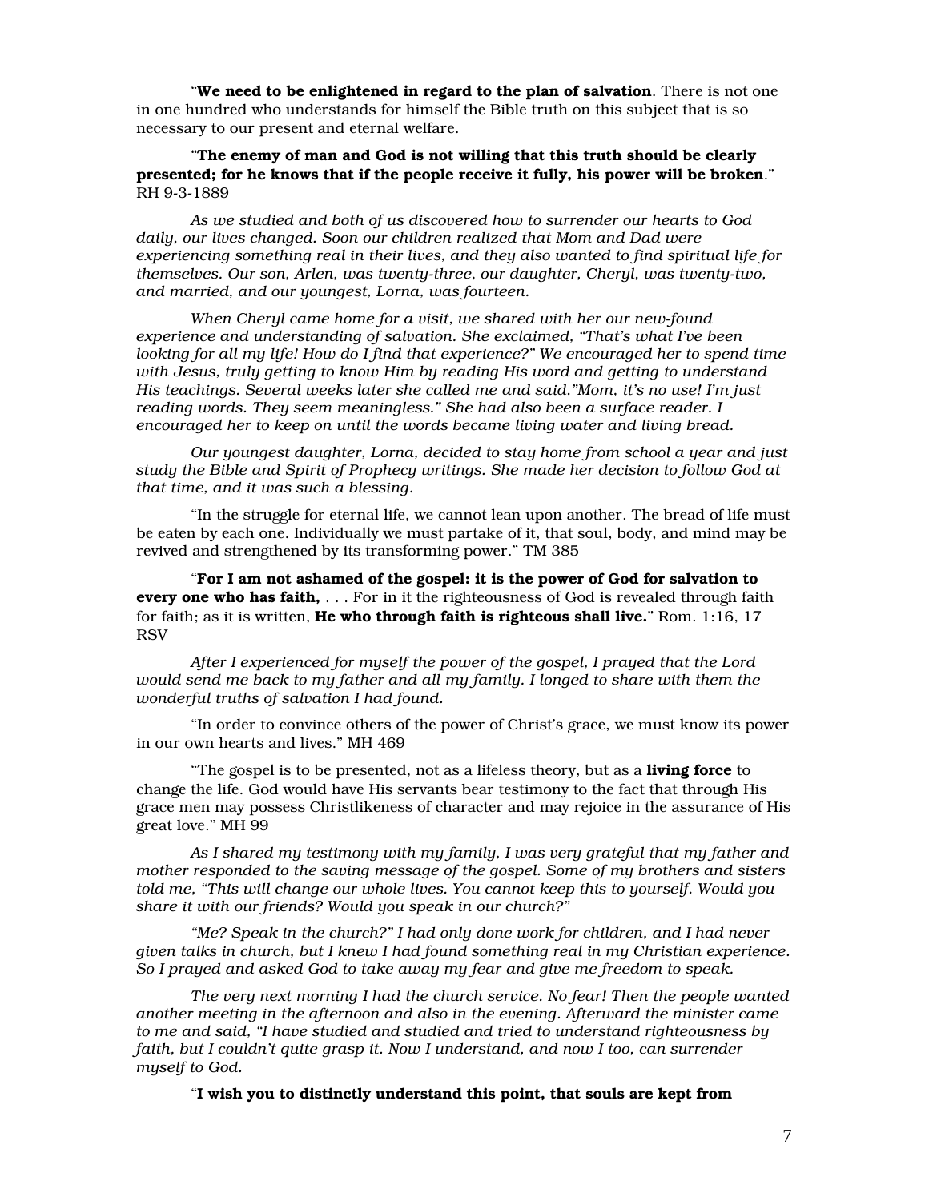"**We need to be enlightened in regard to the plan of salvation**. There is not one in one hundred who understands for himself the Bible truth on this subject that is so necessary to our present and eternal welfare.

"**The enemy of man and God is not willing that this truth should be clearly presented; for he knows that if the people receive it fully, his power will be broken**." RH 9-3-1889

*As we studied and both of us discovered how to surrender our hearts to God daily, our lives changed. Soon our children realized that Mom and Dad were experiencing something real in their lives, and they also wanted to find spiritual life for themselves. Our son, Arlen, was twenty-three, our daughter, Cheryl, was twenty-two, and married, and our youngest, Lorna, was fourteen.*

*When Cheryl came home for a visit, we shared with her our new-found experience and understanding of salvation. She exclaimed, "That's what I've been looking for all my life! How do I find that experience?" We encouraged her to spend time with Jesus, truly getting to know Him by reading His word and getting to understand His teachings. Several weeks later she called me and said,"Mom, it's no use! I'm just reading words. They seem meaningless." She had also been a surface reader. I encouraged her to keep on until the words became living water and living bread.*

*Our youngest daughter, Lorna, decided to stay home from school a year and just study the Bible and Spirit of Prophecy writings. She made her decision to follow God at that time, and it was such a blessing.*

"In the struggle for eternal life, we cannot lean upon another. The bread of life must be eaten by each one. Individually we must partake of it, that soul, body, and mind may be revived and strengthened by its transforming power." TM 385

"**For I am not ashamed of the gospel: it is the power of God for salvation to every one who has faith,** . . . For in it the righteousness of God is revealed through faith for faith; as it is written, **He who through faith is righteous shall live.**" Rom. 1:16, 17 RSV

*After I experienced for myself the power of the gospel, I prayed that the Lord would send me back to my father and all my family. I longed to share with them the wonderful truths of salvation I had found.*

"In order to convince others of the power of Christ's grace, we must know its power in our own hearts and lives." MH 469

"The gospel is to be presented, not as a lifeless theory, but as a **living force** to change the life. God would have His servants bear testimony to the fact that through His grace men may possess Christlikeness of character and may rejoice in the assurance of His great love." MH 99

*As I shared my testimony with my family, I was very grateful that my father and mother responded to the saving message of the gospel. Some of my brothers and sisters told me, "This will change our whole lives. You cannot keep this to yourself. Would you share it with our friends? Would you speak in our church?"*

*"Me? Speak in the church?" I had only done work for children, and I had never given talks in church, but I knew I had found something real in my Christian experience. So I prayed and asked God to take away my fear and give me freedom to speak.*

*The very next morning I had the church service. No fear! Then the people wanted another meeting in the afternoon and also in the evening. Afterward the minister came to me and said, "I have studied and studied and tried to understand righteousness by faith, but I couldn't quite grasp it. Now I understand, and now I too, can surrender myself to God.*

"**I wish you to distinctly understand this point, that souls are kept from**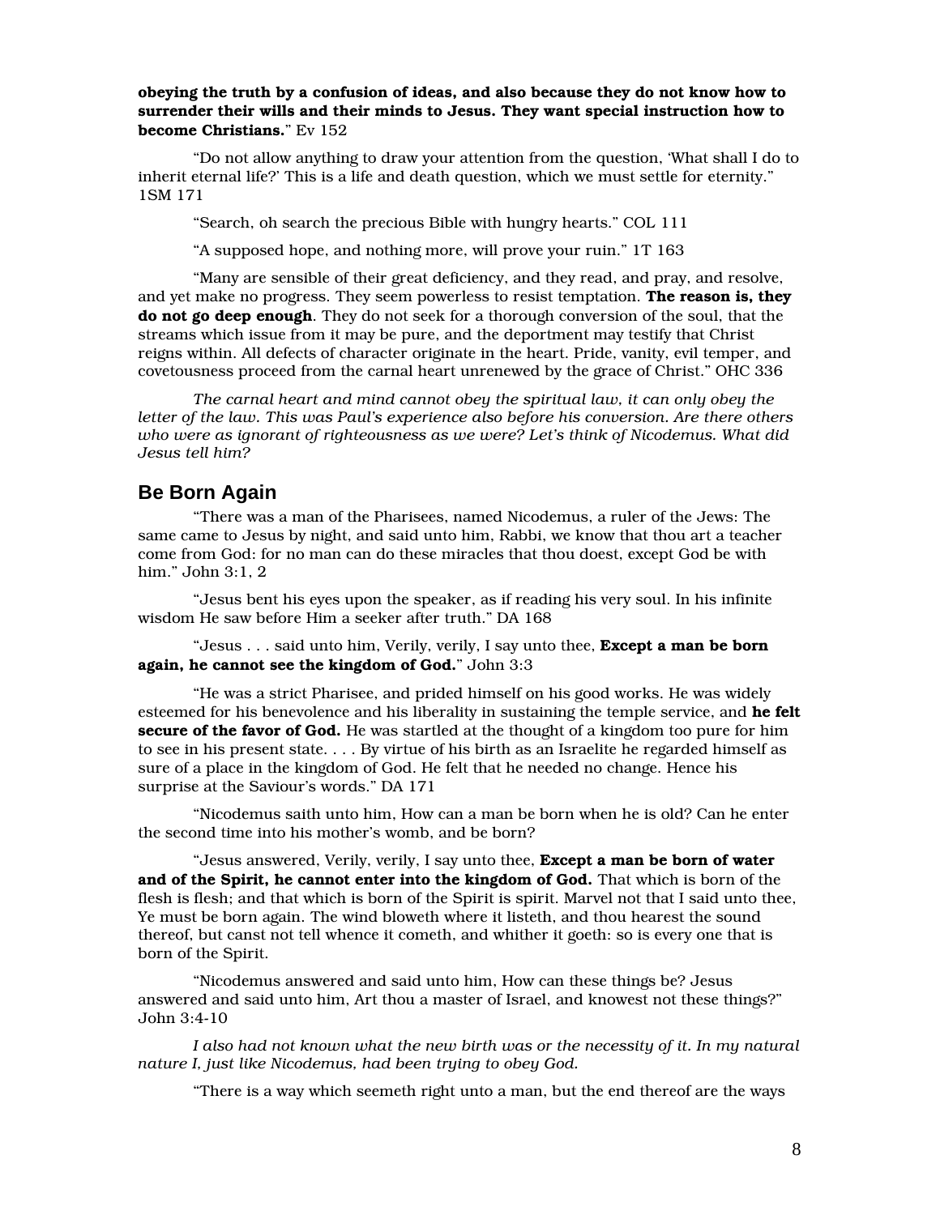**obeying the truth by a confusion of ideas, and also because they do not know how to surrender their wills and their minds to Jesus. They want special instruction how to become Christians.**" Ev 152

"Do not allow anything to draw your attention from the question, 'What shall I do to inherit eternal life?' This is a life and death question, which we must settle for eternity." 1SM 171

"Search, oh search the precious Bible with hungry hearts." COL 111

"A supposed hope, and nothing more, will prove your ruin." 1T 163

"Many are sensible of their great deficiency, and they read, and pray, and resolve, and yet make no progress. They seem powerless to resist temptation. **The reason is, they do not go deep enough**. They do not seek for a thorough conversion of the soul, that the streams which issue from it may be pure, and the deportment may testify that Christ reigns within. All defects of character originate in the heart. Pride, vanity, evil temper, and covetousness proceed from the carnal heart unrenewed by the grace of Christ." OHC 336

*The carnal heart and mind cannot obey the spiritual law, it can only obey the letter of the law. This was Paul's experience also before his conversion. Are there others who were as ignorant of righteousness as we were? Let's think of Nicodemus. What did Jesus tell him?*

## Be Born Again

"There was a man of the Pharisees, named Nicodemus, a ruler of the Jews: The same came to Jesus by night, and said unto him, Rabbi, we know that thou art a teacher come from God: for no man can do these miracles that thou doest, except God be with him." John 3:1, 2

"Jesus bent his eyes upon the speaker, as if reading his very soul. In his infinite wisdom He saw before Him a seeker after truth." DA 168

"Jesus . . . said unto him, Verily, verily, I say unto thee, **Except a man be born again, he cannot see the kingdom of God.**" John 3:3

"He was a strict Pharisee, and prided himself on his good works. He was widely esteemed for his benevolence and his liberality in sustaining the temple service, and **he felt secure of the favor of God.** He was startled at the thought of a kingdom too pure for him to see in his present state. . . . By virtue of his birth as an Israelite he regarded himself as sure of a place in the kingdom of God. He felt that he needed no change. Hence his surprise at the Saviour's words." DA 171

"Nicodemus saith unto him, How can a man be born when he is old? Can he enter the second time into his mother's womb, and be born?

"Jesus answered, Verily, verily, I say unto thee, **Except a man be born of water and of the Spirit, he cannot enter into the kingdom of God.** That which is born of the flesh is flesh; and that which is born of the Spirit is spirit. Marvel not that I said unto thee, Ye must be born again. The wind bloweth where it listeth, and thou hearest the sound thereof, but canst not tell whence it cometh, and whither it goeth: so is every one that is born of the Spirit.

"Nicodemus answered and said unto him, How can these things be? Jesus answered and said unto him, Art thou a master of Israel, and knowest not these things?" John 3:4-10

*I also had not known what the new birth was or the necessity of it. In my natural nature I, just like Nicodemus, had been trying to obey God.*

"There is a way which seemeth right unto a man, but the end thereof are the ways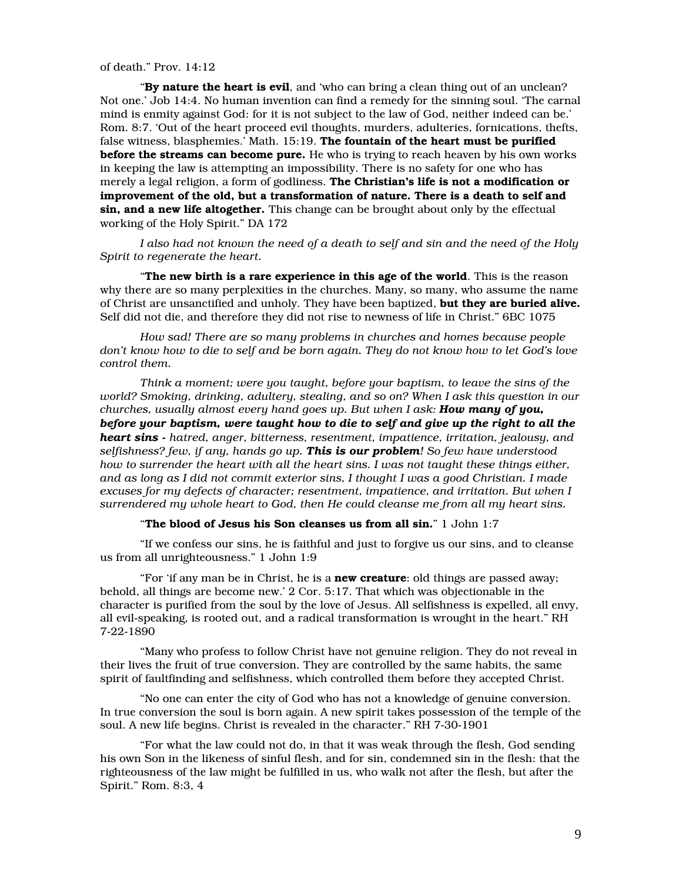of death." Prov. 14:12

"**By nature the heart is evil**, and 'who can bring a clean thing out of an unclean? Not one.' Job 14:4. No human invention can find a remedy for the sinning soul. 'The carnal mind is enmity against God: for it is not subject to the law of God, neither indeed can be.' Rom. 8:7. 'Out of the heart proceed evil thoughts, murders, adulteries, fornications, thefts, false witness, blasphemies.' Math. 15:19. **The fountain of the heart must be purified before the streams can become pure.** He who is trying to reach heaven by his own works in keeping the law is attempting an impossibility. There is no safety for one who has merely a legal religion, a form of godliness. **The Christian's life is not a modification or improvement of the old, but a transformation of nature. There is a death to self and sin, and a new life altogether.** This change can be brought about only by the effectual working of the Holy Spirit." DA 172

*I also had not known the need of a death to self and sin and the need of the Holy Spirit to regenerate the heart.*

"**The new birth is a rare experience in this age of the world**. This is the reason why there are so many perplexities in the churches. Many, so many, who assume the name of Christ are unsanctified and unholy. They have been baptized, **but they are buried alive.** Self did not die, and therefore they did not rise to newness of life in Christ." 6BC 1075

*How sad! There are so many problems in churches and homes because people don't know how to die to self and be born again. They do not know how to let God's love control them.*

*Think a moment; were you taught, before your baptism, to leave the sins of the world? Smoking, drinking, adultery, stealing, and so on? When I ask this question in our churches, usually almost every hand goes up. But when I ask:* ***How many of you, before your baptism, were taught how to die to self and give up the right to all the heart sins -*** *hatred, anger, bitterness, resentment, impatience, irritation, jealousy, and selfishness? few, if any, hands go up.* ***This is our problem****! So few have understood how to surrender the heart with all the heart sins. I was not taught these things either, and as long as I did not commit exterior sins, I thought I was a good Christian. I made excuses for my defects of character; resentment, impatience, and irritation. But when I surrendered my whole heart to God, then He could cleanse me from all my heart sins.*

"**The blood of Jesus his Son cleanses us from all sin.**" 1 John 1:7

"If we confess our sins, he is faithful and just to forgive us our sins, and to cleanse us from all unrighteousness." 1 John 1:9

"For 'if any man be in Christ, he is a **new creature**: old things are passed away; behold, all things are become new.' 2 Cor. 5:17. That which was objectionable in the character is purified from the soul by the love of Jesus. All selfishness is expelled, all envy, all evil-speaking, is rooted out, and a radical transformation is wrought in the heart." RH 7-22-1890

"Many who profess to follow Christ have not genuine religion. They do not reveal in their lives the fruit of true conversion. They are controlled by the same habits, the same spirit of faultfinding and selfishness, which controlled them before they accepted Christ.

"No one can enter the city of God who has not a knowledge of genuine conversion. In true conversion the soul is born again. A new spirit takes possession of the temple of the soul. A new life begins. Christ is revealed in the character." RH 7-30-1901

"For what the law could not do, in that it was weak through the flesh, God sending his own Son in the likeness of sinful flesh, and for sin, condemned sin in the flesh: that the righteousness of the law might be fulfilled in us, who walk not after the flesh, but after the Spirit." Rom. 8:3, 4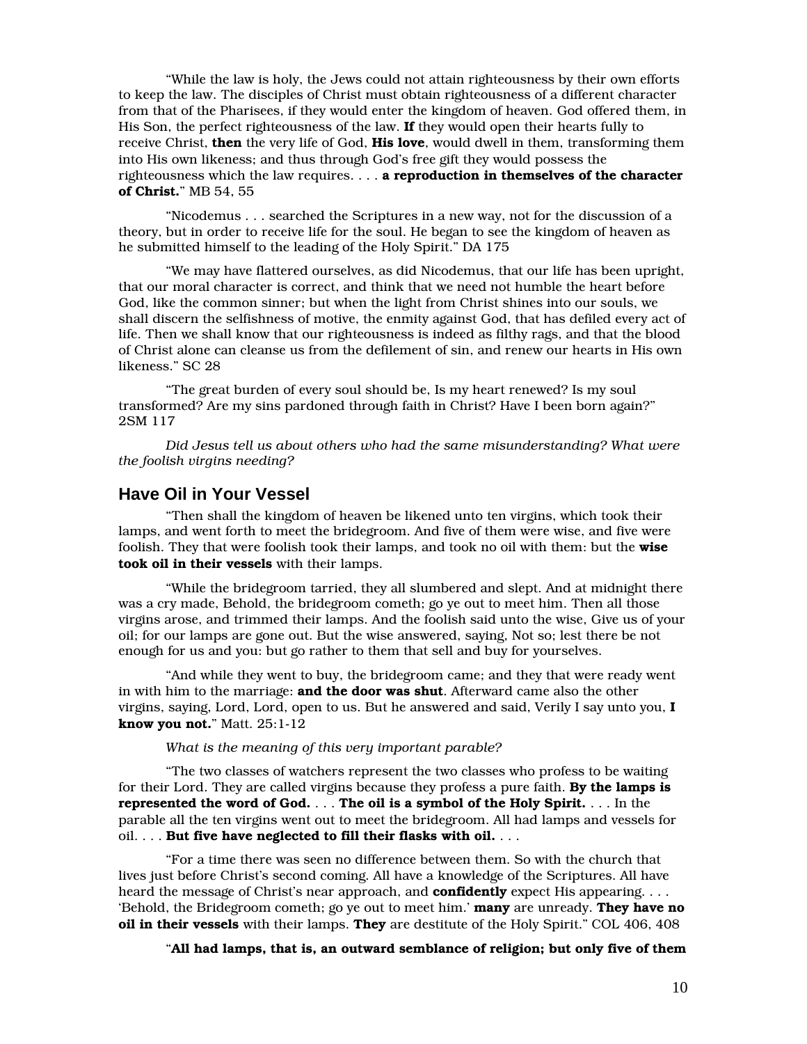"While the law is holy, the Jews could not attain righteousness by their own efforts to keep the law. The disciples of Christ must obtain righteousness of a different character from that of the Pharisees, if they would enter the kingdom of heaven. God offered them, in His Son, the perfect righteousness of the law. **If** they would open their hearts fully to receive Christ, **then** the very life of God, **His love**, would dwell in them, transforming them into His own likeness; and thus through God's free gift they would possess the righteousness which the law requires. . . . **a reproduction in themselves of the character of Christ.**" MB 54, 55

"Nicodemus . . . searched the Scriptures in a new way, not for the discussion of a theory, but in order to receive life for the soul. He began to see the kingdom of heaven as he submitted himself to the leading of the Holy Spirit." DA 175

"We may have flattered ourselves, as did Nicodemus, that our life has been upright, that our moral character is correct, and think that we need not humble the heart before God, like the common sinner; but when the light from Christ shines into our souls, we shall discern the selfishness of motive, the enmity against God, that has defiled every act of life. Then we shall know that our righteousness is indeed as filthy rags, and that the blood of Christ alone can cleanse us from the defilement of sin, and renew our hearts in His own likeness." SC 28

"The great burden of every soul should be, Is my heart renewed? Is my soul transformed? Are my sins pardoned through faith in Christ? Have I been born again?" 2SM 117

*Did Jesus tell us about others who had the same misunderstanding? What were the foolish virgins needing?*

## Have Oil in Your Vessel

"Then shall the kingdom of heaven be likened unto ten virgins, which took their lamps, and went forth to meet the bridegroom. And five of them were wise, and five were foolish. They that were foolish took their lamps, and took no oil with them: but the **wise took oil in their vessels** with their lamps.

"While the bridegroom tarried, they all slumbered and slept. And at midnight there was a cry made, Behold, the bridegroom cometh; go ye out to meet him. Then all those virgins arose, and trimmed their lamps. And the foolish said unto the wise, Give us of your oil; for our lamps are gone out. But the wise answered, saying, Not so; lest there be not enough for us and you: but go rather to them that sell and buy for yourselves.

"And while they went to buy, the bridegroom came; and they that were ready went in with him to the marriage: **and the door was shut**. Afterward came also the other virgins, saying, Lord, Lord, open to us. But he answered and said, Verily I say unto you, **I know you not.**" Matt. 25:1-12

*What is the meaning of this very important parable?*

"The two classes of watchers represent the two classes who profess to be waiting for their Lord. They are called virgins because they profess a pure faith. **By the lamps is represented the word of God.** . . . **The oil is a symbol of the Holy Spirit.** . . . In the parable all the ten virgins went out to meet the bridegroom. All had lamps and vessels for oil. . . . **But five have neglected to fill their flasks with oil.** . . .

"For a time there was seen no difference between them. So with the church that lives just before Christ's second coming. All have a knowledge of the Scriptures. All have heard the message of Christ's near approach, and **confidently** expect His appearing. . . . 'Behold, the Bridegroom cometh; go ye out to meet him.' **many** are unready. **They have no oil in their vessels** with their lamps. **They** are destitute of the Holy Spirit." COL 406, 408

"**All had lamps, that is, an outward semblance of religion; but only five of them**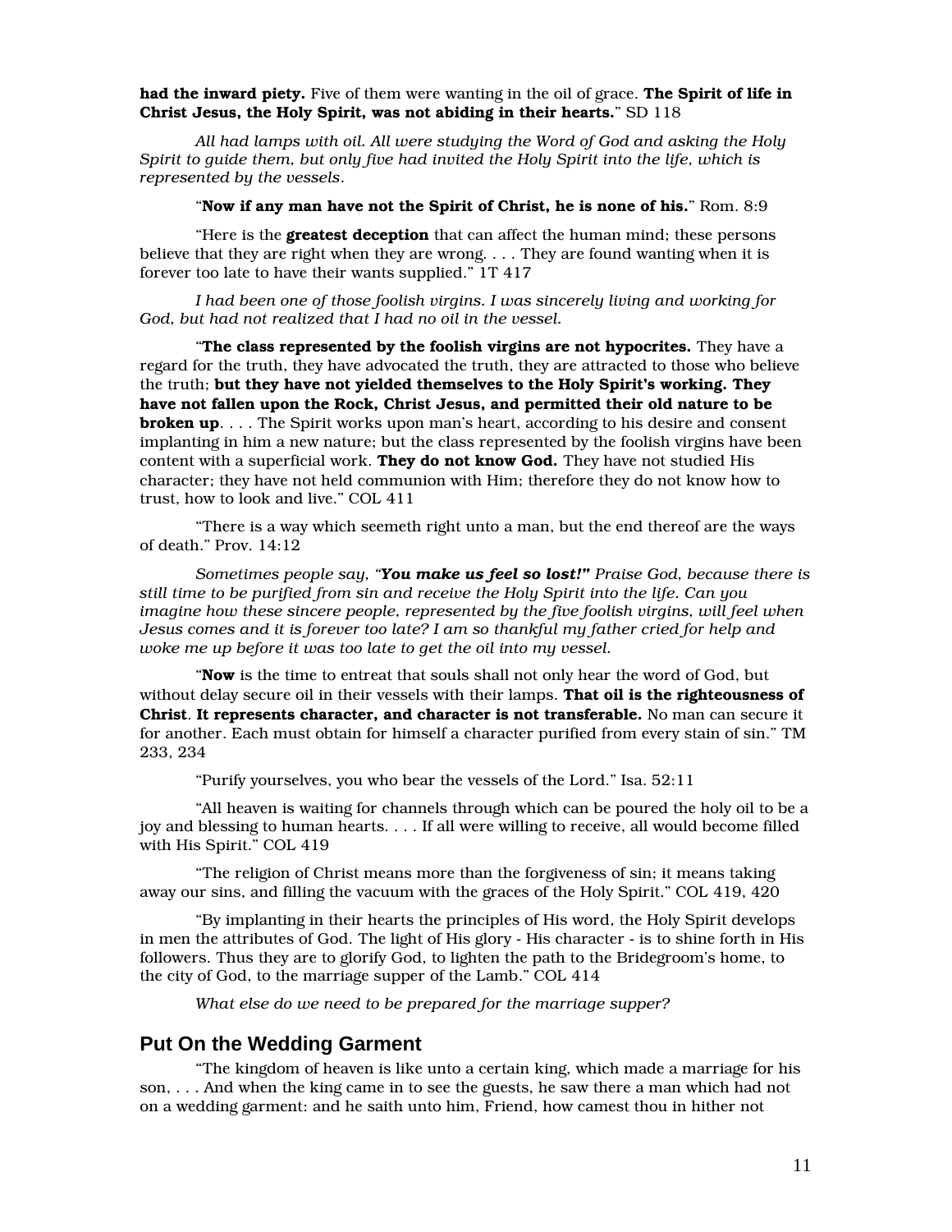**had the inward piety.** Five of them were wanting in the oil of grace. **The Spirit of life in Christ Jesus, the Holy Spirit, was not abiding in their hearts.**" SD 118

*All had lamps with oil. All were studying the Word of God and asking the Holy Spirit to guide them, but only five had invited the Holy Spirit into the life, which is represented by the vessels.*

"**Now if any man have not the Spirit of Christ, he is none of his.**" Rom. 8:9

"Here is the **greatest deception** that can affect the human mind; these persons believe that they are right when they are wrong. . . . They are found wanting when it is forever too late to have their wants supplied." 1T 417

*I had been one of those foolish virgins. I was sincerely living and working for God, but had not realized that I had no oil in the vessel.*

"**The class represented by the foolish virgins are not hypocrites.** They have a regard for the truth, they have advocated the truth, they are attracted to those who believe the truth; **but they have not yielded themselves to the Holy Spirit's working. They have not fallen upon the Rock, Christ Jesus, and permitted their old nature to be broken up**. . . . The Spirit works upon man's heart, according to his desire and consent implanting in him a new nature; but the class represented by the foolish virgins have been content with a superficial work. **They do not know God.** They have not studied His character; they have not held communion with Him; therefore they do not know how to trust, how to look and live." COL 411

"There is a way which seemeth right unto a man, but the end thereof are the ways of death." Prov. 14:12

*Sometimes people say, "**You make us feel so lost!**" Praise God, because there is still time to be purified from sin and receive the Holy Spirit into the life. Can you imagine how these sincere people, represented by the five foolish virgins, will feel when Jesus comes and it is forever too late? I am so thankful my father cried for help and woke me up before it was too late to get the oil into my vessel.*

"**Now** is the time to entreat that souls shall not only hear the word of God, but without delay secure oil in their vessels with their lamps. **That oil is the righteousness of Christ**. **It represents character, and character is not transferable.** No man can secure it for another. Each must obtain for himself a character purified from every stain of sin." TM 233, 234

"Purify yourselves, you who bear the vessels of the Lord." Isa. 52:11

"All heaven is waiting for channels through which can be poured the holy oil to be a joy and blessing to human hearts. . . . If all were willing to receive, all would become filled with His Spirit." COL 419

"The religion of Christ means more than the forgiveness of sin; it means taking away our sins, and filling the vacuum with the graces of the Holy Spirit." COL 419, 420

"By implanting in their hearts the principles of His word, the Holy Spirit develops in men the attributes of God. The light of His glory - His character - is to shine forth in His followers. Thus they are to glorify God, to lighten the path to the Bridegroom's home, to the city of God, to the marriage supper of the Lamb." COL 414

*What else do we need to be prepared for the marriage supper?*

## Put On the Wedding Garment

"The kingdom of heaven is like unto a certain king, which made a marriage for his son, . . . And when the king came in to see the guests, he saw there a man which had not on a wedding garment: and he saith unto him, Friend, how camest thou in hither not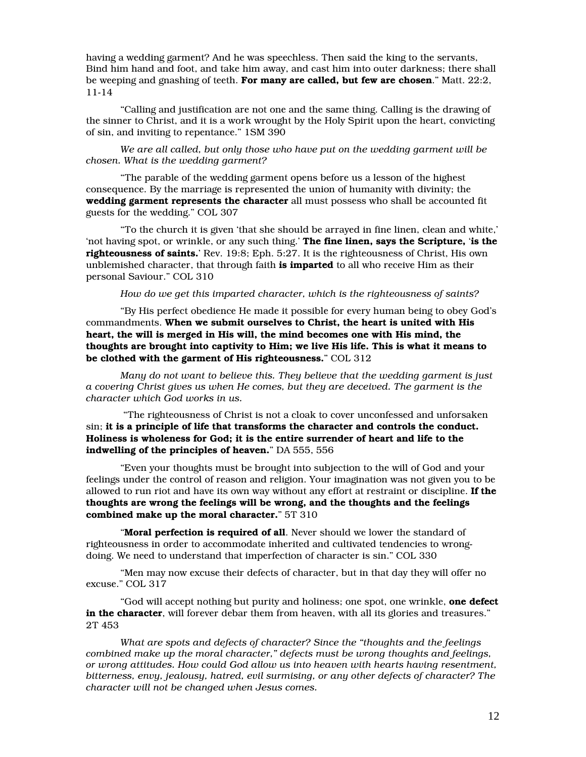having a wedding garment? And he was speechless. Then said the king to the servants, Bind him hand and foot, and take him away, and cast him into outer darkness; there shall be weeping and gnashing of teeth. **For many are called, but few are chosen**." Matt. 22:2, 11-14

"Calling and justification are not one and the same thing. Calling is the drawing of the sinner to Christ, and it is a work wrought by the Holy Spirit upon the heart, convicting of sin, and inviting to repentance." 1SM 390

*We are all called, but only those who have put on the wedding garment will be chosen. What is the wedding garment?*

"The parable of the wedding garment opens before us a lesson of the highest consequence. By the marriage is represented the union of humanity with divinity; the **wedding garment represents the character** all must possess who shall be accounted fit guests for the wedding." COL 307

"To the church it is given 'that she should be arrayed in fine linen, clean and white,' 'not having spot, or wrinkle, or any such thing.' **The fine linen, says the Scripture, 'is the righteousness of saints.'** Rev. 19:8; Eph. 5:27. It is the righteousness of Christ, His own unblemished character, that through faith **is imparted** to all who receive Him as their personal Saviour." COL 310

*How do we get this imparted character, which is the righteousness of saints?*

"By His perfect obedience He made it possible for every human being to obey God's commandments. **When we submit ourselves to Christ, the heart is united with His heart, the will is merged in His will, the mind becomes one with His mind, the thoughts are brought into captivity to Him; we live His life. This is what it means to be clothed with the garment of His righteousness.**" COL 312

*Many do not want to believe this. They believe that the wedding garment is just a covering Christ gives us when He comes, but they are deceived. The garment is the character which God works in us.*

"The righteousness of Christ is not a cloak to cover unconfessed and unforsaken sin; **it is a principle of life that transforms the character and controls the conduct. Holiness is wholeness for God; it is the entire surrender of heart and life to the indwelling of the principles of heaven.**" DA 555, 556

"Even your thoughts must be brought into subjection to the will of God and your feelings under the control of reason and religion. Your imagination was not given you to be allowed to run riot and have its own way without any effort at restraint or discipline. **If the thoughts are wrong the feelings will be wrong, and the thoughts and the feelings combined make up the moral character.**" 5T 310

"**Moral perfection is required of all**. Never should we lower the standard of righteousness in order to accommodate inherited and cultivated tendencies to wrong-doing. We need to understand that imperfection of character is sin." COL 330

"Men may now excuse their defects of character, but in that day they will offer no excuse." COL 317

"God will accept nothing but purity and holiness; one spot, one wrinkle, **one defect in the character**, will forever debar them from heaven, with all its glories and treasures." 2T 453

*What are spots and defects of character? Since the "thoughts and the feelings combined make up the moral character," defects must be wrong thoughts and feelings, or wrong attitudes. How could God allow us into heaven with hearts having resentment, bitterness, envy, jealousy, hatred, evil surmising, or any other defects of character? The character will not be changed when Jesus comes.*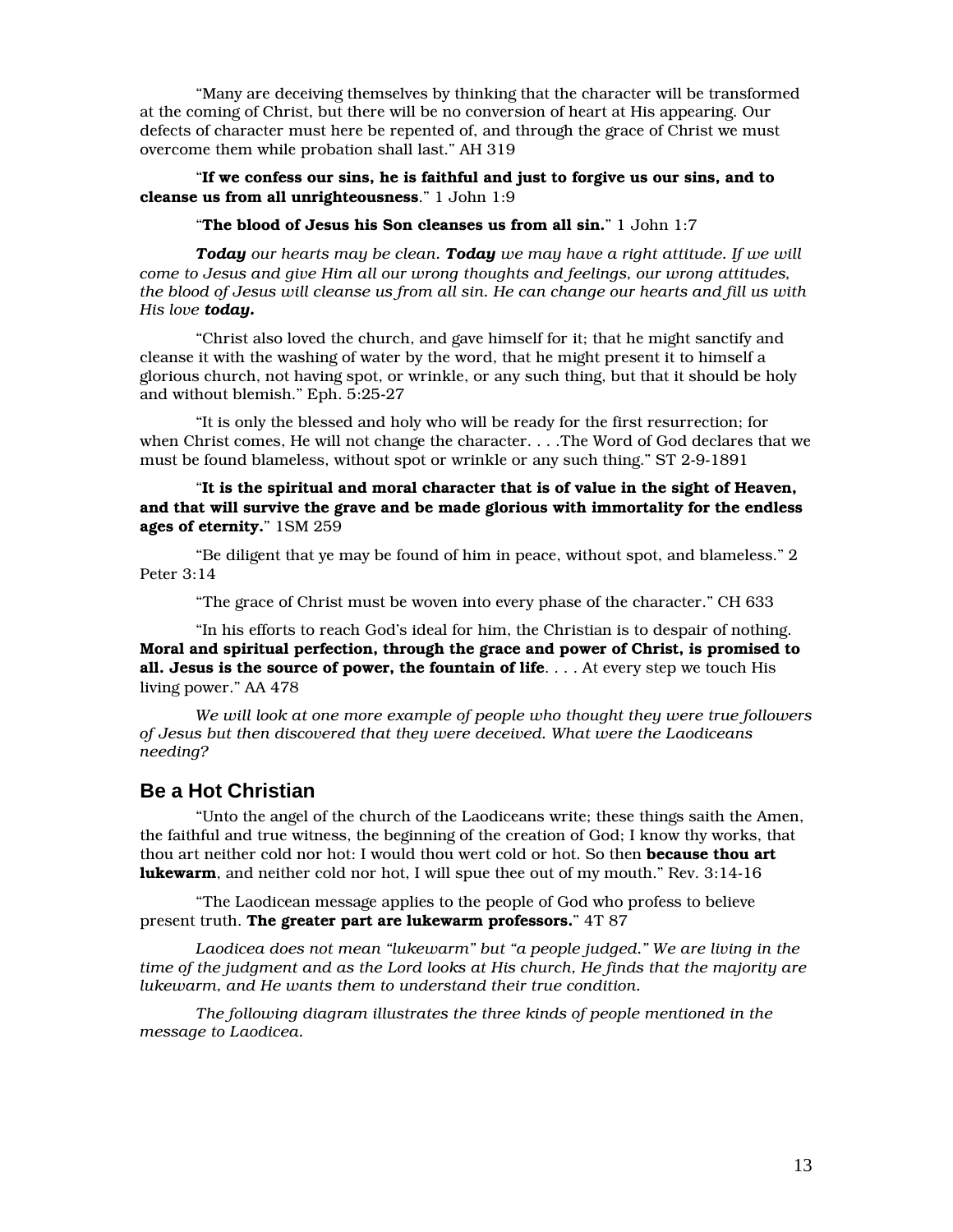"Many are deceiving themselves by thinking that the character will be transformed at the coming of Christ, but there will be no conversion of heart at His appearing. Our defects of character must here be repented of, and through the grace of Christ we must overcome them while probation shall last." AH 319

"**If we confess our sins, he is faithful and just to forgive us our sins, and to cleanse us from all unrighteousness**." 1 John 1:9

"**The blood of Jesus his Son cleanses us from all sin.**" 1 John 1:7

***Today*** *our hearts may be clean.* ***Today*** *we may have a right attitude. If we will come to Jesus and give Him all our wrong thoughts and feelings, our wrong attitudes, the blood of Jesus will cleanse us from all sin. He can change our hearts and fill us with His love* ***today.***

"Christ also loved the church, and gave himself for it; that he might sanctify and cleanse it with the washing of water by the word, that he might present it to himself a glorious church, not having spot, or wrinkle, or any such thing, but that it should be holy and without blemish." Eph. 5:25-27

"It is only the blessed and holy who will be ready for the first resurrection; for when Christ comes, He will not change the character. . . .The Word of God declares that we must be found blameless, without spot or wrinkle or any such thing." ST 2-9-1891

"**It is the spiritual and moral character that is of value in the sight of Heaven, and that will survive the grave and be made glorious with immortality for the endless ages of eternity.**" 1SM 259

"Be diligent that ye may be found of him in peace, without spot, and blameless." 2 Peter 3:14

"The grace of Christ must be woven into every phase of the character." CH 633

"In his efforts to reach God's ideal for him, the Christian is to despair of nothing. **Moral and spiritual perfection, through the grace and power of Christ, is promised to all. Jesus is the source of power, the fountain of life**. . . . At every step we touch His living power." AA 478

*We will look at one more example of people who thought they were true followers of Jesus but then discovered that they were deceived. What were the Laodiceans needing?*

## Be a Hot Christian

"Unto the angel of the church of the Laodiceans write; these things saith the Amen, the faithful and true witness, the beginning of the creation of God; I know thy works, that thou art neither cold nor hot: I would thou wert cold or hot. So then **because thou art lukewarm**, and neither cold nor hot, I will spue thee out of my mouth." Rev. 3:14-16

"The Laodicean message applies to the people of God who profess to believe present truth. **The greater part are lukewarm professors.**" 4T 87

*Laodicea does not mean "lukewarm" but "a people judged." We are living in the time of the judgment and as the Lord looks at His church, He finds that the majority are lukewarm, and He wants them to understand their true condition.*

*The following diagram illustrates the three kinds of people mentioned in the message to Laodicea.*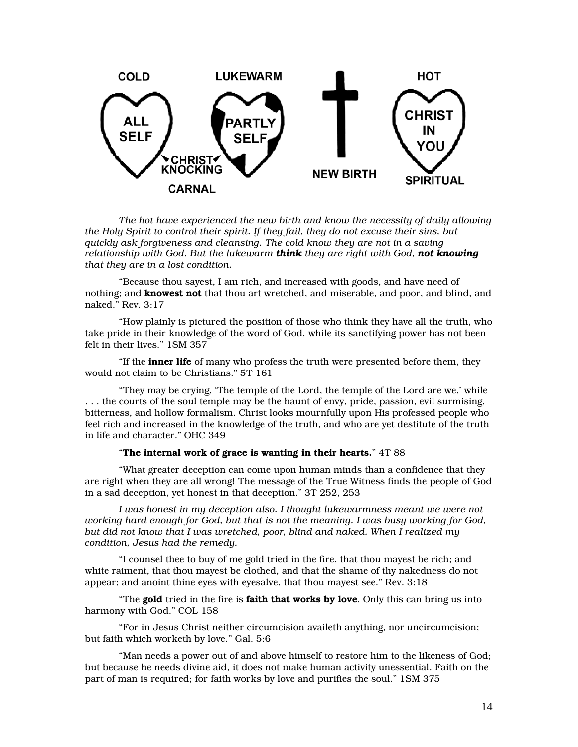COLD — ALL SELF

LUKEWARM — PARTLY SELF

CHRIST KNOCKING

CARNAL

NEW BIRTH

HOT — CHRIST IN YOU

SPIRITUAL

*The hot have experienced the new birth and know the necessity of daily allowing the Holy Spirit to control their spirit. If they fail, they do not excuse their sins, but quickly ask forgiveness and cleansing. The cold know they are not in a saving relationship with God. But the lukewarm* ***think*** *they are right with God,* ***not knowing*** *that they are in a lost condition.*

"Because thou sayest, I am rich, and increased with goods, and have need of nothing; and **knowest not** that thou art wretched, and miserable, and poor, and blind, and naked." Rev. 3:17

"How plainly is pictured the position of those who think they have all the truth, who take pride in their knowledge of the word of God, while its sanctifying power has not been felt in their lives." 1SM 357

"If the **inner life** of many who profess the truth were presented before them, they would not claim to be Christians." 5T 161

"They may be crying, 'The temple of the Lord, the temple of the Lord are we,' while . . . the courts of the soul temple may be the haunt of envy, pride, passion, evil surmising, bitterness, and hollow formalism. Christ looks mournfully upon His professed people who feel rich and increased in the knowledge of the truth, and who are yet destitute of the truth in life and character." OHC 349

"**The internal work of grace is wanting in their hearts.**" 4T 88

"What greater deception can come upon human minds than a confidence that they are right when they are all wrong! The message of the True Witness finds the people of God in a sad deception, yet honest in that deception." 3T 252, 253

*I was honest in my deception also. I thought lukewarmness meant we were not working hard enough for God, but that is not the meaning. I was busy working for God, but did not know that I was wretched, poor, blind and naked. When I realized my condition, Jesus had the remedy.*

"I counsel thee to buy of me gold tried in the fire, that thou mayest be rich; and white raiment, that thou mayest be clothed, and that the shame of thy nakedness do not appear; and anoint thine eyes with eyesalve, that thou mayest see." Rev. 3:18

"The **gold** tried in the fire is **faith that works by love**. Only this can bring us into harmony with God." COL 158

"For in Jesus Christ neither circumcision availeth anything, nor uncircumcision; but faith which worketh by love." Gal. 5:6

"Man needs a power out of and above himself to restore him to the likeness of God; but because he needs divine aid, it does not make human activity unessential. Faith on the part of man is required; for faith works by love and purifies the soul." 1SM 375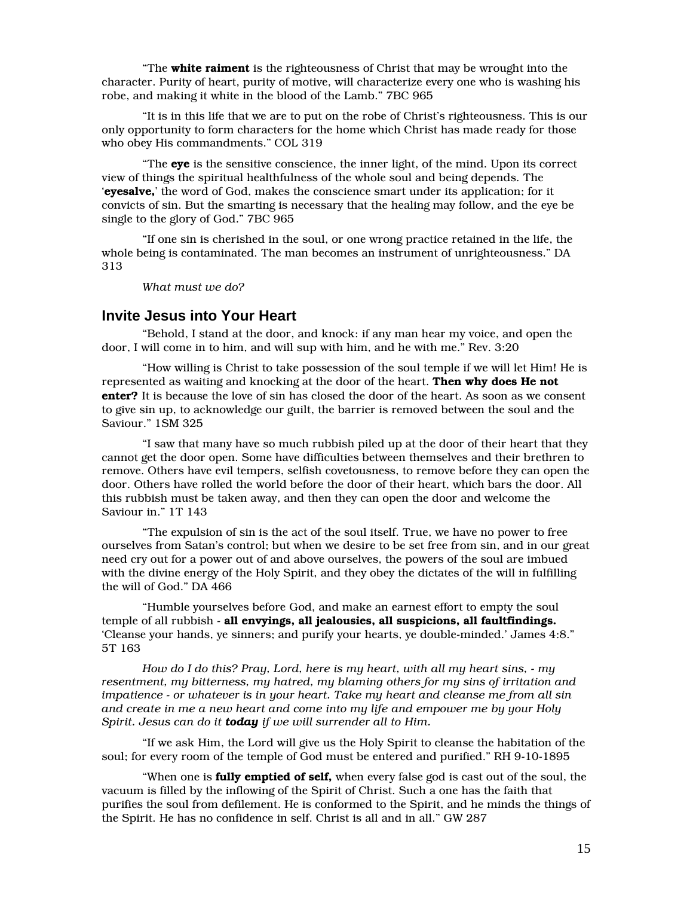"The **white raiment** is the righteousness of Christ that may be wrought into the character. Purity of heart, purity of motive, will characterize every one who is washing his robe, and making it white in the blood of the Lamb." 7BC 965

"It is in this life that we are to put on the robe of Christ's righteousness. This is our only opportunity to form characters for the home which Christ has made ready for those who obey His commandments." COL 319

"The **eye** is the sensitive conscience, the inner light, of the mind. Upon its correct view of things the spiritual healthfulness of the whole soul and being depends. The '**eyesalve,**' the word of God, makes the conscience smart under its application; for it convicts of sin. But the smarting is necessary that the healing may follow, and the eye be single to the glory of God." 7BC 965

"If one sin is cherished in the soul, or one wrong practice retained in the life, the whole being is contaminated. The man becomes an instrument of unrighteousness." DA 313

*What must we do?*

## Invite Jesus into Your Heart

"Behold, I stand at the door, and knock: if any man hear my voice, and open the door, I will come in to him, and will sup with him, and he with me." Rev. 3:20

"How willing is Christ to take possession of the soul temple if we will let Him! He is represented as waiting and knocking at the door of the heart. **Then why does He not enter?** It is because the love of sin has closed the door of the heart. As soon as we consent to give sin up, to acknowledge our guilt, the barrier is removed between the soul and the Saviour." 1SM 325

"I saw that many have so much rubbish piled up at the door of their heart that they cannot get the door open. Some have difficulties between themselves and their brethren to remove. Others have evil tempers, selfish covetousness, to remove before they can open the door. Others have rolled the world before the door of their heart, which bars the door. All this rubbish must be taken away, and then they can open the door and welcome the Saviour in." 1T 143

"The expulsion of sin is the act of the soul itself. True, we have no power to free ourselves from Satan's control; but when we desire to be set free from sin, and in our great need cry out for a power out of and above ourselves, the powers of the soul are imbued with the divine energy of the Holy Spirit, and they obey the dictates of the will in fulfilling the will of God." DA 466

"Humble yourselves before God, and make an earnest effort to empty the soul temple of all rubbish - **all envyings, all jealousies, all suspicions, all faultfindings.** 'Cleanse your hands, ye sinners; and purify your hearts, ye double-minded.' James 4:8." 5T 163

*How do I do this? Pray, Lord, here is my heart, with all my heart sins, - my resentment, my bitterness, my hatred, my blaming others for my sins of irritation and impatience - or whatever is in your heart. Take my heart and cleanse me from all sin and create in me a new heart and come into my life and empower me by your Holy Spirit. Jesus can do it **today** if we will surrender all to Him.*

"If we ask Him, the Lord will give us the Holy Spirit to cleanse the habitation of the soul; for every room of the temple of God must be entered and purified." RH 9-10-1895

"When one is **fully emptied of self,** when every false god is cast out of the soul, the vacuum is filled by the inflowing of the Spirit of Christ. Such a one has the faith that purifies the soul from defilement. He is conformed to the Spirit, and he minds the things of the Spirit. He has no confidence in self. Christ is all and in all." GW 287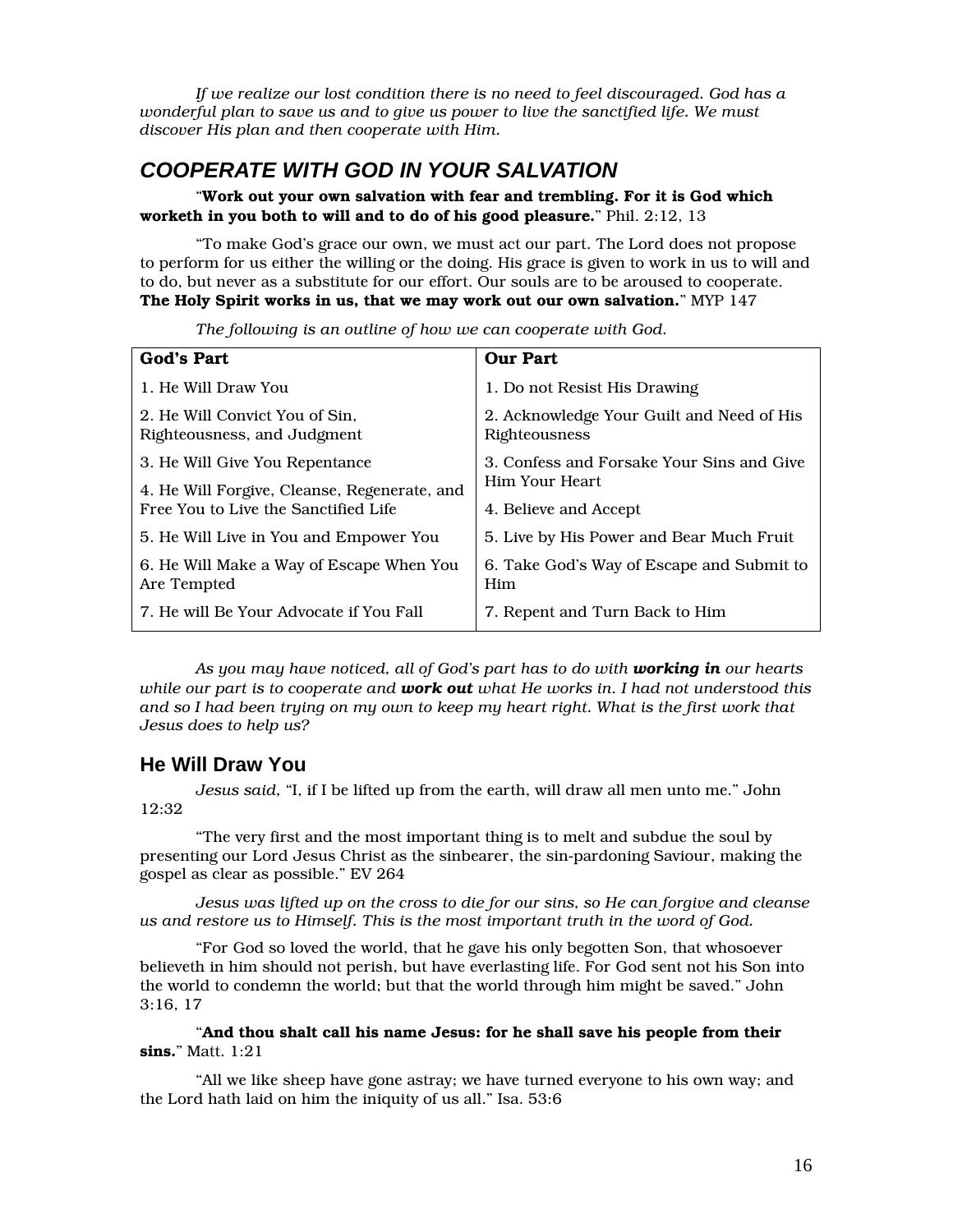*If we realize our lost condition there is no need to feel discouraged. God has a wonderful plan to save us and to give us power to live the sanctified life. We must discover His plan and then cooperate with Him.*

## *COOPERATE WITH GOD IN YOUR SALVATION*

"**Work out your own salvation with fear and trembling. For it is God which worketh in you both to will and to do of his good pleasure.**" Phil. 2:12, 13

"To make God's grace our own, we must act our part. The Lord does not propose to perform for us either the willing or the doing. His grace is given to work in us to will and to do, but never as a substitute for our effort. Our souls are to be aroused to cooperate. **The Holy Spirit works in us, that we may work out our own salvation.**" MYP 147

*The following is an outline of how we can cooperate with God.*

| **God's Part** | **Our Part** |
|---|---|
| 1. He Will Draw You | 1. Do not Resist His Drawing |
| 2. He Will Convict You of Sin, Righteousness, and Judgment | 2. Acknowledge Your Guilt and Need of His Righteousness |
| 3. He Will Give You Repentance | 3. Confess and Forsake Your Sins and Give Him Your Heart |
| 4. He Will Forgive, Cleanse, Regenerate, and Free You to Live the Sanctified Life | 4. Believe and Accept |
| 5. He Will Live in You and Empower You | 5. Live by His Power and Bear Much Fruit |
| 6. He Will Make a Way of Escape When You Are Tempted | 6. Take God's Way of Escape and Submit to Him |
| 7. He will Be Your Advocate if You Fall | 7. Repent and Turn Back to Him |

*As you may have noticed, all of God's part has to do with* ***working in*** *our hearts while our part is to cooperate and* ***work out*** *what He works in. I had not understood this and so I had been trying on my own to keep my heart right. What is the first work that Jesus does to help us?*

### He Will Draw You

*Jesus said,* "I, if I be lifted up from the earth, will draw all men unto me." John 12:32

"The very first and the most important thing is to melt and subdue the soul by presenting our Lord Jesus Christ as the sinbearer, the sin-pardoning Saviour, making the gospel as clear as possible." EV 264

*Jesus was lifted up on the cross to die for our sins, so He can forgive and cleanse us and restore us to Himself. This is the most important truth in the word of God.*

"For God so loved the world, that he gave his only begotten Son, that whosoever believeth in him should not perish, but have everlasting life. For God sent not his Son into the world to condemn the world; but that the world through him might be saved." John 3:16, 17

"**And thou shalt call his name Jesus: for he shall save his people from their sins.**" Matt. 1:21

"All we like sheep have gone astray; we have turned everyone to his own way; and the Lord hath laid on him the iniquity of us all." Isa. 53:6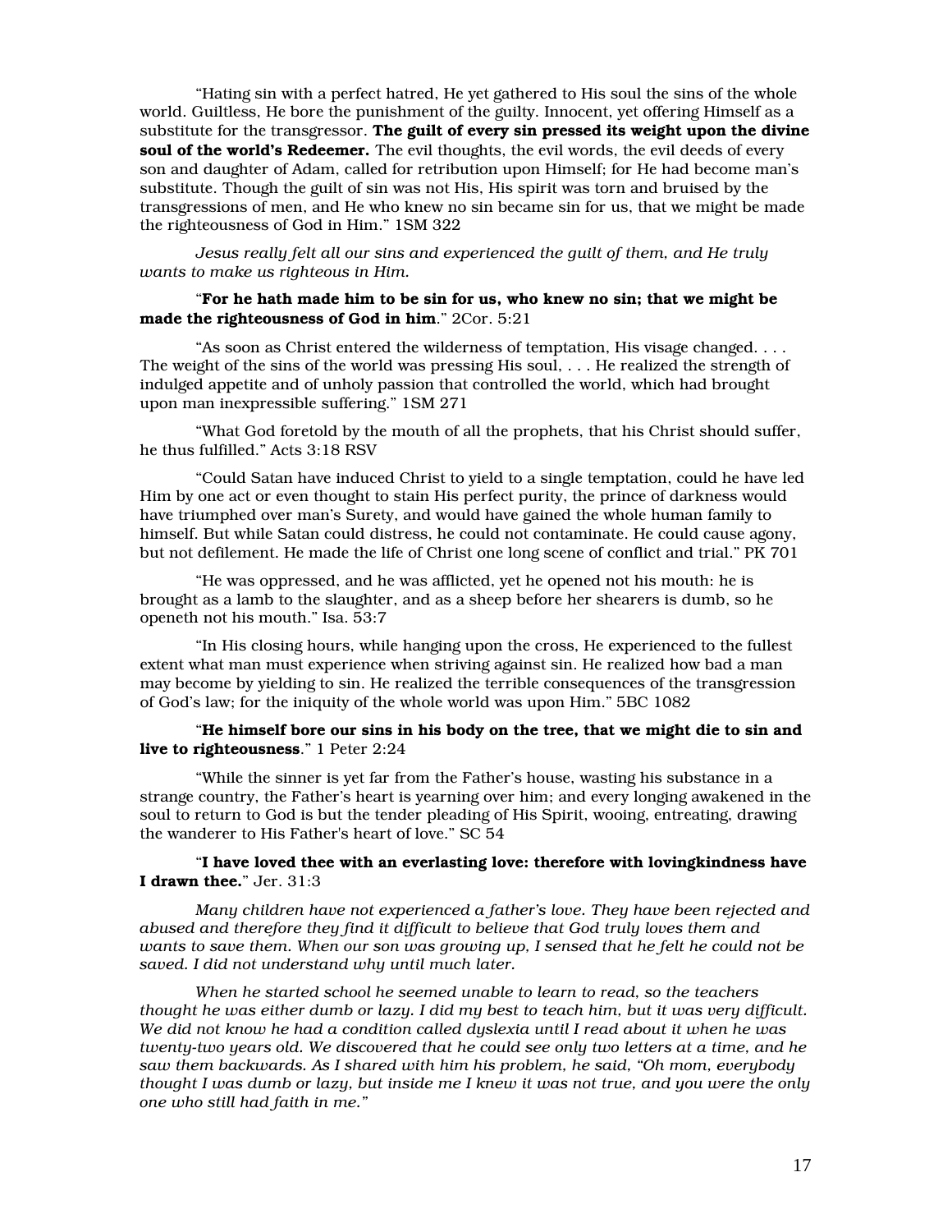"Hating sin with a perfect hatred, He yet gathered to His soul the sins of the whole world. Guiltless, He bore the punishment of the guilty. Innocent, yet offering Himself as a substitute for the transgressor. **The guilt of every sin pressed its weight upon the divine soul of the world's Redeemer.** The evil thoughts, the evil words, the evil deeds of every son and daughter of Adam, called for retribution upon Himself; for He had become man's substitute. Though the guilt of sin was not His, His spirit was torn and bruised by the transgressions of men, and He who knew no sin became sin for us, that we might be made the righteousness of God in Him." 1SM 322

*Jesus really felt all our sins and experienced the guilt of them, and He truly wants to make us righteous in Him.*

"**For he hath made him to be sin for us, who knew no sin; that we might be made the righteousness of God in him**." 2Cor. 5:21

"As soon as Christ entered the wilderness of temptation, His visage changed. . . . The weight of the sins of the world was pressing His soul, . . . He realized the strength of indulged appetite and of unholy passion that controlled the world, which had brought upon man inexpressible suffering." 1SM 271

"What God foretold by the mouth of all the prophets, that his Christ should suffer, he thus fulfilled." Acts 3:18 RSV

"Could Satan have induced Christ to yield to a single temptation, could he have led Him by one act or even thought to stain His perfect purity, the prince of darkness would have triumphed over man's Surety, and would have gained the whole human family to himself. But while Satan could distress, he could not contaminate. He could cause agony, but not defilement. He made the life of Christ one long scene of conflict and trial." PK 701

"He was oppressed, and he was afflicted, yet he opened not his mouth: he is brought as a lamb to the slaughter, and as a sheep before her shearers is dumb, so he openeth not his mouth." Isa. 53:7

"In His closing hours, while hanging upon the cross, He experienced to the fullest extent what man must experience when striving against sin. He realized how bad a man may become by yielding to sin. He realized the terrible consequences of the transgression of God's law; for the iniquity of the whole world was upon Him." 5BC 1082

"**He himself bore our sins in his body on the tree, that we might die to sin and live to righteousness**." 1 Peter 2:24

"While the sinner is yet far from the Father's house, wasting his substance in a strange country, the Father's heart is yearning over him; and every longing awakened in the soul to return to God is but the tender pleading of His Spirit, wooing, entreating, drawing the wanderer to His Father's heart of love." SC 54

"**I have loved thee with an everlasting love: therefore with lovingkindness have I drawn thee.**" Jer. 31:3

*Many children have not experienced a father's love. They have been rejected and abused and therefore they find it difficult to believe that God truly loves them and wants to save them. When our son was growing up, I sensed that he felt he could not be saved. I did not understand why until much later.*

*When he started school he seemed unable to learn to read, so the teachers thought he was either dumb or lazy. I did my best to teach him, but it was very difficult. We did not know he had a condition called dyslexia until I read about it when he was twenty-two years old. We discovered that he could see only two letters at a time, and he saw them backwards. As I shared with him his problem, he said, "Oh mom, everybody thought I was dumb or lazy, but inside me I knew it was not true, and you were the only one who still had faith in me."*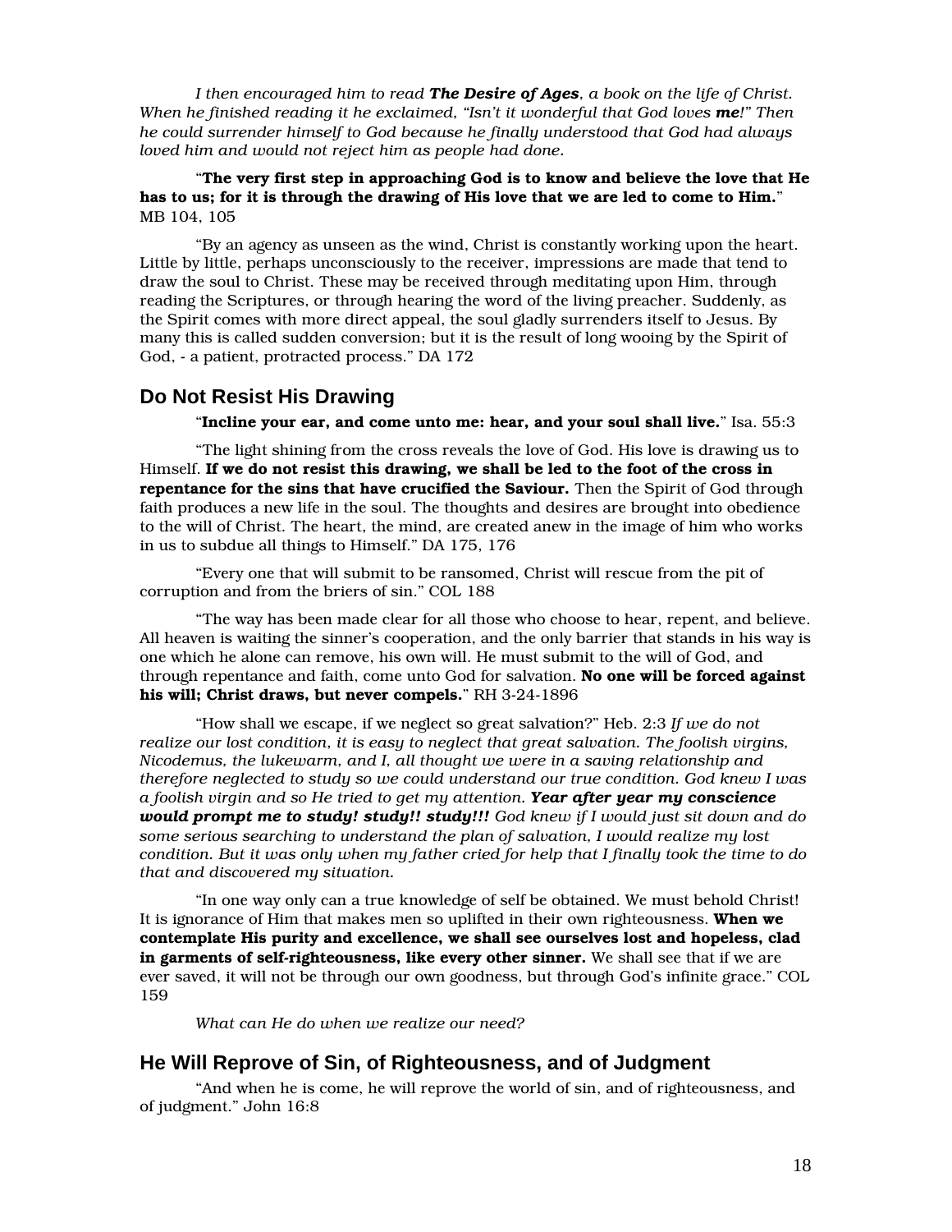*I then encouraged him to read **The Desire of Ages**, a book on the life of Christ. When he finished reading it he exclaimed, "Isn't it wonderful that God loves **me!**" Then he could surrender himself to God because he finally understood that God had always loved him and would not reject him as people had done.*

"**The very first step in approaching God is to know and believe the love that He has to us; for it is through the drawing of His love that we are led to come to Him.**" MB 104, 105

"By an agency as unseen as the wind, Christ is constantly working upon the heart. Little by little, perhaps unconsciously to the receiver, impressions are made that tend to draw the soul to Christ. These may be received through meditating upon Him, through reading the Scriptures, or through hearing the word of the living preacher. Suddenly, as the Spirit comes with more direct appeal, the soul gladly surrenders itself to Jesus. By many this is called sudden conversion; but it is the result of long wooing by the Spirit of God, - a patient, protracted process." DA 172

## Do Not Resist His Drawing

"**Incline your ear, and come unto me: hear, and your soul shall live.**" Isa. 55:3

"The light shining from the cross reveals the love of God. His love is drawing us to Himself. **If we do not resist this drawing, we shall be led to the foot of the cross in repentance for the sins that have crucified the Saviour.** Then the Spirit of God through faith produces a new life in the soul. The thoughts and desires are brought into obedience to the will of Christ. The heart, the mind, are created anew in the image of him who works in us to subdue all things to Himself." DA 175, 176

"Every one that will submit to be ransomed, Christ will rescue from the pit of corruption and from the briers of sin." COL 188

"The way has been made clear for all those who choose to hear, repent, and believe. All heaven is waiting the sinner's cooperation, and the only barrier that stands in his way is one which he alone can remove, his own will. He must submit to the will of God, and through repentance and faith, come unto God for salvation. **No one will be forced against his will; Christ draws, but never compels.**" RH 3-24-1896

"How shall we escape, if we neglect so great salvation?" Heb. 2:3 *If we do not realize our lost condition, it is easy to neglect that great salvation. The foolish virgins, Nicodemus, the lukewarm, and I, all thought we were in a saving relationship and therefore neglected to study so we could understand our true condition. God knew I was a foolish virgin and so He tried to get my attention. **Year after year my conscience would prompt me to study! study!! study!!!** God knew if I would just sit down and do some serious searching to understand the plan of salvation, I would realize my lost condition. But it was only when my father cried for help that I finally took the time to do that and discovered my situation.*

"In one way only can a true knowledge of self be obtained. We must behold Christ! It is ignorance of Him that makes men so uplifted in their own righteousness. **When we contemplate His purity and excellence, we shall see ourselves lost and hopeless, clad in garments of self-righteousness, like every other sinner.** We shall see that if we are ever saved, it will not be through our own goodness, but through God's infinite grace." COL 159

*What can He do when we realize our need?*

## He Will Reprove of Sin, of Righteousness, and of Judgment

"And when he is come, he will reprove the world of sin, and of righteousness, and of judgment." John 16:8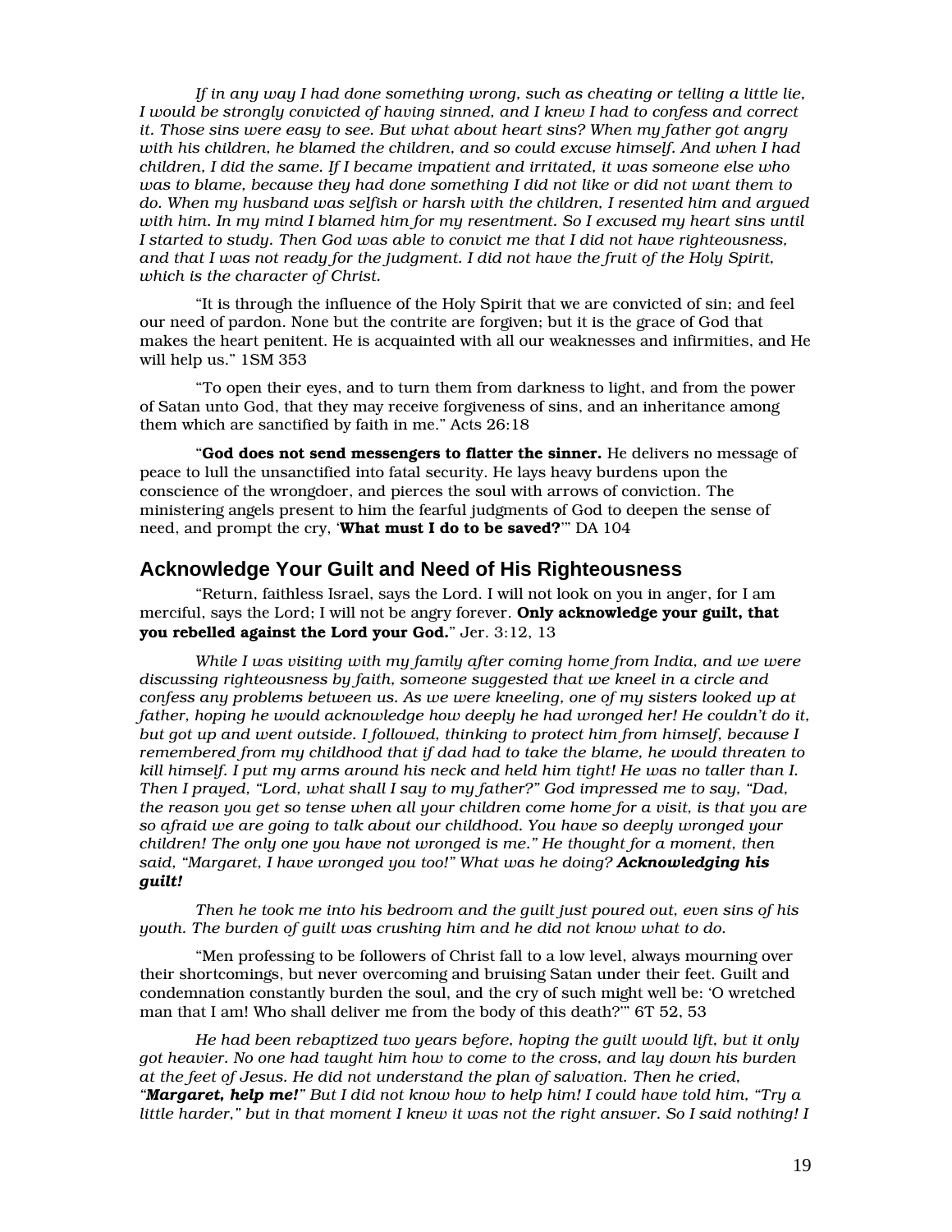*If in any way I had done something wrong, such as cheating or telling a little lie, I would be strongly convicted of having sinned, and I knew I had to confess and correct it. Those sins were easy to see. But what about heart sins? When my father got angry with his children, he blamed the children, and so could excuse himself. And when I had children, I did the same. If I became impatient and irritated, it was someone else who was to blame, because they had done something I did not like or did not want them to do. When my husband was selfish or harsh with the children, I resented him and argued with him. In my mind I blamed him for my resentment. So I excused my heart sins until I started to study. Then God was able to convict me that I did not have righteousness, and that I was not ready for the judgment. I did not have the fruit of the Holy Spirit, which is the character of Christ.*

"It is through the influence of the Holy Spirit that we are convicted of sin; and feel our need of pardon. None but the contrite are forgiven; but it is the grace of God that makes the heart penitent. He is acquainted with all our weaknesses and infirmities, and He will help us." 1SM 353

"To open their eyes, and to turn them from darkness to light, and from the power of Satan unto God, that they may receive forgiveness of sins, and an inheritance among them which are sanctified by faith in me." Acts 26:18

"**God does not send messengers to flatter the sinner.** He delivers no message of peace to lull the unsanctified into fatal security. He lays heavy burdens upon the conscience of the wrongdoer, and pierces the soul with arrows of conviction. The ministering angels present to him the fearful judgments of God to deepen the sense of need, and prompt the cry, '**What must I do to be saved?**'" DA 104

## Acknowledge Your Guilt and Need of His Righteousness

"Return, faithless Israel, says the Lord. I will not look on you in anger, for I am merciful, says the Lord; I will not be angry forever. **Only acknowledge your guilt, that you rebelled against the Lord your God.**" Jer. 3:12, 13

*While I was visiting with my family after coming home from India, and we were discussing righteousness by faith, someone suggested that we kneel in a circle and confess any problems between us. As we were kneeling, one of my sisters looked up at father, hoping he would acknowledge how deeply he had wronged her! He couldn't do it, but got up and went outside. I followed, thinking to protect him from himself, because I remembered from my childhood that if dad had to take the blame, he would threaten to kill himself. I put my arms around his neck and held him tight! He was no taller than I. Then I prayed, "Lord, what shall I say to my father?" God impressed me to say, "Dad, the reason you get so tense when all your children come home for a visit, is that you are so afraid we are going to talk about our childhood. You have so deeply wronged your children! The only one you have not wronged is me." He thought for a moment, then said, "Margaret, I have wronged you too!" What was he doing? **Acknowledging his guilt!***

*Then he took me into his bedroom and the guilt just poured out, even sins of his youth. The burden of guilt was crushing him and he did not know what to do.*

"Men professing to be followers of Christ fall to a low level, always mourning over their shortcomings, but never overcoming and bruising Satan under their feet. Guilt and condemnation constantly burden the soul, and the cry of such might well be: 'O wretched man that I am! Who shall deliver me from the body of this death?'" 6T 52, 53

*He had been rebaptized two years before, hoping the guilt would lift, but it only got heavier. No one had taught him how to come to the cross, and lay down his burden at the feet of Jesus. He did not understand the plan of salvation. Then he cried, "**Margaret, help me!**" But I did not know how to help him! I could have told him, "Try a little harder," but in that moment I knew it was not the right answer. So I said nothing! I*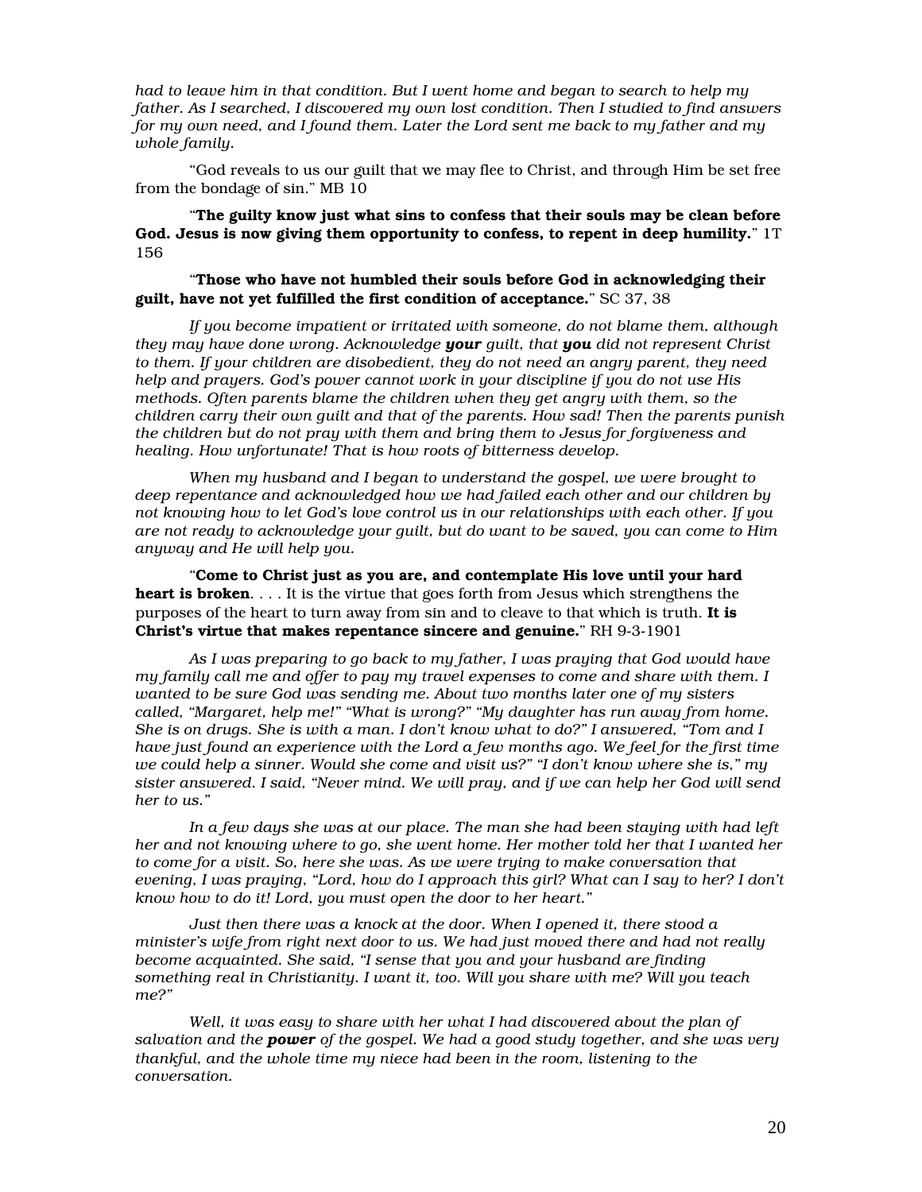*had to leave him in that condition. But I went home and began to search to help my father. As I searched, I discovered my own lost condition. Then I studied to find answers for my own need, and I found them. Later the Lord sent me back to my father and my whole family.*

"God reveals to us our guilt that we may flee to Christ, and through Him be set free from the bondage of sin." MB 10

"**The guilty know just what sins to confess that their souls may be clean before God. Jesus is now giving them opportunity to confess, to repent in deep humility.**" 1T 156

"**Those who have not humbled their souls before God in acknowledging their guilt, have not yet fulfilled the first condition of acceptance.**" SC 37, 38

*If you become impatient or irritated with someone, do not blame them, although they may have done wrong. Acknowledge **your** guilt, that **you** did not represent Christ to them. If your children are disobedient, they do not need an angry parent, they need help and prayers. God's power cannot work in your discipline if you do not use His methods. Often parents blame the children when they get angry with them, so the children carry their own guilt and that of the parents. How sad! Then the parents punish the children but do not pray with them and bring them to Jesus for forgiveness and healing. How unfortunate! That is how roots of bitterness develop.*

*When my husband and I began to understand the gospel, we were brought to deep repentance and acknowledged how we had failed each other and our children by not knowing how to let God's love control us in our relationships with each other. If you are not ready to acknowledge your guilt, but do want to be saved, you can come to Him anyway and He will help you.*

"**Come to Christ just as you are, and contemplate His love until your hard heart is broken**. . . . It is the virtue that goes forth from Jesus which strengthens the purposes of the heart to turn away from sin and to cleave to that which is truth. **It is Christ's virtue that makes repentance sincere and genuine.**" RH 9-3-1901

*As I was preparing to go back to my father, I was praying that God would have my family call me and offer to pay my travel expenses to come and share with them. I wanted to be sure God was sending me. About two months later one of my sisters called, "Margaret, help me!" "What is wrong?" "My daughter has run away from home. She is on drugs. She is with a man. I don't know what to do?" I answered, "Tom and I have just found an experience with the Lord a few months ago. We feel for the first time we could help a sinner. Would she come and visit us?" "I don't know where she is," my sister answered. I said, "Never mind. We will pray, and if we can help her God will send her to us."*

*In a few days she was at our place. The man she had been staying with had left her and not knowing where to go, she went home. Her mother told her that I wanted her to come for a visit. So, here she was. As we were trying to make conversation that evening, I was praying, "Lord, how do I approach this girl? What can I say to her? I don't know how to do it! Lord, you must open the door to her heart."*

*Just then there was a knock at the door. When I opened it, there stood a minister's wife from right next door to us. We had just moved there and had not really become acquainted. She said, "I sense that you and your husband are finding something real in Christianity. I want it, too. Will you share with me? Will you teach me?"*

*Well, it was easy to share with her what I had discovered about the plan of salvation and the **power** of the gospel. We had a good study together, and she was very thankful, and the whole time my niece had been in the room, listening to the conversation.*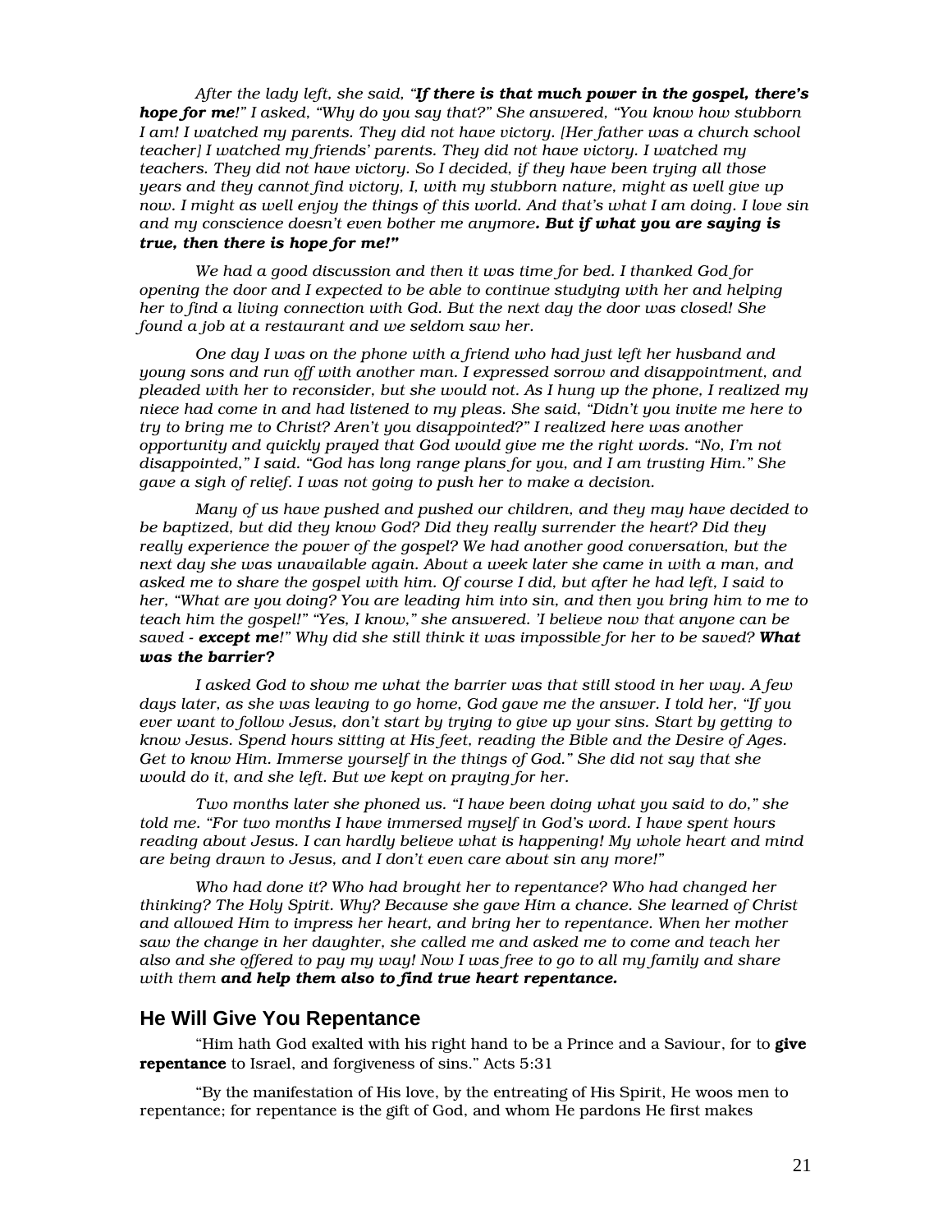*After the lady left, she said, "**If there is that much power in the gospel, there's hope for me**!" I asked, "Why do you say that?" She answered, "You know how stubborn I am! I watched my parents. They did not have victory. [Her father was a church school teacher] I watched my friends' parents. They did not have victory. I watched my teachers. They did not have victory. So I decided, if they have been trying all those years and they cannot find victory, I, with my stubborn nature, might as well give up now. I might as well enjoy the things of this world. And that's what I am doing. I love sin and my conscience doesn't even bother me anymore**. But if what you are saying is true, then there is hope for me!"***

*We had a good discussion and then it was time for bed. I thanked God for opening the door and I expected to be able to continue studying with her and helping her to find a living connection with God. But the next day the door was closed! She found a job at a restaurant and we seldom saw her.*

*One day I was on the phone with a friend who had just left her husband and young sons and run off with another man. I expressed sorrow and disappointment, and pleaded with her to reconsider, but she would not. As I hung up the phone, I realized my niece had come in and had listened to my pleas. She said, "Didn't you invite me here to try to bring me to Christ? Aren't you disappointed?" I realized here was another opportunity and quickly prayed that God would give me the right words. "No, I'm not disappointed," I said. "God has long range plans for you, and I am trusting Him." She gave a sigh of relief. I was not going to push her to make a decision.*

*Many of us have pushed and pushed our children, and they may have decided to be baptized, but did they know God? Did they really surrender the heart? Did they really experience the power of the gospel? We had another good conversation, but the next day she was unavailable again. About a week later she came in with a man, and asked me to share the gospel with him. Of course I did, but after he had left, I said to her, "What are you doing? You are leading him into sin, and then you bring him to me to teach him the gospel!" "Yes, I know," she answered. 'I believe now that anyone can be saved - **except me**!" Why did she still think it was impossible for her to be saved? **What was the barrier?***

*I asked God to show me what the barrier was that still stood in her way. A few days later, as she was leaving to go home, God gave me the answer. I told her, "If you ever want to follow Jesus, don't start by trying to give up your sins. Start by getting to know Jesus. Spend hours sitting at His feet, reading the Bible and the Desire of Ages. Get to know Him. Immerse yourself in the things of God." She did not say that she would do it, and she left. But we kept on praying for her.*

*Two months later she phoned us. "I have been doing what you said to do," she told me. "For two months I have immersed myself in God's word. I have spent hours reading about Jesus. I can hardly believe what is happening! My whole heart and mind are being drawn to Jesus, and I don't even care about sin any more!"*

*Who had done it? Who had brought her to repentance? Who had changed her thinking? The Holy Spirit. Why? Because she gave Him a chance. She learned of Christ and allowed Him to impress her heart, and bring her to repentance. When her mother saw the change in her daughter, she called me and asked me to come and teach her also and she offered to pay my way! Now I was free to go to all my family and share with them **and help them also to find true heart repentance.***

## He Will Give You Repentance

"Him hath God exalted with his right hand to be a Prince and a Saviour, for to **give repentance** to Israel, and forgiveness of sins." Acts 5:31

"By the manifestation of His love, by the entreating of His Spirit, He woos men to repentance; for repentance is the gift of God, and whom He pardons He first makes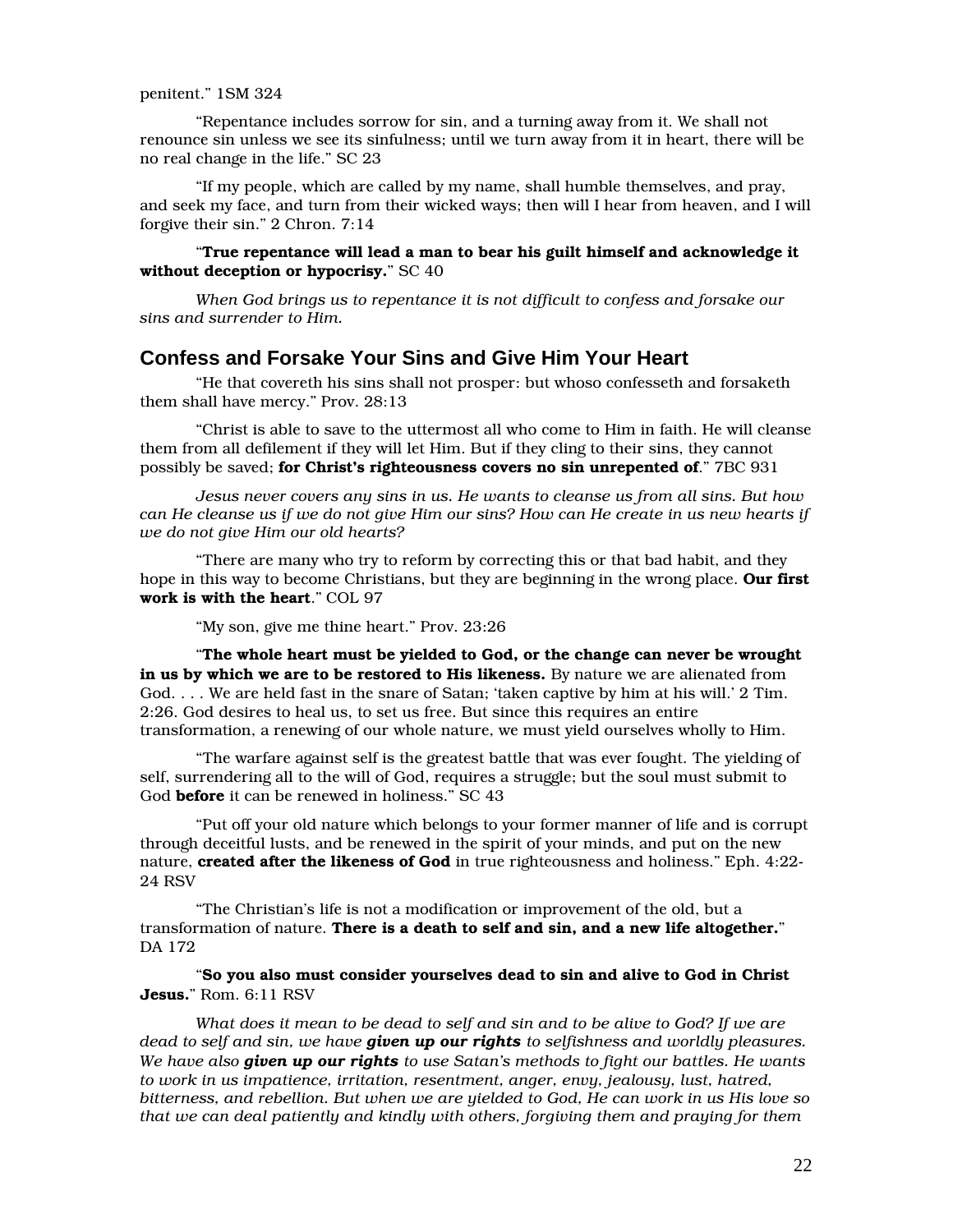penitent." 1SM 324

"Repentance includes sorrow for sin, and a turning away from it. We shall not renounce sin unless we see its sinfulness; until we turn away from it in heart, there will be no real change in the life." SC 23

"If my people, which are called by my name, shall humble themselves, and pray, and seek my face, and turn from their wicked ways; then will I hear from heaven, and I will forgive their sin." 2 Chron. 7:14

"**True repentance will lead a man to bear his guilt himself and acknowledge it without deception or hypocrisy.**" SC 40

*When God brings us to repentance it is not difficult to confess and forsake our sins and surrender to Him.*

## Confess and Forsake Your Sins and Give Him Your Heart

"He that covereth his sins shall not prosper: but whoso confesseth and forsaketh them shall have mercy." Prov. 28:13

"Christ is able to save to the uttermost all who come to Him in faith. He will cleanse them from all defilement if they will let Him. But if they cling to their sins, they cannot possibly be saved; **for Christ's righteousness covers no sin unrepented of**." 7BC 931

*Jesus never covers any sins in us. He wants to cleanse us from all sins. But how can He cleanse us if we do not give Him our sins? How can He create in us new hearts if we do not give Him our old hearts?*

"There are many who try to reform by correcting this or that bad habit, and they hope in this way to become Christians, but they are beginning in the wrong place. **Our first work is with the heart**." COL 97

"My son, give me thine heart." Prov. 23:26

"**The whole heart must be yielded to God, or the change can never be wrought in us by which we are to be restored to His likeness.** By nature we are alienated from God. . . . We are held fast in the snare of Satan; 'taken captive by him at his will.' 2 Tim. 2:26. God desires to heal us, to set us free. But since this requires an entire transformation, a renewing of our whole nature, we must yield ourselves wholly to Him.

"The warfare against self is the greatest battle that was ever fought. The yielding of self, surrendering all to the will of God, requires a struggle; but the soul must submit to God **before** it can be renewed in holiness." SC 43

"Put off your old nature which belongs to your former manner of life and is corrupt through deceitful lusts, and be renewed in the spirit of your minds, and put on the new nature, **created after the likeness of God** in true righteousness and holiness." Eph. 4:22-24 RSV

"The Christian's life is not a modification or improvement of the old, but a transformation of nature. **There is a death to self and sin, and a new life altogether.**" DA 172

"**So you also must consider yourselves dead to sin and alive to God in Christ Jesus.**" Rom. 6:11 RSV

*What does it mean to be dead to self and sin and to be alive to God? If we are dead to self and sin, we have* ***given up our rights*** *to selfishness and worldly pleasures. We have also* ***given up our rights*** *to use Satan's methods to fight our battles. He wants to work in us impatience, irritation, resentment, anger, envy, jealousy, lust, hatred, bitterness, and rebellion. But when we are yielded to God, He can work in us His love so that we can deal patiently and kindly with others, forgiving them and praying for them*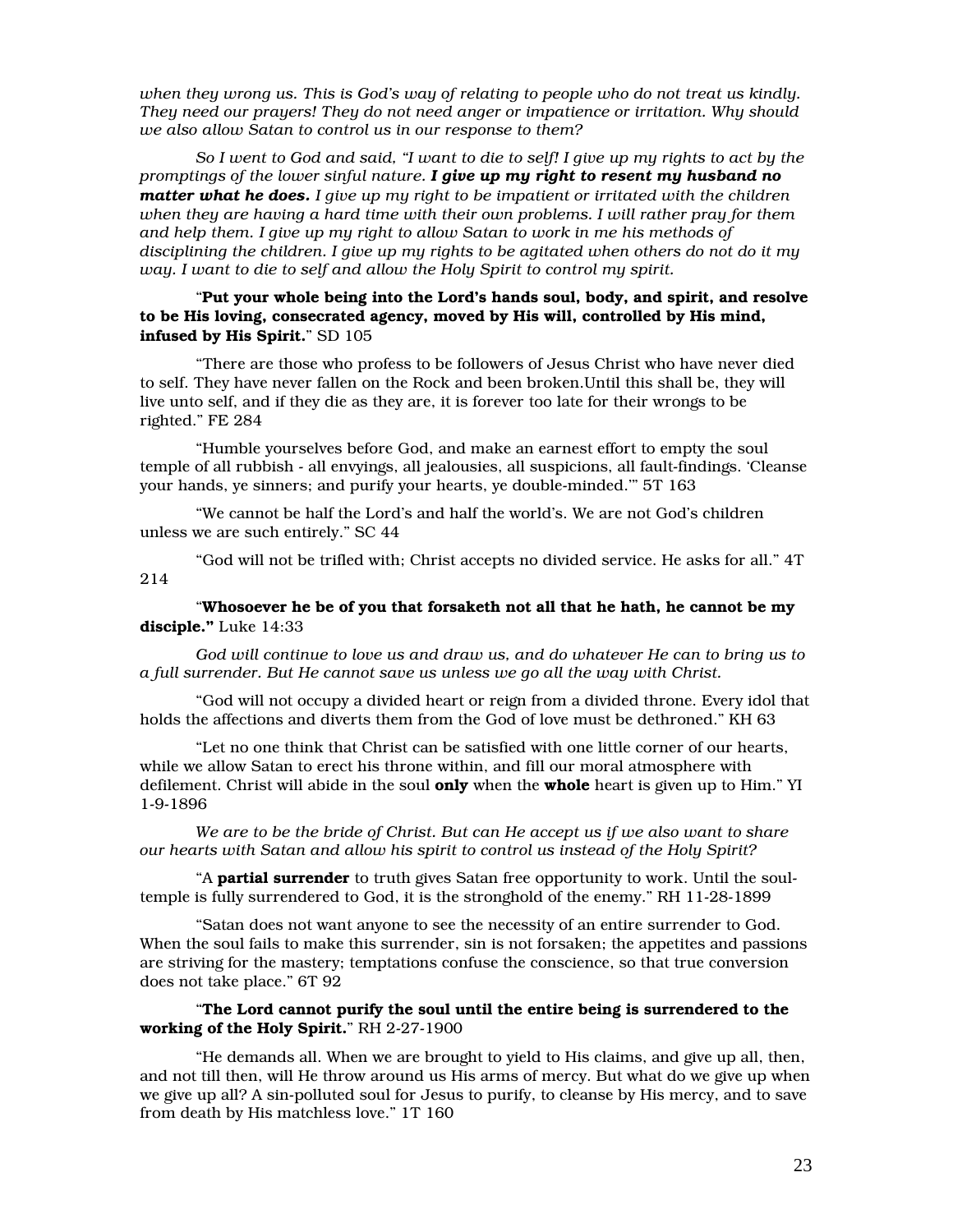*when they wrong us. This is God's way of relating to people who do not treat us kindly. They need our prayers! They do not need anger or impatience or irritation. Why should we also allow Satan to control us in our response to them?*

*So I went to God and said, "I want to die to self! I give up my rights to act by the promptings of the lower sinful nature.* ***I give up my right to resent my husband no matter what he does.*** *I give up my right to be impatient or irritated with the children when they are having a hard time with their own problems. I will rather pray for them and help them. I give up my right to allow Satan to work in me his methods of disciplining the children. I give up my rights to be agitated when others do not do it my way. I want to die to self and allow the Holy Spirit to control my spirit.*

"**Put your whole being into the Lord's hands soul, body, and spirit, and resolve to be His loving, consecrated agency, moved by His will, controlled by His mind, infused by His Spirit.**" SD 105

"There are those who profess to be followers of Jesus Christ who have never died to self. They have never fallen on the Rock and been broken.Until this shall be, they will live unto self, and if they die as they are, it is forever too late for their wrongs to be righted." FE 284

"Humble yourselves before God, and make an earnest effort to empty the soul temple of all rubbish - all envyings, all jealousies, all suspicions, all fault-findings. 'Cleanse your hands, ye sinners; and purify your hearts, ye double-minded.'" 5T 163

"We cannot be half the Lord's and half the world's. We are not God's children unless we are such entirely." SC 44

"God will not be trifled with; Christ accepts no divided service. He asks for all." 4T 214

"**Whosoever he be of you that forsaketh not all that he hath, he cannot be my disciple."** Luke 14:33

*God will continue to love us and draw us, and do whatever He can to bring us to a full surrender. But He cannot save us unless we go all the way with Christ.*

"God will not occupy a divided heart or reign from a divided throne. Every idol that holds the affections and diverts them from the God of love must be dethroned." KH 63

"Let no one think that Christ can be satisfied with one little corner of our hearts, while we allow Satan to erect his throne within, and fill our moral atmosphere with defilement. Christ will abide in the soul **only** when the **whole** heart is given up to Him." YI 1-9-1896

*We are to be the bride of Christ. But can He accept us if we also want to share our hearts with Satan and allow his spirit to control us instead of the Holy Spirit?*

"A **partial surrender** to truth gives Satan free opportunity to work. Until the soul-temple is fully surrendered to God, it is the stronghold of the enemy." RH 11-28-1899

"Satan does not want anyone to see the necessity of an entire surrender to God. When the soul fails to make this surrender, sin is not forsaken; the appetites and passions are striving for the mastery; temptations confuse the conscience, so that true conversion does not take place." 6T 92

"**The Lord cannot purify the soul until the entire being is surrendered to the working of the Holy Spirit.**" RH 2-27-1900

"He demands all. When we are brought to yield to His claims, and give up all, then, and not till then, will He throw around us His arms of mercy. But what do we give up when we give up all? A sin-polluted soul for Jesus to purify, to cleanse by His mercy, and to save from death by His matchless love." 1T 160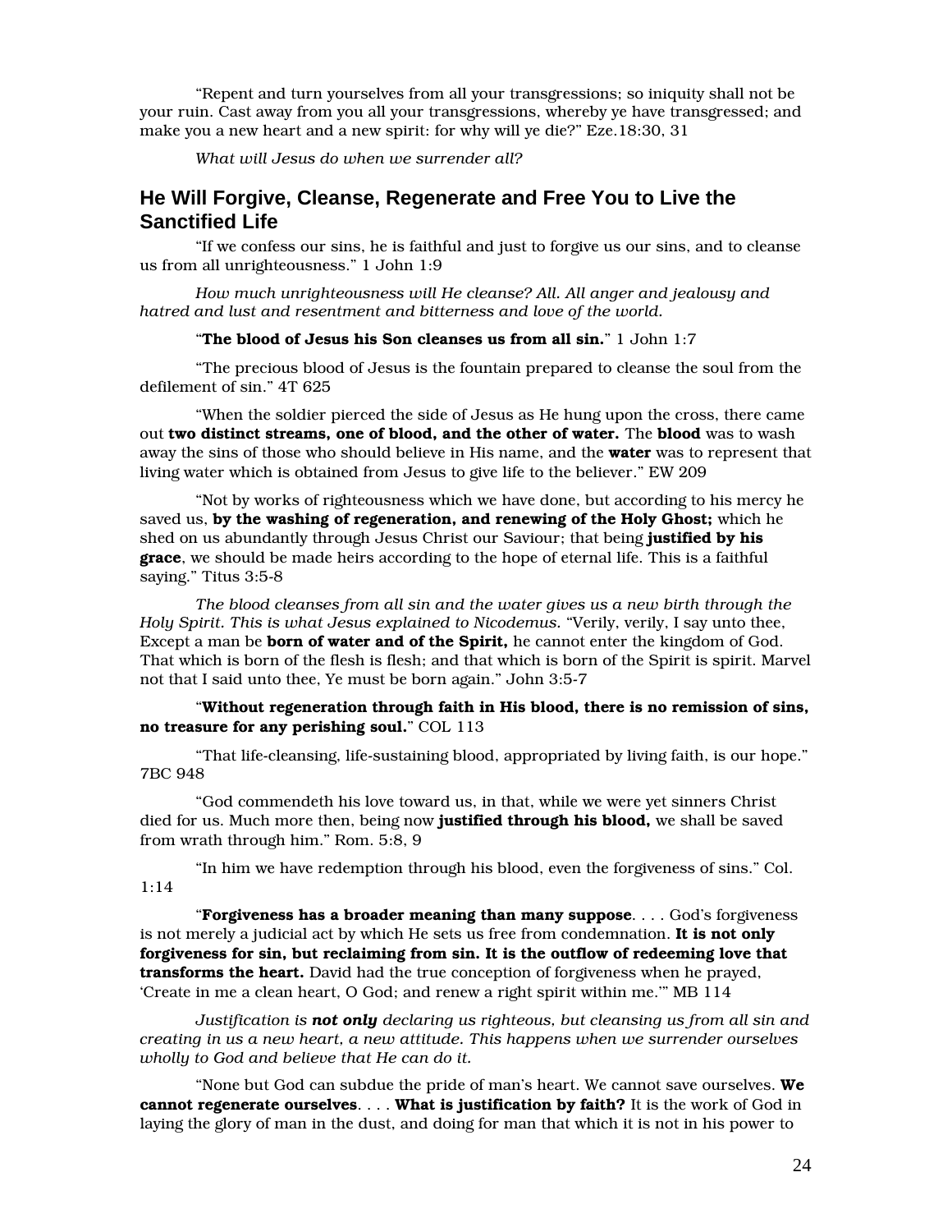"Repent and turn yourselves from all your transgressions; so iniquity shall not be your ruin. Cast away from you all your transgressions, whereby ye have transgressed; and make you a new heart and a new spirit: for why will ye die?" Eze.18:30, 31

*What will Jesus do when we surrender all?*

## He Will Forgive, Cleanse, Regenerate and Free You to Live the Sanctified Life

"If we confess our sins, he is faithful and just to forgive us our sins, and to cleanse us from all unrighteousness." 1 John 1:9

*How much unrighteousness will He cleanse? All. All anger and jealousy and hatred and lust and resentment and bitterness and love of the world.*

"**The blood of Jesus his Son cleanses us from all sin.**" 1 John 1:7

"The precious blood of Jesus is the fountain prepared to cleanse the soul from the defilement of sin." 4T 625

"When the soldier pierced the side of Jesus as He hung upon the cross, there came out **two distinct streams, one of blood, and the other of water.** The **blood** was to wash away the sins of those who should believe in His name, and the **water** was to represent that living water which is obtained from Jesus to give life to the believer." EW 209

"Not by works of righteousness which we have done, but according to his mercy he saved us, **by the washing of regeneration, and renewing of the Holy Ghost;** which he shed on us abundantly through Jesus Christ our Saviour; that being **justified by his grace**, we should be made heirs according to the hope of eternal life. This is a faithful saying." Titus 3:5-8

*The blood cleanses from all sin and the water gives us a new birth through the Holy Spirit. This is what Jesus explained to Nicodemus.* "Verily, verily, I say unto thee, Except a man be **born of water and of the Spirit,** he cannot enter the kingdom of God. That which is born of the flesh is flesh; and that which is born of the Spirit is spirit. Marvel not that I said unto thee, Ye must be born again." John 3:5-7

"**Without regeneration through faith in His blood, there is no remission of sins, no treasure for any perishing soul.**" COL 113

"That life-cleansing, life-sustaining blood, appropriated by living faith, is our hope." 7BC 948

"God commendeth his love toward us, in that, while we were yet sinners Christ died for us. Much more then, being now **justified through his blood,** we shall be saved from wrath through him." Rom. 5:8, 9

"In him we have redemption through his blood, even the forgiveness of sins." Col. 1:14

"**Forgiveness has a broader meaning than many suppose**. . . . God's forgiveness is not merely a judicial act by which He sets us free from condemnation. **It is not only forgiveness for sin, but reclaiming from sin. It is the outflow of redeeming love that transforms the heart.** David had the true conception of forgiveness when he prayed, 'Create in me a clean heart, O God; and renew a right spirit within me.'" MB 114

*Justification is* ***not only*** *declaring us righteous, but cleansing us from all sin and creating in us a new heart, a new attitude. This happens when we surrender ourselves wholly to God and believe that He can do it.*

"None but God can subdue the pride of man's heart. We cannot save ourselves. **We cannot regenerate ourselves**. . . . **What is justification by faith?** It is the work of God in laying the glory of man in the dust, and doing for man that which it is not in his power to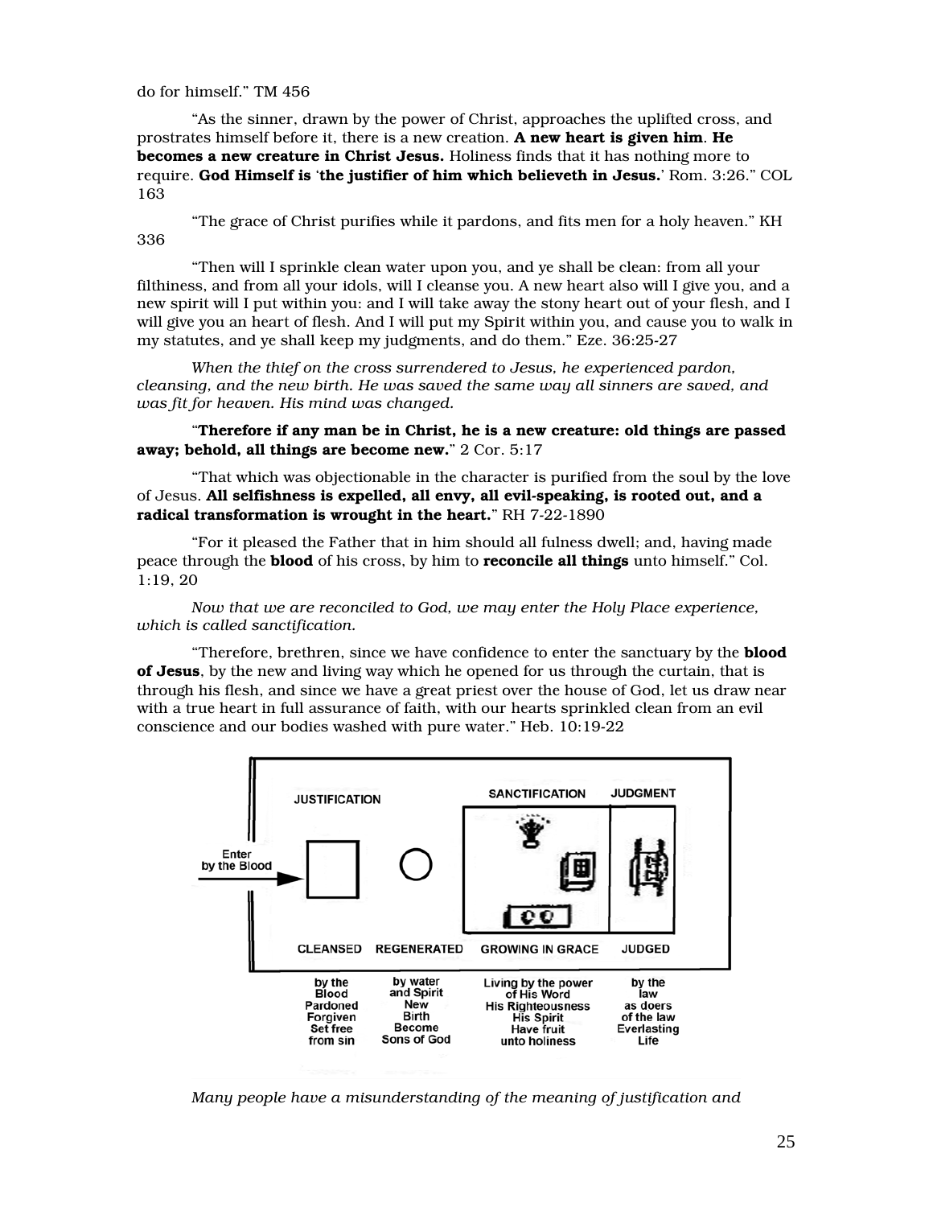do for himself." TM 456

"As the sinner, drawn by the power of Christ, approaches the uplifted cross, and prostrates himself before it, there is a new creation. **A new heart is given him**. **He becomes a new creature in Christ Jesus.** Holiness finds that it has nothing more to require. **God Himself is 'the justifier of him which believeth in Jesus.'** Rom. 3:26." COL 163

"The grace of Christ purifies while it pardons, and fits men for a holy heaven." KH 336

"Then will I sprinkle clean water upon you, and ye shall be clean: from all your filthiness, and from all your idols, will I cleanse you. A new heart also will I give you, and a new spirit will I put within you: and I will take away the stony heart out of your flesh, and I will give you an heart of flesh. And I will put my Spirit within you, and cause you to walk in my statutes, and ye shall keep my judgments, and do them." Eze. 36:25-27

*When the thief on the cross surrendered to Jesus, he experienced pardon, cleansing, and the new birth. He was saved the same way all sinners are saved, and was fit for heaven. His mind was changed.*

"**Therefore if any man be in Christ, he is a new creature: old things are passed away; behold, all things are become new.**" 2 Cor. 5:17

"That which was objectionable in the character is purified from the soul by the love of Jesus. **All selfishness is expelled, all envy, all evil-speaking, is rooted out, and a radical transformation is wrought in the heart.**" RH 7-22-1890

"For it pleased the Father that in him should all fulness dwell; and, having made peace through the **blood** of his cross, by him to **reconcile all things** unto himself." Col. 1:19, 20

*Now that we are reconciled to God, we may enter the Holy Place experience, which is called sanctification.*

"Therefore, brethren, since we have confidence to enter the sanctuary by the **blood of Jesus**, by the new and living way which he opened for us through the curtain, that is through his flesh, and since we have a great priest over the house of God, let us draw near with a true heart in full assurance of faith, with our hearts sprinkled clean from an evil conscience and our bodies washed with pure water." Heb. 10:19-22

| JUSTIFICATION | | SANCTIFICATION | JUDGMENT |
|---|---|---|---|
| CLEANSED | REGENERATED | GROWING IN GRACE | JUDGED |
| by the Blood Pardoned Forgiven Set free from sin | by water and Spirit New Birth Become Sons of God | Living by the power of His Word His Righteousness His Spirit Have fruit unto holiness | by the law as doers of the law Everlasting Life |

Enter by the Blood

*Many people have a misunderstanding of the meaning of justification and*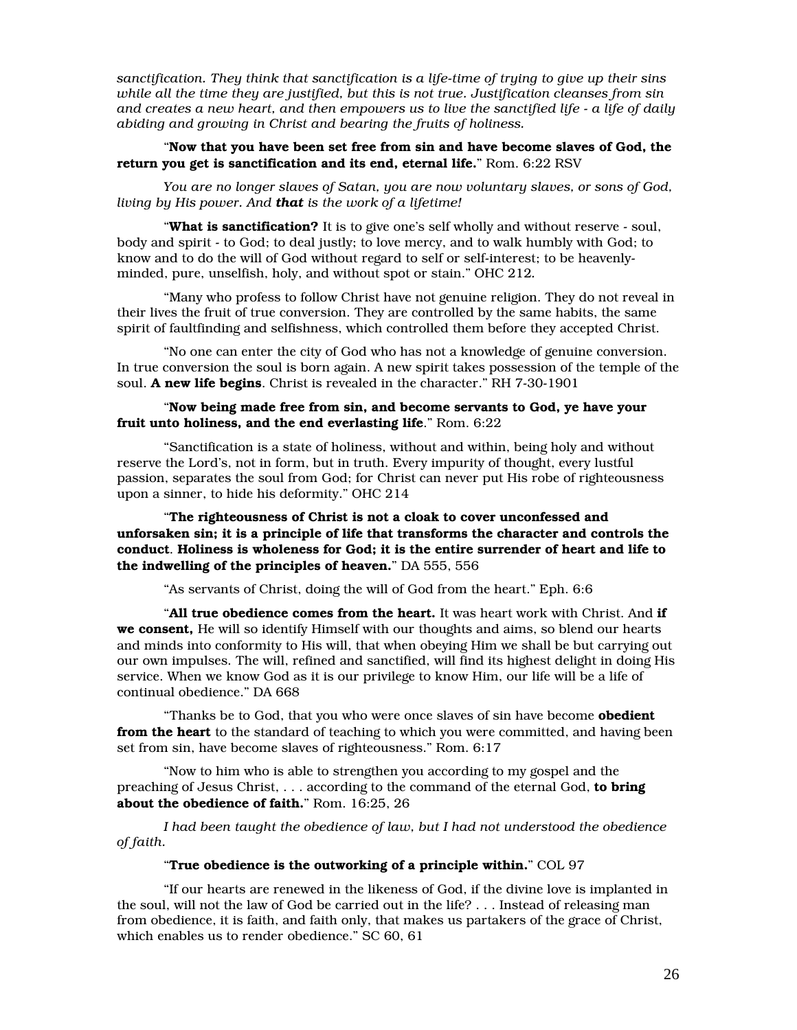*sanctification. They think that sanctification is a life-time of trying to give up their sins while all the time they are justified, but this is not true. Justification cleanses from sin and creates a new heart, and then empowers us to live the sanctified life - a life of daily abiding and growing in Christ and bearing the fruits of holiness.*

"**Now that you have been set free from sin and have become slaves of God, the return you get is sanctification and its end, eternal life.**" Rom. 6:22 RSV

*You are no longer slaves of Satan, you are now voluntary slaves, or sons of God, living by His power. And **that** is the work of a lifetime!*

"**What is sanctification?** It is to give one's self wholly and without reserve - soul, body and spirit - to God; to deal justly; to love mercy, and to walk humbly with God; to know and to do the will of God without regard to self or self-interest; to be heavenly-minded, pure, unselfish, holy, and without spot or stain." OHC 212.

"Many who profess to follow Christ have not genuine religion. They do not reveal in their lives the fruit of true conversion. They are controlled by the same habits, the same spirit of faultfinding and selfishness, which controlled them before they accepted Christ.

"No one can enter the city of God who has not a knowledge of genuine conversion. In true conversion the soul is born again. A new spirit takes possession of the temple of the soul. **A new life begins**. Christ is revealed in the character." RH 7-30-1901

"**Now being made free from sin, and become servants to God, ye have your fruit unto holiness, and the end everlasting life**." Rom. 6:22

"Sanctification is a state of holiness, without and within, being holy and without reserve the Lord's, not in form, but in truth. Every impurity of thought, every lustful passion, separates the soul from God; for Christ can never put His robe of righteousness upon a sinner, to hide his deformity." OHC 214

"**The righteousness of Christ is not a cloak to cover unconfessed and unforsaken sin; it is a principle of life that transforms the character and controls the conduct**. **Holiness is wholeness for God; it is the entire surrender of heart and life to the indwelling of the principles of heaven.**" DA 555, 556

"As servants of Christ, doing the will of God from the heart." Eph. 6:6

"**All true obedience comes from the heart.** It was heart work with Christ. And **if we consent,** He will so identify Himself with our thoughts and aims, so blend our hearts and minds into conformity to His will, that when obeying Him we shall be but carrying out our own impulses. The will, refined and sanctified, will find its highest delight in doing His service. When we know God as it is our privilege to know Him, our life will be a life of continual obedience." DA 668

"Thanks be to God, that you who were once slaves of sin have become **obedient from the heart** to the standard of teaching to which you were committed, and having been set from sin, have become slaves of righteousness." Rom. 6:17

"Now to him who is able to strengthen you according to my gospel and the preaching of Jesus Christ, . . . according to the command of the eternal God, **to bring about the obedience of faith.**" Rom. 16:25, 26

*I had been taught the obedience of law, but I had not understood the obedience of faith.*

"**True obedience is the outworking of a principle within.**" COL 97

"If our hearts are renewed in the likeness of God, if the divine love is implanted in the soul, will not the law of God be carried out in the life? . . . Instead of releasing man from obedience, it is faith, and faith only, that makes us partakers of the grace of Christ, which enables us to render obedience." SC 60, 61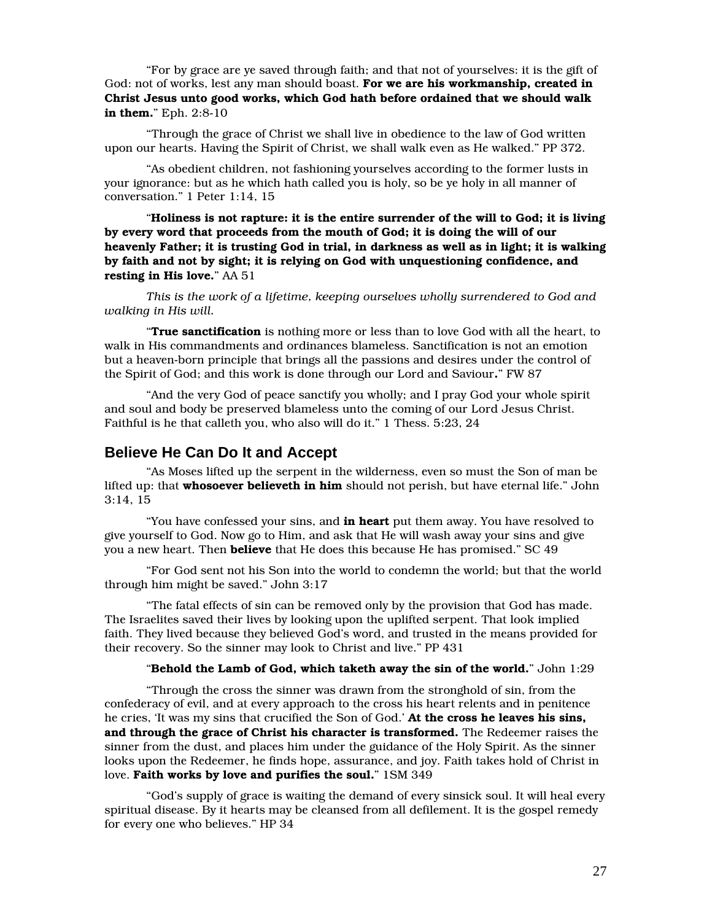“For by grace are ye saved through faith; and that not of yourselves: it is the gift of God: not of works, lest any man should boast. **For we are his workmanship, created in Christ Jesus unto good works, which God hath before ordained that we should walk in them.**” Eph. 2:8-10

“Through the grace of Christ we shall live in obedience to the law of God written upon our hearts. Having the Spirit of Christ, we shall walk even as He walked.” PP 372.

“As obedient children, not fashioning yourselves according to the former lusts in your ignorance: but as he which hath called you is holy, so be ye holy in all manner of conversation.” 1 Peter 1:14, 15

“**Holiness is not rapture: it is the entire surrender of the will to God; it is living by every word that proceeds from the mouth of God; it is doing the will of our heavenly Father; it is trusting God in trial, in darkness as well as in light; it is walking by faith and not by sight; it is relying on God with unquestioning confidence, and resting in His love.**” AA 51

*This is the work of a lifetime, keeping ourselves wholly surrendered to God and walking in His will.*

“**True sanctification** is nothing more or less than to love God with all the heart, to walk in His commandments and ordinances blameless. Sanctification is not an emotion but a heaven-born principle that brings all the passions and desires under the control of the Spirit of God; and this work is done through our Lord and Saviour**.**” FW 87

“And the very God of peace sanctify you wholly; and I pray God your whole spirit and soul and body be preserved blameless unto the coming of our Lord Jesus Christ. Faithful is he that calleth you, who also will do it.” 1 Thess. 5:23, 24

## Believe He Can Do It and Accept

“As Moses lifted up the serpent in the wilderness, even so must the Son of man be lifted up: that **whosoever believeth in him** should not perish, but have eternal life.” John 3:14, 15

“You have confessed your sins, and **in heart** put them away. You have resolved to give yourself to God. Now go to Him, and ask that He will wash away your sins and give you a new heart. Then **believe** that He does this because He has promised.” SC 49

“For God sent not his Son into the world to condemn the world; but that the world through him might be saved.” John 3:17

“The fatal effects of sin can be removed only by the provision that God has made. The Israelites saved their lives by looking upon the uplifted serpent. That look implied faith. They lived because they believed God’s word, and trusted in the means provided for their recovery. So the sinner may look to Christ and live.” PP 431

“**Behold the Lamb of God, which taketh away the sin of the world.**” John 1:29

“Through the cross the sinner was drawn from the stronghold of sin, from the confederacy of evil, and at every approach to the cross his heart relents and in penitence he cries, ‘It was my sins that crucified the Son of God.’ **At the cross he leaves his sins, and through the grace of Christ his character is transformed.** The Redeemer raises the sinner from the dust, and places him under the guidance of the Holy Spirit. As the sinner looks upon the Redeemer, he finds hope, assurance, and joy. Faith takes hold of Christ in love. **Faith works by love and purifies the soul.**” 1SM 349

“God’s supply of grace is waiting the demand of every sinsick soul. It will heal every spiritual disease. By it hearts may be cleansed from all defilement. It is the gospel remedy for every one who believes.” HP 34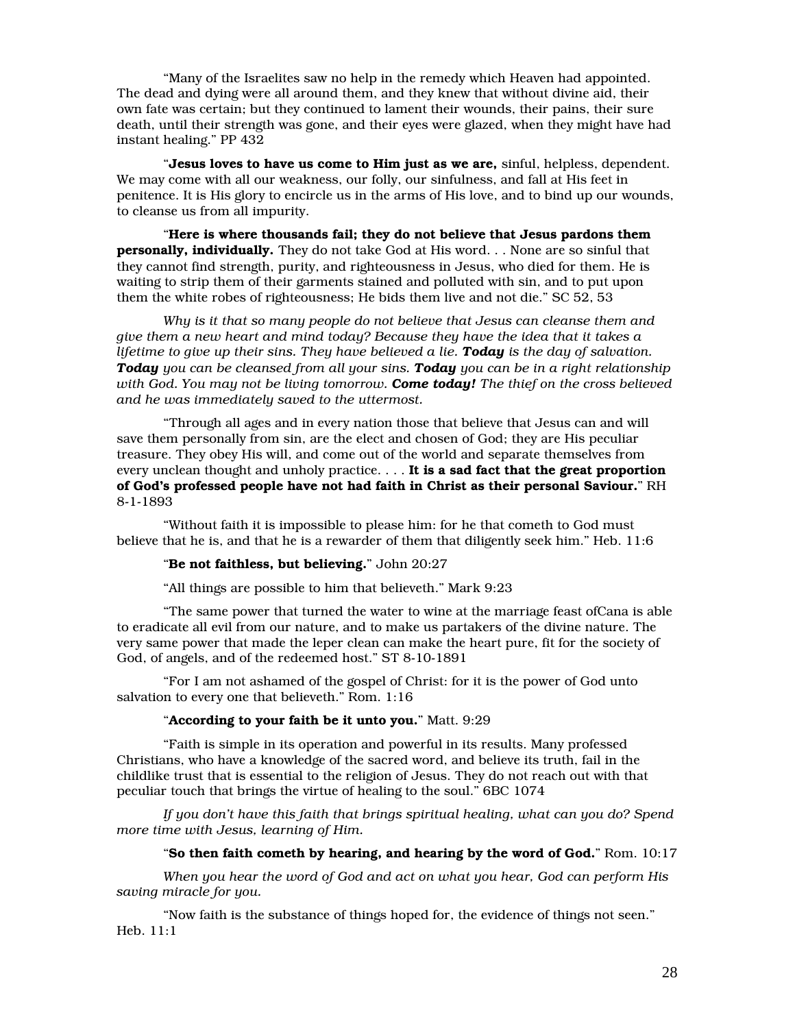"Many of the Israelites saw no help in the remedy which Heaven had appointed. The dead and dying were all around them, and they knew that without divine aid, their own fate was certain; but they continued to lament their wounds, their pains, their sure death, until their strength was gone, and their eyes were glazed, when they might have had instant healing." PP 432

"**Jesus loves to have us come to Him just as we are,** sinful, helpless, dependent. We may come with all our weakness, our folly, our sinfulness, and fall at His feet in penitence. It is His glory to encircle us in the arms of His love, and to bind up our wounds, to cleanse us from all impurity.

"**Here is where thousands fail; they do not believe that Jesus pardons them personally, individually.** They do not take God at His word. . . None are so sinful that they cannot find strength, purity, and righteousness in Jesus, who died for them. He is waiting to strip them of their garments stained and polluted with sin, and to put upon them the white robes of righteousness; He bids them live and not die." SC 52, 53

*Why is it that so many people do not believe that Jesus can cleanse them and give them a new heart and mind today? Because they have the idea that it takes a lifetime to give up their sins. They have believed a lie.* ***Today*** *is the day of salvation.* ***Today*** *you can be cleansed from all your sins.* ***Today*** *you can be in a right relationship with God. You may not be living tomorrow.* ***Come today!*** *The thief on the cross believed and he was immediately saved to the uttermost.*

"Through all ages and in every nation those that believe that Jesus can and will save them personally from sin, are the elect and chosen of God; they are His peculiar treasure. They obey His will, and come out of the world and separate themselves from every unclean thought and unholy practice. . . . **It is a sad fact that the great proportion of God's professed people have not had faith in Christ as their personal Saviour.**" RH 8-1-1893

"Without faith it is impossible to please him: for he that cometh to God must believe that he is, and that he is a rewarder of them that diligently seek him." Heb. 11:6

"**Be not faithless, but believing.**" John 20:27

"All things are possible to him that believeth." Mark 9:23

"The same power that turned the water to wine at the marriage feast ofCana is able to eradicate all evil from our nature, and to make us partakers of the divine nature. The very same power that made the leper clean can make the heart pure, fit for the society of God, of angels, and of the redeemed host." ST 8-10-1891

"For I am not ashamed of the gospel of Christ: for it is the power of God unto salvation to every one that believeth." Rom. 1:16

"**According to your faith be it unto you.**" Matt. 9:29

"Faith is simple in its operation and powerful in its results. Many professed Christians, who have a knowledge of the sacred word, and believe its truth, fail in the childlike trust that is essential to the religion of Jesus. They do not reach out with that peculiar touch that brings the virtue of healing to the soul." 6BC 1074

*If you don't have this faith that brings spiritual healing, what can you do? Spend more time with Jesus, learning of Him.*

"**So then faith cometh by hearing, and hearing by the word of God.**" Rom. 10:17

*When you hear the word of God and act on what you hear, God can perform His saving miracle for you.*

"Now faith is the substance of things hoped for, the evidence of things not seen." Heb. 11:1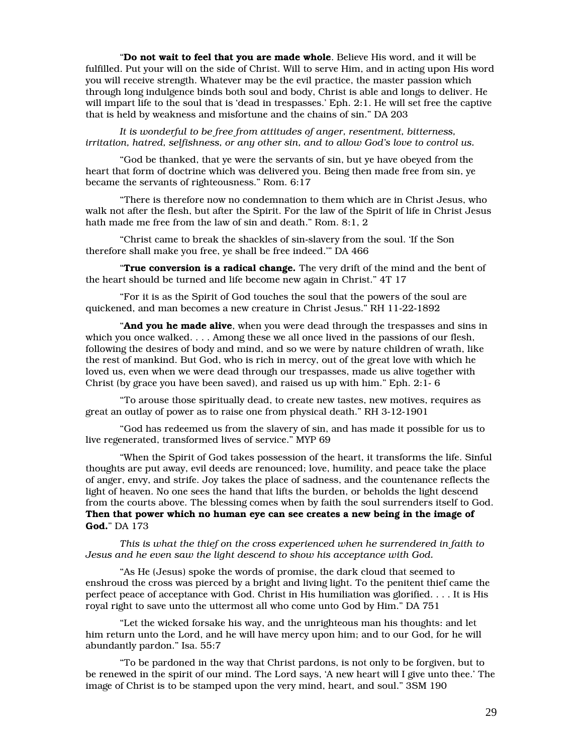"**Do not wait to feel that you are made whole**. Believe His word, and it will be fulfilled. Put your will on the side of Christ. Will to serve Him, and in acting upon His word you will receive strength. Whatever may be the evil practice, the master passion which through long indulgence binds both soul and body, Christ is able and longs to deliver. He will impart life to the soul that is 'dead in trespasses.' Eph. 2:1. He will set free the captive that is held by weakness and misfortune and the chains of sin." DA 203

*It is wonderful to be free from attitudes of anger, resentment, bitterness, irritation, hatred, selfishness, or any other sin, and to allow God's love to control us.*

"God be thanked, that ye were the servants of sin, but ye have obeyed from the heart that form of doctrine which was delivered you. Being then made free from sin, ye became the servants of righteousness." Rom. 6:17

"There is therefore now no condemnation to them which are in Christ Jesus, who walk not after the flesh, but after the Spirit. For the law of the Spirit of life in Christ Jesus hath made me free from the law of sin and death." Rom. 8:1, 2

"Christ came to break the shackles of sin-slavery from the soul. 'If the Son therefore shall make you free, ye shall be free indeed.'" DA 466

"**True conversion is a radical change.** The very drift of the mind and the bent of the heart should be turned and life become new again in Christ." 4T 17

"For it is as the Spirit of God touches the soul that the powers of the soul are quickened, and man becomes a new creature in Christ Jesus." RH 11-22-1892

"**And you he made alive**, when you were dead through the trespasses and sins in which you once walked. . . . Among these we all once lived in the passions of our flesh, following the desires of body and mind, and so we were by nature children of wrath, like the rest of mankind. But God, who is rich in mercy, out of the great love with which he loved us, even when we were dead through our trespasses, made us alive together with Christ (by grace you have been saved), and raised us up with him." Eph. 2:1- 6

"To arouse those spiritually dead, to create new tastes, new motives, requires as great an outlay of power as to raise one from physical death." RH 3-12-1901

"God has redeemed us from the slavery of sin, and has made it possible for us to live regenerated, transformed lives of service." MYP 69

"When the Spirit of God takes possession of the heart, it transforms the life. Sinful thoughts are put away, evil deeds are renounced; love, humility, and peace take the place of anger, envy, and strife. Joy takes the place of sadness, and the countenance reflects the light of heaven. No one sees the hand that lifts the burden, or beholds the light descend from the courts above. The blessing comes when by faith the soul surrenders itself to God. **Then that power which no human eye can see creates a new being in the image of God.**" DA 173

*This is what the thief on the cross experienced when he surrendered in faith to Jesus and he even saw the light descend to show his acceptance with God.*

"As He (Jesus) spoke the words of promise, the dark cloud that seemed to enshroud the cross was pierced by a bright and living light. To the penitent thief came the perfect peace of acceptance with God. Christ in His humiliation was glorified. . . . It is His royal right to save unto the uttermost all who come unto God by Him." DA 751

"Let the wicked forsake his way, and the unrighteous man his thoughts: and let him return unto the Lord, and he will have mercy upon him; and to our God, for he will abundantly pardon." Isa. 55:7

"To be pardoned in the way that Christ pardons, is not only to be forgiven, but to be renewed in the spirit of our mind. The Lord says, 'A new heart will I give unto thee.' The image of Christ is to be stamped upon the very mind, heart, and soul." 3SM 190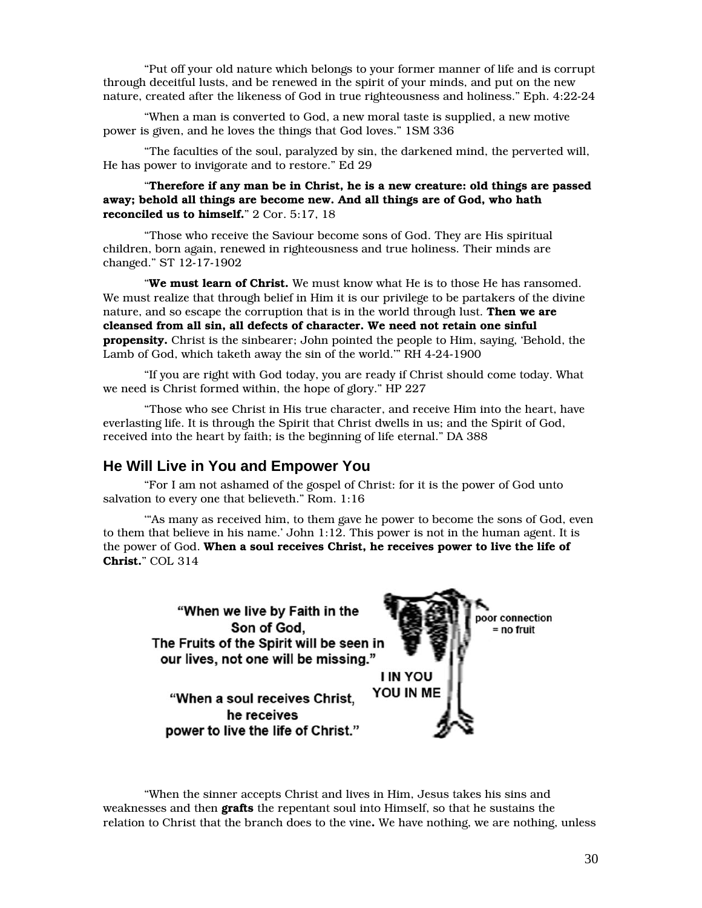"Put off your old nature which belongs to your former manner of life and is corrupt through deceitful lusts, and be renewed in the spirit of your minds, and put on the new nature, created after the likeness of God in true righteousness and holiness." Eph. 4:22-24

"When a man is converted to God, a new moral taste is supplied, a new motive power is given, and he loves the things that God loves." 1SM 336

"The faculties of the soul, paralyzed by sin, the darkened mind, the perverted will, He has power to invigorate and to restore." Ed 29

"**Therefore if any man be in Christ, he is a new creature: old things are passed away; behold all things are become new. And all things are of God, who hath reconciled us to himself.**" 2 Cor. 5:17, 18

"Those who receive the Saviour become sons of God. They are His spiritual children, born again, renewed in righteousness and true holiness. Their minds are changed." ST 12-17-1902

"**We must learn of Christ.** We must know what He is to those He has ransomed. We must realize that through belief in Him it is our privilege to be partakers of the divine nature, and so escape the corruption that is in the world through lust. **Then we are cleansed from all sin, all defects of character. We need not retain one sinful propensity.** Christ is the sinbearer; John pointed the people to Him, saying, 'Behold, the Lamb of God, which taketh away the sin of the world.'" RH 4-24-1900

"If you are right with God today, you are ready if Christ should come today. What we need is Christ formed within, the hope of glory." HP 227

"Those who see Christ in His true character, and receive Him into the heart, have everlasting life. It is through the Spirit that Christ dwells in us; and the Spirit of God, received into the heart by faith; is the beginning of life eternal." DA 388

## He Will Live in You and Empower You

"For I am not ashamed of the gospel of Christ: for it is the power of God unto salvation to every one that believeth." Rom. 1:16

"'As many as received him, to them gave he power to become the sons of God, even to them that believe in his name.' John 1:12. This power is not in the human agent. It is the power of God. **When a soul receives Christ, he receives power to live the life of Christ.**" COL 314

**"When we live by Faith in the Son of God, The Fruits of the Spirit will be seen in our lives, not one will be missing."**

**"When a soul receives Christ, he receives power to live the life of Christ."**

**I IN YOU YOU IN ME**

poor connection = no fruit

"When the sinner accepts Christ and lives in Him, Jesus takes his sins and weaknesses and then **grafts** the repentant soul into Himself, so that he sustains the relation to Christ that the branch does to the vine**.** We have nothing, we are nothing, unless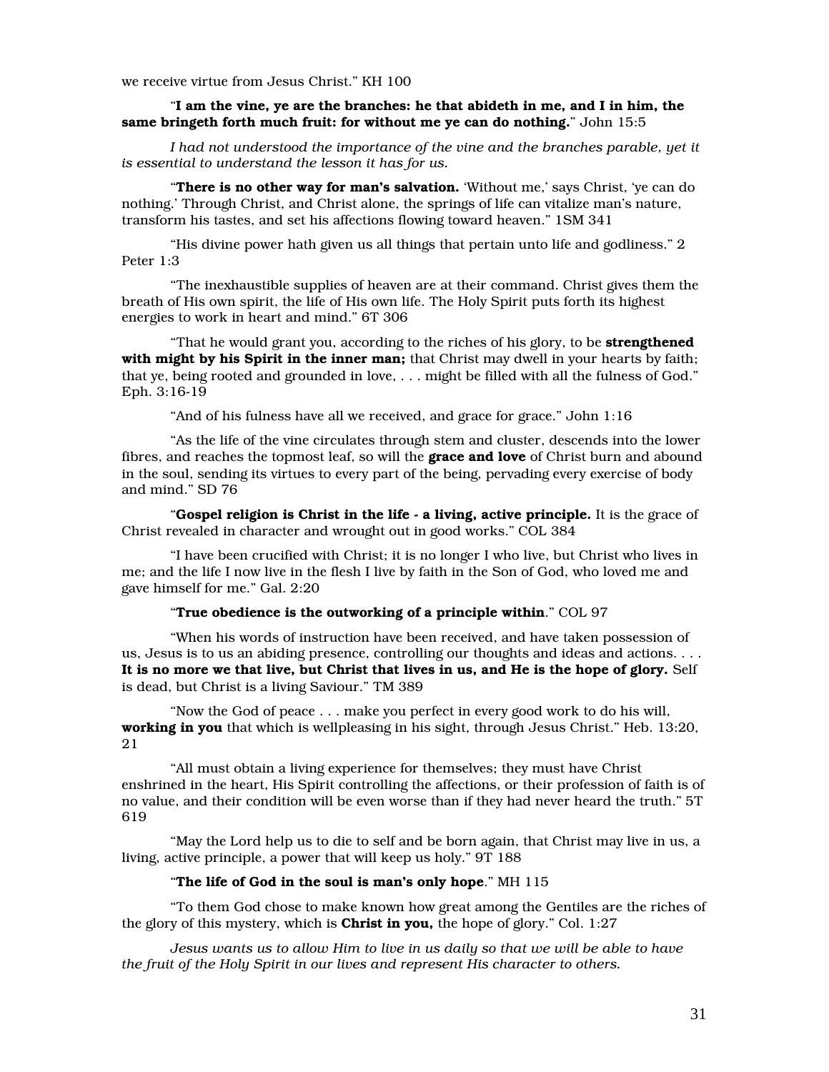we receive virtue from Jesus Christ." KH 100

"**I am the vine, ye are the branches: he that abideth in me, and I in him, the same bringeth forth much fruit: for without me ye can do nothing.**" John 15:5

*I had not understood the importance of the vine and the branches parable, yet it is essential to understand the lesson it has for us.*

"**There is no other way for man's salvation.** 'Without me,' says Christ, 'ye can do nothing.' Through Christ, and Christ alone, the springs of life can vitalize man's nature, transform his tastes, and set his affections flowing toward heaven." 1SM 341

"His divine power hath given us all things that pertain unto life and godliness." 2 Peter 1:3

"The inexhaustible supplies of heaven are at their command. Christ gives them the breath of His own spirit, the life of His own life. The Holy Spirit puts forth its highest energies to work in heart and mind." 6T 306

"That he would grant you, according to the riches of his glory, to be **strengthened with might by his Spirit in the inner man;** that Christ may dwell in your hearts by faith; that ye, being rooted and grounded in love, . . . might be filled with all the fulness of God." Eph. 3:16-19

"And of his fulness have all we received, and grace for grace." John 1:16

"As the life of the vine circulates through stem and cluster, descends into the lower fibres, and reaches the topmost leaf, so will the **grace and love** of Christ burn and abound in the soul, sending its virtues to every part of the being, pervading every exercise of body and mind." SD 76

"**Gospel religion is Christ in the life - a living, active principle.** It is the grace of Christ revealed in character and wrought out in good works." COL 384

"I have been crucified with Christ; it is no longer I who live, but Christ who lives in me; and the life I now live in the flesh I live by faith in the Son of God, who loved me and gave himself for me." Gal. 2:20

"**True obedience is the outworking of a principle within**." COL 97

"When his words of instruction have been received, and have taken possession of us, Jesus is to us an abiding presence, controlling our thoughts and ideas and actions. . . . **It is no more we that live, but Christ that lives in us, and He is the hope of glory.** Self is dead, but Christ is a living Saviour." TM 389

"Now the God of peace . . . make you perfect in every good work to do his will, **working in you** that which is wellpleasing in his sight, through Jesus Christ." Heb. 13:20, 21

"All must obtain a living experience for themselves; they must have Christ enshrined in the heart, His Spirit controlling the affections, or their profession of faith is of no value, and their condition will be even worse than if they had never heard the truth." 5T 619

"May the Lord help us to die to self and be born again, that Christ may live in us, a living, active principle, a power that will keep us holy." 9T 188

"**The life of God in the soul is man's only hope**." MH 115

"To them God chose to make known how great among the Gentiles are the riches of the glory of this mystery, which is **Christ in you,** the hope of glory." Col. 1:27

*Jesus wants us to allow Him to live in us daily so that we will be able to have the fruit of the Holy Spirit in our lives and represent His character to others.*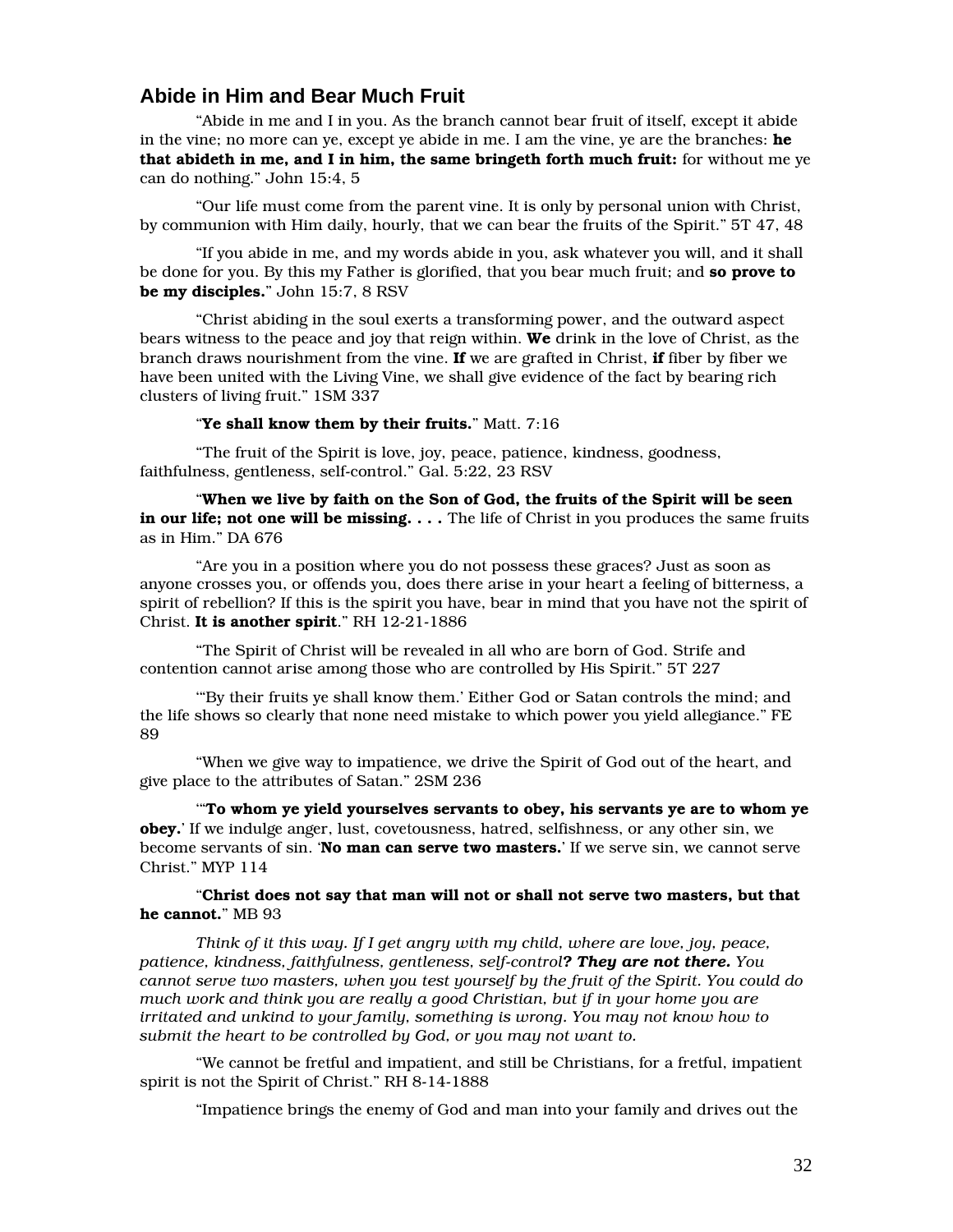## Abide in Him and Bear Much Fruit

"Abide in me and I in you. As the branch cannot bear fruit of itself, except it abide in the vine; no more can ye, except ye abide in me. I am the vine, ye are the branches: **he that abideth in me, and I in him, the same bringeth forth much fruit:** for without me ye can do nothing." John 15:4, 5

"Our life must come from the parent vine. It is only by personal union with Christ, by communion with Him daily, hourly, that we can bear the fruits of the Spirit." 5T 47, 48

"If you abide in me, and my words abide in you, ask whatever you will, and it shall be done for you. By this my Father is glorified, that you bear much fruit; and **so prove to be my disciples.**" John 15:7, 8 RSV

"Christ abiding in the soul exerts a transforming power, and the outward aspect bears witness to the peace and joy that reign within. **We** drink in the love of Christ, as the branch draws nourishment from the vine. **If** we are grafted in Christ, **if** fiber by fiber we have been united with the Living Vine, we shall give evidence of the fact by bearing rich clusters of living fruit." 1SM 337

"**Ye shall know them by their fruits.**" Matt. 7:16

"The fruit of the Spirit is love, joy, peace, patience, kindness, goodness, faithfulness, gentleness, self-control." Gal. 5:22, 23 RSV

"**When we live by faith on the Son of God, the fruits of the Spirit will be seen in our life; not one will be missing. . . .** The life of Christ in you produces the same fruits as in Him." DA 676

"Are you in a position where you do not possess these graces? Just as soon as anyone crosses you, or offends you, does there arise in your heart a feeling of bitterness, a spirit of rebellion? If this is the spirit you have, bear in mind that you have not the spirit of Christ. **It is another spirit**." RH 12-21-1886

"The Spirit of Christ will be revealed in all who are born of God. Strife and contention cannot arise among those who are controlled by His Spirit." 5T 227

"'By their fruits ye shall know them.' Either God or Satan controls the mind; and the life shows so clearly that none need mistake to which power you yield allegiance." FE 89

"When we give way to impatience, we drive the Spirit of God out of the heart, and give place to the attributes of Satan." 2SM 236

"'**To whom ye yield yourselves servants to obey, his servants ye are to whom ye obey.**' If we indulge anger, lust, covetousness, hatred, selfishness, or any other sin, we become servants of sin. '**No man can serve two masters.**' If we serve sin, we cannot serve Christ." MYP 114

"**Christ does not say that man will not or shall not serve two masters, but that he cannot.**" MB 93

*Think of it this way. If I get angry with my child, where are love, joy, peace, patience, kindness, faithfulness, gentleness, self-control**? They are not there.** You cannot serve two masters, when you test yourself by the fruit of the Spirit. You could do much work and think you are really a good Christian, but if in your home you are irritated and unkind to your family, something is wrong. You may not know how to submit the heart to be controlled by God, or you may not want to.*

"We cannot be fretful and impatient, and still be Christians, for a fretful, impatient spirit is not the Spirit of Christ." RH 8-14-1888

"Impatience brings the enemy of God and man into your family and drives out the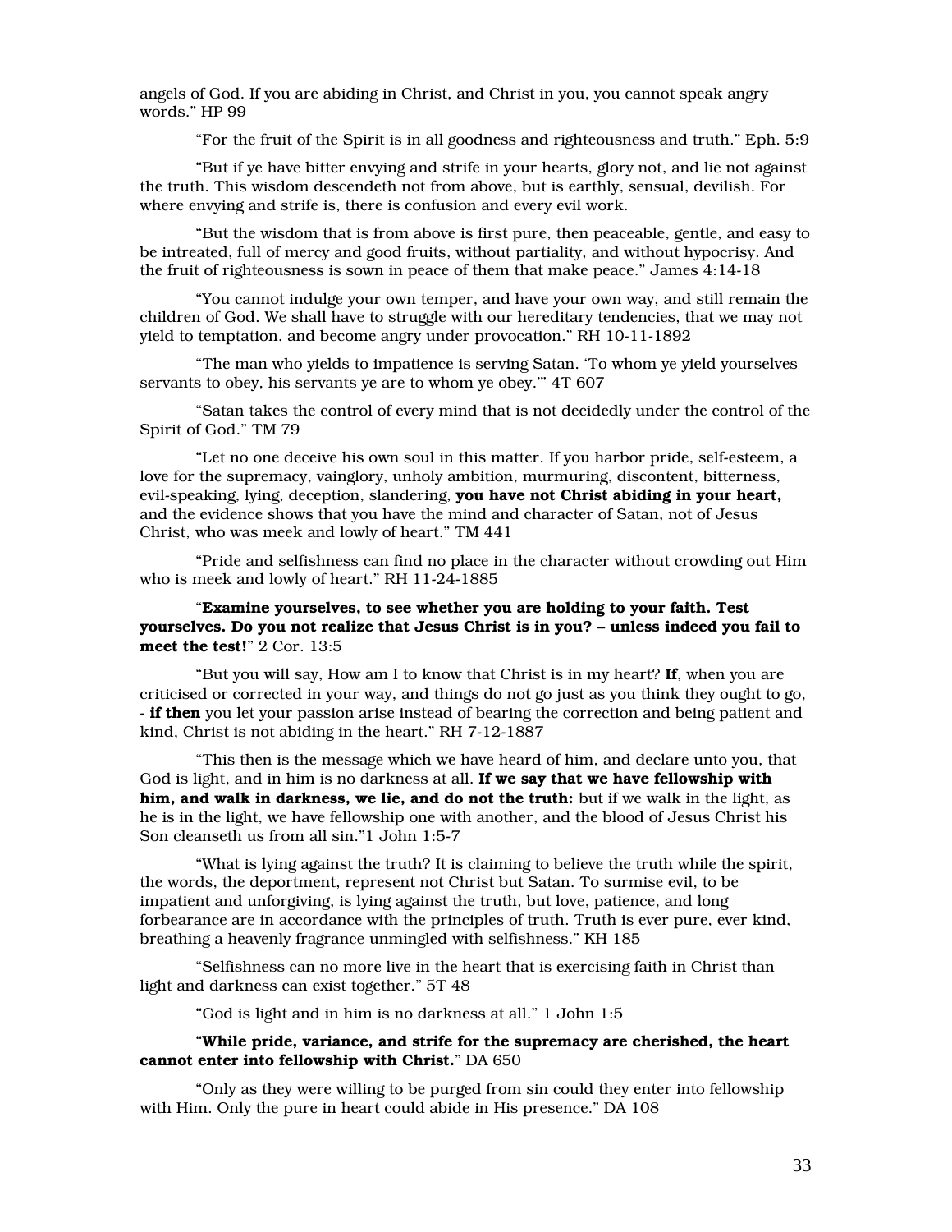angels of God. If you are abiding in Christ, and Christ in you, you cannot speak angry words." HP 99

"For the fruit of the Spirit is in all goodness and righteousness and truth." Eph. 5:9

"But if ye have bitter envying and strife in your hearts, glory not, and lie not against the truth. This wisdom descendeth not from above, but is earthly, sensual, devilish. For where envying and strife is, there is confusion and every evil work.

"But the wisdom that is from above is first pure, then peaceable, gentle, and easy to be intreated, full of mercy and good fruits, without partiality, and without hypocrisy. And the fruit of righteousness is sown in peace of them that make peace." James 4:14-18

"You cannot indulge your own temper, and have your own way, and still remain the children of God. We shall have to struggle with our hereditary tendencies, that we may not yield to temptation, and become angry under provocation." RH 10-11-1892

"The man who yields to impatience is serving Satan. 'To whom ye yield yourselves servants to obey, his servants ye are to whom ye obey.'" 4T 607

"Satan takes the control of every mind that is not decidedly under the control of the Spirit of God." TM 79

"Let no one deceive his own soul in this matter. If you harbor pride, self-esteem, a love for the supremacy, vainglory, unholy ambition, murmuring, discontent, bitterness, evil-speaking, lying, deception, slandering, **you have not Christ abiding in your heart,** and the evidence shows that you have the mind and character of Satan, not of Jesus Christ, who was meek and lowly of heart." TM 441

"Pride and selfishness can find no place in the character without crowding out Him who is meek and lowly of heart." RH 11-24-1885

"**Examine yourselves, to see whether you are holding to your faith. Test yourselves. Do you not realize that Jesus Christ is in you? – unless indeed you fail to meet the test!**" 2 Cor. 13:5

"But you will say, How am I to know that Christ is in my heart? **If**, when you are criticised or corrected in your way, and things do not go just as you think they ought to go, - **if then** you let your passion arise instead of bearing the correction and being patient and kind, Christ is not abiding in the heart." RH 7-12-1887

"This then is the message which we have heard of him, and declare unto you, that God is light, and in him is no darkness at all. **If we say that we have fellowship with him, and walk in darkness, we lie, and do not the truth:** but if we walk in the light, as he is in the light, we have fellowship one with another, and the blood of Jesus Christ his Son cleanseth us from all sin."1 John 1:5-7

"What is lying against the truth? It is claiming to believe the truth while the spirit, the words, the deportment, represent not Christ but Satan. To surmise evil, to be impatient and unforgiving, is lying against the truth, but love, patience, and long forbearance are in accordance with the principles of truth. Truth is ever pure, ever kind, breathing a heavenly fragrance unmingled with selfishness." KH 185

"Selfishness can no more live in the heart that is exercising faith in Christ than light and darkness can exist together." 5T 48

"God is light and in him is no darkness at all." 1 John 1:5

"**While pride, variance, and strife for the supremacy are cherished, the heart cannot enter into fellowship with Christ.**" DA 650

"Only as they were willing to be purged from sin could they enter into fellowship with Him. Only the pure in heart could abide in His presence." DA 108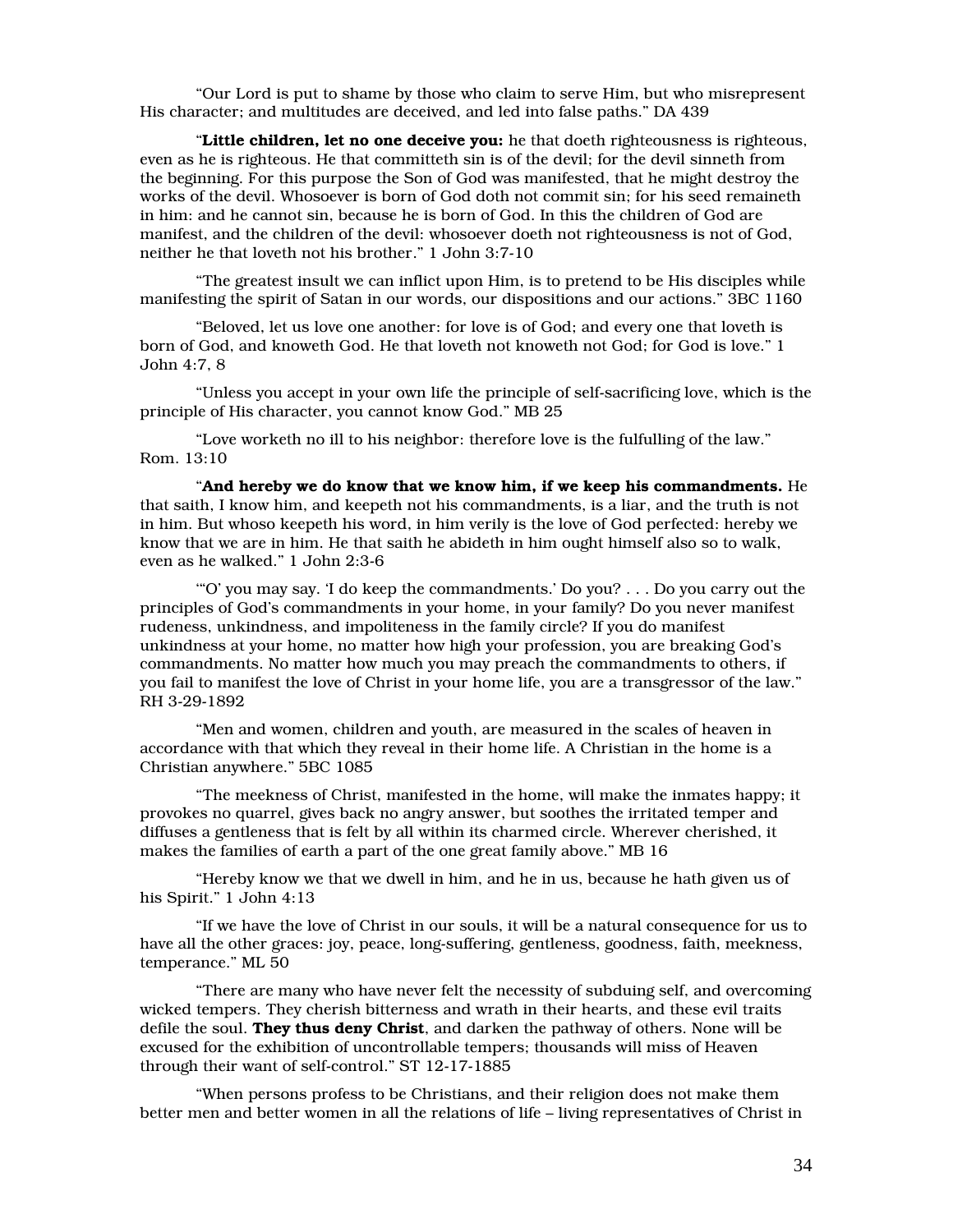"Our Lord is put to shame by those who claim to serve Him, but who misrepresent His character; and multitudes are deceived, and led into false paths." DA 439

"**Little children, let no one deceive you:** he that doeth righteousness is righteous, even as he is righteous. He that committeth sin is of the devil; for the devil sinneth from the beginning. For this purpose the Son of God was manifested, that he might destroy the works of the devil. Whosoever is born of God doth not commit sin; for his seed remaineth in him: and he cannot sin, because he is born of God. In this the children of God are manifest, and the children of the devil: whosoever doeth not righteousness is not of God, neither he that loveth not his brother." 1 John 3:7-10

"The greatest insult we can inflict upon Him, is to pretend to be His disciples while manifesting the spirit of Satan in our words, our dispositions and our actions." 3BC 1160

"Beloved, let us love one another: for love is of God; and every one that loveth is born of God, and knoweth God. He that loveth not knoweth not God; for God is love." 1 John 4:7, 8

"Unless you accept in your own life the principle of self-sacrificing love, which is the principle of His character, you cannot know God." MB 25

"Love worketh no ill to his neighbor: therefore love is the fulfulling of the law." Rom. 13:10

"**And hereby we do know that we know him, if we keep his commandments.** He that saith, I know him, and keepeth not his commandments, is a liar, and the truth is not in him. But whoso keepeth his word, in him verily is the love of God perfected: hereby we know that we are in him. He that saith he abideth in him ought himself also so to walk, even as he walked." 1 John 2:3-6

"'O' you may say. 'I do keep the commandments.' Do you? . . . Do you carry out the principles of God's commandments in your home, in your family? Do you never manifest rudeness, unkindness, and impoliteness in the family circle? If you do manifest unkindness at your home, no matter how high your profession, you are breaking God's commandments. No matter how much you may preach the commandments to others, if you fail to manifest the love of Christ in your home life, you are a transgressor of the law." RH 3-29-1892

"Men and women, children and youth, are measured in the scales of heaven in accordance with that which they reveal in their home life. A Christian in the home is a Christian anywhere." 5BC 1085

"The meekness of Christ, manifested in the home, will make the inmates happy; it provokes no quarrel, gives back no angry answer, but soothes the irritated temper and diffuses a gentleness that is felt by all within its charmed circle. Wherever cherished, it makes the families of earth a part of the one great family above." MB 16

"Hereby know we that we dwell in him, and he in us, because he hath given us of his Spirit." 1 John 4:13

"If we have the love of Christ in our souls, it will be a natural consequence for us to have all the other graces: joy, peace, long-suffering, gentleness, goodness, faith, meekness, temperance." ML 50

"There are many who have never felt the necessity of subduing self, and overcoming wicked tempers. They cherish bitterness and wrath in their hearts, and these evil traits defile the soul. **They thus deny Christ**, and darken the pathway of others. None will be excused for the exhibition of uncontrollable tempers; thousands will miss of Heaven through their want of self-control." ST 12-17-1885

"When persons profess to be Christians, and their religion does not make them better men and better women in all the relations of life – living representatives of Christ in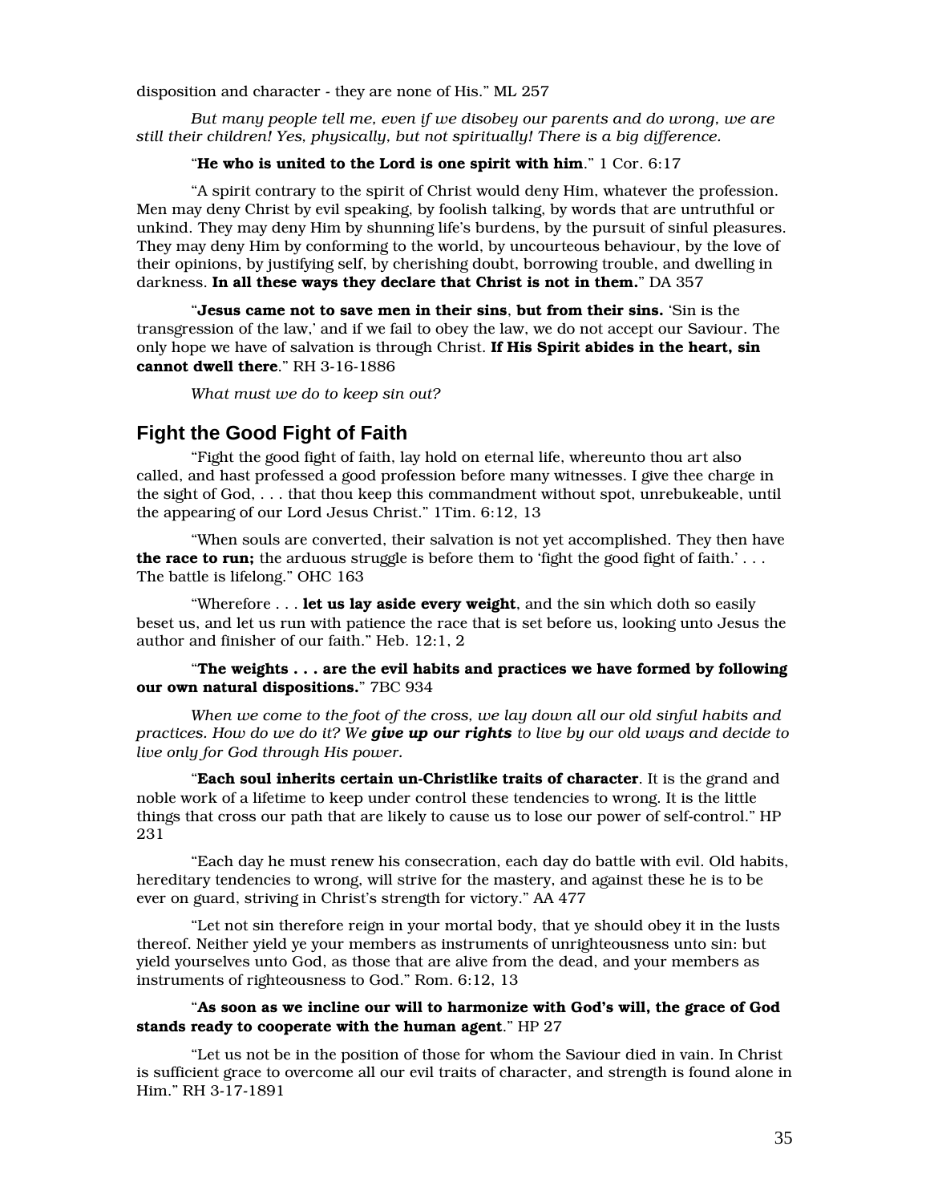disposition and character - they are none of His." ML 257

*But many people tell me, even if we disobey our parents and do wrong, we are still their children! Yes, physically, but not spiritually! There is a big difference.*

"**He who is united to the Lord is one spirit with him**." 1 Cor. 6:17

"A spirit contrary to the spirit of Christ would deny Him, whatever the profession. Men may deny Christ by evil speaking, by foolish talking, by words that are untruthful or unkind. They may deny Him by shunning life's burdens, by the pursuit of sinful pleasures. They may deny Him by conforming to the world, by uncourteous behaviour, by the love of their opinions, by justifying self, by cherishing doubt, borrowing trouble, and dwelling in darkness. **In all these ways they declare that Christ is not in them.**" DA 357

"**Jesus came not to save men in their sins**, **but from their sins.** 'Sin is the transgression of the law,' and if we fail to obey the law, we do not accept our Saviour. The only hope we have of salvation is through Christ. **If His Spirit abides in the heart, sin cannot dwell there**." RH 3-16-1886

*What must we do to keep sin out?*

## Fight the Good Fight of Faith

"Fight the good fight of faith, lay hold on eternal life, whereunto thou art also called, and hast professed a good profession before many witnesses. I give thee charge in the sight of God, . . . that thou keep this commandment without spot, unrebukeable, until the appearing of our Lord Jesus Christ." 1Tim. 6:12, 13

"When souls are converted, their salvation is not yet accomplished. They then have **the race to run;** the arduous struggle is before them to 'fight the good fight of faith.' . . . The battle is lifelong." OHC 163

"Wherefore . . . **let us lay aside every weight**, and the sin which doth so easily beset us, and let us run with patience the race that is set before us, looking unto Jesus the author and finisher of our faith." Heb. 12:1, 2

"**The weights . . . are the evil habits and practices we have formed by following our own natural dispositions.**" 7BC 934

*When we come to the foot of the cross, we lay down all our old sinful habits and practices. How do we do it? We **give up our rights** to live by our old ways and decide to live only for God through His power.*

"**Each soul inherits certain un-Christlike traits of character**. It is the grand and noble work of a lifetime to keep under control these tendencies to wrong. It is the little things that cross our path that are likely to cause us to lose our power of self-control." HP 231

"Each day he must renew his consecration, each day do battle with evil. Old habits, hereditary tendencies to wrong, will strive for the mastery, and against these he is to be ever on guard, striving in Christ's strength for victory." AA 477

"Let not sin therefore reign in your mortal body, that ye should obey it in the lusts thereof. Neither yield ye your members as instruments of unrighteousness unto sin: but yield yourselves unto God, as those that are alive from the dead, and your members as instruments of righteousness to God." Rom. 6:12, 13

"**As soon as we incline our will to harmonize with God's will, the grace of God stands ready to cooperate with the human agent**." HP 27

"Let us not be in the position of those for whom the Saviour died in vain. In Christ is sufficient grace to overcome all our evil traits of character, and strength is found alone in Him." RH 3-17-1891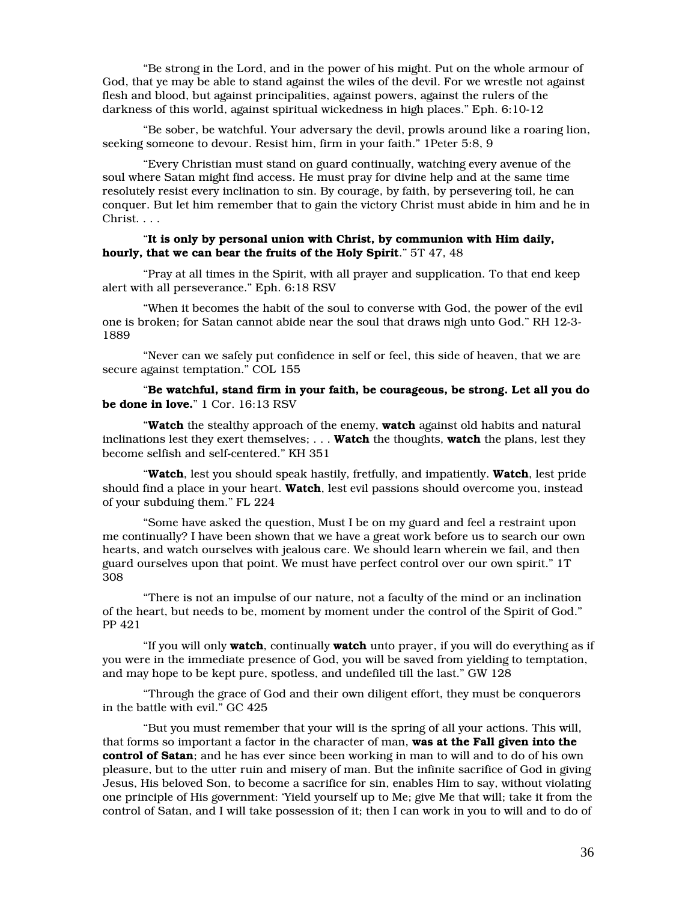“Be strong in the Lord, and in the power of his might. Put on the whole armour of God, that ye may be able to stand against the wiles of the devil. For we wrestle not against flesh and blood, but against principalities, against powers, against the rulers of the darkness of this world, against spiritual wickedness in high places.” Eph. 6:10-12

“Be sober, be watchful. Your adversary the devil, prowls around like a roaring lion, seeking someone to devour. Resist him, firm in your faith.” 1Peter 5:8, 9

“Every Christian must stand on guard continually, watching every avenue of the soul where Satan might find access. He must pray for divine help and at the same time resolutely resist every inclination to sin. By courage, by faith, by persevering toil, he can conquer. But let him remember that to gain the victory Christ must abide in him and he in Christ. . . .

“**It is only by personal union with Christ, by communion with Him daily, hourly, that we can bear the fruits of the Holy Spirit**.” 5T 47, 48

“Pray at all times in the Spirit, with all prayer and supplication. To that end keep alert with all perseverance.” Eph. 6:18 RSV

“When it becomes the habit of the soul to converse with God, the power of the evil one is broken; for Satan cannot abide near the soul that draws nigh unto God.” RH 12-3-1889

“Never can we safely put confidence in self or feel, this side of heaven, that we are secure against temptation.” COL 155

“**Be watchful, stand firm in your faith, be courageous, be strong. Let all you do be done in love.**” 1 Cor. 16:13 RSV

“**Watch** the stealthy approach of the enemy, **watch** against old habits and natural inclinations lest they exert themselves; . . . **Watch** the thoughts, **watch** the plans, lest they become selfish and self-centered.” KH 351

“**Watch**, lest you should speak hastily, fretfully, and impatiently. **Watch**, lest pride should find a place in your heart. **Watch**, lest evil passions should overcome you, instead of your subduing them.” FL 224

“Some have asked the question, Must I be on my guard and feel a restraint upon me continually? I have been shown that we have a great work before us to search our own hearts, and watch ourselves with jealous care. We should learn wherein we fail, and then guard ourselves upon that point. We must have perfect control over our own spirit.” 1T 308

“There is not an impulse of our nature, not a faculty of the mind or an inclination of the heart, but needs to be, moment by moment under the control of the Spirit of God.” PP 421

“If you will only **watch**, continually **watch** unto prayer, if you will do everything as if you were in the immediate presence of God, you will be saved from yielding to temptation, and may hope to be kept pure, spotless, and undefiled till the last.” GW 128

“Through the grace of God and their own diligent effort, they must be conquerors in the battle with evil.” GC 425

“But you must remember that your will is the spring of all your actions. This will, that forms so important a factor in the character of man, **was at the Fall given into the control of Satan**; and he has ever since been working in man to will and to do of his own pleasure, but to the utter ruin and misery of man. But the infinite sacrifice of God in giving Jesus, His beloved Son, to become a sacrifice for sin, enables Him to say, without violating one principle of His government: ‘Yield yourself up to Me; give Me that will; take it from the control of Satan, and I will take possession of it; then I can work in you to will and to do of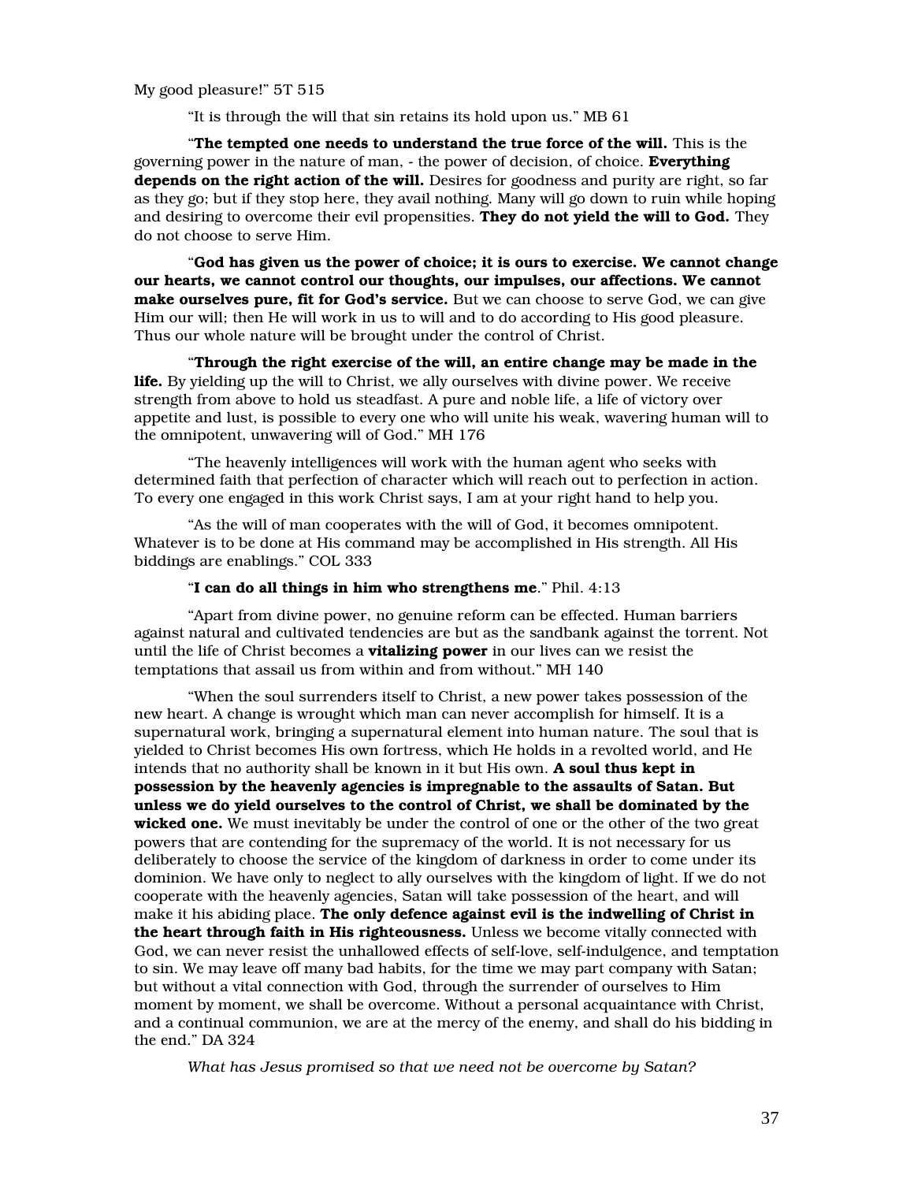My good pleasure!" 5T 515

"It is through the will that sin retains its hold upon us." MB 61

"**The tempted one needs to understand the true force of the will.** This is the governing power in the nature of man, - the power of decision, of choice. **Everything depends on the right action of the will.** Desires for goodness and purity are right, so far as they go; but if they stop here, they avail nothing. Many will go down to ruin while hoping and desiring to overcome their evil propensities. **They do not yield the will to God.** They do not choose to serve Him.

"**God has given us the power of choice; it is ours to exercise. We cannot change our hearts, we cannot control our thoughts, our impulses, our affections. We cannot make ourselves pure, fit for God's service.** But we can choose to serve God, we can give Him our will; then He will work in us to will and to do according to His good pleasure. Thus our whole nature will be brought under the control of Christ.

"**Through the right exercise of the will, an entire change may be made in the life.** By yielding up the will to Christ, we ally ourselves with divine power. We receive strength from above to hold us steadfast. A pure and noble life, a life of victory over appetite and lust, is possible to every one who will unite his weak, wavering human will to the omnipotent, unwavering will of God." MH 176

"The heavenly intelligences will work with the human agent who seeks with determined faith that perfection of character which will reach out to perfection in action. To every one engaged in this work Christ says, I am at your right hand to help you.

"As the will of man cooperates with the will of God, it becomes omnipotent. Whatever is to be done at His command may be accomplished in His strength. All His biddings are enablings." COL 333

"**I can do all things in him who strengthens me**." Phil. 4:13

"Apart from divine power, no genuine reform can be effected. Human barriers against natural and cultivated tendencies are but as the sandbank against the torrent. Not until the life of Christ becomes a **vitalizing power** in our lives can we resist the temptations that assail us from within and from without." MH 140

"When the soul surrenders itself to Christ, a new power takes possession of the new heart. A change is wrought which man can never accomplish for himself. It is a supernatural work, bringing a supernatural element into human nature. The soul that is yielded to Christ becomes His own fortress, which He holds in a revolted world, and He intends that no authority shall be known in it but His own. **A soul thus kept in possession by the heavenly agencies is impregnable to the assaults of Satan. But unless we do yield ourselves to the control of Christ, we shall be dominated by the wicked one.** We must inevitably be under the control of one or the other of the two great powers that are contending for the supremacy of the world. It is not necessary for us deliberately to choose the service of the kingdom of darkness in order to come under its dominion. We have only to neglect to ally ourselves with the kingdom of light. If we do not cooperate with the heavenly agencies, Satan will take possession of the heart, and will make it his abiding place. **The only defence against evil is the indwelling of Christ in the heart through faith in His righteousness.** Unless we become vitally connected with God, we can never resist the unhallowed effects of self-love, self-indulgence, and temptation to sin. We may leave off many bad habits, for the time we may part company with Satan; but without a vital connection with God, through the surrender of ourselves to Him moment by moment, we shall be overcome. Without a personal acquaintance with Christ, and a continual communion, we are at the mercy of the enemy, and shall do his bidding in the end." DA 324

*What has Jesus promised so that we need not be overcome by Satan?*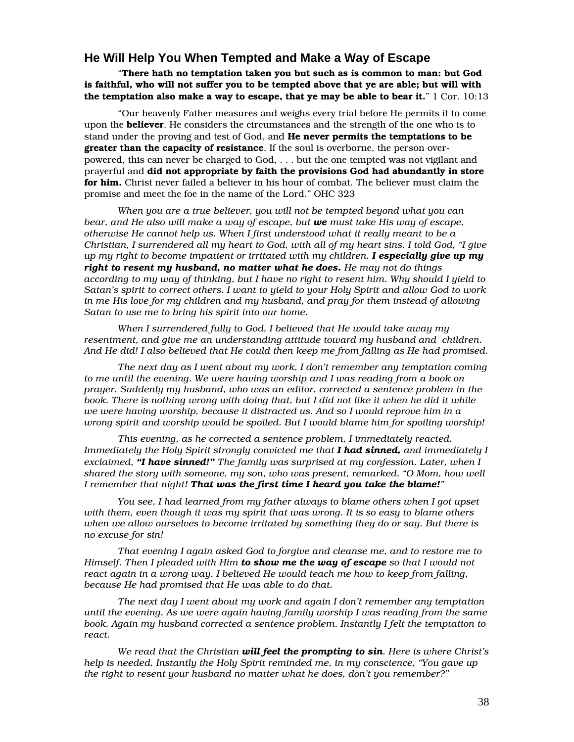## He Will Help You When Tempted and Make a Way of Escape

"**There hath no temptation taken you but such as is common to man: but God is faithful, who will not suffer you to be tempted above that ye are able; but will with the temptation also make a way to escape, that ye may be able to bear it.**" 1 Cor. 10:13

"Our heavenly Father measures and weighs every trial before He permits it to come upon the **believer**. He considers the circumstances and the strength of the one who is to stand under the proving and test of God, and **He never permits the temptations to be greater than the capacity of resistance**. If the soul is overborne, the person over-powered, this can never be charged to God, . . . but the one tempted was not vigilant and prayerful and **did not appropriate by faith the provisions God had abundantly in store for him.** Christ never failed a believer in his hour of combat. The believer must claim the promise and meet the foe in the name of the Lord." OHC 323

*When you are a true believer, you will not be tempted beyond what you can bear, and He also will make a way of escape, but **we** must take His way of escape, otherwise He cannot help us. When I first understood what it really meant to be a Christian, I surrendered all my heart to God, with all of my heart sins. I told God, "I give up my right to become impatient or irritated with my children. **I especially give up my right to resent my husband, no matter what he does.** He may not do things according to my way of thinking, but I have no right to resent him. Why should I yield to Satan's spirit to correct others. I want to yield to your Holy Spirit and allow God to work in me His love for my children and my husband, and pray for them instead of allowing Satan to use me to bring his spirit into our home.*

*When I surrendered fully to God, I believed that He would take away my resentment, and give me an understanding attitude toward my husband and children. And He did! I also believed that He could then keep me from falling as He had promised.*

*The next day as I went about my work, I don't remember any temptation coming to me until the evening. We were having worship and I was reading from a book on prayer. Suddenly my husband, who was an editor, corrected a sentence problem in the book. There is nothing wrong with doing that, but I did not like it when he did it while we were having worship, because it distracted us. And so I would reprove him in a wrong spirit and worship would be spoiled. But I would blame him for spoiling worship!*

*This evening, as he corrected a sentence problem, I immediately reacted. Immediately the Holy Spirit strongly convicted me that **I had sinned,** and immediately I exclaimed, **"I have sinned!"** The family was surprised at my confession. Later, when I shared the story with someone, my son, who was present, remarked, "O Mom, how well I remember that night! **That was the first time I heard you take the blame!**"*

*You see, I had learned from my father always to blame others when I got upset with them, even though it was my spirit that was wrong. It is so easy to blame others when we allow ourselves to become irritated by something they do or say. But there is no excuse for sin!*

*That evening I again asked God to forgive and cleanse me, and to restore me to Himself. Then I pleaded with Him **to show me the way of escape** so that I would not react again in a wrong way. I believed He would teach me how to keep from falling, because He had promised that He was able to do that.*

*The next day I went about my work and again I don't remember any temptation until the evening. As we were again having family worship I was reading from the same book. Again my husband corrected a sentence problem. Instantly I felt the temptation to react.*

*We read that the Christian **will feel the prompting to sin**. Here is where Christ's help is needed. Instantly the Holy Spirit reminded me, in my conscience, "You gave up the right to resent your husband no matter what he does, don't you remember?"*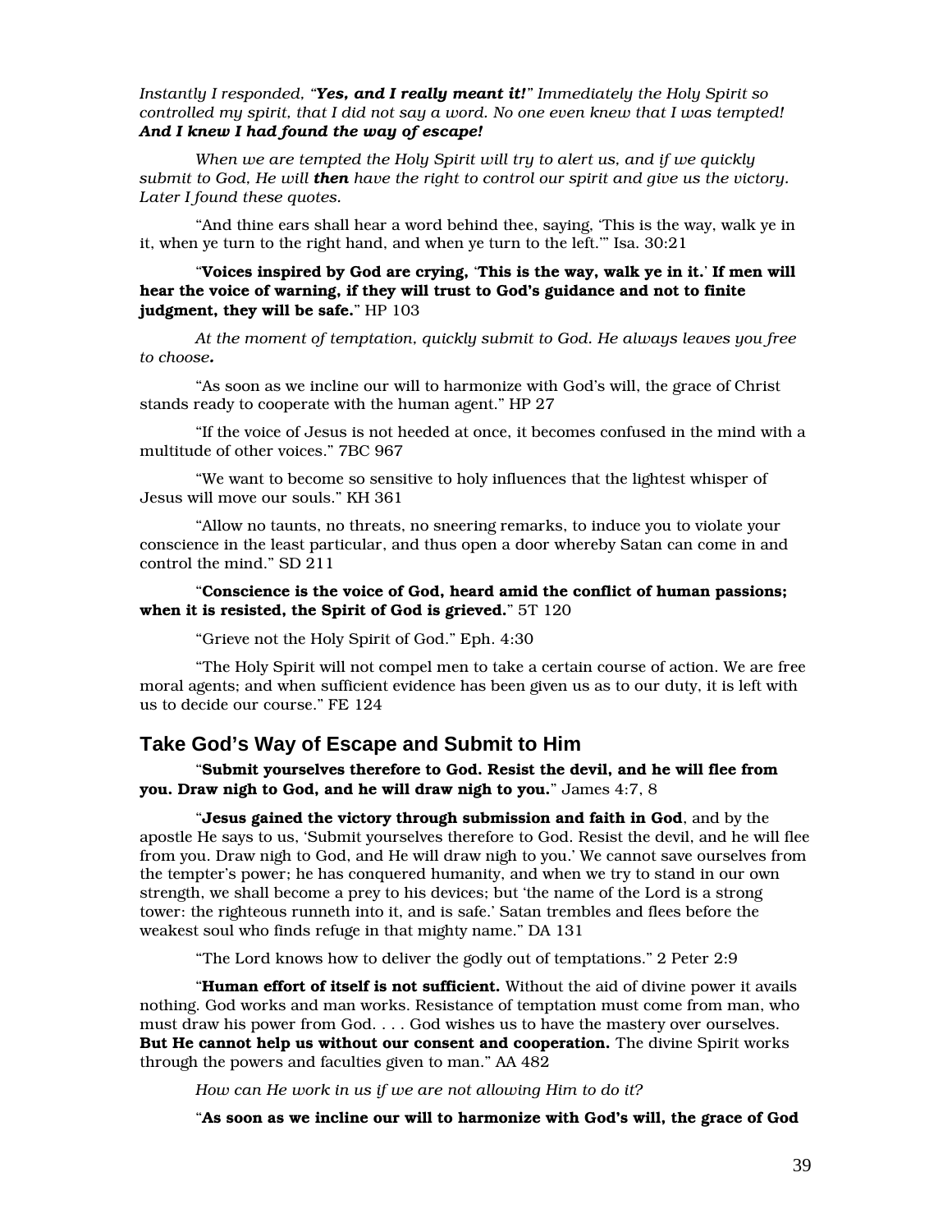*Instantly I responded, "**Yes, and I really meant it!**" Immediately the Holy Spirit so controlled my spirit, that I did not say a word. No one even knew that I was tempted! **And I knew I had found the way of escape!***

*When we are tempted the Holy Spirit will try to alert us, and if we quickly submit to God, He will **then** have the right to control our spirit and give us the victory. Later I found these quotes.*

"And thine ears shall hear a word behind thee, saying, 'This is the way, walk ye in it, when ye turn to the right hand, and when ye turn to the left.'" Isa. 30:21

"**Voices inspired by God are crying, 'This is the way, walk ye in it.' If men will hear the voice of warning, if they will trust to God's guidance and not to finite judgment, they will be safe.**" HP 103

*At the moment of temptation, quickly submit to God. He always leaves you free to choose.*

"As soon as we incline our will to harmonize with God's will, the grace of Christ stands ready to cooperate with the human agent." HP 27

"If the voice of Jesus is not heeded at once, it becomes confused in the mind with a multitude of other voices." 7BC 967

"We want to become so sensitive to holy influences that the lightest whisper of Jesus will move our souls." KH 361

"Allow no taunts, no threats, no sneering remarks, to induce you to violate your conscience in the least particular, and thus open a door whereby Satan can come in and control the mind." SD 211

"**Conscience is the voice of God, heard amid the conflict of human passions; when it is resisted, the Spirit of God is grieved.**" 5T 120

"Grieve not the Holy Spirit of God." Eph. 4:30

"The Holy Spirit will not compel men to take a certain course of action. We are free moral agents; and when sufficient evidence has been given us as to our duty, it is left with us to decide our course." FE 124

## Take God's Way of Escape and Submit to Him

"**Submit yourselves therefore to God. Resist the devil, and he will flee from you. Draw nigh to God, and he will draw nigh to you.**" James 4:7, 8

"**Jesus gained the victory through submission and faith in God**, and by the apostle He says to us, 'Submit yourselves therefore to God. Resist the devil, and he will flee from you. Draw nigh to God, and He will draw nigh to you.' We cannot save ourselves from the tempter's power; he has conquered humanity, and when we try to stand in our own strength, we shall become a prey to his devices; but 'the name of the Lord is a strong tower: the righteous runneth into it, and is safe.' Satan trembles and flees before the weakest soul who finds refuge in that mighty name." DA 131

"The Lord knows how to deliver the godly out of temptations." 2 Peter 2:9

"**Human effort of itself is not sufficient.** Without the aid of divine power it avails nothing. God works and man works. Resistance of temptation must come from man, who must draw his power from God. . . . God wishes us to have the mastery over ourselves. **But He cannot help us without our consent and cooperation.** The divine Spirit works through the powers and faculties given to man." AA 482

*How can He work in us if we are not allowing Him to do it?*

"**As soon as we incline our will to harmonize with God's will, the grace of God**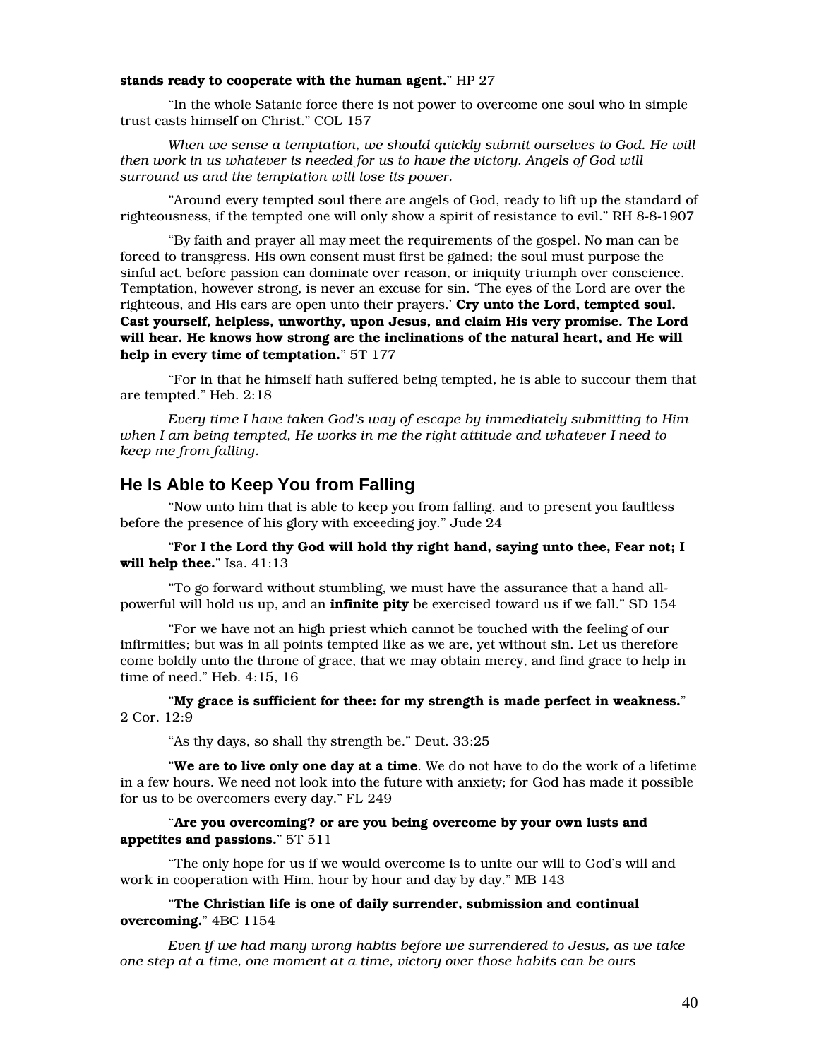**stands ready to cooperate with the human agent.**" HP 27

"In the whole Satanic force there is not power to overcome one soul who in simple trust casts himself on Christ." COL 157

*When we sense a temptation, we should quickly submit ourselves to God. He will then work in us whatever is needed for us to have the victory. Angels of God will surround us and the temptation will lose its power.*

"Around every tempted soul there are angels of God, ready to lift up the standard of righteousness, if the tempted one will only show a spirit of resistance to evil." RH 8-8-1907

"By faith and prayer all may meet the requirements of the gospel. No man can be forced to transgress. His own consent must first be gained; the soul must purpose the sinful act, before passion can dominate over reason, or iniquity triumph over conscience. Temptation, however strong, is never an excuse for sin. 'The eyes of the Lord are over the righteous, and His ears are open unto their prayers.' **Cry unto the Lord, tempted soul. Cast yourself, helpless, unworthy, upon Jesus, and claim His very promise. The Lord will hear. He knows how strong are the inclinations of the natural heart, and He will help in every time of temptation.**" 5T 177

"For in that he himself hath suffered being tempted, he is able to succour them that are tempted." Heb. 2:18

*Every time I have taken God's way of escape by immediately submitting to Him when I am being tempted, He works in me the right attitude and whatever I need to keep me from falling.*

## He Is Able to Keep You from Falling

"Now unto him that is able to keep you from falling, and to present you faultless before the presence of his glory with exceeding joy." Jude 24

"**For I the Lord thy God will hold thy right hand, saying unto thee, Fear not; I will help thee.**" Isa. 41:13

"To go forward without stumbling, we must have the assurance that a hand all-powerful will hold us up, and an **infinite pity** be exercised toward us if we fall." SD 154

"For we have not an high priest which cannot be touched with the feeling of our infirmities; but was in all points tempted like as we are, yet without sin. Let us therefore come boldly unto the throne of grace, that we may obtain mercy, and find grace to help in time of need." Heb. 4:15, 16

"**My grace is sufficient for thee: for my strength is made perfect in weakness.**" 2 Cor. 12:9

"As thy days, so shall thy strength be." Deut. 33:25

"**We are to live only one day at a time**. We do not have to do the work of a lifetime in a few hours. We need not look into the future with anxiety; for God has made it possible for us to be overcomers every day." FL 249

"**Are you overcoming? or are you being overcome by your own lusts and appetites and passions.**" 5T 511

"The only hope for us if we would overcome is to unite our will to God's will and work in cooperation with Him, hour by hour and day by day." MB 143

"**The Christian life is one of daily surrender, submission and continual overcoming.**" 4BC 1154

*Even if we had many wrong habits before we surrendered to Jesus, as we take one step at a time, one moment at a time, victory over those habits can be ours*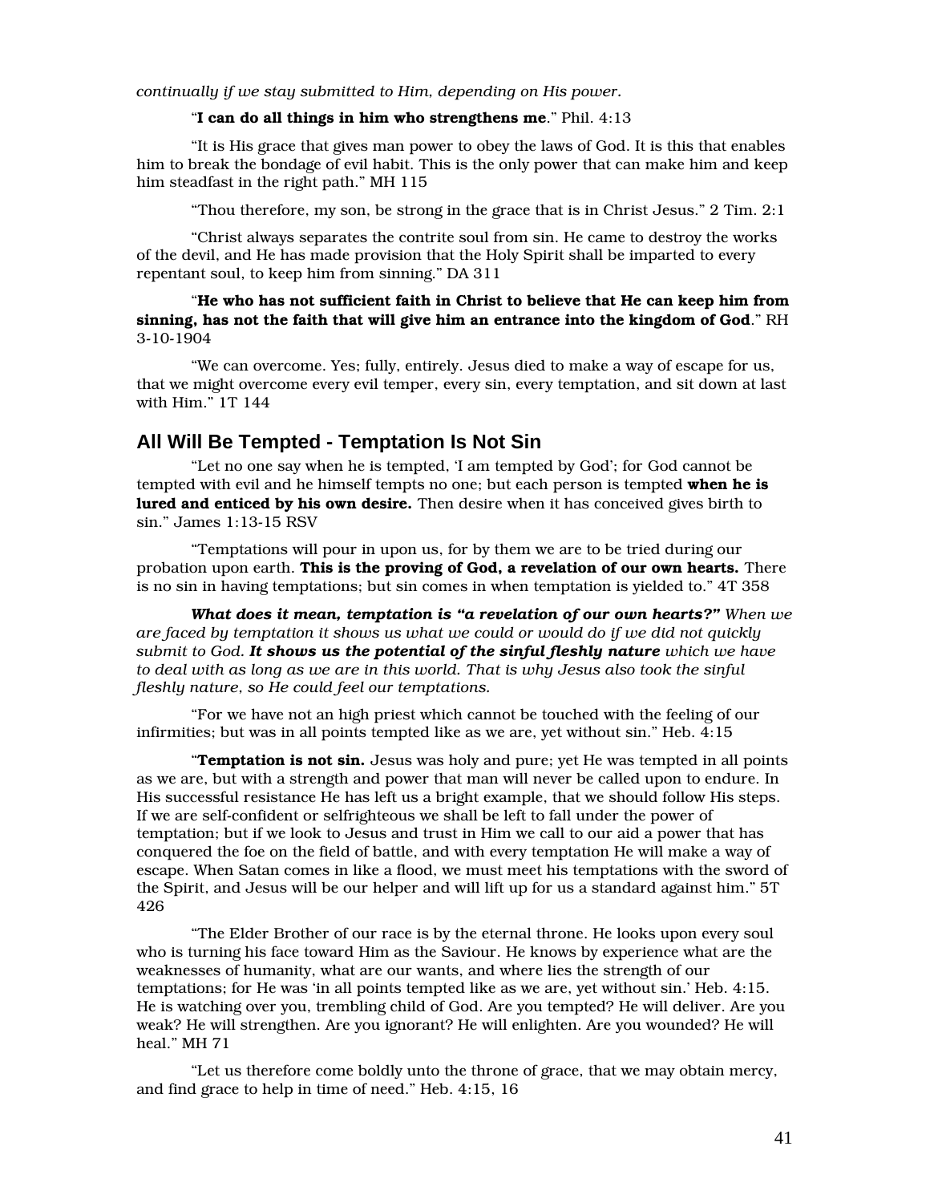*continually if we stay submitted to Him, depending on His power.*

"**I can do all things in him who strengthens me**." Phil. 4:13

"It is His grace that gives man power to obey the laws of God. It is this that enables him to break the bondage of evil habit. This is the only power that can make him and keep him steadfast in the right path." MH 115

"Thou therefore, my son, be strong in the grace that is in Christ Jesus." 2 Tim. 2:1

"Christ always separates the contrite soul from sin. He came to destroy the works of the devil, and He has made provision that the Holy Spirit shall be imparted to every repentant soul, to keep him from sinning." DA 311

"**He who has not sufficient faith in Christ to believe that He can keep him from sinning, has not the faith that will give him an entrance into the kingdom of God**." RH 3-10-1904

"We can overcome. Yes; fully, entirely. Jesus died to make a way of escape for us, that we might overcome every evil temper, every sin, every temptation, and sit down at last with Him." 1T 144

## All Will Be Tempted - Temptation Is Not Sin

"Let no one say when he is tempted, 'I am tempted by God'; for God cannot be tempted with evil and he himself tempts no one; but each person is tempted **when he is lured and enticed by his own desire.** Then desire when it has conceived gives birth to sin." James 1:13-15 RSV

"Temptations will pour in upon us, for by them we are to be tried during our probation upon earth. **This is the proving of God, a revelation of our own hearts.** There is no sin in having temptations; but sin comes in when temptation is yielded to." 4T 358

***What does it mean, temptation is "a revelation of our own hearts?"*** *When we are faced by temptation it shows us what we could or would do if we did not quickly submit to God.* ***It shows us the potential of the sinful fleshly nature*** *which we have to deal with as long as we are in this world. That is why Jesus also took the sinful fleshly nature, so He could feel our temptations.*

"For we have not an high priest which cannot be touched with the feeling of our infirmities; but was in all points tempted like as we are, yet without sin." Heb. 4:15

"**Temptation is not sin.** Jesus was holy and pure; yet He was tempted in all points as we are, but with a strength and power that man will never be called upon to endure. In His successful resistance He has left us a bright example, that we should follow His steps. If we are self-confident or selfrighteous we shall be left to fall under the power of temptation; but if we look to Jesus and trust in Him we call to our aid a power that has conquered the foe on the field of battle, and with every temptation He will make a way of escape. When Satan comes in like a flood, we must meet his temptations with the sword of the Spirit, and Jesus will be our helper and will lift up for us a standard against him." 5T 426

"The Elder Brother of our race is by the eternal throne. He looks upon every soul who is turning his face toward Him as the Saviour. He knows by experience what are the weaknesses of humanity, what are our wants, and where lies the strength of our temptations; for He was 'in all points tempted like as we are, yet without sin.' Heb. 4:15. He is watching over you, trembling child of God. Are you tempted? He will deliver. Are you weak? He will strengthen. Are you ignorant? He will enlighten. Are you wounded? He will heal." MH 71

"Let us therefore come boldly unto the throne of grace, that we may obtain mercy, and find grace to help in time of need." Heb. 4:15, 16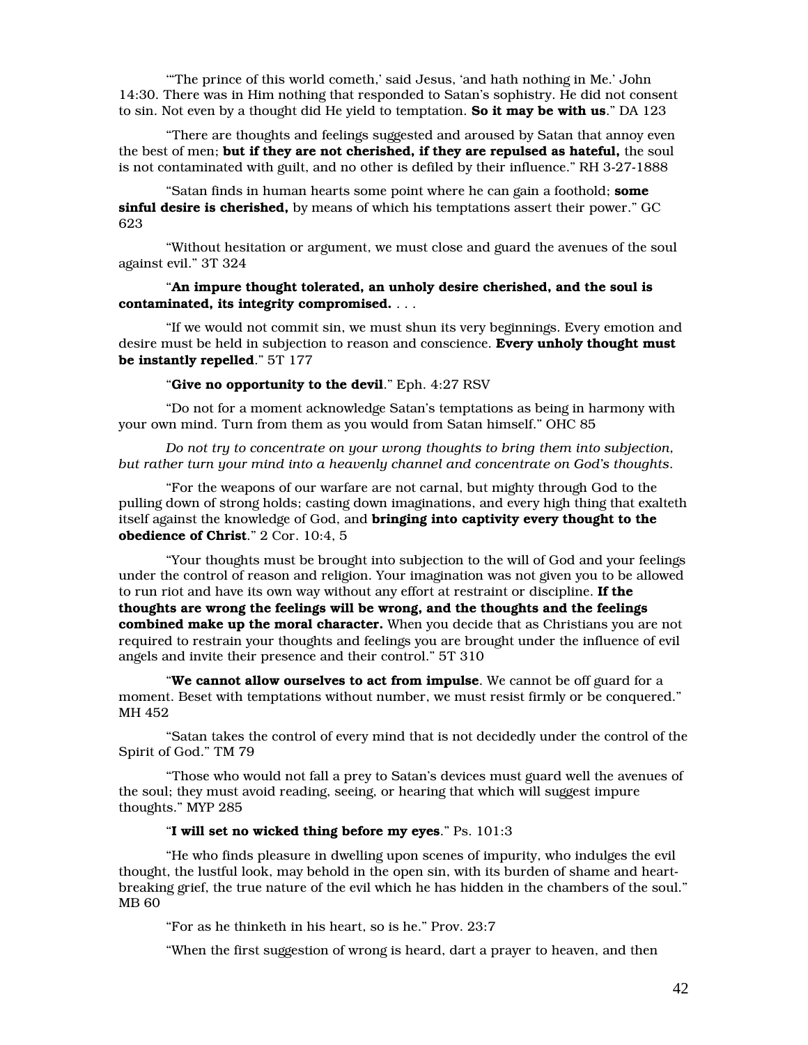"'The prince of this world cometh,' said Jesus, 'and hath nothing in Me.' John 14:30. There was in Him nothing that responded to Satan's sophistry. He did not consent to sin. Not even by a thought did He yield to temptation. **So it may be with us**." DA 123

"There are thoughts and feelings suggested and aroused by Satan that annoy even the best of men; **but if they are not cherished, if they are repulsed as hateful,** the soul is not contaminated with guilt, and no other is defiled by their influence." RH 3-27-1888

"Satan finds in human hearts some point where he can gain a foothold; **some sinful desire is cherished,** by means of which his temptations assert their power." GC 623

"Without hesitation or argument, we must close and guard the avenues of the soul against evil." 3T 324

"**An impure thought tolerated, an unholy desire cherished, and the soul is contaminated, its integrity compromised.** . . .

"If we would not commit sin, we must shun its very beginnings. Every emotion and desire must be held in subjection to reason and conscience. **Every unholy thought must be instantly repelled**." 5T 177

"**Give no opportunity to the devil**." Eph. 4:27 RSV

"Do not for a moment acknowledge Satan's temptations as being in harmony with your own mind. Turn from them as you would from Satan himself." OHC 85

*Do not try to concentrate on your wrong thoughts to bring them into subjection, but rather turn your mind into a heavenly channel and concentrate on God's thoughts.*

"For the weapons of our warfare are not carnal, but mighty through God to the pulling down of strong holds; casting down imaginations, and every high thing that exalteth itself against the knowledge of God, and **bringing into captivity every thought to the obedience of Christ**." 2 Cor. 10:4, 5

"Your thoughts must be brought into subjection to the will of God and your feelings under the control of reason and religion. Your imagination was not given you to be allowed to run riot and have its own way without any effort at restraint or discipline. **If the thoughts are wrong the feelings will be wrong, and the thoughts and the feelings combined make up the moral character.** When you decide that as Christians you are not required to restrain your thoughts and feelings you are brought under the influence of evil angels and invite their presence and their control." 5T 310

"**We cannot allow ourselves to act from impulse**. We cannot be off guard for a moment. Beset with temptations without number, we must resist firmly or be conquered." MH 452

"Satan takes the control of every mind that is not decidedly under the control of the Spirit of God." TM 79

"Those who would not fall a prey to Satan's devices must guard well the avenues of the soul; they must avoid reading, seeing, or hearing that which will suggest impure thoughts." MYP 285

"**I will set no wicked thing before my eyes**." Ps. 101:3

"He who finds pleasure in dwelling upon scenes of impurity, who indulges the evil thought, the lustful look, may behold in the open sin, with its burden of shame and heart-breaking grief, the true nature of the evil which he has hidden in the chambers of the soul." MB 60

"For as he thinketh in his heart, so is he." Prov. 23:7

"When the first suggestion of wrong is heard, dart a prayer to heaven, and then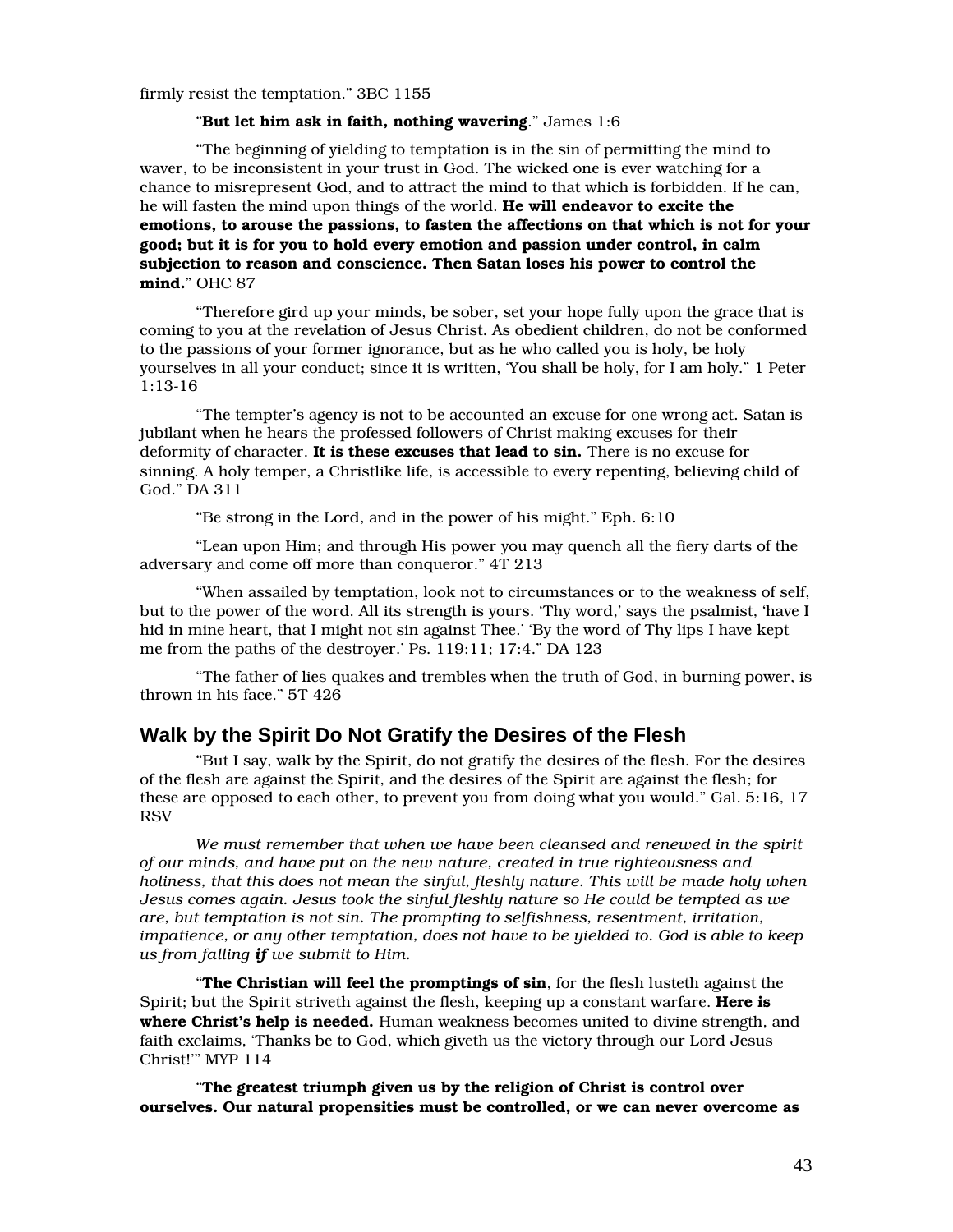firmly resist the temptation." 3BC 1155

"**But let him ask in faith, nothing wavering**." James 1:6

"The beginning of yielding to temptation is in the sin of permitting the mind to waver, to be inconsistent in your trust in God. The wicked one is ever watching for a chance to misrepresent God, and to attract the mind to that which is forbidden. If he can, he will fasten the mind upon things of the world. **He will endeavor to excite the emotions, to arouse the passions, to fasten the affections on that which is not for your good; but it is for you to hold every emotion and passion under control, in calm subjection to reason and conscience. Then Satan loses his power to control the mind.**" OHC 87

"Therefore gird up your minds, be sober, set your hope fully upon the grace that is coming to you at the revelation of Jesus Christ. As obedient children, do not be conformed to the passions of your former ignorance, but as he who called you is holy, be holy yourselves in all your conduct; since it is written, 'You shall be holy, for I am holy." 1 Peter 1:13-16

"The tempter's agency is not to be accounted an excuse for one wrong act. Satan is jubilant when he hears the professed followers of Christ making excuses for their deformity of character. **It is these excuses that lead to sin.** There is no excuse for sinning. A holy temper, a Christlike life, is accessible to every repenting, believing child of God." DA 311

"Be strong in the Lord, and in the power of his might." Eph. 6:10

"Lean upon Him; and through His power you may quench all the fiery darts of the adversary and come off more than conqueror." 4T 213

"When assailed by temptation, look not to circumstances or to the weakness of self, but to the power of the word. All its strength is yours. 'Thy word,' says the psalmist, 'have I hid in mine heart, that I might not sin against Thee.' 'By the word of Thy lips I have kept me from the paths of the destroyer.' Ps. 119:11; 17:4." DA 123

"The father of lies quakes and trembles when the truth of God, in burning power, is thrown in his face." 5T 426

## Walk by the Spirit Do Not Gratify the Desires of the Flesh

"But I say, walk by the Spirit, do not gratify the desires of the flesh. For the desires of the flesh are against the Spirit, and the desires of the Spirit are against the flesh; for these are opposed to each other, to prevent you from doing what you would." Gal. 5:16, 17 RSV

*We must remember that when we have been cleansed and renewed in the spirit of our minds, and have put on the new nature, created in true righteousness and holiness, that this does not mean the sinful, fleshly nature. This will be made holy when Jesus comes again. Jesus took the sinful fleshly nature so He could be tempted as we are, but temptation is not sin. The prompting to selfishness, resentment, irritation, impatience, or any other temptation, does not have to be yielded to. God is able to keep us from falling* ***if*** *we submit to Him.*

"**The Christian will feel the promptings of sin**, for the flesh lusteth against the Spirit; but the Spirit striveth against the flesh, keeping up a constant warfare. **Here is where Christ's help is needed.** Human weakness becomes united to divine strength, and faith exclaims, 'Thanks be to God, which giveth us the victory through our Lord Jesus Christ!'" MYP 114

"**The greatest triumph given us by the religion of Christ is control over ourselves. Our natural propensities must be controlled, or we can never overcome as**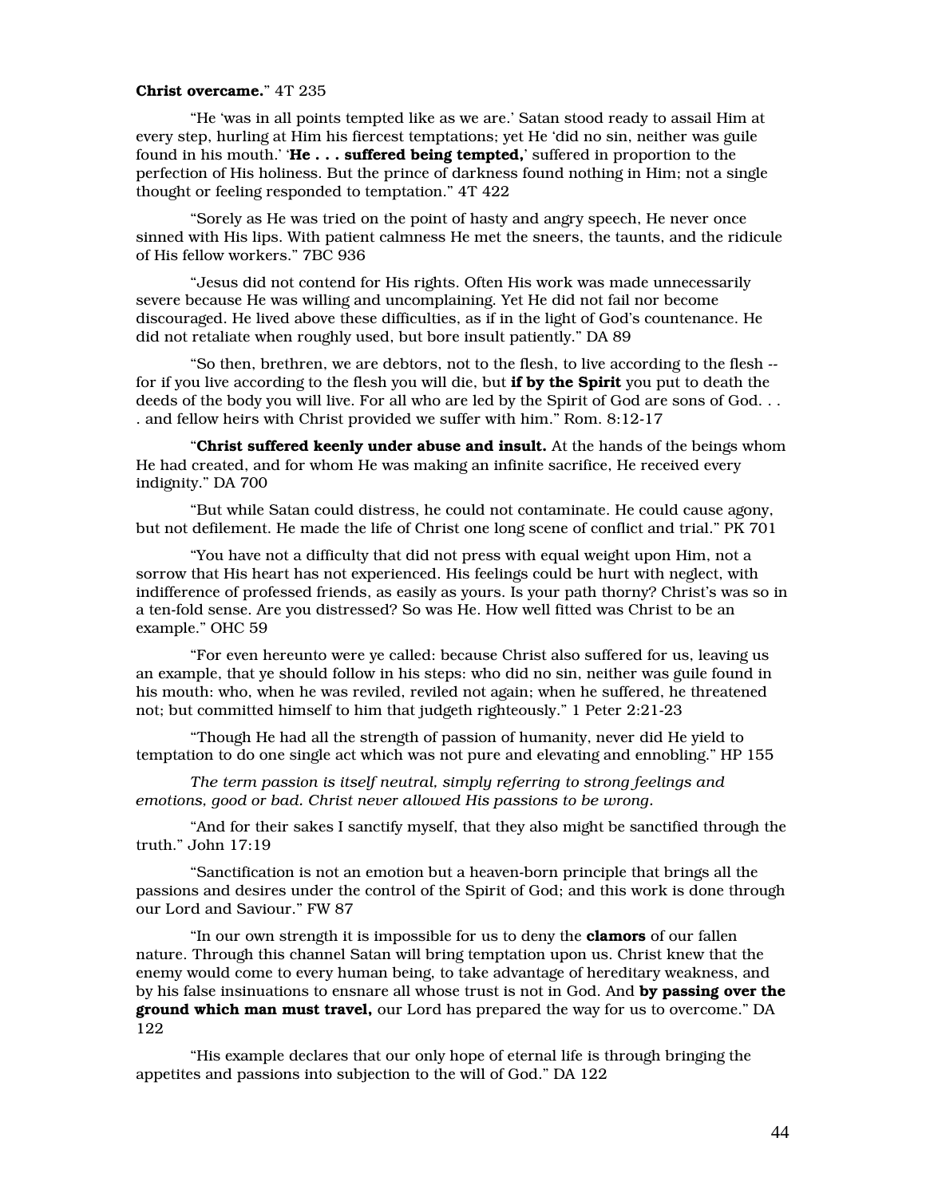**Christ overcame.**" 4T 235

"He 'was in all points tempted like as we are.' Satan stood ready to assail Him at every step, hurling at Him his fiercest temptations; yet He 'did no sin, neither was guile found in his mouth.' '**He . . . suffered being tempted,**' suffered in proportion to the perfection of His holiness. But the prince of darkness found nothing in Him; not a single thought or feeling responded to temptation." 4T 422

"Sorely as He was tried on the point of hasty and angry speech, He never once sinned with His lips. With patient calmness He met the sneers, the taunts, and the ridicule of His fellow workers." 7BC 936

"Jesus did not contend for His rights. Often His work was made unnecessarily severe because He was willing and uncomplaining. Yet He did not fail nor become discouraged. He lived above these difficulties, as if in the light of God's countenance. He did not retaliate when roughly used, but bore insult patiently." DA 89

"So then, brethren, we are debtors, not to the flesh, to live according to the flesh -- for if you live according to the flesh you will die, but **if by the Spirit** you put to death the deeds of the body you will live. For all who are led by the Spirit of God are sons of God. . . . and fellow heirs with Christ provided we suffer with him." Rom. 8:12-17

"**Christ suffered keenly under abuse and insult.** At the hands of the beings whom He had created, and for whom He was making an infinite sacrifice, He received every indignity." DA 700

"But while Satan could distress, he could not contaminate. He could cause agony, but not defilement. He made the life of Christ one long scene of conflict and trial." PK 701

"You have not a difficulty that did not press with equal weight upon Him, not a sorrow that His heart has not experienced. His feelings could be hurt with neglect, with indifference of professed friends, as easily as yours. Is your path thorny? Christ's was so in a ten-fold sense. Are you distressed? So was He. How well fitted was Christ to be an example." OHC 59

"For even hereunto were ye called: because Christ also suffered for us, leaving us an example, that ye should follow in his steps: who did no sin, neither was guile found in his mouth: who, when he was reviled, reviled not again; when he suffered, he threatened not; but committed himself to him that judgeth righteously." 1 Peter 2:21-23

"Though He had all the strength of passion of humanity, never did He yield to temptation to do one single act which was not pure and elevating and ennobling." HP 155

*The term passion is itself neutral, simply referring to strong feelings and emotions, good or bad. Christ never allowed His passions to be wrong.*

"And for their sakes I sanctify myself, that they also might be sanctified through the truth." John 17:19

"Sanctification is not an emotion but a heaven-born principle that brings all the passions and desires under the control of the Spirit of God; and this work is done through our Lord and Saviour." FW 87

"In our own strength it is impossible for us to deny the **clamors** of our fallen nature. Through this channel Satan will bring temptation upon us. Christ knew that the enemy would come to every human being, to take advantage of hereditary weakness, and by his false insinuations to ensnare all whose trust is not in God. And **by passing over the ground which man must travel,** our Lord has prepared the way for us to overcome." DA 122

"His example declares that our only hope of eternal life is through bringing the appetites and passions into subjection to the will of God." DA 122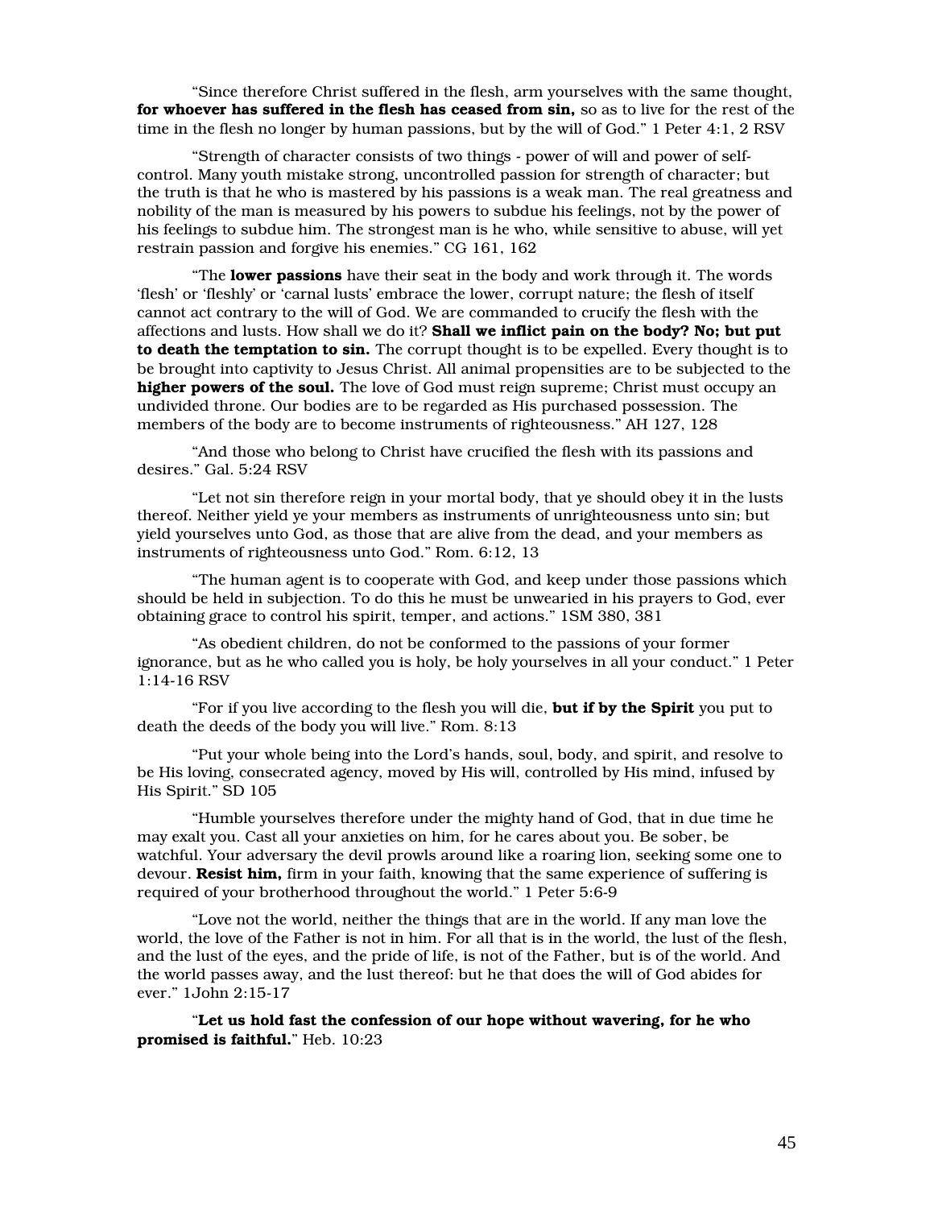“Since therefore Christ suffered in the flesh, arm yourselves with the same thought, **for whoever has suffered in the flesh has ceased from sin,** so as to live for the rest of the time in the flesh no longer by human passions, but by the will of God.” 1 Peter 4:1, 2 RSV

“Strength of character consists of two things - power of will and power of self-control. Many youth mistake strong, uncontrolled passion for strength of character; but the truth is that he who is mastered by his passions is a weak man. The real greatness and nobility of the man is measured by his powers to subdue his feelings, not by the power of his feelings to subdue him. The strongest man is he who, while sensitive to abuse, will yet restrain passion and forgive his enemies.” CG 161, 162

“The **lower passions** have their seat in the body and work through it. The words ‘flesh’ or ‘fleshly’ or ‘carnal lusts’ embrace the lower, corrupt nature; the flesh of itself cannot act contrary to the will of God. We are commanded to crucify the flesh with the affections and lusts. How shall we do it? **Shall we inflict pain on the body? No; but put to death the temptation to sin.** The corrupt thought is to be expelled. Every thought is to be brought into captivity to Jesus Christ. All animal propensities are to be subjected to the **higher powers of the soul.** The love of God must reign supreme; Christ must occupy an undivided throne. Our bodies are to be regarded as His purchased possession. The members of the body are to become instruments of righteousness.” AH 127, 128

“And those who belong to Christ have crucified the flesh with its passions and desires.” Gal. 5:24 RSV

“Let not sin therefore reign in your mortal body, that ye should obey it in the lusts thereof. Neither yield ye your members as instruments of unrighteousness unto sin; but yield yourselves unto God, as those that are alive from the dead, and your members as instruments of righteousness unto God.” Rom. 6:12, 13

“The human agent is to cooperate with God, and keep under those passions which should be held in subjection. To do this he must be unwearied in his prayers to God, ever obtaining grace to control his spirit, temper, and actions.” 1SM 380, 381

“As obedient children, do not be conformed to the passions of your former ignorance, but as he who called you is holy, be holy yourselves in all your conduct.” 1 Peter 1:14-16 RSV

“For if you live according to the flesh you will die, **but if by the Spirit** you put to death the deeds of the body you will live.” Rom. 8:13

“Put your whole being into the Lord’s hands, soul, body, and spirit, and resolve to be His loving, consecrated agency, moved by His will, controlled by His mind, infused by His Spirit.” SD 105

“Humble yourselves therefore under the mighty hand of God, that in due time he may exalt you. Cast all your anxieties on him, for he cares about you. Be sober, be watchful. Your adversary the devil prowls around like a roaring lion, seeking some one to devour. **Resist him,** firm in your faith, knowing that the same experience of suffering is required of your brotherhood throughout the world.” 1 Peter 5:6-9

“Love not the world, neither the things that are in the world. If any man love the world, the love of the Father is not in him. For all that is in the world, the lust of the flesh, and the lust of the eyes, and the pride of life, is not of the Father, but is of the world. And the world passes away, and the lust thereof: but he that does the will of God abides for ever.” 1John 2:15-17

“**Let us hold fast the confession of our hope without wavering, for he who promised is faithful.**” Heb. 10:23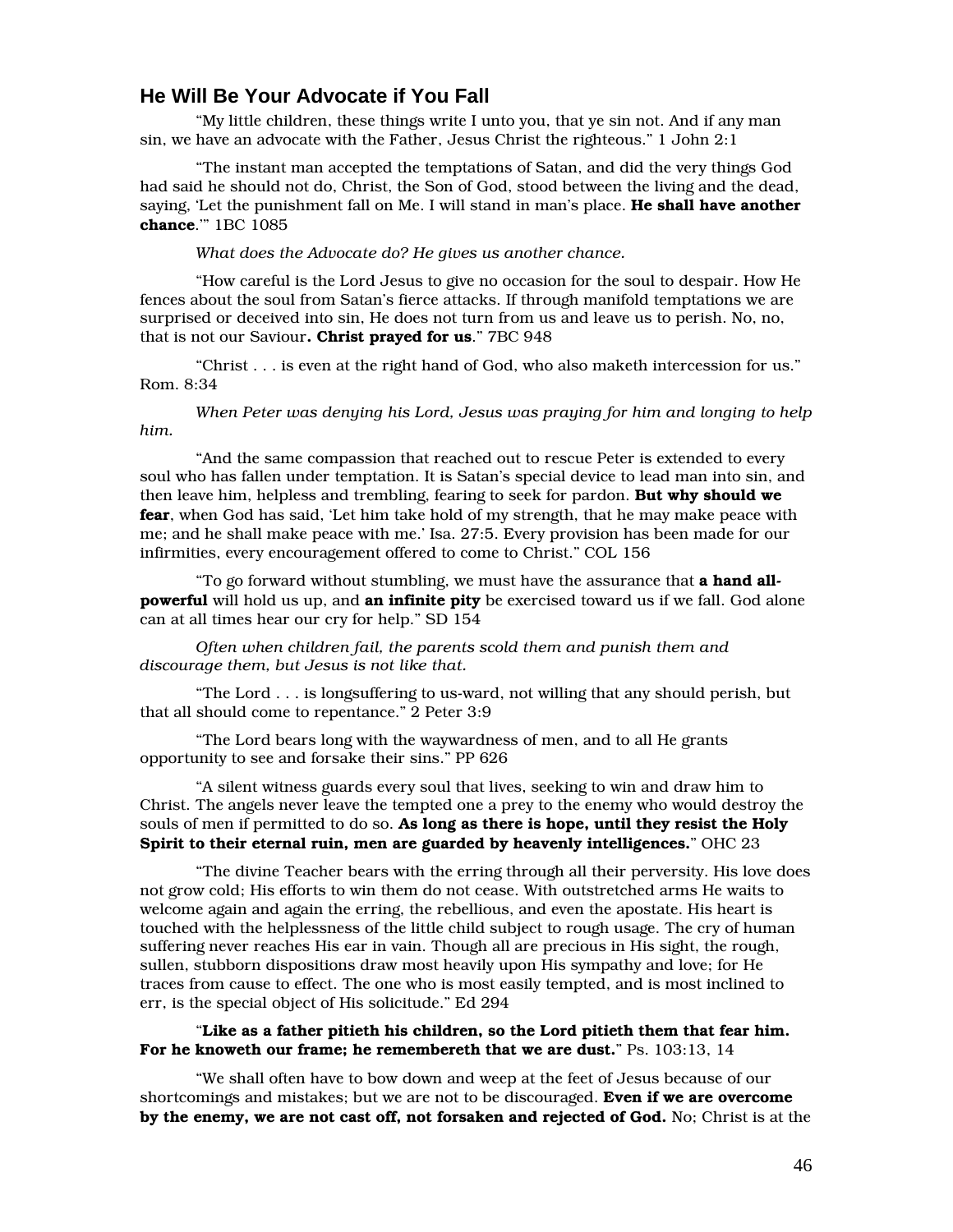## He Will Be Your Advocate if You Fall

"My little children, these things write I unto you, that ye sin not. And if any man sin, we have an advocate with the Father, Jesus Christ the righteous." 1 John 2:1

"The instant man accepted the temptations of Satan, and did the very things God had said he should not do, Christ, the Son of God, stood between the living and the dead, saying, 'Let the punishment fall on Me. I will stand in man's place. **He shall have another chance**.'" 1BC 1085

*What does the Advocate do? He gives us another chance.*

"How careful is the Lord Jesus to give no occasion for the soul to despair. How He fences about the soul from Satan's fierce attacks. If through manifold temptations we are surprised or deceived into sin, He does not turn from us and leave us to perish. No, no, that is not our Saviour**. Christ prayed for us**." 7BC 948

"Christ . . . is even at the right hand of God, who also maketh intercession for us." Rom. 8:34

*When Peter was denying his Lord, Jesus was praying for him and longing to help him.*

"And the same compassion that reached out to rescue Peter is extended to every soul who has fallen under temptation. It is Satan's special device to lead man into sin, and then leave him, helpless and trembling, fearing to seek for pardon. **But why should we fear**, when God has said, 'Let him take hold of my strength, that he may make peace with me; and he shall make peace with me.' Isa. 27:5. Every provision has been made for our infirmities, every encouragement offered to come to Christ." COL 156

"To go forward without stumbling, we must have the assurance that **a hand all-powerful** will hold us up, and **an infinite pity** be exercised toward us if we fall. God alone can at all times hear our cry for help." SD 154

*Often when children fail, the parents scold them and punish them and discourage them, but Jesus is not like that.*

"The Lord . . . is longsuffering to us-ward, not willing that any should perish, but that all should come to repentance." 2 Peter 3:9

"The Lord bears long with the waywardness of men, and to all He grants opportunity to see and forsake their sins." PP 626

"A silent witness guards every soul that lives, seeking to win and draw him to Christ. The angels never leave the tempted one a prey to the enemy who would destroy the souls of men if permitted to do so. **As long as there is hope, until they resist the Holy Spirit to their eternal ruin, men are guarded by heavenly intelligences.**" OHC 23

"The divine Teacher bears with the erring through all their perversity. His love does not grow cold; His efforts to win them do not cease. With outstretched arms He waits to welcome again and again the erring, the rebellious, and even the apostate. His heart is touched with the helplessness of the little child subject to rough usage. The cry of human suffering never reaches His ear in vain. Though all are precious in His sight, the rough, sullen, stubborn dispositions draw most heavily upon His sympathy and love; for He traces from cause to effect. The one who is most easily tempted, and is most inclined to err, is the special object of His solicitude." Ed 294

"**Like as a father pitieth his children, so the Lord pitieth them that fear him. For he knoweth our frame; he remembereth that we are dust.**" Ps. 103:13, 14

"We shall often have to bow down and weep at the feet of Jesus because of our shortcomings and mistakes; but we are not to be discouraged. **Even if we are overcome by the enemy, we are not cast off, not forsaken and rejected of God.** No; Christ is at the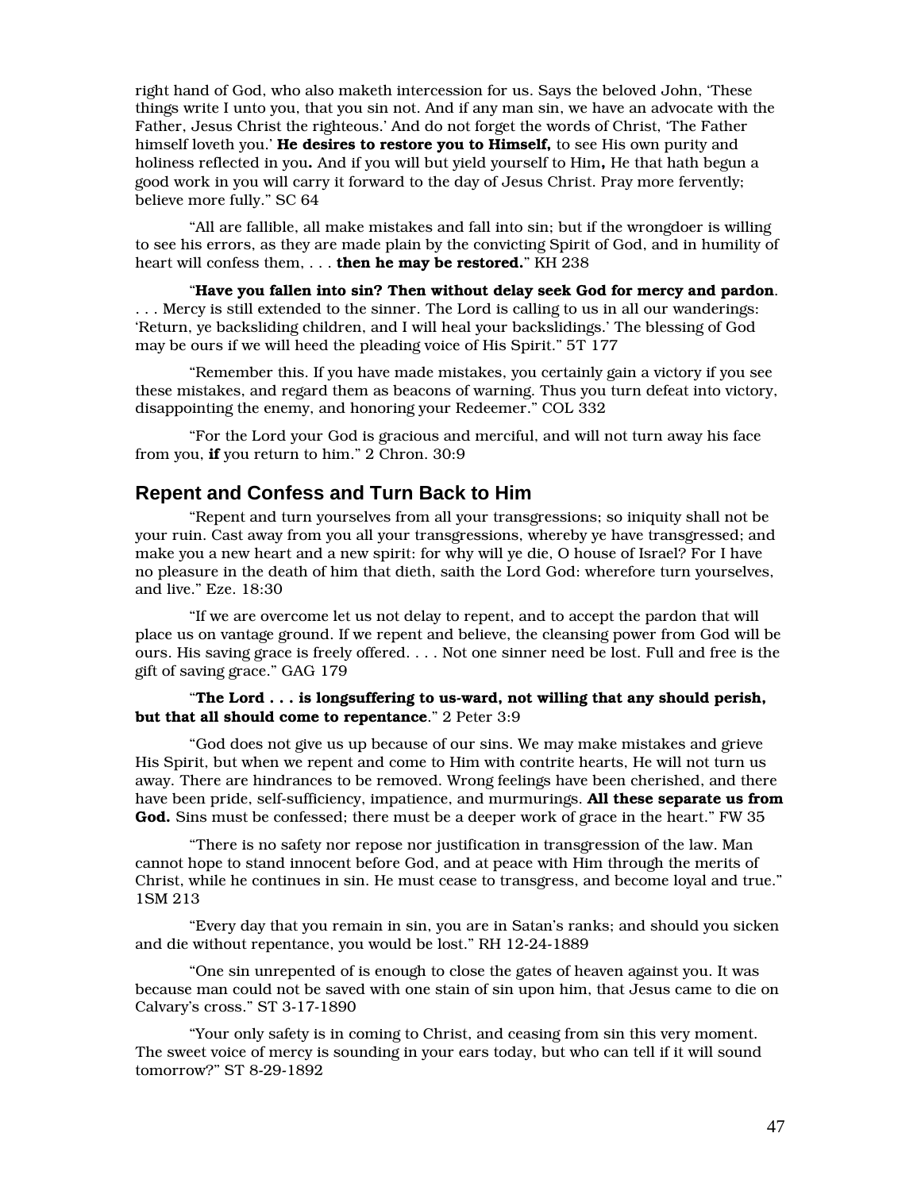right hand of God, who also maketh intercession for us. Says the beloved John, 'These things write I unto you, that you sin not. And if any man sin, we have an advocate with the Father, Jesus Christ the righteous.' And do not forget the words of Christ, 'The Father himself loveth you.' **He desires to restore you to Himself,** to see His own purity and holiness reflected in you**.** And if you will but yield yourself to Him**,** He that hath begun a good work in you will carry it forward to the day of Jesus Christ. Pray more fervently; believe more fully." SC 64

"All are fallible, all make mistakes and fall into sin; but if the wrongdoer is willing to see his errors, as they are made plain by the convicting Spirit of God, and in humility of heart will confess them, . . . **then he may be restored.**" KH 238

"**Have you fallen into sin? Then without delay seek God for mercy and pardon**. . . . Mercy is still extended to the sinner. The Lord is calling to us in all our wanderings: 'Return, ye backsliding children, and I will heal your backslidings.' The blessing of God may be ours if we will heed the pleading voice of His Spirit." 5T 177

"Remember this. If you have made mistakes, you certainly gain a victory if you see these mistakes, and regard them as beacons of warning. Thus you turn defeat into victory, disappointing the enemy, and honoring your Redeemer." COL 332

"For the Lord your God is gracious and merciful, and will not turn away his face from you, **if** you return to him." 2 Chron. 30:9

## Repent and Confess and Turn Back to Him

"Repent and turn yourselves from all your transgressions; so iniquity shall not be your ruin. Cast away from you all your transgressions, whereby ye have transgressed; and make you a new heart and a new spirit: for why will ye die, O house of Israel? For I have no pleasure in the death of him that dieth, saith the Lord God: wherefore turn yourselves, and live." Eze. 18:30

"If we are overcome let us not delay to repent, and to accept the pardon that will place us on vantage ground. If we repent and believe, the cleansing power from God will be ours. His saving grace is freely offered. . . . Not one sinner need be lost. Full and free is the gift of saving grace." GAG 179

"**The Lord . . . is longsuffering to us-ward, not willing that any should perish, but that all should come to repentance**." 2 Peter 3:9

"God does not give us up because of our sins. We may make mistakes and grieve His Spirit, but when we repent and come to Him with contrite hearts, He will not turn us away. There are hindrances to be removed. Wrong feelings have been cherished, and there have been pride, self-sufficiency, impatience, and murmurings. **All these separate us from God.** Sins must be confessed; there must be a deeper work of grace in the heart." FW 35

"There is no safety nor repose nor justification in transgression of the law. Man cannot hope to stand innocent before God, and at peace with Him through the merits of Christ, while he continues in sin. He must cease to transgress, and become loyal and true." 1SM 213

"Every day that you remain in sin, you are in Satan's ranks; and should you sicken and die without repentance, you would be lost." RH 12-24-1889

"One sin unrepented of is enough to close the gates of heaven against you. It was because man could not be saved with one stain of sin upon him, that Jesus came to die on Calvary's cross." ST 3-17-1890

"Your only safety is in coming to Christ, and ceasing from sin this very moment. The sweet voice of mercy is sounding in your ears today, but who can tell if it will sound tomorrow?" ST 8-29-1892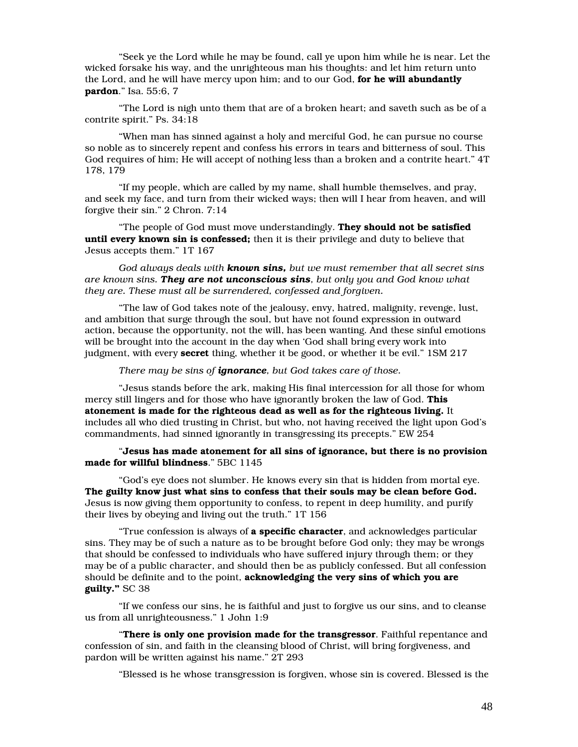"Seek ye the Lord while he may be found, call ye upon him while he is near. Let the wicked forsake his way, and the unrighteous man his thoughts: and let him return unto the Lord, and he will have mercy upon him; and to our God, **for he will abundantly pardon**." Isa. 55:6, 7

"The Lord is nigh unto them that are of a broken heart; and saveth such as be of a contrite spirit." Ps. 34:18

"When man has sinned against a holy and merciful God, he can pursue no course so noble as to sincerely repent and confess his errors in tears and bitterness of soul. This God requires of him; He will accept of nothing less than a broken and a contrite heart." 4T 178, 179

"If my people, which are called by my name, shall humble themselves, and pray, and seek my face, and turn from their wicked ways; then will I hear from heaven, and will forgive their sin." 2 Chron. 7:14

"The people of God must move understandingly. **They should not be satisfied until every known sin is confessed;** then it is their privilege and duty to believe that Jesus accepts them." 1T 167

*God always deals with **known sins,** but we must remember that all secret sins are known sins. **They are not unconscious sins**, but only you and God know what they are. These must all be surrendered, confessed and forgiven.*

"The law of God takes note of the jealousy, envy, hatred, malignity, revenge, lust, and ambition that surge through the soul, but have not found expression in outward action, because the opportunity, not the will, has been wanting. And these sinful emotions will be brought into the account in the day when 'God shall bring every work into judgment, with every **secret** thing, whether it be good, or whether it be evil." 1SM 217

*There may be sins of **ignorance**, but God takes care of those.*

"Jesus stands before the ark, making His final intercession for all those for whom mercy still lingers and for those who have ignorantly broken the law of God. **This atonement is made for the righteous dead as well as for the righteous living.** It includes all who died trusting in Christ, but who, not having received the light upon God's commandments, had sinned ignorantly in transgressing its precepts." EW 254

"**Jesus has made atonement for all sins of ignorance, but there is no provision made for willful blindness**." 5BC 1145

"God's eye does not slumber. He knows every sin that is hidden from mortal eye. **The guilty know just what sins to confess that their souls may be clean before God.** Jesus is now giving them opportunity to confess, to repent in deep humility, and purify their lives by obeying and living out the truth." 1T 156

"True confession is always of **a specific character**, and acknowledges particular sins. They may be of such a nature as to be brought before God only; they may be wrongs that should be confessed to individuals who have suffered injury through them; or they may be of a public character, and should then be as publicly confessed. But all confession should be definite and to the point, **acknowledging the very sins of which you are guilty."** SC 38

"If we confess our sins, he is faithful and just to forgive us our sins, and to cleanse us from all unrighteousness." 1 John 1:9

"**There is only one provision made for the transgressor**. Faithful repentance and confession of sin, and faith in the cleansing blood of Christ, will bring forgiveness, and pardon will be written against his name." 2T 293

"Blessed is he whose transgression is forgiven, whose sin is covered. Blessed is the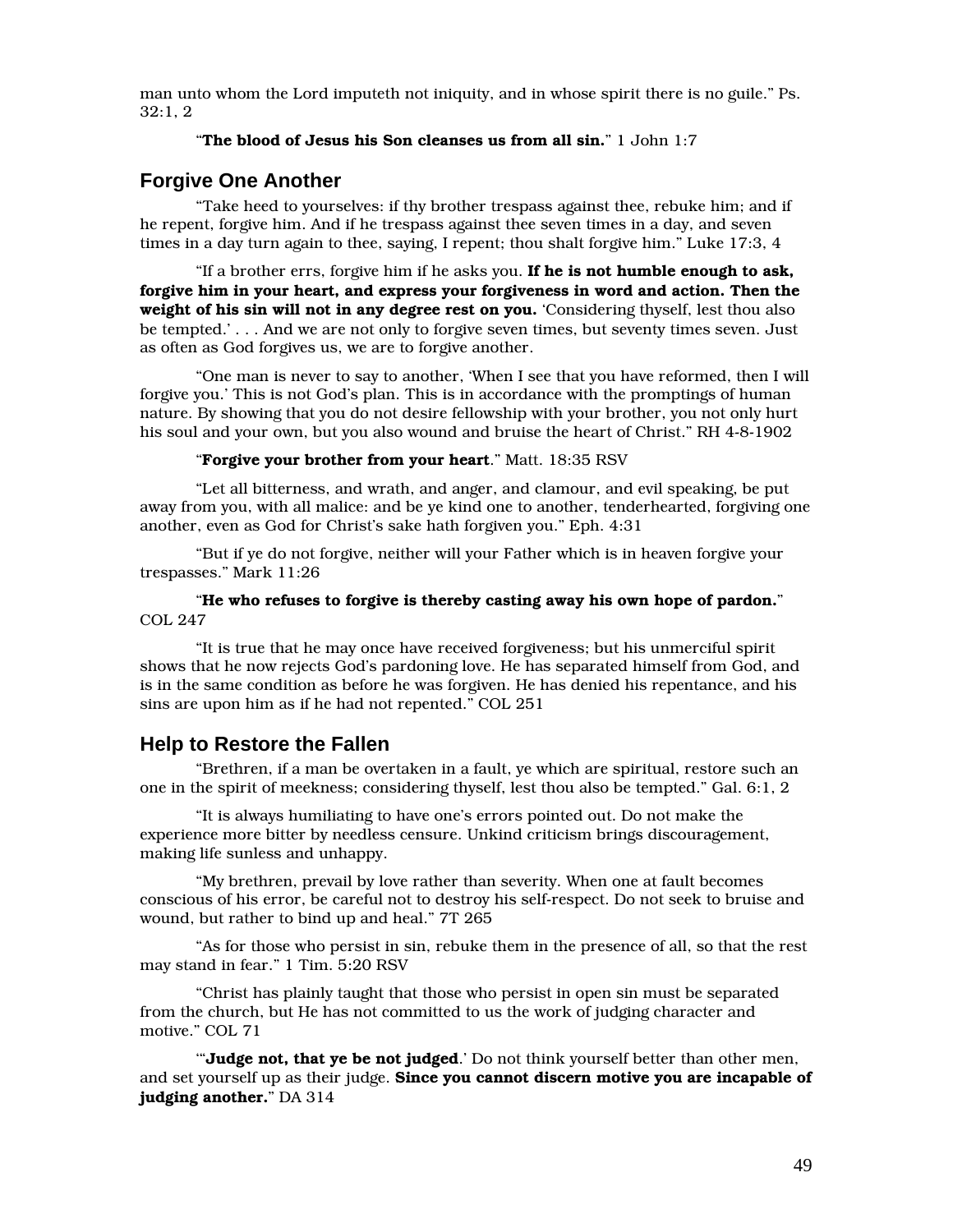man unto whom the Lord imputeth not iniquity, and in whose spirit there is no guile." Ps. 32:1, 2

"**The blood of Jesus his Son cleanses us from all sin.**" 1 John 1:7

## Forgive One Another

"Take heed to yourselves: if thy brother trespass against thee, rebuke him; and if he repent, forgive him. And if he trespass against thee seven times in a day, and seven times in a day turn again to thee, saying, I repent; thou shalt forgive him." Luke 17:3, 4

"If a brother errs, forgive him if he asks you. **If he is not humble enough to ask, forgive him in your heart, and express your forgiveness in word and action. Then the weight of his sin will not in any degree rest on you.** 'Considering thyself, lest thou also be tempted.' . . . And we are not only to forgive seven times, but seventy times seven. Just as often as God forgives us, we are to forgive another.

"One man is never to say to another, 'When I see that you have reformed, then I will forgive you.' This is not God's plan. This is in accordance with the promptings of human nature. By showing that you do not desire fellowship with your brother, you not only hurt his soul and your own, but you also wound and bruise the heart of Christ." RH 4-8-1902

"**Forgive your brother from your heart**." Matt. 18:35 RSV

"Let all bitterness, and wrath, and anger, and clamour, and evil speaking, be put away from you, with all malice: and be ye kind one to another, tenderhearted, forgiving one another, even as God for Christ's sake hath forgiven you." Eph. 4:31

"But if ye do not forgive, neither will your Father which is in heaven forgive your trespasses." Mark 11:26

"**He who refuses to forgive is thereby casting away his own hope of pardon.**" COL 247

"It is true that he may once have received forgiveness; but his unmerciful spirit shows that he now rejects God's pardoning love. He has separated himself from God, and is in the same condition as before he was forgiven. He has denied his repentance, and his sins are upon him as if he had not repented." COL 251

## Help to Restore the Fallen

"Brethren, if a man be overtaken in a fault, ye which are spiritual, restore such an one in the spirit of meekness; considering thyself, lest thou also be tempted." Gal. 6:1, 2

"It is always humiliating to have one's errors pointed out. Do not make the experience more bitter by needless censure. Unkind criticism brings discouragement, making life sunless and unhappy.

"My brethren, prevail by love rather than severity. When one at fault becomes conscious of his error, be careful not to destroy his self-respect. Do not seek to bruise and wound, but rather to bind up and heal." 7T 265

"As for those who persist in sin, rebuke them in the presence of all, so that the rest may stand in fear." 1 Tim. 5:20 RSV

"Christ has plainly taught that those who persist in open sin must be separated from the church, but He has not committed to us the work of judging character and motive." COL 71

"'**Judge not, that ye be not judged**.' Do not think yourself better than other men, and set yourself up as their judge. **Since you cannot discern motive you are incapable of judging another.**" DA 314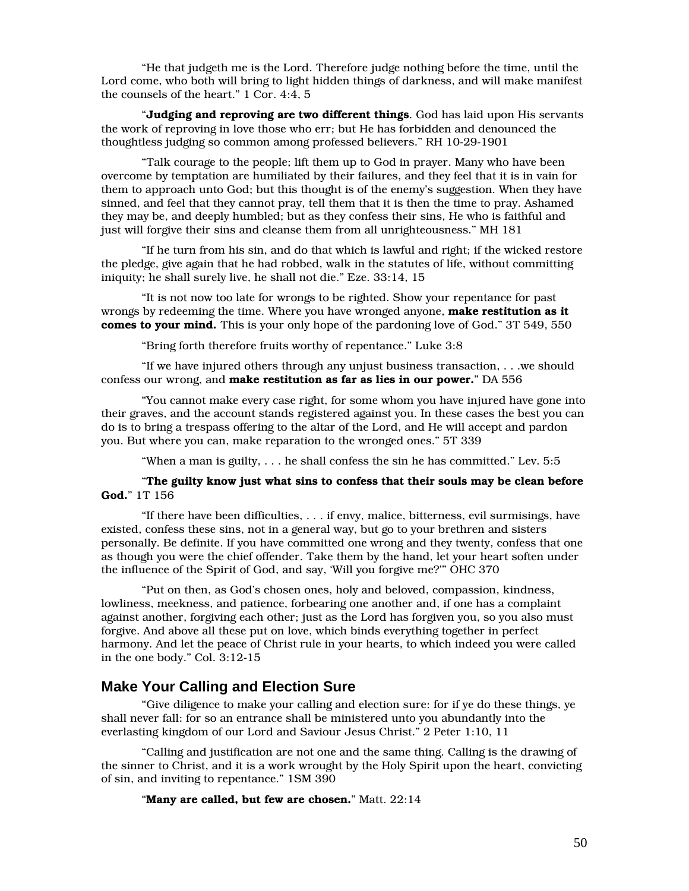"He that judgeth me is the Lord. Therefore judge nothing before the time, until the Lord come, who both will bring to light hidden things of darkness, and will make manifest the counsels of the heart." 1 Cor. 4:4, 5

"**Judging and reproving are two different things**. God has laid upon His servants the work of reproving in love those who err; but He has forbidden and denounced the thoughtless judging so common among professed believers." RH 10-29-1901

"Talk courage to the people; lift them up to God in prayer. Many who have been overcome by temptation are humiliated by their failures, and they feel that it is in vain for them to approach unto God; but this thought is of the enemy's suggestion. When they have sinned, and feel that they cannot pray, tell them that it is then the time to pray. Ashamed they may be, and deeply humbled; but as they confess their sins, He who is faithful and just will forgive their sins and cleanse them from all unrighteousness." MH 181

"If he turn from his sin, and do that which is lawful and right; if the wicked restore the pledge, give again that he had robbed, walk in the statutes of life, without committing iniquity; he shall surely live, he shall not die." Eze. 33:14, 15

"It is not now too late for wrongs to be righted. Show your repentance for past wrongs by redeeming the time. Where you have wronged anyone, **make restitution as it comes to your mind.** This is your only hope of the pardoning love of God." 3T 549, 550

"Bring forth therefore fruits worthy of repentance." Luke 3:8

"If we have injured others through any unjust business transaction, . . .we should confess our wrong, and **make restitution as far as lies in our power.**" DA 556

"You cannot make every case right, for some whom you have injured have gone into their graves, and the account stands registered against you. In these cases the best you can do is to bring a trespass offering to the altar of the Lord, and He will accept and pardon you. But where you can, make reparation to the wronged ones." 5T 339

"When a man is guilty, . . . he shall confess the sin he has committed." Lev. 5:5

"**The guilty know just what sins to confess that their souls may be clean before God.**" 1T 156

"If there have been difficulties, . . . if envy, malice, bitterness, evil surmisings, have existed, confess these sins, not in a general way, but go to your brethren and sisters personally. Be definite. If you have committed one wrong and they twenty, confess that one as though you were the chief offender. Take them by the hand, let your heart soften under the influence of the Spirit of God, and say, 'Will you forgive me?'" OHC 370

"Put on then, as God's chosen ones, holy and beloved, compassion, kindness, lowliness, meekness, and patience, forbearing one another and, if one has a complaint against another, forgiving each other; just as the Lord has forgiven you, so you also must forgive. And above all these put on love, which binds everything together in perfect harmony. And let the peace of Christ rule in your hearts, to which indeed you were called in the one body." Col. 3:12-15

## Make Your Calling and Election Sure

"Give diligence to make your calling and election sure: for if ye do these things, ye shall never fall: for so an entrance shall be ministered unto you abundantly into the everlasting kingdom of our Lord and Saviour Jesus Christ." 2 Peter 1:10, 11

"Calling and justification are not one and the same thing. Calling is the drawing of the sinner to Christ, and it is a work wrought by the Holy Spirit upon the heart, convicting of sin, and inviting to repentance." 1SM 390

"**Many are called, but few are chosen.**" Matt. 22:14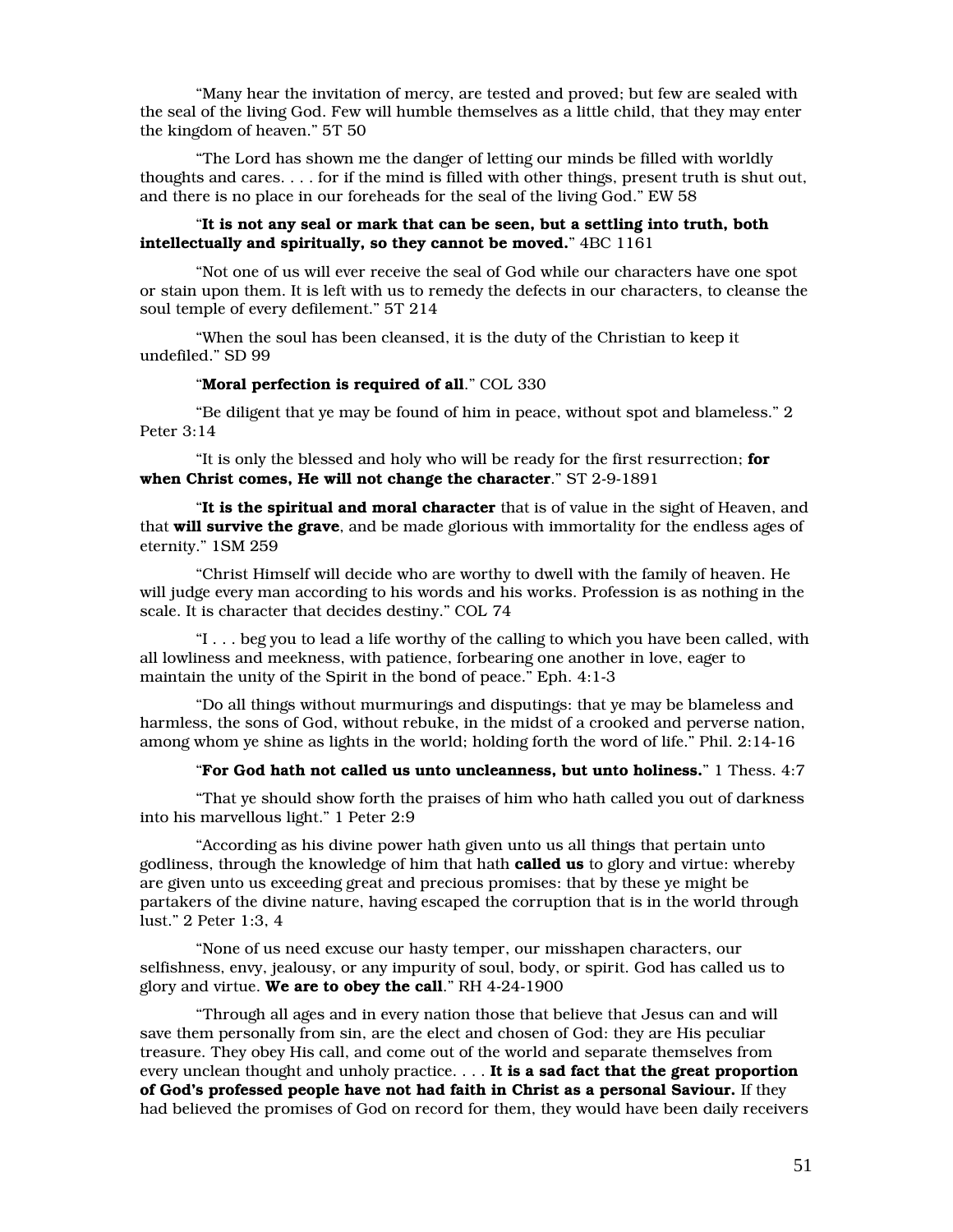"Many hear the invitation of mercy, are tested and proved; but few are sealed with the seal of the living God. Few will humble themselves as a little child, that they may enter the kingdom of heaven." 5T 50

"The Lord has shown me the danger of letting our minds be filled with worldly thoughts and cares. . . . for if the mind is filled with other things, present truth is shut out, and there is no place in our foreheads for the seal of the living God." EW 58

"**It is not any seal or mark that can be seen, but a settling into truth, both intellectually and spiritually, so they cannot be moved.**" 4BC 1161

"Not one of us will ever receive the seal of God while our characters have one spot or stain upon them. It is left with us to remedy the defects in our characters, to cleanse the soul temple of every defilement." 5T 214

"When the soul has been cleansed, it is the duty of the Christian to keep it undefiled." SD 99

"**Moral perfection is required of all**." COL 330

"Be diligent that ye may be found of him in peace, without spot and blameless." 2 Peter 3:14

"It is only the blessed and holy who will be ready for the first resurrection; **for when Christ comes, He will not change the character**." ST 2-9-1891

"**It is the spiritual and moral character** that is of value in the sight of Heaven, and that **will survive the grave**, and be made glorious with immortality for the endless ages of eternity." 1SM 259

"Christ Himself will decide who are worthy to dwell with the family of heaven. He will judge every man according to his words and his works. Profession is as nothing in the scale. It is character that decides destiny." COL 74

"I . . . beg you to lead a life worthy of the calling to which you have been called, with all lowliness and meekness, with patience, forbearing one another in love, eager to maintain the unity of the Spirit in the bond of peace." Eph. 4:1-3

"Do all things without murmurings and disputings: that ye may be blameless and harmless, the sons of God, without rebuke, in the midst of a crooked and perverse nation, among whom ye shine as lights in the world; holding forth the word of life." Phil. 2:14-16

"**For God hath not called us unto uncleanness, but unto holiness.**" 1 Thess. 4:7

"That ye should show forth the praises of him who hath called you out of darkness into his marvellous light." 1 Peter 2:9

"According as his divine power hath given unto us all things that pertain unto godliness, through the knowledge of him that hath **called us** to glory and virtue: whereby are given unto us exceeding great and precious promises: that by these ye might be partakers of the divine nature, having escaped the corruption that is in the world through lust." 2 Peter 1:3, 4

"None of us need excuse our hasty temper, our misshapen characters, our selfishness, envy, jealousy, or any impurity of soul, body, or spirit. God has called us to glory and virtue. **We are to obey the call**." RH 4-24-1900

"Through all ages and in every nation those that believe that Jesus can and will save them personally from sin, are the elect and chosen of God: they are His peculiar treasure. They obey His call, and come out of the world and separate themselves from every unclean thought and unholy practice. . . . **It is a sad fact that the great proportion of God's professed people have not had faith in Christ as a personal Saviour.** If they had believed the promises of God on record for them, they would have been daily receivers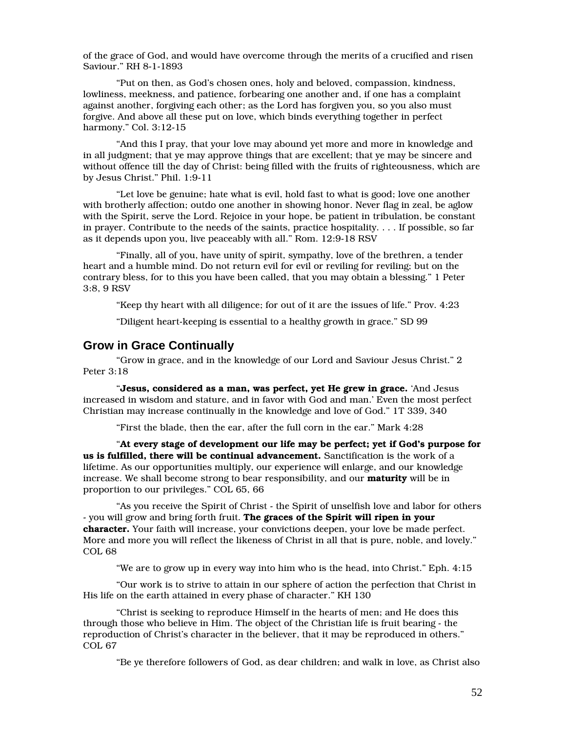of the grace of God, and would have overcome through the merits of a crucified and risen Saviour." RH 8-1-1893

"Put on then, as God's chosen ones, holy and beloved, compassion, kindness, lowliness, meekness, and patience, forbearing one another and, if one has a complaint against another, forgiving each other; as the Lord has forgiven you, so you also must forgive. And above all these put on love, which binds everything together in perfect harmony." Col. 3:12-15

"And this I pray, that your love may abound yet more and more in knowledge and in all judgment; that ye may approve things that are excellent; that ye may be sincere and without offence till the day of Christ: being filled with the fruits of righteousness, which are by Jesus Christ." Phil. 1:9-11

"Let love be genuine; hate what is evil, hold fast to what is good; love one another with brotherly affection; outdo one another in showing honor. Never flag in zeal, be aglow with the Spirit, serve the Lord. Rejoice in your hope, be patient in tribulation, be constant in prayer. Contribute to the needs of the saints, practice hospitality. . . . If possible, so far as it depends upon you, live peaceably with all." Rom. 12:9-18 RSV

"Finally, all of you, have unity of spirit, sympathy, love of the brethren, a tender heart and a humble mind. Do not return evil for evil or reviling for reviling; but on the contrary bless, for to this you have been called, that you may obtain a blessing." 1 Peter 3:8, 9 RSV

"Keep thy heart with all diligence; for out of it are the issues of life." Prov. 4:23

"Diligent heart-keeping is essential to a healthy growth in grace." SD 99

## Grow in Grace Continually

"Grow in grace, and in the knowledge of our Lord and Saviour Jesus Christ." 2 Peter 3:18

"**Jesus, considered as a man, was perfect, yet He grew in grace.** 'And Jesus increased in wisdom and stature, and in favor with God and man.' Even the most perfect Christian may increase continually in the knowledge and love of God." 1T 339, 340

"First the blade, then the ear, after the full corn in the ear." Mark 4:28

"**At every stage of development our life may be perfect; yet if God's purpose for us is fulfilled, there will be continual advancement.** Sanctification is the work of a lifetime. As our opportunities multiply, our experience will enlarge, and our knowledge increase. We shall become strong to bear responsibility, and our **maturity** will be in proportion to our privileges." COL 65, 66

"As you receive the Spirit of Christ - the Spirit of unselfish love and labor for others - you will grow and bring forth fruit. **The graces of the Spirit will ripen in your character.** Your faith will increase, your convictions deepen, your love be made perfect. More and more you will reflect the likeness of Christ in all that is pure, noble, and lovely." COL 68

"We are to grow up in every way into him who is the head, into Christ." Eph. 4:15

"Our work is to strive to attain in our sphere of action the perfection that Christ in His life on the earth attained in every phase of character." KH 130

"Christ is seeking to reproduce Himself in the hearts of men; and He does this through those who believe in Him. The object of the Christian life is fruit bearing - the reproduction of Christ's character in the believer, that it may be reproduced in others." COL 67

"Be ye therefore followers of God, as dear children; and walk in love, as Christ also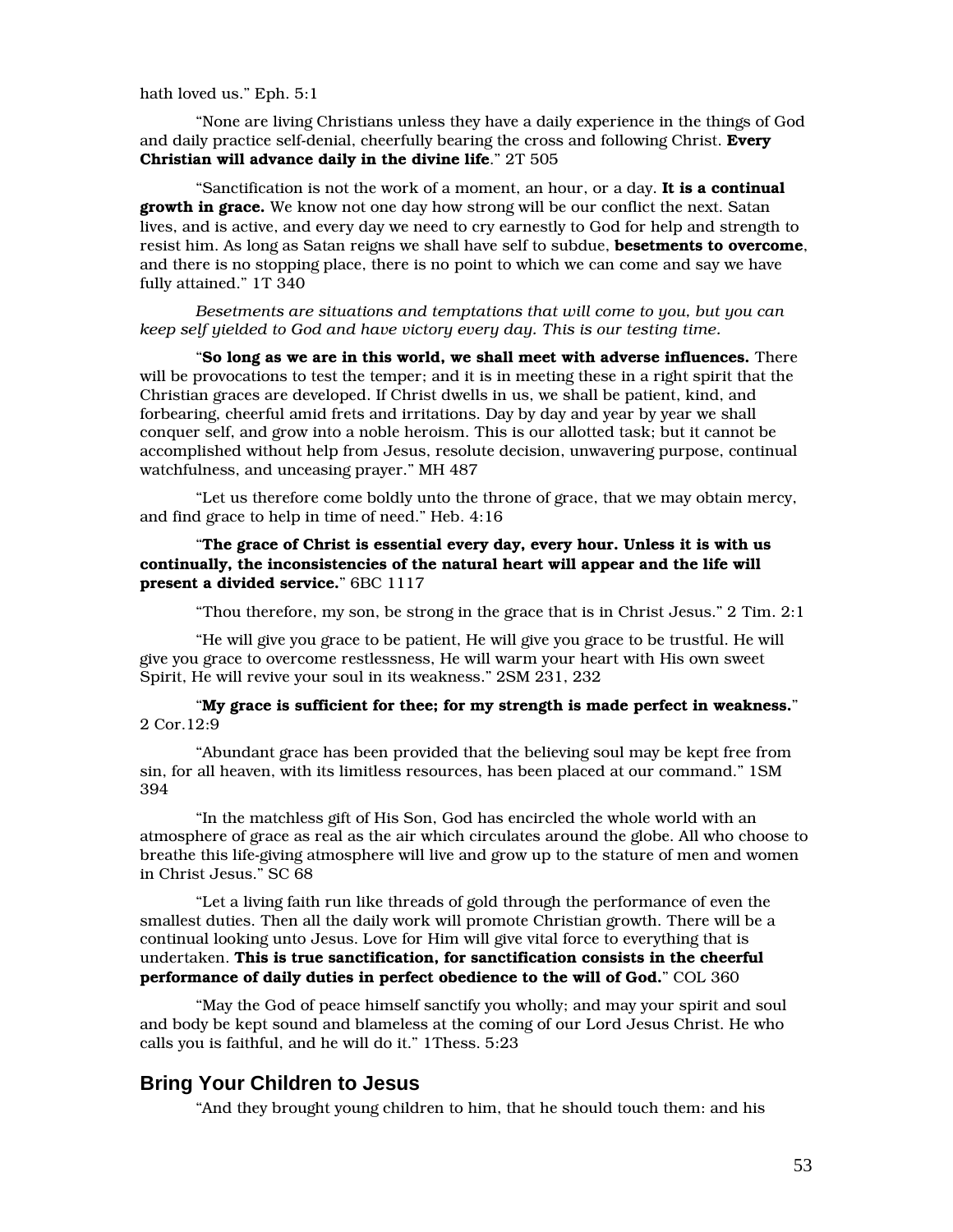hath loved us." Eph. 5:1

"None are living Christians unless they have a daily experience in the things of God and daily practice self-denial, cheerfully bearing the cross and following Christ. **Every Christian will advance daily in the divine life**." 2T 505

"Sanctification is not the work of a moment, an hour, or a day. **It is a continual growth in grace.** We know not one day how strong will be our conflict the next. Satan lives, and is active, and every day we need to cry earnestly to God for help and strength to resist him. As long as Satan reigns we shall have self to subdue, **besetments to overcome**, and there is no stopping place, there is no point to which we can come and say we have fully attained." 1T 340

*Besetments are situations and temptations that will come to you, but you can keep self yielded to God and have victory every day. This is our testing time.*

"**So long as we are in this world, we shall meet with adverse influences.** There will be provocations to test the temper; and it is in meeting these in a right spirit that the Christian graces are developed. If Christ dwells in us, we shall be patient, kind, and forbearing, cheerful amid frets and irritations. Day by day and year by year we shall conquer self, and grow into a noble heroism. This is our allotted task; but it cannot be accomplished without help from Jesus, resolute decision, unwavering purpose, continual watchfulness, and unceasing prayer." MH 487

"Let us therefore come boldly unto the throne of grace, that we may obtain mercy, and find grace to help in time of need." Heb. 4:16

"**The grace of Christ is essential every day, every hour. Unless it is with us continually, the inconsistencies of the natural heart will appear and the life will present a divided service.**" 6BC 1117

"Thou therefore, my son, be strong in the grace that is in Christ Jesus." 2 Tim. 2:1

"He will give you grace to be patient, He will give you grace to be trustful. He will give you grace to overcome restlessness, He will warm your heart with His own sweet Spirit, He will revive your soul in its weakness." 2SM 231, 232

"**My grace is sufficient for thee; for my strength is made perfect in weakness.**" 2 Cor.12:9

"Abundant grace has been provided that the believing soul may be kept free from sin, for all heaven, with its limitless resources, has been placed at our command." 1SM 394

"In the matchless gift of His Son, God has encircled the whole world with an atmosphere of grace as real as the air which circulates around the globe. All who choose to breathe this life-giving atmosphere will live and grow up to the stature of men and women in Christ Jesus." SC 68

"Let a living faith run like threads of gold through the performance of even the smallest duties. Then all the daily work will promote Christian growth. There will be a continual looking unto Jesus. Love for Him will give vital force to everything that is undertaken. **This is true sanctification, for sanctification consists in the cheerful performance of daily duties in perfect obedience to the will of God.**" COL 360

"May the God of peace himself sanctify you wholly; and may your spirit and soul and body be kept sound and blameless at the coming of our Lord Jesus Christ. He who calls you is faithful, and he will do it." 1Thess. 5:23

## Bring Your Children to Jesus

"And they brought young children to him, that he should touch them: and his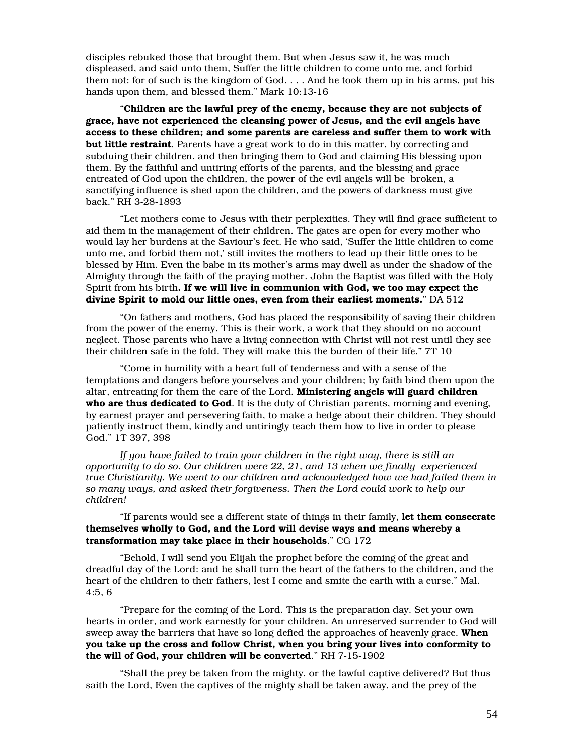disciples rebuked those that brought them. But when Jesus saw it, he was much displeased, and said unto them, Suffer the little children to come unto me, and forbid them not: for of such is the kingdom of God. . . . And he took them up in his arms, put his hands upon them, and blessed them." Mark 10:13-16

"**Children are the lawful prey of the enemy, because they are not subjects of grace, have not experienced the cleansing power of Jesus, and the evil angels have access to these children; and some parents are careless and suffer them to work with but little restraint**. Parents have a great work to do in this matter, by correcting and subduing their children, and then bringing them to God and claiming His blessing upon them. By the faithful and untiring efforts of the parents, and the blessing and grace entreated of God upon the children, the power of the evil angels will be broken, a sanctifying influence is shed upon the children, and the powers of darkness must give back." RH 3-28-1893

"Let mothers come to Jesus with their perplexities. They will find grace sufficient to aid them in the management of their children. The gates are open for every mother who would lay her burdens at the Saviour's feet. He who said, 'Suffer the little children to come unto me, and forbid them not,' still invites the mothers to lead up their little ones to be blessed by Him. Even the babe in its mother's arms may dwell as under the shadow of the Almighty through the faith of the praying mother. John the Baptist was filled with the Holy Spirit from his birth**. If we will live in communion with God, we too may expect the divine Spirit to mold our little ones, even from their earliest moments.**" DA 512

"On fathers and mothers, God has placed the responsibility of saving their children from the power of the enemy. This is their work, a work that they should on no account neglect. Those parents who have a living connection with Christ will not rest until they see their children safe in the fold. They will make this the burden of their life." 7T 10

"Come in humility with a heart full of tenderness and with a sense of the temptations and dangers before yourselves and your children; by faith bind them upon the altar, entreating for them the care of the Lord. **Ministering angels will guard children who are thus dedicated to God**. It is the duty of Christian parents, morning and evening, by earnest prayer and persevering faith, to make a hedge about their children. They should patiently instruct them, kindly and untiringly teach them how to live in order to please God." 1T 397, 398

*If you have failed to train your children in the right way, there is still an opportunity to do so. Our children were 22, 21, and 13 when we finally experienced true Christianity. We went to our children and acknowledged how we had failed them in so many ways, and asked their forgiveness. Then the Lord could work to help our children!*

"If parents would see a different state of things in their family, **let them consecrate themselves wholly to God, and the Lord will devise ways and means whereby a transformation may take place in their households**." CG 172

"Behold, I will send you Elijah the prophet before the coming of the great and dreadful day of the Lord: and he shall turn the heart of the fathers to the children, and the heart of the children to their fathers, lest I come and smite the earth with a curse." Mal. 4:5, 6

"Prepare for the coming of the Lord. This is the preparation day. Set your own hearts in order, and work earnestly for your children. An unreserved surrender to God will sweep away the barriers that have so long defied the approaches of heavenly grace. **When you take up the cross and follow Christ, when you bring your lives into conformity to the will of God, your children will be converted**." RH 7-15-1902

"Shall the prey be taken from the mighty, or the lawful captive delivered? But thus saith the Lord, Even the captives of the mighty shall be taken away, and the prey of the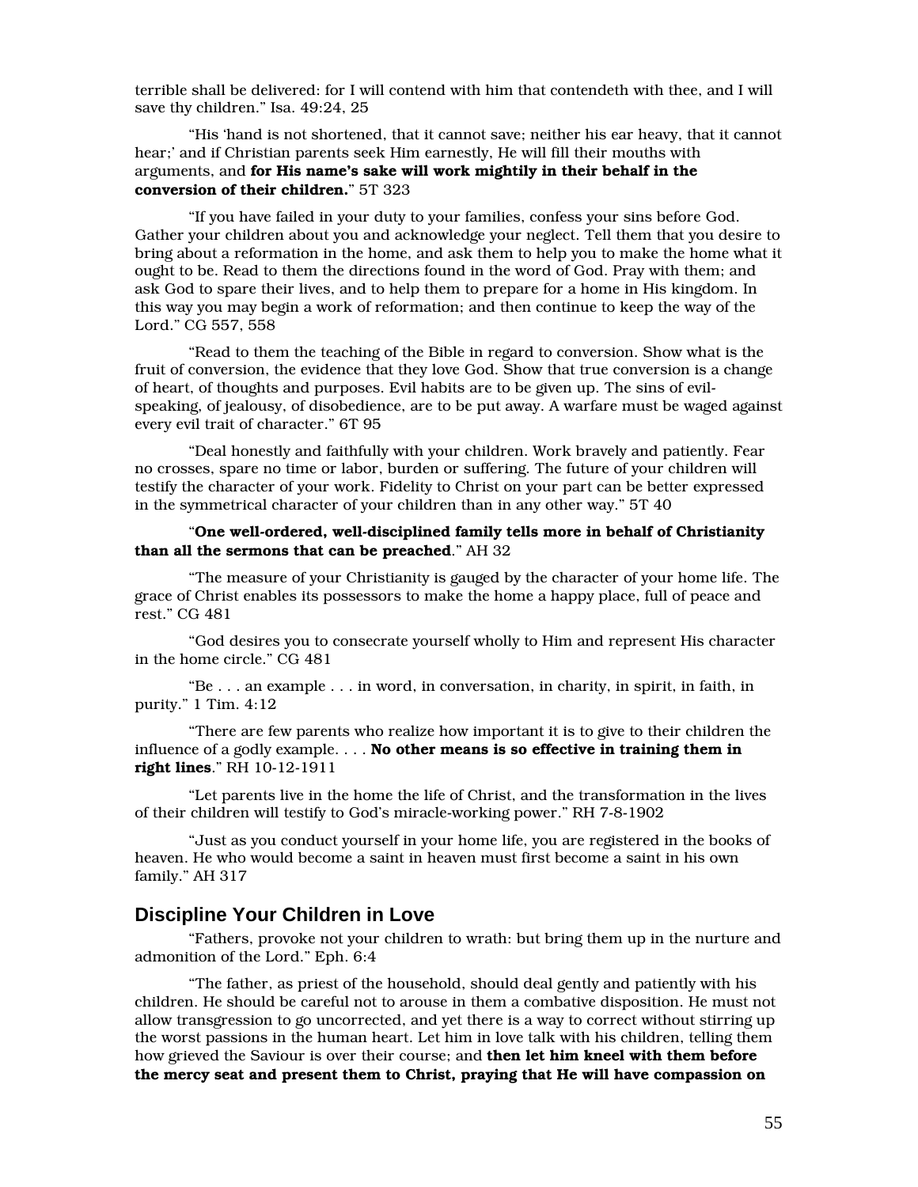terrible shall be delivered: for I will contend with him that contendeth with thee, and I will save thy children." Isa. 49:24, 25

"His 'hand is not shortened, that it cannot save; neither his ear heavy, that it cannot hear;' and if Christian parents seek Him earnestly, He will fill their mouths with arguments, and **for His name's sake will work mightily in their behalf in the conversion of their children.**" 5T 323

"If you have failed in your duty to your families, confess your sins before God. Gather your children about you and acknowledge your neglect. Tell them that you desire to bring about a reformation in the home, and ask them to help you to make the home what it ought to be. Read to them the directions found in the word of God. Pray with them; and ask God to spare their lives, and to help them to prepare for a home in His kingdom. In this way you may begin a work of reformation; and then continue to keep the way of the Lord." CG 557, 558

"Read to them the teaching of the Bible in regard to conversion. Show what is the fruit of conversion, the evidence that they love God. Show that true conversion is a change of heart, of thoughts and purposes. Evil habits are to be given up. The sins of evil-speaking, of jealousy, of disobedience, are to be put away. A warfare must be waged against every evil trait of character." 6T 95

"Deal honestly and faithfully with your children. Work bravely and patiently. Fear no crosses, spare no time or labor, burden or suffering. The future of your children will testify the character of your work. Fidelity to Christ on your part can be better expressed in the symmetrical character of your children than in any other way." 5T 40

"**One well-ordered, well-disciplined family tells more in behalf of Christianity than all the sermons that can be preached**." AH 32

"The measure of your Christianity is gauged by the character of your home life. The grace of Christ enables its possessors to make the home a happy place, full of peace and rest." CG 481

"God desires you to consecrate yourself wholly to Him and represent His character in the home circle." CG 481

"Be . . . an example . . . in word, in conversation, in charity, in spirit, in faith, in purity." 1 Tim. 4:12

"There are few parents who realize how important it is to give to their children the influence of a godly example. . . . **No other means is so effective in training them in right lines**." RH 10-12-1911

"Let parents live in the home the life of Christ, and the transformation in the lives of their children will testify to God's miracle-working power." RH 7-8-1902

"Just as you conduct yourself in your home life, you are registered in the books of heaven. He who would become a saint in heaven must first become a saint in his own family." AH 317

## Discipline Your Children in Love

"Fathers, provoke not your children to wrath: but bring them up in the nurture and admonition of the Lord." Eph. 6:4

"The father, as priest of the household, should deal gently and patiently with his children. He should be careful not to arouse in them a combative disposition. He must not allow transgression to go uncorrected, and yet there is a way to correct without stirring up the worst passions in the human heart. Let him in love talk with his children, telling them how grieved the Saviour is over their course; and **then let him kneel with them before the mercy seat and present them to Christ, praying that He will have compassion on**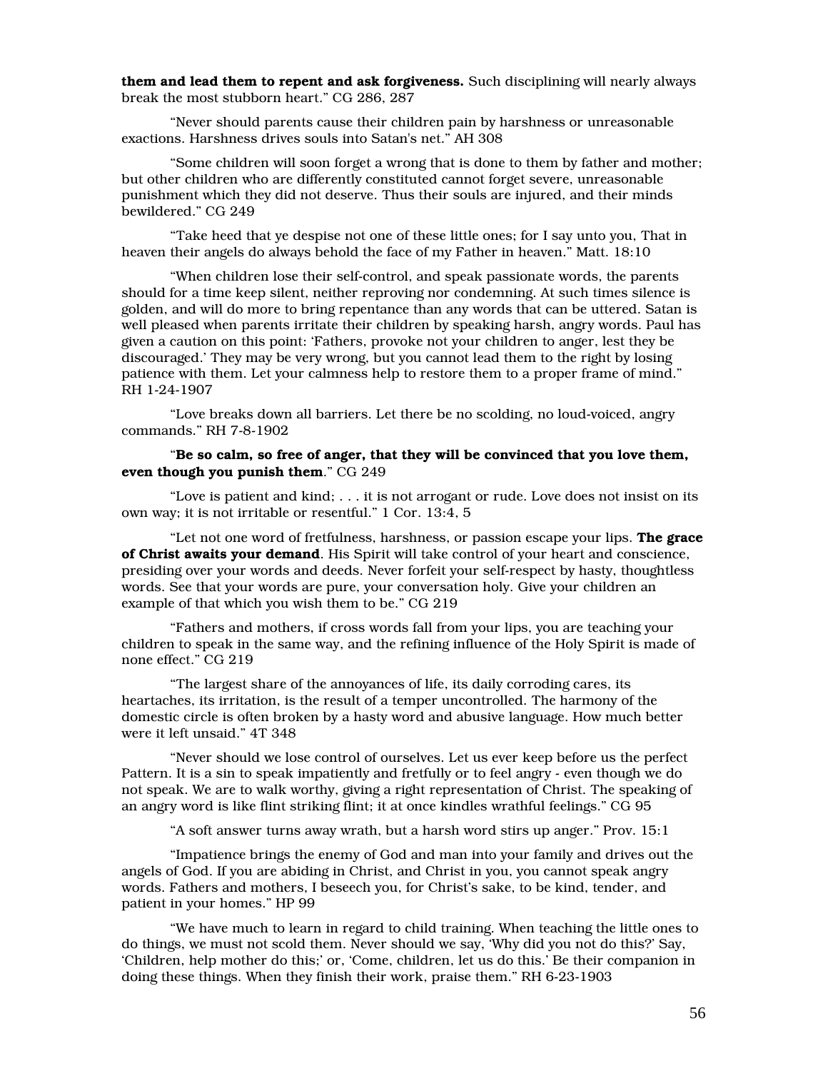**them and lead them to repent and ask forgiveness.** Such disciplining will nearly always break the most stubborn heart." CG 286, 287

"Never should parents cause their children pain by harshness or unreasonable exactions. Harshness drives souls into Satan's net." AH 308

"Some children will soon forget a wrong that is done to them by father and mother; but other children who are differently constituted cannot forget severe, unreasonable punishment which they did not deserve. Thus their souls are injured, and their minds bewildered." CG 249

"Take heed that ye despise not one of these little ones; for I say unto you, That in heaven their angels do always behold the face of my Father in heaven." Matt. 18:10

"When children lose their self-control, and speak passionate words, the parents should for a time keep silent, neither reproving nor condemning. At such times silence is golden, and will do more to bring repentance than any words that can be uttered. Satan is well pleased when parents irritate their children by speaking harsh, angry words. Paul has given a caution on this point: 'Fathers, provoke not your children to anger, lest they be discouraged.' They may be very wrong, but you cannot lead them to the right by losing patience with them. Let your calmness help to restore them to a proper frame of mind." RH 1-24-1907

"Love breaks down all barriers. Let there be no scolding, no loud-voiced, angry commands." RH 7-8-1902

"**Be so calm, so free of anger, that they will be convinced that you love them, even though you punish them**." CG 249

"Love is patient and kind; . . . it is not arrogant or rude. Love does not insist on its own way; it is not irritable or resentful." 1 Cor. 13:4, 5

"Let not one word of fretfulness, harshness, or passion escape your lips. **The grace of Christ awaits your demand**. His Spirit will take control of your heart and conscience, presiding over your words and deeds. Never forfeit your self-respect by hasty, thoughtless words. See that your words are pure, your conversation holy. Give your children an example of that which you wish them to be." CG 219

"Fathers and mothers, if cross words fall from your lips, you are teaching your children to speak in the same way, and the refining influence of the Holy Spirit is made of none effect." CG 219

"The largest share of the annoyances of life, its daily corroding cares, its heartaches, its irritation, is the result of a temper uncontrolled. The harmony of the domestic circle is often broken by a hasty word and abusive language. How much better were it left unsaid." 4T 348

"Never should we lose control of ourselves. Let us ever keep before us the perfect Pattern. It is a sin to speak impatiently and fretfully or to feel angry - even though we do not speak. We are to walk worthy, giving a right representation of Christ. The speaking of an angry word is like flint striking flint; it at once kindles wrathful feelings." CG 95

"A soft answer turns away wrath, but a harsh word stirs up anger." Prov. 15:1

"Impatience brings the enemy of God and man into your family and drives out the angels of God. If you are abiding in Christ, and Christ in you, you cannot speak angry words. Fathers and mothers, I beseech you, for Christ's sake, to be kind, tender, and patient in your homes." HP 99

"We have much to learn in regard to child training. When teaching the little ones to do things, we must not scold them. Never should we say, 'Why did you not do this?' Say, 'Children, help mother do this;' or, 'Come, children, let us do this.' Be their companion in doing these things. When they finish their work, praise them." RH 6-23-1903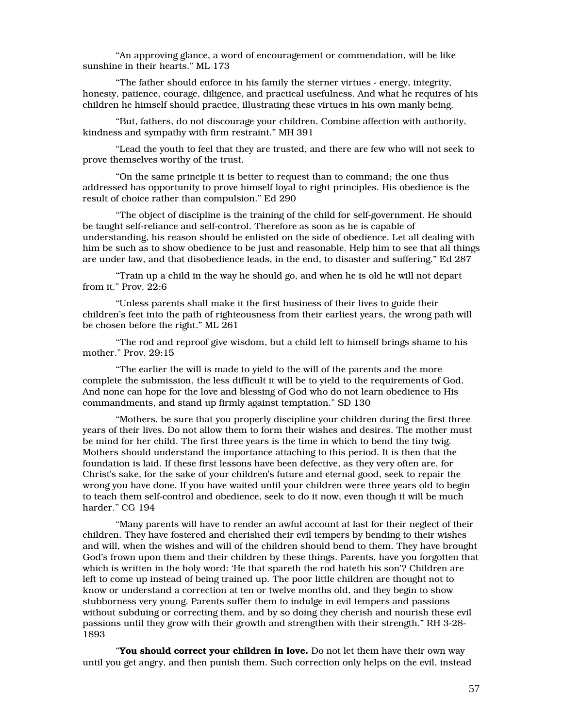"An approving glance, a word of encouragement or commendation, will be like sunshine in their hearts." ML 173

"The father should enforce in his family the sterner virtues - energy, integrity, honesty, patience, courage, diligence, and practical usefulness. And what he requires of his children he himself should practice, illustrating these virtues in his own manly being.

"But, fathers, do not discourage your children. Combine affection with authority, kindness and sympathy with firm restraint." MH 391

"Lead the youth to feel that they are trusted, and there are few who will not seek to prove themselves worthy of the trust.

"On the same principle it is better to request than to command; the one thus addressed has opportunity to prove himself loyal to right principles. His obedience is the result of choice rather than compulsion." Ed 290

"The object of discipline is the training of the child for self-government. He should be taught self-reliance and self-control. Therefore as soon as he is capable of understanding, his reason should be enlisted on the side of obedience. Let all dealing with him be such as to show obedience to be just and reasonable. Help him to see that all things are under law, and that disobedience leads, in the end, to disaster and suffering." Ed 287

"Train up a child in the way he should go, and when he is old he will not depart from it." Prov. 22:6

"Unless parents shall make it the first business of their lives to guide their children's feet into the path of righteousness from their earliest years, the wrong path will be chosen before the right." ML 261

"The rod and reproof give wisdom, but a child left to himself brings shame to his mother." Prov. 29:15

"The earlier the will is made to yield to the will of the parents and the more complete the submission, the less difficult it will be to yield to the requirements of God. And none can hope for the love and blessing of God who do not learn obedience to His commandments, and stand up firmly against temptation." SD 130

"Mothers, be sure that you properly discipline your children during the first three years of their lives. Do not allow them to form their wishes and desires. The mother must be mind for her child. The first three years is the time in which to bend the tiny twig. Mothers should understand the importance attaching to this period. It is then that the foundation is laid. If these first lessons have been defective, as they very often are, for Christ's sake, for the sake of your children's future and eternal good, seek to repair the wrong you have done. If you have waited until your children were three years old to begin to teach them self-control and obedience, seek to do it now, even though it will be much harder." CG 194

"Many parents will have to render an awful account at last for their neglect of their children. They have fostered and cherished their evil tempers by bending to their wishes and will, when the wishes and will of the children should bend to them. They have brought God's frown upon them and their children by these things. Parents, have you forgotten that which is written in the holy word: 'He that spareth the rod hateth his son'? Children are left to come up instead of being trained up. The poor little children are thought not to know or understand a correction at ten or twelve months old, and they begin to show stubborness very young. Parents suffer them to indulge in evil tempers and passions without subduing or correcting them, and by so doing they cherish and nourish these evil passions until they grow with their growth and strengthen with their strength." RH 3-28-1893

"**You should correct your children in love.** Do not let them have their own way until you get angry, and then punish them. Such correction only helps on the evil, instead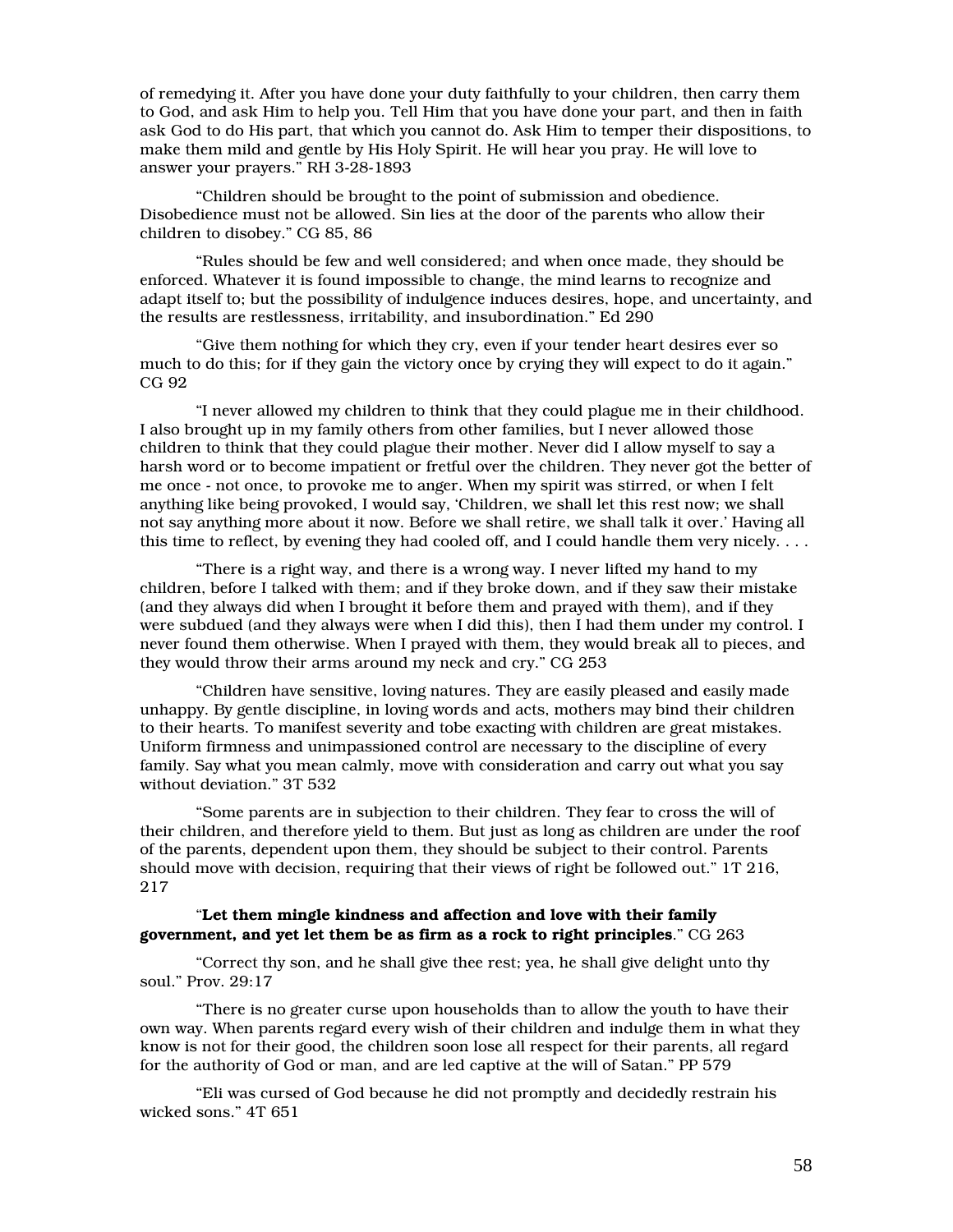of remedying it. After you have done your duty faithfully to your children, then carry them to God, and ask Him to help you. Tell Him that you have done your part, and then in faith ask God to do His part, that which you cannot do. Ask Him to temper their dispositions, to make them mild and gentle by His Holy Spirit. He will hear you pray. He will love to answer your prayers." RH 3-28-1893

"Children should be brought to the point of submission and obedience. Disobedience must not be allowed. Sin lies at the door of the parents who allow their children to disobey." CG 85, 86

"Rules should be few and well considered; and when once made, they should be enforced. Whatever it is found impossible to change, the mind learns to recognize and adapt itself to; but the possibility of indulgence induces desires, hope, and uncertainty, and the results are restlessness, irritability, and insubordination." Ed 290

"Give them nothing for which they cry, even if your tender heart desires ever so much to do this; for if they gain the victory once by crying they will expect to do it again." CG 92

"I never allowed my children to think that they could plague me in their childhood. I also brought up in my family others from other families, but I never allowed those children to think that they could plague their mother. Never did I allow myself to say a harsh word or to become impatient or fretful over the children. They never got the better of me once - not once, to provoke me to anger. When my spirit was stirred, or when I felt anything like being provoked, I would say, 'Children, we shall let this rest now; we shall not say anything more about it now. Before we shall retire, we shall talk it over.' Having all this time to reflect, by evening they had cooled off, and I could handle them very nicely. . . .

"There is a right way, and there is a wrong way. I never lifted my hand to my children, before I talked with them; and if they broke down, and if they saw their mistake (and they always did when I brought it before them and prayed with them), and if they were subdued (and they always were when I did this), then I had them under my control. I never found them otherwise. When I prayed with them, they would break all to pieces, and they would throw their arms around my neck and cry." CG 253

"Children have sensitive, loving natures. They are easily pleased and easily made unhappy. By gentle discipline, in loving words and acts, mothers may bind their children to their hearts. To manifest severity and tobe exacting with children are great mistakes. Uniform firmness and unimpassioned control are necessary to the discipline of every family. Say what you mean calmly, move with consideration and carry out what you say without deviation." 3T 532

"Some parents are in subjection to their children. They fear to cross the will of their children, and therefore yield to them. But just as long as children are under the roof of the parents, dependent upon them, they should be subject to their control. Parents should move with decision, requiring that their views of right be followed out." 1T 216, 217

"**Let them mingle kindness and affection and love with their family government, and yet let them be as firm as a rock to right principles**." CG 263

"Correct thy son, and he shall give thee rest; yea, he shall give delight unto thy soul." Prov. 29:17

"There is no greater curse upon households than to allow the youth to have their own way. When parents regard every wish of their children and indulge them in what they know is not for their good, the children soon lose all respect for their parents, all regard for the authority of God or man, and are led captive at the will of Satan." PP 579

"Eli was cursed of God because he did not promptly and decidedly restrain his wicked sons." 4T 651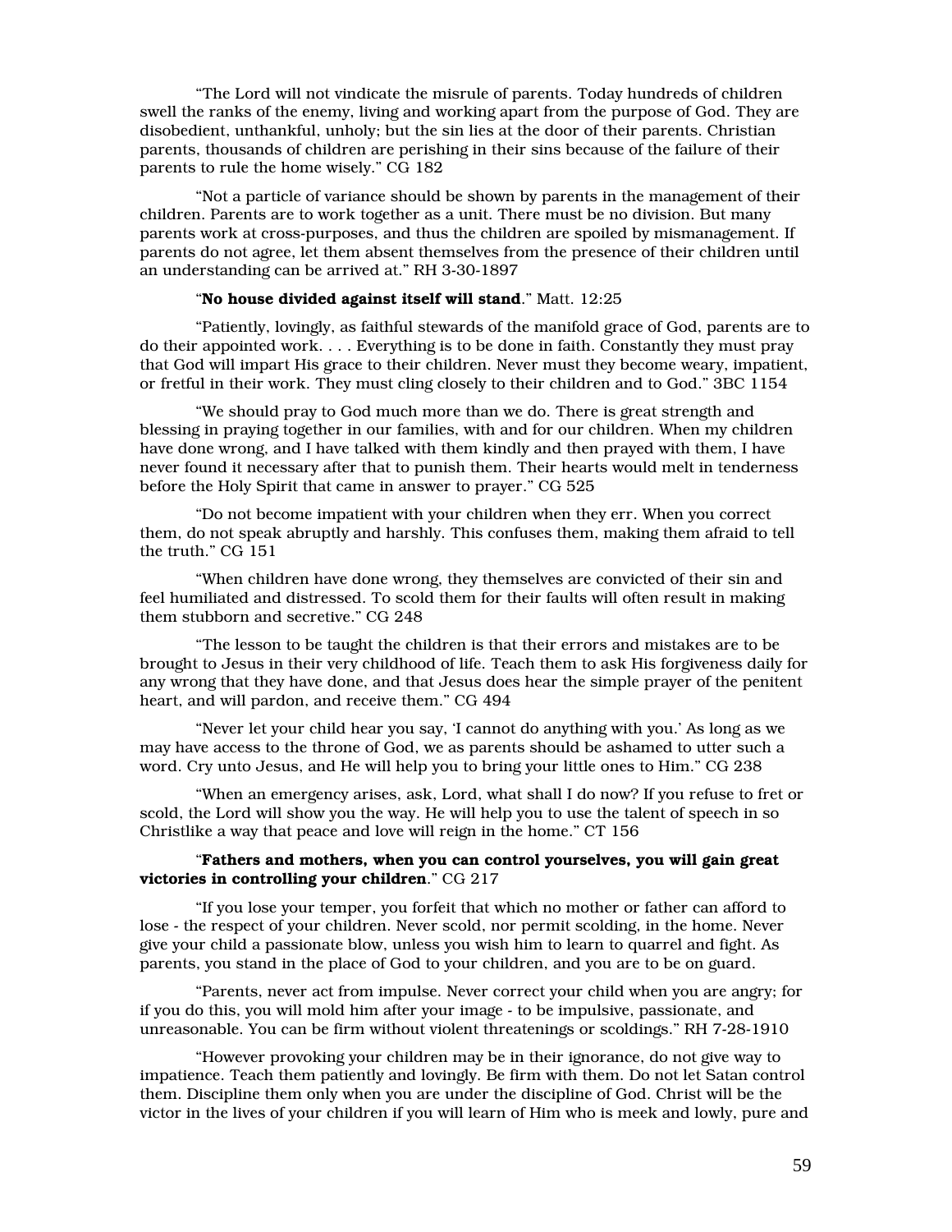"The Lord will not vindicate the misrule of parents. Today hundreds of children swell the ranks of the enemy, living and working apart from the purpose of God. They are disobedient, unthankful, unholy; but the sin lies at the door of their parents. Christian parents, thousands of children are perishing in their sins because of the failure of their parents to rule the home wisely." CG 182

"Not a particle of variance should be shown by parents in the management of their children. Parents are to work together as a unit. There must be no division. But many parents work at cross-purposes, and thus the children are spoiled by mismanagement. If parents do not agree, let them absent themselves from the presence of their children until an understanding can be arrived at." RH 3-30-1897

"**No house divided against itself will stand**." Matt. 12:25

"Patiently, lovingly, as faithful stewards of the manifold grace of God, parents are to do their appointed work. . . . Everything is to be done in faith. Constantly they must pray that God will impart His grace to their children. Never must they become weary, impatient, or fretful in their work. They must cling closely to their children and to God." 3BC 1154

"We should pray to God much more than we do. There is great strength and blessing in praying together in our families, with and for our children. When my children have done wrong, and I have talked with them kindly and then prayed with them, I have never found it necessary after that to punish them. Their hearts would melt in tenderness before the Holy Spirit that came in answer to prayer." CG 525

"Do not become impatient with your children when they err. When you correct them, do not speak abruptly and harshly. This confuses them, making them afraid to tell the truth." CG 151

"When children have done wrong, they themselves are convicted of their sin and feel humiliated and distressed. To scold them for their faults will often result in making them stubborn and secretive." CG 248

"The lesson to be taught the children is that their errors and mistakes are to be brought to Jesus in their very childhood of life. Teach them to ask His forgiveness daily for any wrong that they have done, and that Jesus does hear the simple prayer of the penitent heart, and will pardon, and receive them." CG 494

"Never let your child hear you say, 'I cannot do anything with you.' As long as we may have access to the throne of God, we as parents should be ashamed to utter such a word. Cry unto Jesus, and He will help you to bring your little ones to Him." CG 238

"When an emergency arises, ask, Lord, what shall I do now? If you refuse to fret or scold, the Lord will show you the way. He will help you to use the talent of speech in so Christlike a way that peace and love will reign in the home." CT 156

"**Fathers and mothers, when you can control yourselves, you will gain great victories in controlling your children**." CG 217

"If you lose your temper, you forfeit that which no mother or father can afford to lose - the respect of your children. Never scold, nor permit scolding, in the home. Never give your child a passionate blow, unless you wish him to learn to quarrel and fight. As parents, you stand in the place of God to your children, and you are to be on guard.

"Parents, never act from impulse. Never correct your child when you are angry; for if you do this, you will mold him after your image - to be impulsive, passionate, and unreasonable. You can be firm without violent threatenings or scoldings." RH 7-28-1910

"However provoking your children may be in their ignorance, do not give way to impatience. Teach them patiently and lovingly. Be firm with them. Do not let Satan control them. Discipline them only when you are under the discipline of God. Christ will be the victor in the lives of your children if you will learn of Him who is meek and lowly, pure and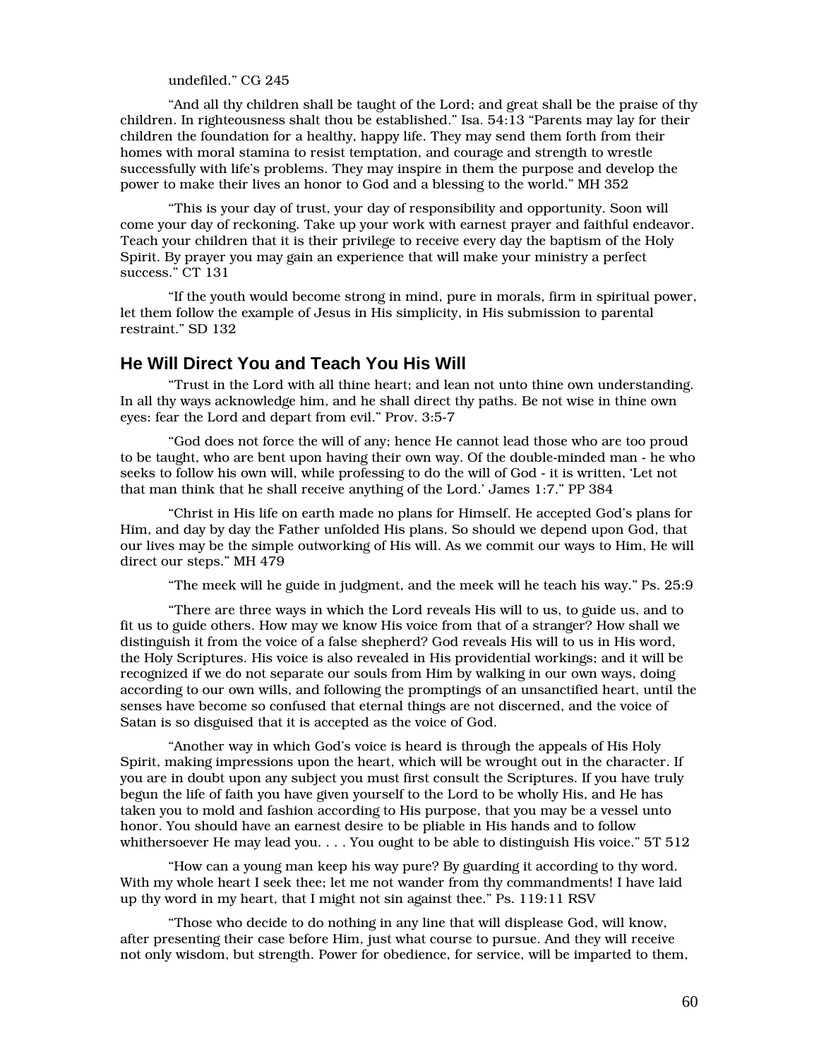undefiled." CG 245

"And all thy children shall be taught of the Lord; and great shall be the praise of thy children. In righteousness shalt thou be established." Isa. 54:13 "Parents may lay for their children the foundation for a healthy, happy life. They may send them forth from their homes with moral stamina to resist temptation, and courage and strength to wrestle successfully with life's problems. They may inspire in them the purpose and develop the power to make their lives an honor to God and a blessing to the world." MH 352

"This is your day of trust, your day of responsibility and opportunity. Soon will come your day of reckoning. Take up your work with earnest prayer and faithful endeavor. Teach your children that it is their privilege to receive every day the baptism of the Holy Spirit. By prayer you may gain an experience that will make your ministry a perfect success." CT 131

"If the youth would become strong in mind, pure in morals, firm in spiritual power, let them follow the example of Jesus in His simplicity, in His submission to parental restraint." SD 132

## He Will Direct You and Teach You His Will

"Trust in the Lord with all thine heart; and lean not unto thine own understanding. In all thy ways acknowledge him, and he shall direct thy paths. Be not wise in thine own eyes: fear the Lord and depart from evil." Prov. 3:5-7

"God does not force the will of any; hence He cannot lead those who are too proud to be taught, who are bent upon having their own way. Of the double-minded man - he who seeks to follow his own will, while professing to do the will of God - it is written, 'Let not that man think that he shall receive anything of the Lord.' James 1:7." PP 384

"Christ in His life on earth made no plans for Himself. He accepted God's plans for Him, and day by day the Father unfolded His plans. So should we depend upon God, that our lives may be the simple outworking of His will. As we commit our ways to Him, He will direct our steps." MH 479

"The meek will he guide in judgment, and the meek will he teach his way." Ps. 25:9

"There are three ways in which the Lord reveals His will to us, to guide us, and to fit us to guide others. How may we know His voice from that of a stranger? How shall we distinguish it from the voice of a false shepherd? God reveals His will to us in His word, the Holy Scriptures. His voice is also revealed in His providential workings; and it will be recognized if we do not separate our souls from Him by walking in our own ways, doing according to our own wills, and following the promptings of an unsanctified heart, until the senses have become so confused that eternal things are not discerned, and the voice of Satan is so disguised that it is accepted as the voice of God.

"Another way in which God's voice is heard is through the appeals of His Holy Spirit, making impressions upon the heart, which will be wrought out in the character. If you are in doubt upon any subject you must first consult the Scriptures. If you have truly begun the life of faith you have given yourself to the Lord to be wholly His, and He has taken you to mold and fashion according to His purpose, that you may be a vessel unto honor. You should have an earnest desire to be pliable in His hands and to follow whithersoever He may lead you. . . . You ought to be able to distinguish His voice." 5T 512

"How can a young man keep his way pure? By guarding it according to thy word. With my whole heart I seek thee; let me not wander from thy commandments! I have laid up thy word in my heart, that I might not sin against thee." Ps. 119:11 RSV

"Those who decide to do nothing in any line that will displease God, will know, after presenting their case before Him, just what course to pursue. And they will receive not only wisdom, but strength. Power for obedience, for service, will be imparted to them,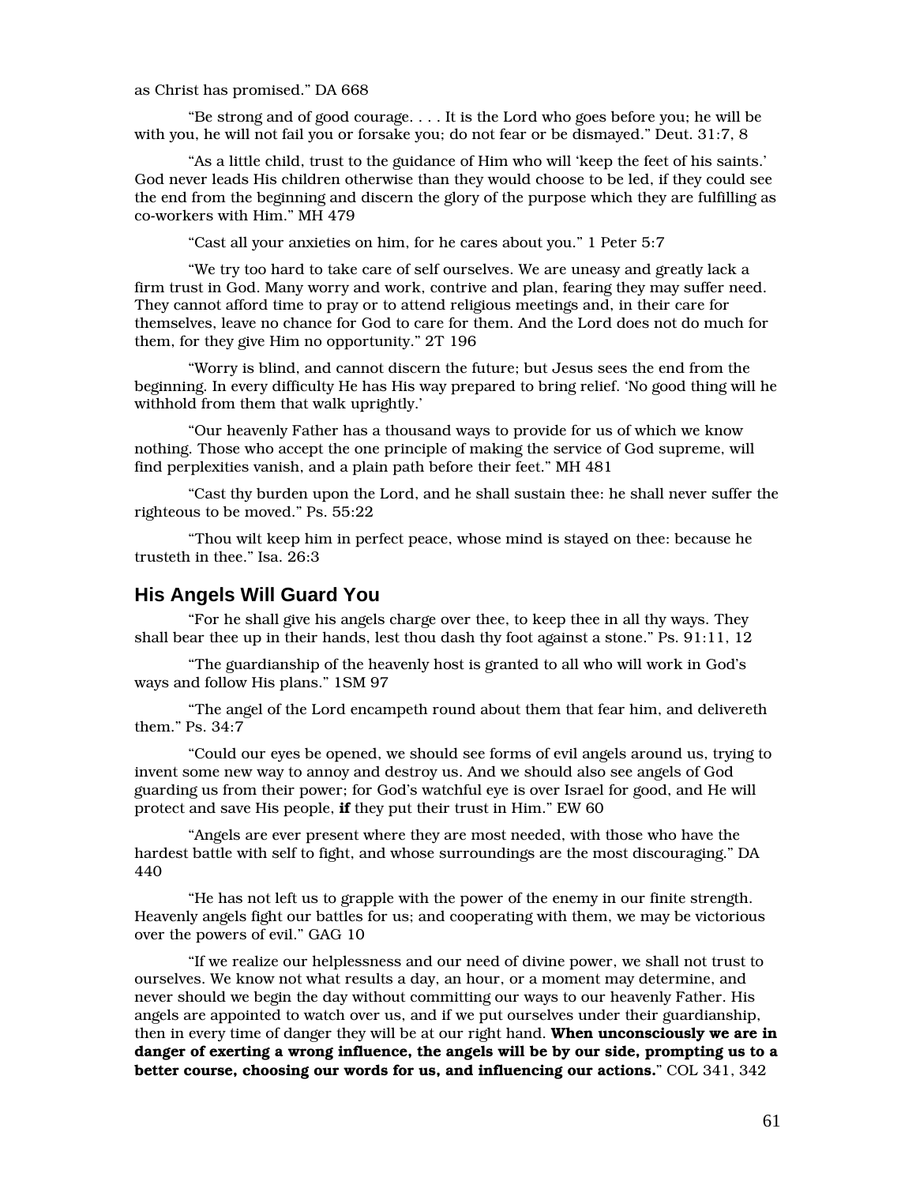as Christ has promised." DA 668

"Be strong and of good courage. . . . It is the Lord who goes before you; he will be with you, he will not fail you or forsake you; do not fear or be dismayed." Deut. 31:7, 8

"As a little child, trust to the guidance of Him who will 'keep the feet of his saints.' God never leads His children otherwise than they would choose to be led, if they could see the end from the beginning and discern the glory of the purpose which they are fulfilling as co-workers with Him." MH 479

"Cast all your anxieties on him, for he cares about you." 1 Peter 5:7

"We try too hard to take care of self ourselves. We are uneasy and greatly lack a firm trust in God. Many worry and work, contrive and plan, fearing they may suffer need. They cannot afford time to pray or to attend religious meetings and, in their care for themselves, leave no chance for God to care for them. And the Lord does not do much for them, for they give Him no opportunity." 2T 196

"Worry is blind, and cannot discern the future; but Jesus sees the end from the beginning. In every difficulty He has His way prepared to bring relief. 'No good thing will he withhold from them that walk uprightly.'

"Our heavenly Father has a thousand ways to provide for us of which we know nothing. Those who accept the one principle of making the service of God supreme, will find perplexities vanish, and a plain path before their feet." MH 481

"Cast thy burden upon the Lord, and he shall sustain thee: he shall never suffer the righteous to be moved." Ps. 55:22

"Thou wilt keep him in perfect peace, whose mind is stayed on thee: because he trusteth in thee." Isa. 26:3

## His Angels Will Guard You

"For he shall give his angels charge over thee, to keep thee in all thy ways. They shall bear thee up in their hands, lest thou dash thy foot against a stone." Ps. 91:11, 12

"The guardianship of the heavenly host is granted to all who will work in God's ways and follow His plans." 1SM 97

"The angel of the Lord encampeth round about them that fear him, and delivereth them." Ps. 34:7

"Could our eyes be opened, we should see forms of evil angels around us, trying to invent some new way to annoy and destroy us. And we should also see angels of God guarding us from their power; for God's watchful eye is over Israel for good, and He will protect and save His people, **if** they put their trust in Him." EW 60

"Angels are ever present where they are most needed, with those who have the hardest battle with self to fight, and whose surroundings are the most discouraging." DA 440

"He has not left us to grapple with the power of the enemy in our finite strength. Heavenly angels fight our battles for us; and cooperating with them, we may be victorious over the powers of evil." GAG 10

"If we realize our helplessness and our need of divine power, we shall not trust to ourselves. We know not what results a day, an hour, or a moment may determine, and never should we begin the day without committing our ways to our heavenly Father. His angels are appointed to watch over us, and if we put ourselves under their guardianship, then in every time of danger they will be at our right hand. **When unconsciously we are in danger of exerting a wrong influence, the angels will be by our side, prompting us to a better course, choosing our words for us, and influencing our actions.**" COL 341, 342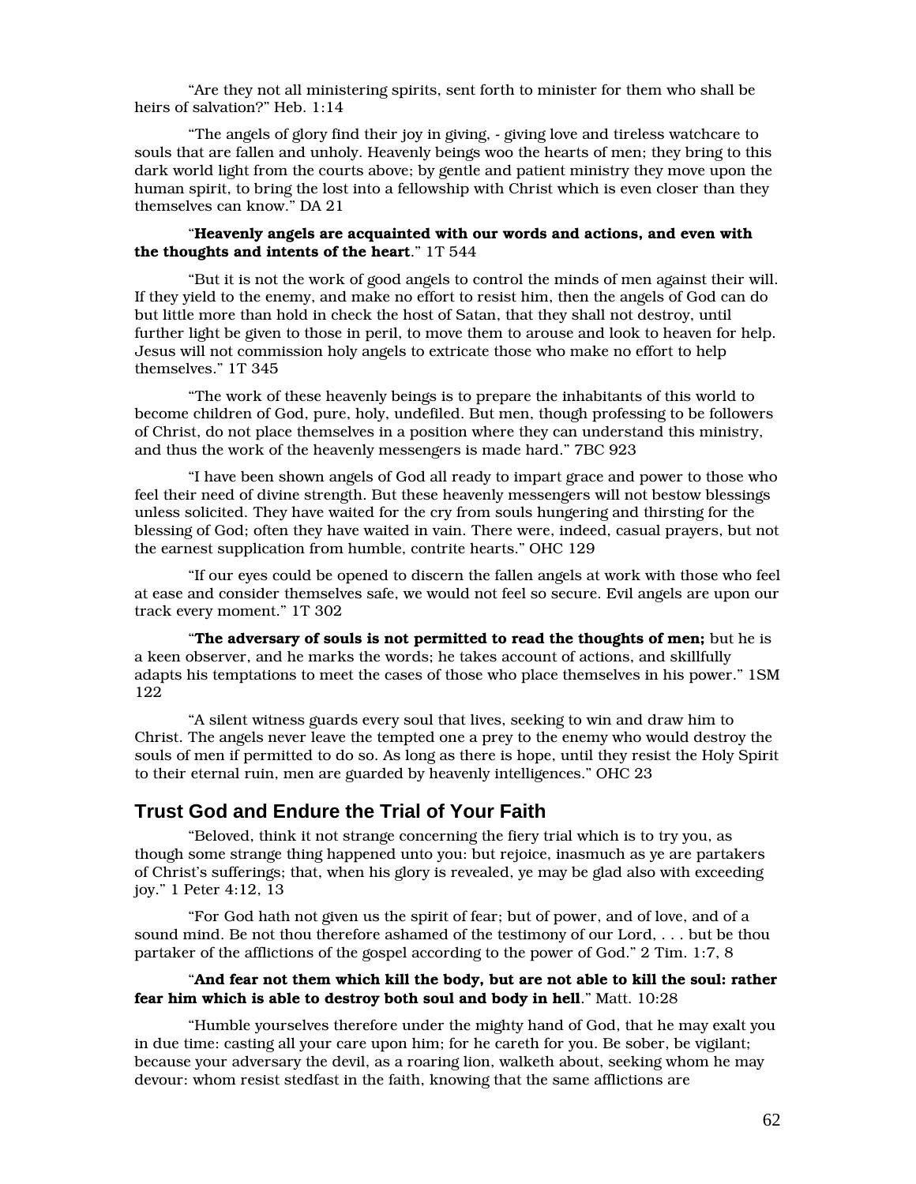"Are they not all ministering spirits, sent forth to minister for them who shall be heirs of salvation?" Heb. 1:14

"The angels of glory find their joy in giving, - giving love and tireless watchcare to souls that are fallen and unholy. Heavenly beings woo the hearts of men; they bring to this dark world light from the courts above; by gentle and patient ministry they move upon the human spirit, to bring the lost into a fellowship with Christ which is even closer than they themselves can know." DA 21

"**Heavenly angels are acquainted with our words and actions, and even with the thoughts and intents of the heart**." 1T 544

"But it is not the work of good angels to control the minds of men against their will. If they yield to the enemy, and make no effort to resist him, then the angels of God can do but little more than hold in check the host of Satan, that they shall not destroy, until further light be given to those in peril, to move them to arouse and look to heaven for help. Jesus will not commission holy angels to extricate those who make no effort to help themselves." 1T 345

"The work of these heavenly beings is to prepare the inhabitants of this world to become children of God, pure, holy, undefiled. But men, though professing to be followers of Christ, do not place themselves in a position where they can understand this ministry, and thus the work of the heavenly messengers is made hard." 7BC 923

"I have been shown angels of God all ready to impart grace and power to those who feel their need of divine strength. But these heavenly messengers will not bestow blessings unless solicited. They have waited for the cry from souls hungering and thirsting for the blessing of God; often they have waited in vain. There were, indeed, casual prayers, but not the earnest supplication from humble, contrite hearts." OHC 129

"If our eyes could be opened to discern the fallen angels at work with those who feel at ease and consider themselves safe, we would not feel so secure. Evil angels are upon our track every moment." 1T 302

"**The adversary of souls is not permitted to read the thoughts of men;** but he is a keen observer, and he marks the words; he takes account of actions, and skillfully adapts his temptations to meet the cases of those who place themselves in his power." 1SM 122

"A silent witness guards every soul that lives, seeking to win and draw him to Christ. The angels never leave the tempted one a prey to the enemy who would destroy the souls of men if permitted to do so. As long as there is hope, until they resist the Holy Spirit to their eternal ruin, men are guarded by heavenly intelligences." OHC 23

## Trust God and Endure the Trial of Your Faith

"Beloved, think it not strange concerning the fiery trial which is to try you, as though some strange thing happened unto you: but rejoice, inasmuch as ye are partakers of Christ's sufferings; that, when his glory is revealed, ye may be glad also with exceeding joy." 1 Peter 4:12, 13

"For God hath not given us the spirit of fear; but of power, and of love, and of a sound mind. Be not thou therefore ashamed of the testimony of our Lord, . . . but be thou partaker of the afflictions of the gospel according to the power of God." 2 Tim. 1:7, 8

"**And fear not them which kill the body, but are not able to kill the soul: rather fear him which is able to destroy both soul and body in hell**." Matt. 10:28

"Humble yourselves therefore under the mighty hand of God, that he may exalt you in due time: casting all your care upon him; for he careth for you. Be sober, be vigilant; because your adversary the devil, as a roaring lion, walketh about, seeking whom he may devour: whom resist stedfast in the faith, knowing that the same afflictions are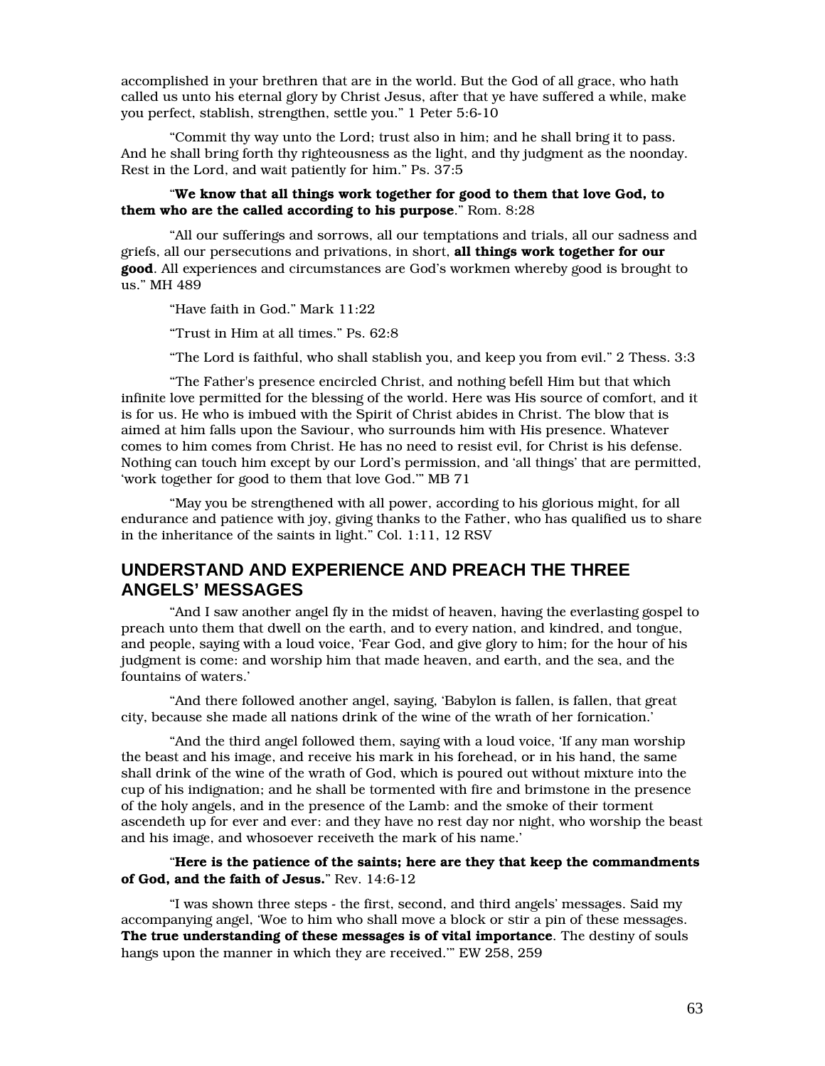accomplished in your brethren that are in the world. But the God of all grace, who hath called us unto his eternal glory by Christ Jesus, after that ye have suffered a while, make you perfect, stablish, strengthen, settle you." 1 Peter 5:6-10

"Commit thy way unto the Lord; trust also in him; and he shall bring it to pass. And he shall bring forth thy righteousness as the light, and thy judgment as the noonday. Rest in the Lord, and wait patiently for him." Ps. 37:5

"**We know that all things work together for good to them that love God, to them who are the called according to his purpose**." Rom. 8:28

"All our sufferings and sorrows, all our temptations and trials, all our sadness and griefs, all our persecutions and privations, in short, **all things work together for our good**. All experiences and circumstances are God's workmen whereby good is brought to us." MH 489

"Have faith in God." Mark 11:22

"Trust in Him at all times." Ps. 62:8

"The Lord is faithful, who shall stablish you, and keep you from evil." 2 Thess. 3:3

"The Father's presence encircled Christ, and nothing befell Him but that which infinite love permitted for the blessing of the world. Here was His source of comfort, and it is for us. He who is imbued with the Spirit of Christ abides in Christ. The blow that is aimed at him falls upon the Saviour, who surrounds him with His presence. Whatever comes to him comes from Christ. He has no need to resist evil, for Christ is his defense. Nothing can touch him except by our Lord's permission, and 'all things' that are permitted, 'work together for good to them that love God.'" MB 71

"May you be strengthened with all power, according to his glorious might, for all endurance and patience with joy, giving thanks to the Father, who has qualified us to share in the inheritance of the saints in light." Col. 1:11, 12 RSV

## UNDERSTAND AND EXPERIENCE AND PREACH THE THREE ANGELS' MESSAGES

"And I saw another angel fly in the midst of heaven, having the everlasting gospel to preach unto them that dwell on the earth, and to every nation, and kindred, and tongue, and people, saying with a loud voice, 'Fear God, and give glory to him; for the hour of his judgment is come: and worship him that made heaven, and earth, and the sea, and the fountains of waters.'

"And there followed another angel, saying, 'Babylon is fallen, is fallen, that great city, because she made all nations drink of the wine of the wrath of her fornication.'

"And the third angel followed them, saying with a loud voice, 'If any man worship the beast and his image, and receive his mark in his forehead, or in his hand, the same shall drink of the wine of the wrath of God, which is poured out without mixture into the cup of his indignation; and he shall be tormented with fire and brimstone in the presence of the holy angels, and in the presence of the Lamb: and the smoke of their torment ascendeth up for ever and ever: and they have no rest day nor night, who worship the beast and his image, and whosoever receiveth the mark of his name.'

"**Here is the patience of the saints; here are they that keep the commandments of God, and the faith of Jesus.**" Rev. 14:6-12

"I was shown three steps - the first, second, and third angels' messages. Said my accompanying angel, 'Woe to him who shall move a block or stir a pin of these messages. **The true understanding of these messages is of vital importance**. The destiny of souls hangs upon the manner in which they are received.'" EW 258, 259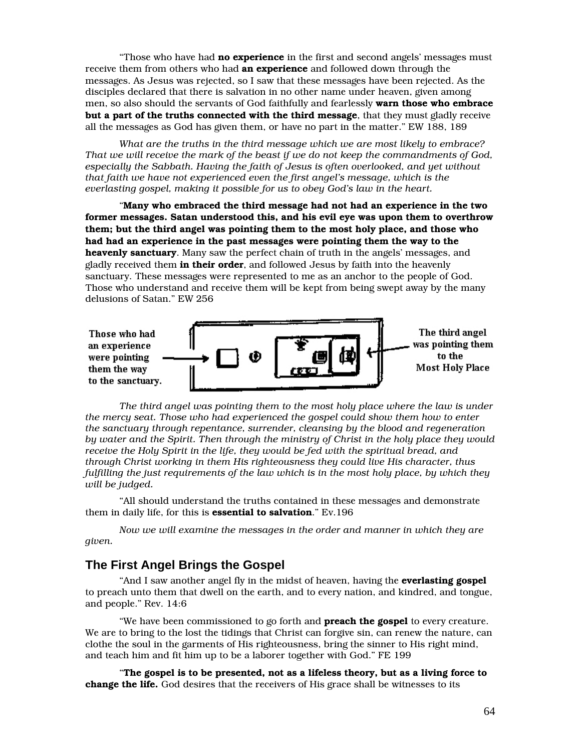"Those who have had **no experience** in the first and second angels' messages must receive them from others who had **an experience** and followed down through the messages. As Jesus was rejected, so I saw that these messages have been rejected. As the disciples declared that there is salvation in no other name under heaven, given among men, so also should the servants of God faithfully and fearlessly **warn those who embrace but a part of the truths connected with the third message**, that they must gladly receive all the messages as God has given them, or have no part in the matter." EW 188, 189

*What are the truths in the third message which we are most likely to embrace? That we will receive the mark of the beast if we do not keep the commandments of God, especially the Sabbath. Having the faith of Jesus is often overlooked, and yet without that faith we have not experienced even the first angel's message, which is the everlasting gospel, making it possible for us to obey God's law in the heart.*

"**Many who embraced the third message had not had an experience in the two former messages. Satan understood this, and his evil eye was upon them to overthrow them; but the third angel was pointing them to the most holy place, and those who had had an experience in the past messages were pointing them the way to the heavenly sanctuary**. Many saw the perfect chain of truth in the angels' messages, and gladly received them **in their order**, and followed Jesus by faith into the heavenly sanctuary. These messages were represented to me as an anchor to the people of God. Those who understand and receive them will be kept from being swept away by the many delusions of Satan." EW 256

Those who had an experience were pointing them the way to the sanctuary.

The third angel was pointing them to the Most Holy Place

*The third angel was pointing them to the most holy place where the law is under the mercy seat. Those who had experienced the gospel could show them how to enter the sanctuary through repentance, surrender, cleansing by the blood and regeneration by water and the Spirit. Then through the ministry of Christ in the holy place they would receive the Holy Spirit in the life, they would be fed with the spiritual bread, and through Christ working in them His righteousness they could live His character, thus fulfilling the just requirements of the law which is in the most holy place, by which they will be judged.*

"All should understand the truths contained in these messages and demonstrate them in daily life, for this is **essential to salvation**." Ev.196

*Now we will examine the messages in the order and manner in which they are given.*

## The First Angel Brings the Gospel

"And I saw another angel fly in the midst of heaven, having the **everlasting gospel** to preach unto them that dwell on the earth, and to every nation, and kindred, and tongue, and people." Rev. 14:6

"We have been commissioned to go forth and **preach the gospel** to every creature. We are to bring to the lost the tidings that Christ can forgive sin, can renew the nature, can clothe the soul in the garments of His righteousness, bring the sinner to His right mind, and teach him and fit him up to be a laborer together with God." FE 199

"**The gospel is to be presented, not as a lifeless theory, but as a living force to change the life.** God desires that the receivers of His grace shall be witnesses to its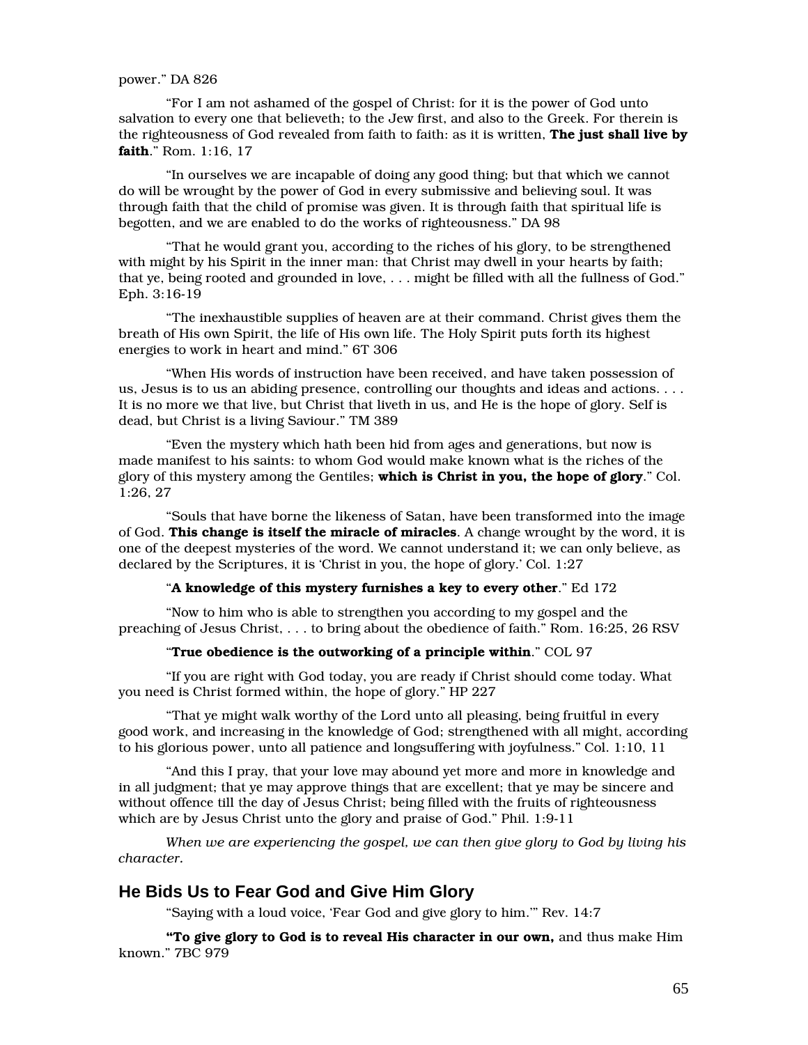power." DA 826

"For I am not ashamed of the gospel of Christ: for it is the power of God unto salvation to every one that believeth; to the Jew first, and also to the Greek. For therein is the righteousness of God revealed from faith to faith: as it is written, **The just shall live by faith**." Rom. 1:16, 17

"In ourselves we are incapable of doing any good thing; but that which we cannot do will be wrought by the power of God in every submissive and believing soul. It was through faith that the child of promise was given. It is through faith that spiritual life is begotten, and we are enabled to do the works of righteousness." DA 98

"That he would grant you, according to the riches of his glory, to be strengthened with might by his Spirit in the inner man: that Christ may dwell in your hearts by faith; that ye, being rooted and grounded in love, . . . might be filled with all the fullness of God." Eph. 3:16-19

"The inexhaustible supplies of heaven are at their command. Christ gives them the breath of His own Spirit, the life of His own life. The Holy Spirit puts forth its highest energies to work in heart and mind." 6T 306

"When His words of instruction have been received, and have taken possession of us, Jesus is to us an abiding presence, controlling our thoughts and ideas and actions. . . . It is no more we that live, but Christ that liveth in us, and He is the hope of glory. Self is dead, but Christ is a living Saviour." TM 389

"Even the mystery which hath been hid from ages and generations, but now is made manifest to his saints: to whom God would make known what is the riches of the glory of this mystery among the Gentiles; **which is Christ in you, the hope of glory**." Col. 1:26, 27

"Souls that have borne the likeness of Satan, have been transformed into the image of God. **This change is itself the miracle of miracles**. A change wrought by the word, it is one of the deepest mysteries of the word. We cannot understand it; we can only believe, as declared by the Scriptures, it is 'Christ in you, the hope of glory.' Col. 1:27

"**A knowledge of this mystery furnishes a key to every other**." Ed 172

"Now to him who is able to strengthen you according to my gospel and the preaching of Jesus Christ, . . . to bring about the obedience of faith." Rom. 16:25, 26 RSV

"**True obedience is the outworking of a principle within**." COL 97

"If you are right with God today, you are ready if Christ should come today. What you need is Christ formed within, the hope of glory." HP 227

"That ye might walk worthy of the Lord unto all pleasing, being fruitful in every good work, and increasing in the knowledge of God; strengthened with all might, according to his glorious power, unto all patience and longsuffering with joyfulness." Col. 1:10, 11

"And this I pray, that your love may abound yet more and more in knowledge and in all judgment; that ye may approve things that are excellent; that ye may be sincere and without offence till the day of Jesus Christ; being filled with the fruits of righteousness which are by Jesus Christ unto the glory and praise of God." Phil. 1:9-11

*When we are experiencing the gospel, we can then give glory to God by living his character.*

## He Bids Us to Fear God and Give Him Glory

"Saying with a loud voice, 'Fear God and give glory to him.'" Rev. 14:7

**"To give glory to God is to reveal His character in our own,** and thus make Him known." 7BC 979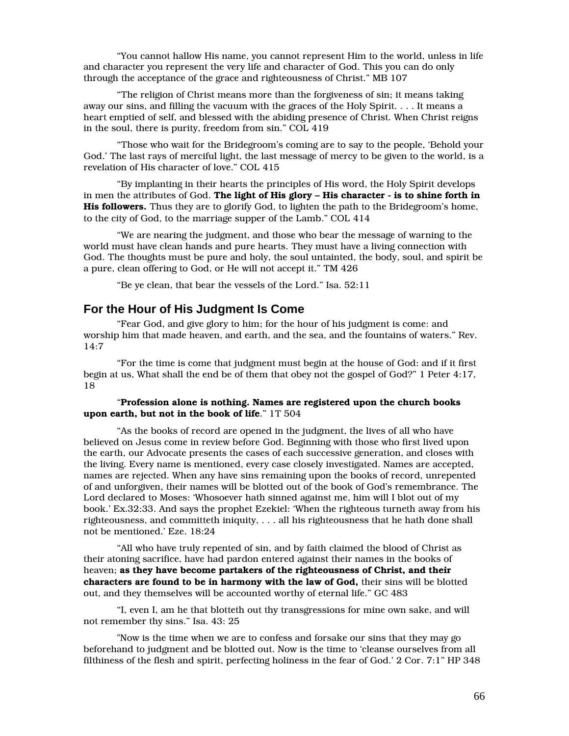"You cannot hallow His name, you cannot represent Him to the world, unless in life and character you represent the very life and character of God. This you can do only through the acceptance of the grace and righteousness of Christ." MB 107

"The religion of Christ means more than the forgiveness of sin; it means taking away our sins, and filling the vacuum with the graces of the Holy Spirit. . . . It means a heart emptied of self, and blessed with the abiding presence of Christ. When Christ reigns in the soul, there is purity, freedom from sin." COL 419

"Those who wait for the Bridegroom's coming are to say to the people, 'Behold your God.' The last rays of merciful light, the last message of mercy to be given to the world, is a revelation of His character of love." COL 415

"By implanting in their hearts the principles of His word, the Holy Spirit develops in men the attributes of God. **The light of His glory – His character - is to shine forth in His followers.** Thus they are to glorify God, to lighten the path to the Bridegroom's home, to the city of God, to the marriage supper of the Lamb." COL 414

"We are nearing the judgment, and those who bear the message of warning to the world must have clean hands and pure hearts. They must have a living connection with God. The thoughts must be pure and holy, the soul untainted, the body, soul, and spirit be a pure, clean offering to God, or He will not accept it." TM 426

"Be ye clean, that bear the vessels of the Lord." Isa. 52:11

## For the Hour of His Judgment Is Come

"Fear God, and give glory to him; for the hour of his judgment is come: and worship him that made heaven, and earth, and the sea, and the fountains of waters." Rev. 14:7

"For the time is come that judgment must begin at the house of God: and if it first begin at us, What shall the end be of them that obey not the gospel of God?" 1 Peter 4:17, 18

"**Profession alone is nothing. Names are registered upon the church books upon earth, but not in the book of life**." 1T 504

"As the books of record are opened in the judgment, the lives of all who have believed on Jesus come in review before God. Beginning with those who first lived upon the earth, our Advocate presents the cases of each successive generation, and closes with the living. Every name is mentioned, every case closely investigated. Names are accepted, names are rejected. When any have sins remaining upon the books of record, unrepented of and unforgiven, their names will be blotted out of the book of God's remembrance. The Lord declared to Moses: 'Whosoever hath sinned against me, him will I blot out of my book.' Ex.32:33. And says the prophet Ezekiel: 'When the righteous turneth away from his righteousness, and committeth iniquity, . . . all his righteousness that he hath done shall not be mentioned.' Eze. 18:24

"All who have truly repented of sin, and by faith claimed the blood of Christ as their atoning sacrifice, have had pardon entered against their names in the books of heaven; **as they have become partakers of the righteousness of Christ, and their characters are found to be in harmony with the law of God,** their sins will be blotted out, and they themselves will be accounted worthy of eternal life." GC 483

"I, even I, am he that blotteth out thy transgressions for mine own sake, and will not remember thy sins." Isa. 43: 25

"Now is the time when we are to confess and forsake our sins that they may go beforehand to judgment and be blotted out. Now is the time to 'cleanse ourselves from all filthiness of the flesh and spirit, perfecting holiness in the fear of God.' 2 Cor. 7:1" HP 348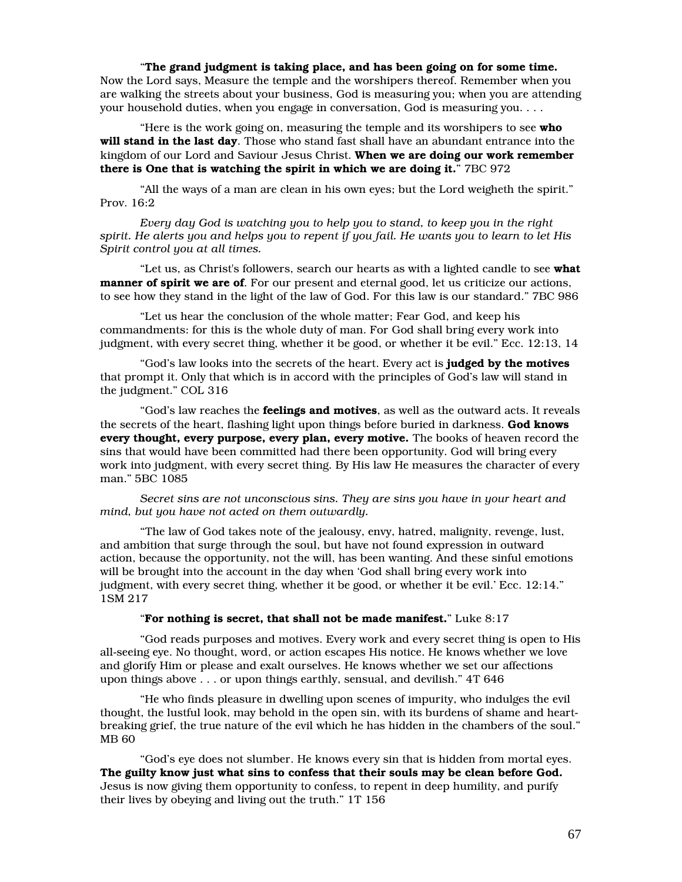"**The grand judgment is taking place, and has been going on for some time.** Now the Lord says, Measure the temple and the worshipers thereof. Remember when you are walking the streets about your business, God is measuring you; when you are attending your household duties, when you engage in conversation, God is measuring you. . . .

"Here is the work going on, measuring the temple and its worshipers to see **who will stand in the last day**. Those who stand fast shall have an abundant entrance into the kingdom of our Lord and Saviour Jesus Christ. **When we are doing our work remember there is One that is watching the spirit in which we are doing it.**" 7BC 972

"All the ways of a man are clean in his own eyes; but the Lord weigheth the spirit." Prov. 16:2

*Every day God is watching you to help you to stand, to keep you in the right spirit. He alerts you and helps you to repent if you fail. He wants you to learn to let His Spirit control you at all times.*

"Let us, as Christ's followers, search our hearts as with a lighted candle to see **what manner of spirit we are of**. For our present and eternal good, let us criticize our actions, to see how they stand in the light of the law of God. For this law is our standard." 7BC 986

"Let us hear the conclusion of the whole matter; Fear God, and keep his commandments: for this is the whole duty of man. For God shall bring every work into judgment, with every secret thing, whether it be good, or whether it be evil." Ecc. 12:13, 14

"God's law looks into the secrets of the heart. Every act is **judged by the motives** that prompt it. Only that which is in accord with the principles of God's law will stand in the judgment." COL 316

"God's law reaches the **feelings and motives**, as well as the outward acts. It reveals the secrets of the heart, flashing light upon things before buried in darkness. **God knows every thought, every purpose, every plan, every motive.** The books of heaven record the sins that would have been committed had there been opportunity. God will bring every work into judgment, with every secret thing. By His law He measures the character of every man." 5BC 1085

*Secret sins are not unconscious sins. They are sins you have in your heart and mind, but you have not acted on them outwardly.*

"The law of God takes note of the jealousy, envy, hatred, malignity, revenge, lust, and ambition that surge through the soul, but have not found expression in outward action, because the opportunity, not the will, has been wanting. And these sinful emotions will be brought into the account in the day when 'God shall bring every work into judgment, with every secret thing, whether it be good, or whether it be evil.' Ecc. 12:14." 1SM 217

"**For nothing is secret, that shall not be made manifest.**" Luke 8:17

"God reads purposes and motives. Every work and every secret thing is open to His all-seeing eye. No thought, word, or action escapes His notice. He knows whether we love and glorify Him or please and exalt ourselves. He knows whether we set our affections upon things above . . . or upon things earthly, sensual, and devilish." 4T 646

"He who finds pleasure in dwelling upon scenes of impurity, who indulges the evil thought, the lustful look, may behold in the open sin, with its burdens of shame and heart-breaking grief, the true nature of the evil which he has hidden in the chambers of the soul." MB 60

"God's eye does not slumber. He knows every sin that is hidden from mortal eyes. **The guilty know just what sins to confess that their souls may be clean before God.** Jesus is now giving them opportunity to confess, to repent in deep humility, and purify their lives by obeying and living out the truth." 1T 156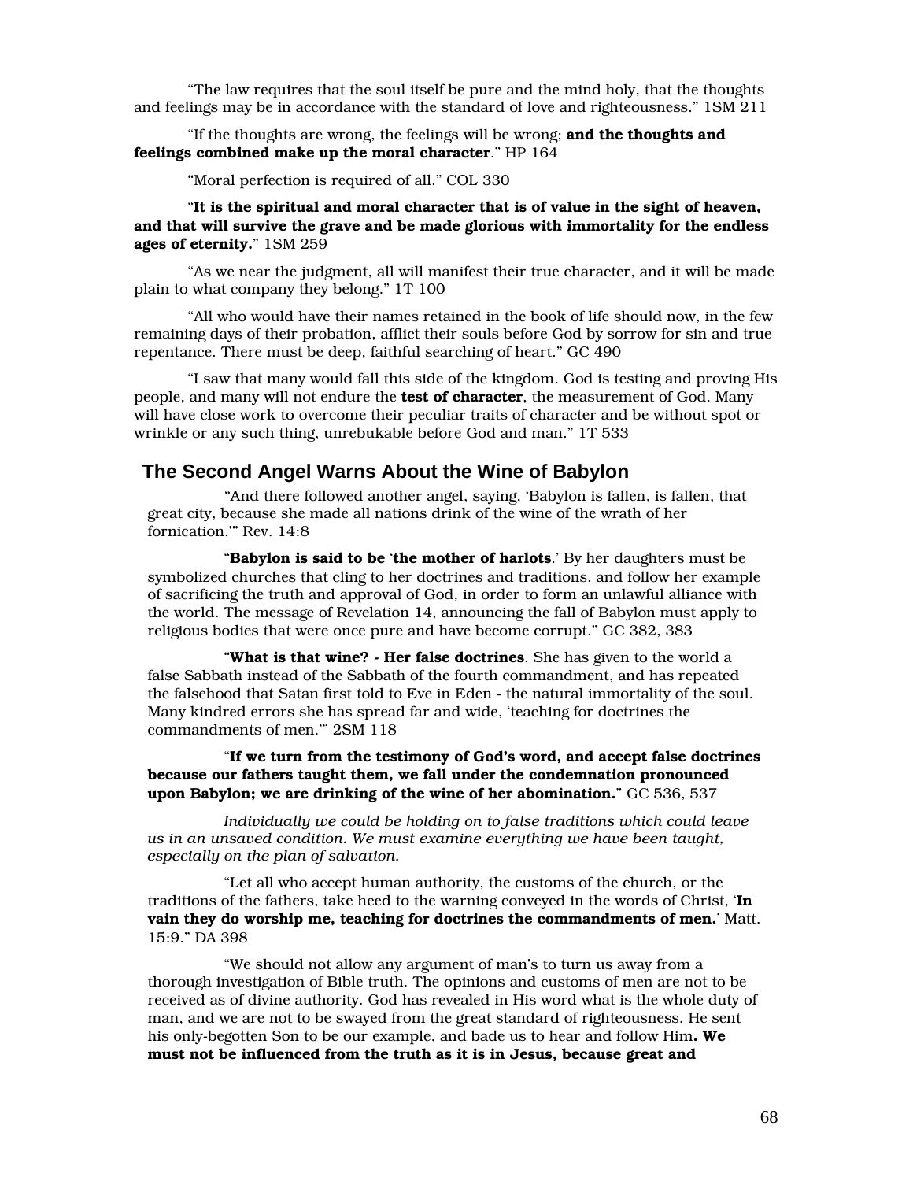"The law requires that the soul itself be pure and the mind holy, that the thoughts and feelings may be in accordance with the standard of love and righteousness." 1SM 211

"If the thoughts are wrong, the feelings will be wrong; **and the thoughts and feelings combined make up the moral character**." HP 164

"Moral perfection is required of all." COL 330

"**It is the spiritual and moral character that is of value in the sight of heaven, and that will survive the grave and be made glorious with immortality for the endless ages of eternity.**" 1SM 259

"As we near the judgment, all will manifest their true character, and it will be made plain to what company they belong." 1T 100

"All who would have their names retained in the book of life should now, in the few remaining days of their probation, afflict their souls before God by sorrow for sin and true repentance. There must be deep, faithful searching of heart." GC 490

"I saw that many would fall this side of the kingdom. God is testing and proving His people, and many will not endure the **test of character**, the measurement of God. Many will have close work to overcome their peculiar traits of character and be without spot or wrinkle or any such thing, unrebukable before God and man." 1T 533

## The Second Angel Warns About the Wine of Babylon

"And there followed another angel, saying, 'Babylon is fallen, is fallen, that great city, because she made all nations drink of the wine of the wrath of her fornication.'" Rev. 14:8

"**Babylon is said to be** '**the mother of harlots**.' By her daughters must be symbolized churches that cling to her doctrines and traditions, and follow her example of sacrificing the truth and approval of God, in order to form an unlawful alliance with the world. The message of Revelation 14, announcing the fall of Babylon must apply to religious bodies that were once pure and have become corrupt." GC 382, 383

"**What is that wine? - Her false doctrines**. She has given to the world a false Sabbath instead of the Sabbath of the fourth commandment, and has repeated the falsehood that Satan first told to Eve in Eden - the natural immortality of the soul. Many kindred errors she has spread far and wide, 'teaching for doctrines the commandments of men.'" 2SM 118

"**If we turn from the testimony of God's word, and accept false doctrines because our fathers taught them, we fall under the condemnation pronounced upon Babylon; we are drinking of the wine of her abomination.**" GC 536, 537

*Individually we could be holding on to false traditions which could leave us in an unsaved condition. We must examine everything we have been taught, especially on the plan of salvation.*

"Let all who accept human authority, the customs of the church, or the traditions of the fathers, take heed to the warning conveyed in the words of Christ, '**In vain they do worship me, teaching for doctrines the commandments of men.**' Matt. 15:9." DA 398

"We should not allow any argument of man's to turn us away from a thorough investigation of Bible truth. The opinions and customs of men are not to be received as of divine authority. God has revealed in His word what is the whole duty of man, and we are not to be swayed from the great standard of righteousness. He sent his only-begotten Son to be our example, and bade us to hear and follow Him**. We must not be influenced from the truth as it is in Jesus, because great and**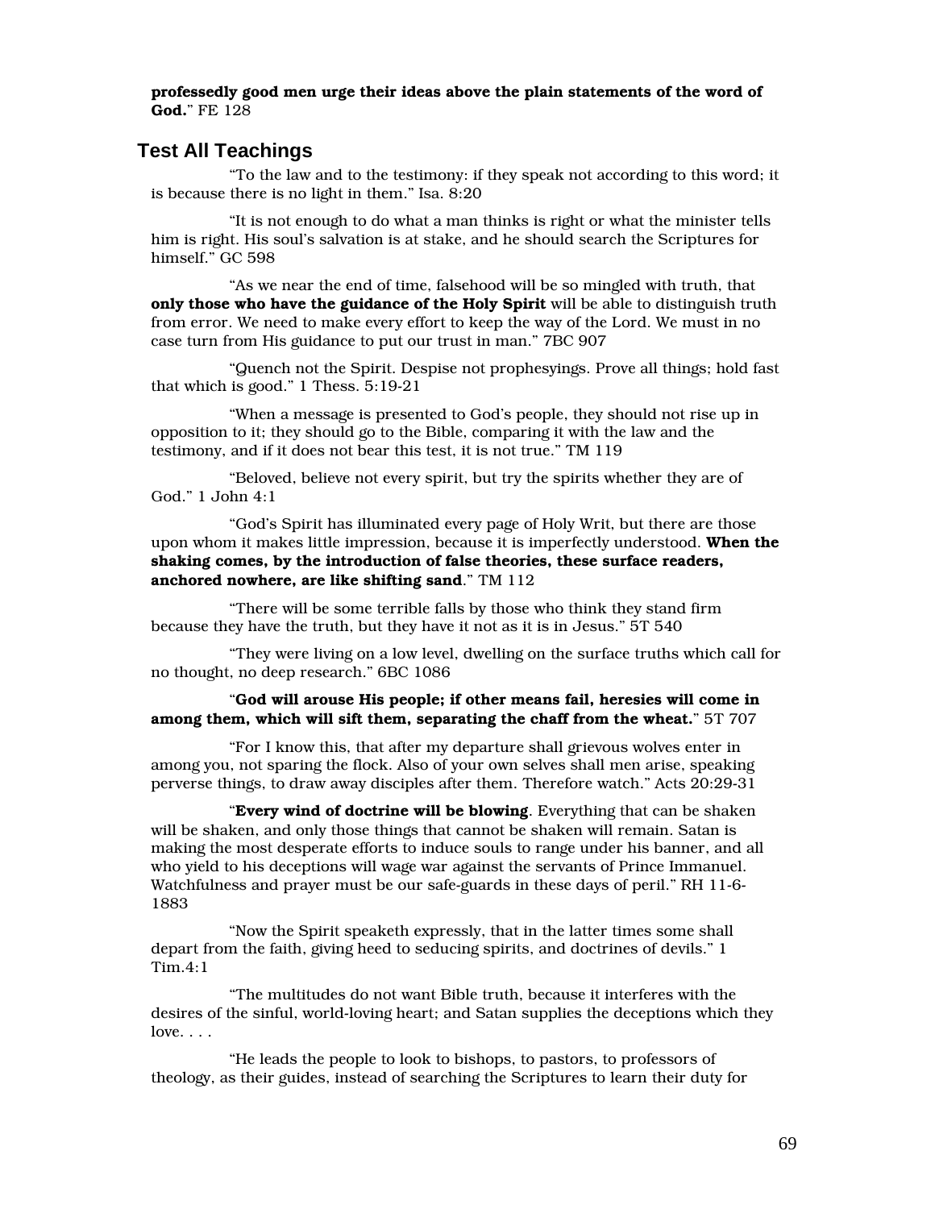**professedly good men urge their ideas above the plain statements of the word of God.**" FE 128

## Test All Teachings

"To the law and to the testimony: if they speak not according to this word; it is because there is no light in them." Isa. 8:20

"It is not enough to do what a man thinks is right or what the minister tells him is right. His soul's salvation is at stake, and he should search the Scriptures for himself." GC 598

"As we near the end of time, falsehood will be so mingled with truth, that **only those who have the guidance of the Holy Spirit** will be able to distinguish truth from error. We need to make every effort to keep the way of the Lord. We must in no case turn from His guidance to put our trust in man." 7BC 907

"Quench not the Spirit. Despise not prophesyings. Prove all things; hold fast that which is good." 1 Thess. 5:19-21

"When a message is presented to God's people, they should not rise up in opposition to it; they should go to the Bible, comparing it with the law and the testimony, and if it does not bear this test, it is not true." TM 119

"Beloved, believe not every spirit, but try the spirits whether they are of God." 1 John 4:1

"God's Spirit has illuminated every page of Holy Writ, but there are those upon whom it makes little impression, because it is imperfectly understood. **When the shaking comes, by the introduction of false theories, these surface readers, anchored nowhere, are like shifting sand**." TM 112

"There will be some terrible falls by those who think they stand firm because they have the truth, but they have it not as it is in Jesus." 5T 540

"They were living on a low level, dwelling on the surface truths which call for no thought, no deep research." 6BC 1086

"**God will arouse His people; if other means fail, heresies will come in among them, which will sift them, separating the chaff from the wheat.**" 5T 707

"For I know this, that after my departure shall grievous wolves enter in among you, not sparing the flock. Also of your own selves shall men arise, speaking perverse things, to draw away disciples after them. Therefore watch." Acts 20:29-31

"**Every wind of doctrine will be blowing**. Everything that can be shaken will be shaken, and only those things that cannot be shaken will remain. Satan is making the most desperate efforts to induce souls to range under his banner, and all who yield to his deceptions will wage war against the servants of Prince Immanuel. Watchfulness and prayer must be our safe-guards in these days of peril." RH 11-6-1883

"Now the Spirit speaketh expressly, that in the latter times some shall depart from the faith, giving heed to seducing spirits, and doctrines of devils." 1 Tim.4:1

"The multitudes do not want Bible truth, because it interferes with the desires of the sinful, world-loving heart; and Satan supplies the deceptions which they love. . . .

"He leads the people to look to bishops, to pastors, to professors of theology, as their guides, instead of searching the Scriptures to learn their duty for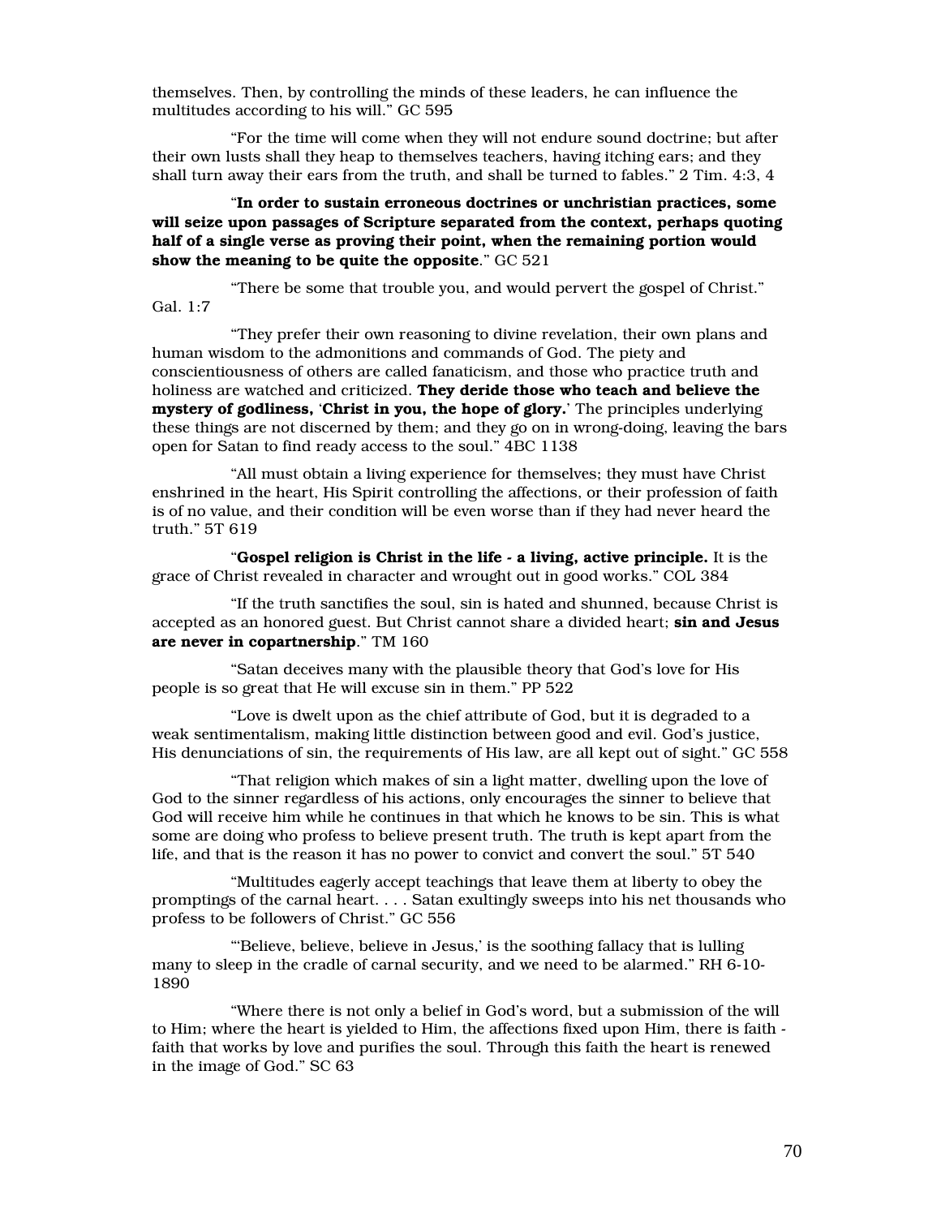themselves. Then, by controlling the minds of these leaders, he can influence the multitudes according to his will." GC 595

"For the time will come when they will not endure sound doctrine; but after their own lusts shall they heap to themselves teachers, having itching ears; and they shall turn away their ears from the truth, and shall be turned to fables." 2 Tim. 4:3, 4

"**In order to sustain erroneous doctrines or unchristian practices, some will seize upon passages of Scripture separated from the context, perhaps quoting half of a single verse as proving their point, when the remaining portion would show the meaning to be quite the opposite**." GC 521

"There be some that trouble you, and would pervert the gospel of Christ." Gal. 1:7

"They prefer their own reasoning to divine revelation, their own plans and human wisdom to the admonitions and commands of God. The piety and conscientiousness of others are called fanaticism, and those who practice truth and holiness are watched and criticized. **They deride those who teach and believe the mystery of godliness, 'Christ in you, the hope of glory.'** The principles underlying these things are not discerned by them; and they go on in wrong-doing, leaving the bars open for Satan to find ready access to the soul." 4BC 1138

"All must obtain a living experience for themselves; they must have Christ enshrined in the heart, His Spirit controlling the affections, or their profession of faith is of no value, and their condition will be even worse than if they had never heard the truth." 5T 619

"**Gospel religion is Christ in the life - a living, active principle.** It is the grace of Christ revealed in character and wrought out in good works." COL 384

"If the truth sanctifies the soul, sin is hated and shunned, because Christ is accepted as an honored guest. But Christ cannot share a divided heart; **sin and Jesus are never in copartnership**." TM 160

"Satan deceives many with the plausible theory that God's love for His people is so great that He will excuse sin in them." PP 522

"Love is dwelt upon as the chief attribute of God, but it is degraded to a weak sentimentalism, making little distinction between good and evil. God's justice, His denunciations of sin, the requirements of His law, are all kept out of sight." GC 558

"That religion which makes of sin a light matter, dwelling upon the love of God to the sinner regardless of his actions, only encourages the sinner to believe that God will receive him while he continues in that which he knows to be sin. This is what some are doing who profess to believe present truth. The truth is kept apart from the life, and that is the reason it has no power to convict and convert the soul." 5T 540

"Multitudes eagerly accept teachings that leave them at liberty to obey the promptings of the carnal heart. . . . Satan exultingly sweeps into his net thousands who profess to be followers of Christ." GC 556

"'Believe, believe, believe in Jesus,' is the soothing fallacy that is lulling many to sleep in the cradle of carnal security, and we need to be alarmed." RH 6-10-1890

"Where there is not only a belief in God's word, but a submission of the will to Him; where the heart is yielded to Him, the affections fixed upon Him, there is faith - faith that works by love and purifies the soul. Through this faith the heart is renewed in the image of God." SC 63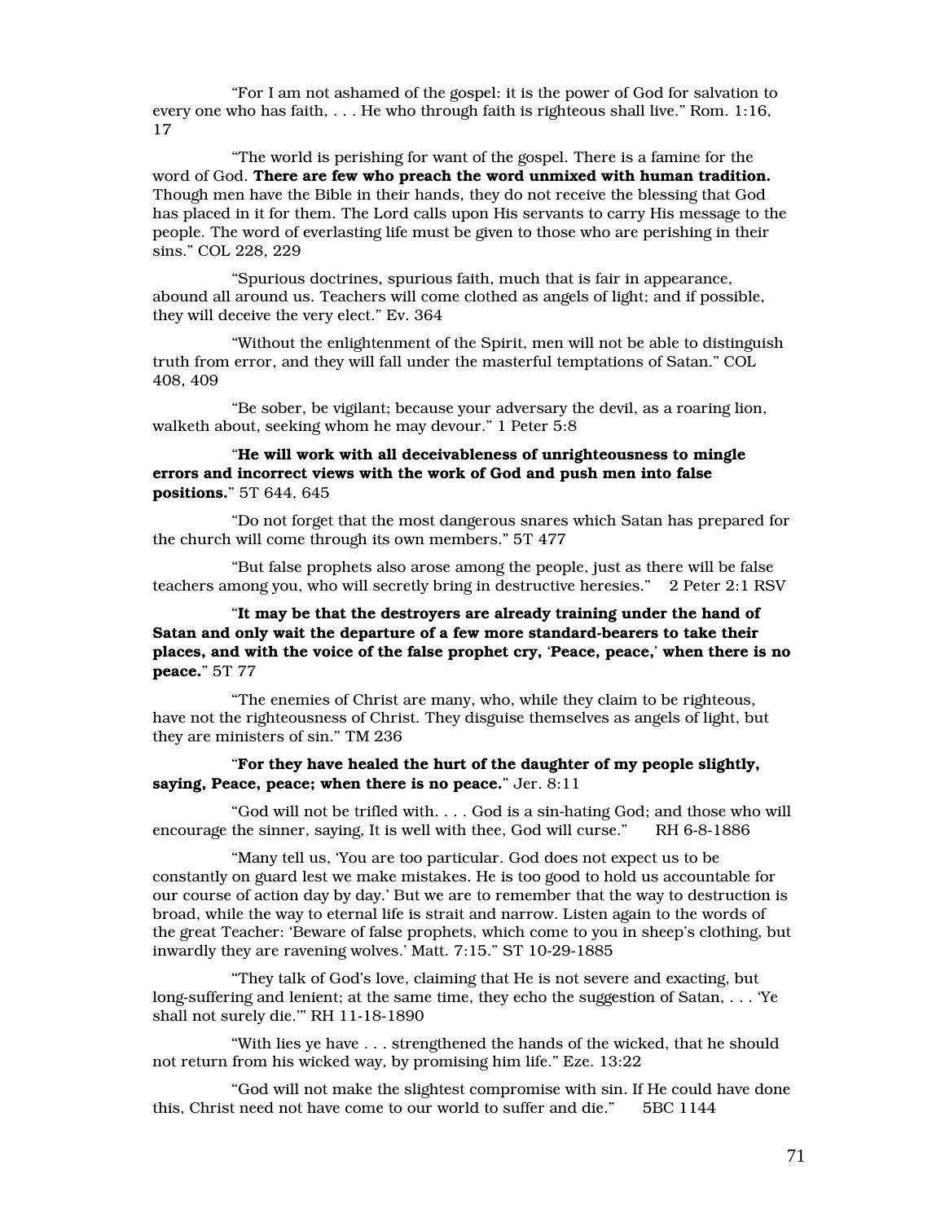"For I am not ashamed of the gospel: it is the power of God for salvation to every one who has faith, . . . He who through faith is righteous shall live." Rom. 1:16, 17

"The world is perishing for want of the gospel. There is a famine for the word of God. **There are few who preach the word unmixed with human tradition.** Though men have the Bible in their hands, they do not receive the blessing that God has placed in it for them. The Lord calls upon His servants to carry His message to the people. The word of everlasting life must be given to those who are perishing in their sins." COL 228, 229

"Spurious doctrines, spurious faith, much that is fair in appearance, abound all around us. Teachers will come clothed as angels of light; and if possible, they will deceive the very elect." Ev. 364

"Without the enlightenment of the Spirit, men will not be able to distinguish truth from error, and they will fall under the masterful temptations of Satan." COL 408, 409

"Be sober, be vigilant; because your adversary the devil, as a roaring lion, walketh about, seeking whom he may devour." 1 Peter 5:8

"**He will work with all deceivableness of unrighteousness to mingle errors and incorrect views with the work of God and push men into false positions.**" 5T 644, 645

"Do not forget that the most dangerous snares which Satan has prepared for the church will come through its own members." 5T 477

"But false prophets also arose among the people, just as there will be false teachers among you, who will secretly bring in destructive heresies." 2 Peter 2:1 RSV

"**It may be that the destroyers are already training under the hand of Satan and only wait the departure of a few more standard-bearers to take their places, and with the voice of the false prophet cry, 'Peace, peace,' when there is no peace.**" 5T 77

"The enemies of Christ are many, who, while they claim to be righteous, have not the righteousness of Christ. They disguise themselves as angels of light, but they are ministers of sin." TM 236

"**For they have healed the hurt of the daughter of my people slightly, saying, Peace, peace; when there is no peace.**" Jer. 8:11

"God will not be trifled with. . . . God is a sin-hating God; and those who will encourage the sinner, saying, It is well with thee, God will curse." RH 6-8-1886

"Many tell us, 'You are too particular. God does not expect us to be constantly on guard lest we make mistakes. He is too good to hold us accountable for our course of action day by day.' But we are to remember that the way to destruction is broad, while the way to eternal life is strait and narrow. Listen again to the words of the great Teacher: 'Beware of false prophets, which come to you in sheep's clothing, but inwardly they are ravening wolves.' Matt. 7:15." ST 10-29-1885

"They talk of God's love, claiming that He is not severe and exacting, but long-suffering and lenient; at the same time, they echo the suggestion of Satan, . . . 'Ye shall not surely die.'" RH 11-18-1890

"With lies ye have . . . strengthened the hands of the wicked, that he should not return from his wicked way, by promising him life." Eze. 13:22

"God will not make the slightest compromise with sin. If He could have done this, Christ need not have come to our world to suffer and die." 5BC 1144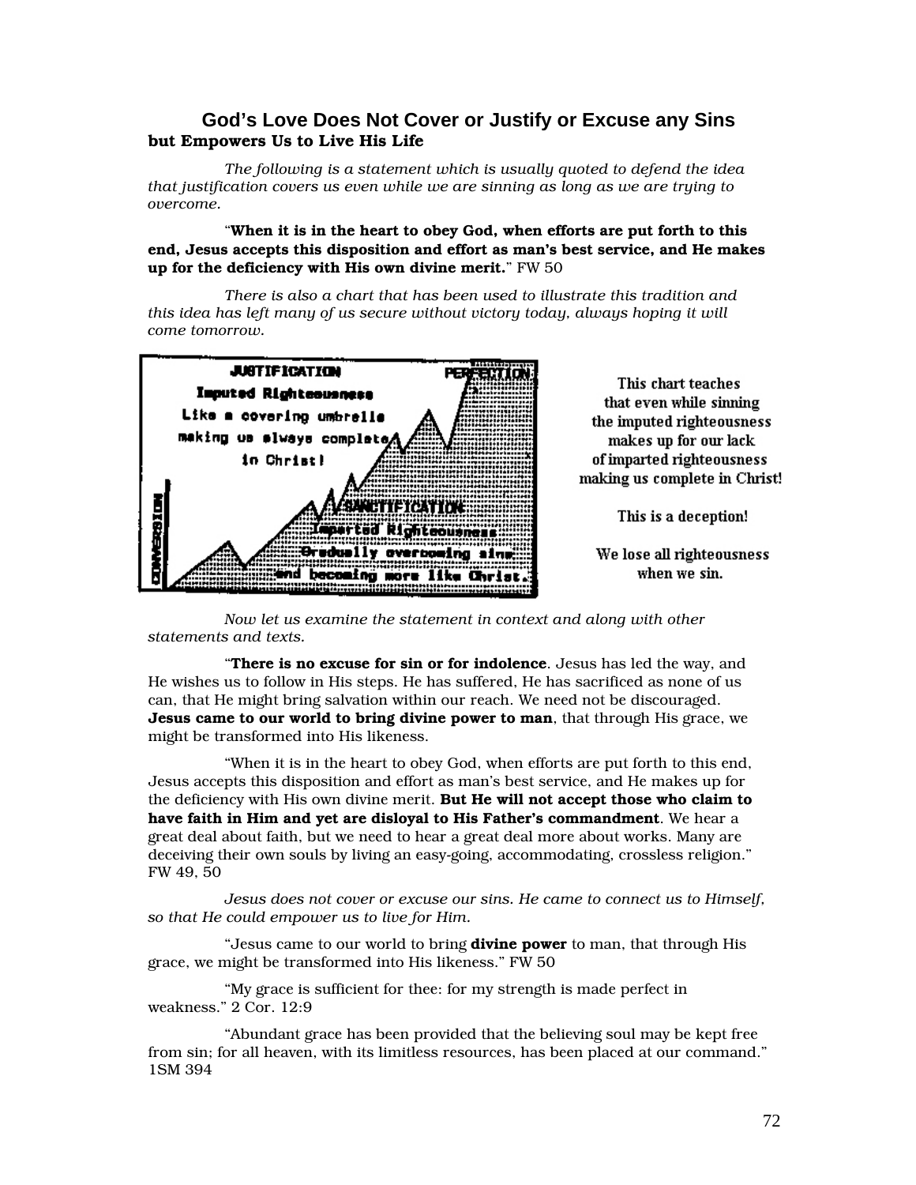## God's Love Does Not Cover or Justify or Excuse any Sins
**but Empowers Us to Live His Life**

*The following is a statement which is usually quoted to defend the idea that justification covers us even while we are sinning as long as we are trying to overcome.*

"**When it is in the heart to obey God, when efforts are put forth to this end, Jesus accepts this disposition and effort as man's best service, and He makes up for the deficiency with His own divine merit.**" FW 50

*There is also a chart that has been used to illustrate this tradition and this idea has left many of us secure without victory today, always hoping it will come tomorrow.*

JUSTIFICATION
Imputed Righteousness
Like a covering umbrella
making us always complete
in Christ!

PERFECTION

CONVERSION

SANCTIFICATION
Imparted Righteousness
Gradually overcoming sins
and becoming more like Christ.

This chart teaches that even while sinning the imputed righteousness makes up for our lack of imparted righteousness making us complete in Christ!

This is a deception!

We lose all righteousness when we sin.

*Now let us examine the statement in context and along with other statements and texts.*

"**There is no excuse for sin or for indolence**. Jesus has led the way, and He wishes us to follow in His steps. He has suffered, He has sacrificed as none of us can, that He might bring salvation within our reach. We need not be discouraged. **Jesus came to our world to bring divine power to man**, that through His grace, we might be transformed into His likeness.

"When it is in the heart to obey God, when efforts are put forth to this end, Jesus accepts this disposition and effort as man's best service, and He makes up for the deficiency with His own divine merit. **But He will not accept those who claim to have faith in Him and yet are disloyal to His Father's commandment**. We hear a great deal about faith, but we need to hear a great deal more about works. Many are deceiving their own souls by living an easy-going, accommodating, crossless religion." FW 49, 50

*Jesus does not cover or excuse our sins. He came to connect us to Himself, so that He could empower us to live for Him.*

"Jesus came to our world to bring **divine power** to man, that through His grace, we might be transformed into His likeness." FW 50

"My grace is sufficient for thee: for my strength is made perfect in weakness." 2 Cor. 12:9

"Abundant grace has been provided that the believing soul may be kept free from sin; for all heaven, with its limitless resources, has been placed at our command." 1SM 394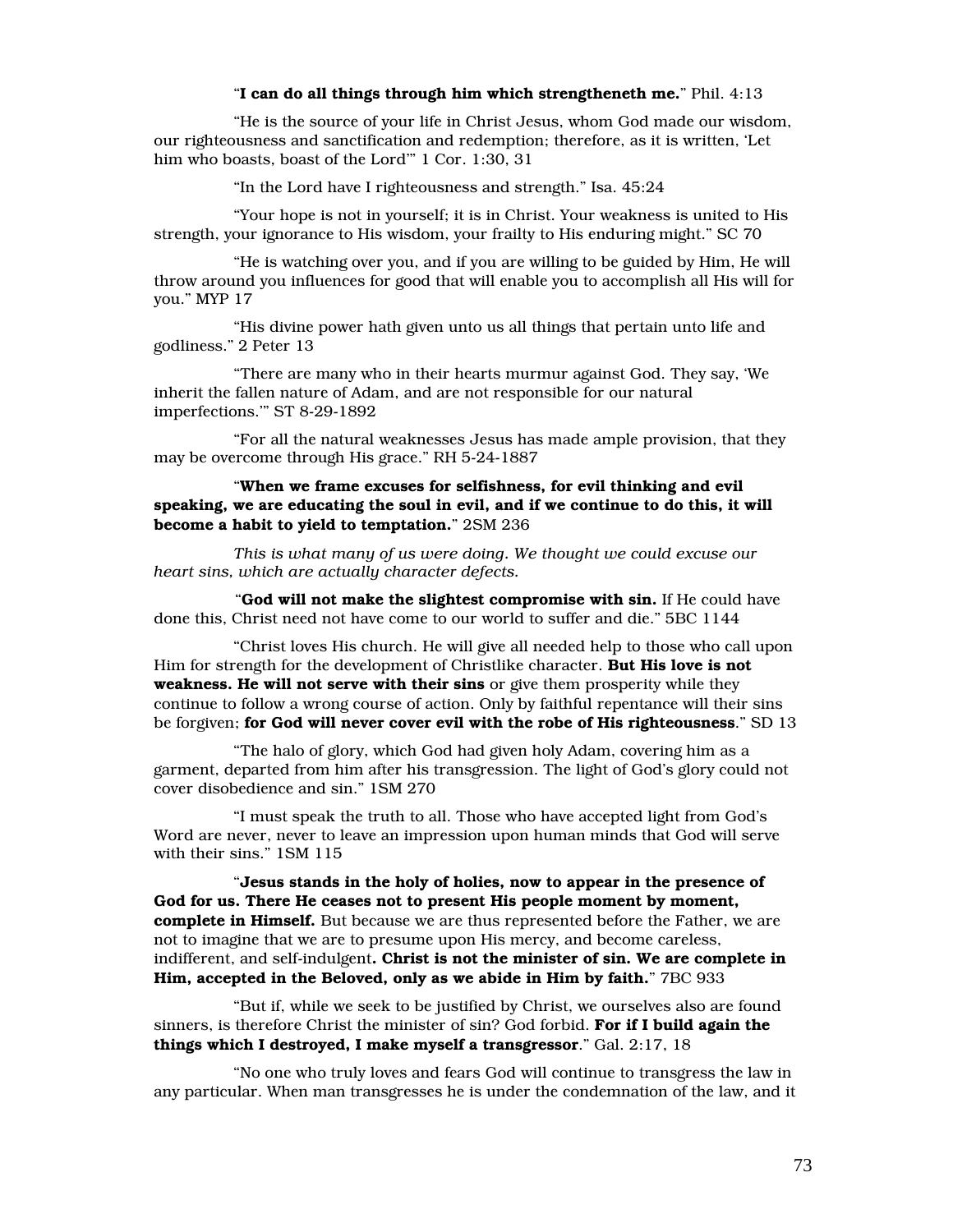“**I can do all things through him which strengtheneth me.**” Phil. 4:13

“He is the source of your life in Christ Jesus, whom God made our wisdom, our righteousness and sanctification and redemption; therefore, as it is written, ‘Let him who boasts, boast of the Lord’” 1 Cor. 1:30, 31

“In the Lord have I righteousness and strength.” Isa. 45:24

“Your hope is not in yourself; it is in Christ. Your weakness is united to His strength, your ignorance to His wisdom, your frailty to His enduring might.” SC 70

“He is watching over you, and if you are willing to be guided by Him, He will throw around you influences for good that will enable you to accomplish all His will for you.” MYP 17

“His divine power hath given unto us all things that pertain unto life and godliness.” 2 Peter 13

“There are many who in their hearts murmur against God. They say, ‘We inherit the fallen nature of Adam, and are not responsible for our natural imperfections.’” ST 8-29-1892

“For all the natural weaknesses Jesus has made ample provision, that they may be overcome through His grace.” RH 5-24-1887

“**When we frame excuses for selfishness, for evil thinking and evil speaking, we are educating the soul in evil, and if we continue to do this, it will become a habit to yield to temptation.**” 2SM 236

*This is what many of us were doing. We thought we could excuse our heart sins, which are actually character defects.*

“**God will not make the slightest compromise with sin.** If He could have done this, Christ need not have come to our world to suffer and die.” 5BC 1144

“Christ loves His church. He will give all needed help to those who call upon Him for strength for the development of Christlike character. **But His love is not weakness. He will not serve with their sins** or give them prosperity while they continue to follow a wrong course of action. Only by faithful repentance will their sins be forgiven; **for God will never cover evil with the robe of His righteousness**.” SD 13

“The halo of glory, which God had given holy Adam, covering him as a garment, departed from him after his transgression. The light of God’s glory could not cover disobedience and sin.” 1SM 270

“I must speak the truth to all. Those who have accepted light from God’s Word are never, never to leave an impression upon human minds that God will serve with their sins.” 1SM 115

“**Jesus stands in the holy of holies, now to appear in the presence of God for us. There He ceases not to present His people moment by moment, complete in Himself.** But because we are thus represented before the Father, we are not to imagine that we are to presume upon His mercy, and become careless, indifferent, and self-indulgent**. Christ is not the minister of sin. We are complete in Him, accepted in the Beloved, only as we abide in Him by faith.**” 7BC 933

“But if, while we seek to be justified by Christ, we ourselves also are found sinners, is therefore Christ the minister of sin? God forbid. **For if I build again the things which I destroyed, I make myself a transgressor**.” Gal. 2:17, 18

“No one who truly loves and fears God will continue to transgress the law in any particular. When man transgresses he is under the condemnation of the law, and it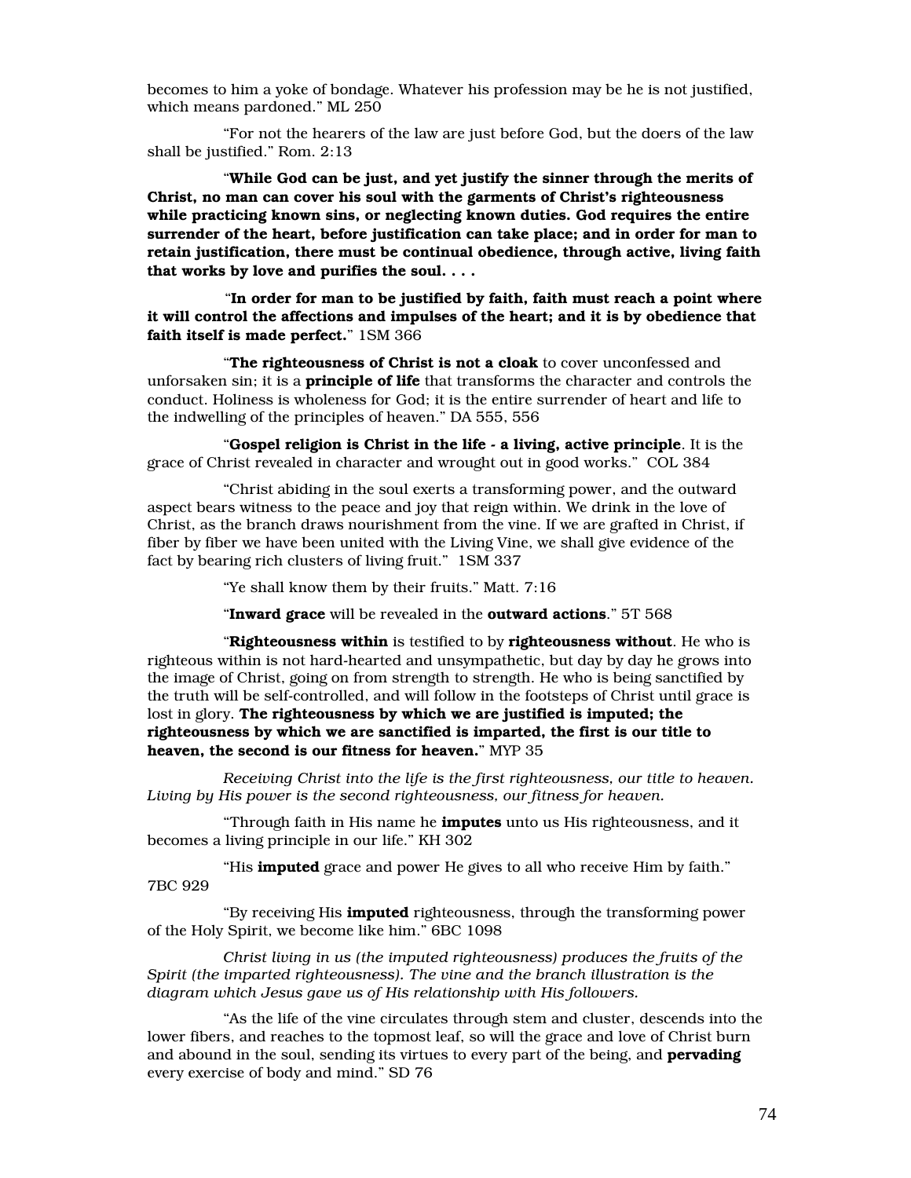becomes to him a yoke of bondage. Whatever his profession may be he is not justified, which means pardoned." ML 250

"For not the hearers of the law are just before God, but the doers of the law shall be justified." Rom. 2:13

"**While God can be just, and yet justify the sinner through the merits of Christ, no man can cover his soul with the garments of Christ's righteousness while practicing known sins, or neglecting known duties. God requires the entire surrender of the heart, before justification can take place; and in order for man to retain justification, there must be continual obedience, through active, living faith that works by love and purifies the soul. . . .**

"**In order for man to be justified by faith, faith must reach a point where it will control the affections and impulses of the heart; and it is by obedience that faith itself is made perfect.**" 1SM 366

"**The righteousness of Christ is not a cloak** to cover unconfessed and unforsaken sin; it is a **principle of life** that transforms the character and controls the conduct. Holiness is wholeness for God; it is the entire surrender of heart and life to the indwelling of the principles of heaven." DA 555, 556

"**Gospel religion is Christ in the life - a living, active principle**. It is the grace of Christ revealed in character and wrought out in good works." COL 384

"Christ abiding in the soul exerts a transforming power, and the outward aspect bears witness to the peace and joy that reign within. We drink in the love of Christ, as the branch draws nourishment from the vine. If we are grafted in Christ, if fiber by fiber we have been united with the Living Vine, we shall give evidence of the fact by bearing rich clusters of living fruit." 1SM 337

"Ye shall know them by their fruits." Matt. 7:16

"**Inward grace** will be revealed in the **outward actions**." 5T 568

"**Righteousness within** is testified to by **righteousness without**. He who is righteous within is not hard-hearted and unsympathetic, but day by day he grows into the image of Christ, going on from strength to strength. He who is being sanctified by the truth will be self-controlled, and will follow in the footsteps of Christ until grace is lost in glory. **The righteousness by which we are justified is imputed; the righteousness by which we are sanctified is imparted, the first is our title to heaven, the second is our fitness for heaven.**" MYP 35

*Receiving Christ into the life is the first righteousness, our title to heaven. Living by His power is the second righteousness, our fitness for heaven.*

"Through faith in His name he **imputes** unto us His righteousness, and it becomes a living principle in our life." KH 302

"His **imputed** grace and power He gives to all who receive Him by faith." 7BC 929

"By receiving His **imputed** righteousness, through the transforming power of the Holy Spirit, we become like him." 6BC 1098

*Christ living in us (the imputed righteousness) produces the fruits of the Spirit (the imparted righteousness). The vine and the branch illustration is the diagram which Jesus gave us of His relationship with His followers.*

"As the life of the vine circulates through stem and cluster, descends into the lower fibers, and reaches to the topmost leaf, so will the grace and love of Christ burn and abound in the soul, sending its virtues to every part of the being, and **pervading** every exercise of body and mind." SD 76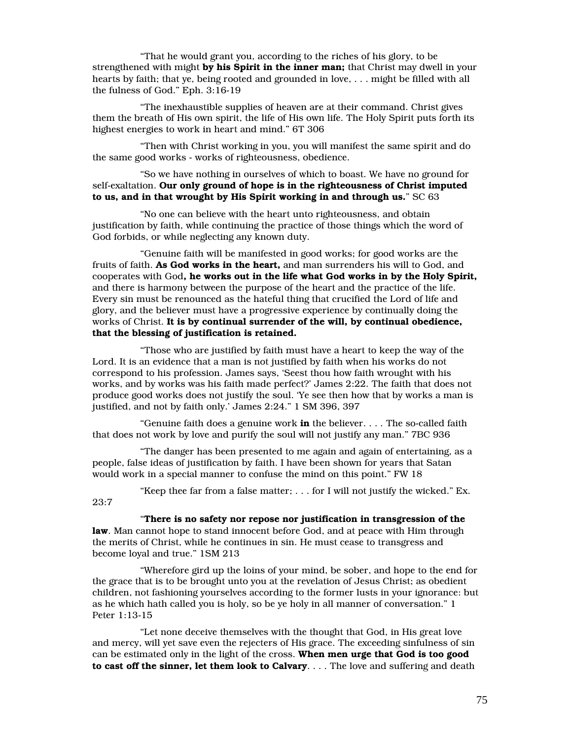"That he would grant you, according to the riches of his glory, to be strengthened with might **by his Spirit in the inner man;** that Christ may dwell in your hearts by faith; that ye, being rooted and grounded in love, . . . might be filled with all the fulness of God." Eph. 3:16-19

"The inexhaustible supplies of heaven are at their command. Christ gives them the breath of His own spirit, the life of His own life. The Holy Spirit puts forth its highest energies to work in heart and mind." 6T 306

"Then with Christ working in you, you will manifest the same spirit and do the same good works - works of righteousness, obedience.

"So we have nothing in ourselves of which to boast. We have no ground for self-exaltation. **Our only ground of hope is in the righteousness of Christ imputed to us, and in that wrought by His Spirit working in and through us.**" SC 63

"No one can believe with the heart unto righteousness, and obtain justification by faith, while continuing the practice of those things which the word of God forbids, or while neglecting any known duty.

"Genuine faith will be manifested in good works; for good works are the fruits of faith. **As God works in the heart,** and man surrenders his will to God, and cooperates with God**, he works out in the life what God works in by the Holy Spirit,** and there is harmony between the purpose of the heart and the practice of the life. Every sin must be renounced as the hateful thing that crucified the Lord of life and glory, and the believer must have a progressive experience by continually doing the works of Christ. **It is by continual surrender of the will, by continual obedience, that the blessing of justification is retained.**

"Those who are justified by faith must have a heart to keep the way of the Lord. It is an evidence that a man is not justified by faith when his works do not correspond to his profession. James says, 'Seest thou how faith wrought with his works, and by works was his faith made perfect?' James 2:22. The faith that does not produce good works does not justify the soul. 'Ye see then how that by works a man is justified, and not by faith only.' James 2:24." 1 SM 396, 397

"Genuine faith does a genuine work **in** the believer. . . . The so-called faith that does not work by love and purify the soul will not justify any man." 7BC 936

"The danger has been presented to me again and again of entertaining, as a people, false ideas of justification by faith. I have been shown for years that Satan would work in a special manner to confuse the mind on this point." FW 18

"Keep thee far from a false matter; . . . for I will not justify the wicked." Ex. 23:7

"**There is no safety nor repose nor justification in transgression of the law**. Man cannot hope to stand innocent before God, and at peace with Him through the merits of Christ, while he continues in sin. He must cease to transgress and become loyal and true." 1SM 213

"Wherefore gird up the loins of your mind, be sober, and hope to the end for the grace that is to be brought unto you at the revelation of Jesus Christ; as obedient children, not fashioning yourselves according to the former lusts in your ignorance: but as he which hath called you is holy, so be ye holy in all manner of conversation." 1 Peter 1:13-15

"Let none deceive themselves with the thought that God, in His great love and mercy, will yet save even the rejecters of His grace. The exceeding sinfulness of sin can be estimated only in the light of the cross. **When men urge that God is too good to cast off the sinner, let them look to Calvary**. . . . The love and suffering and death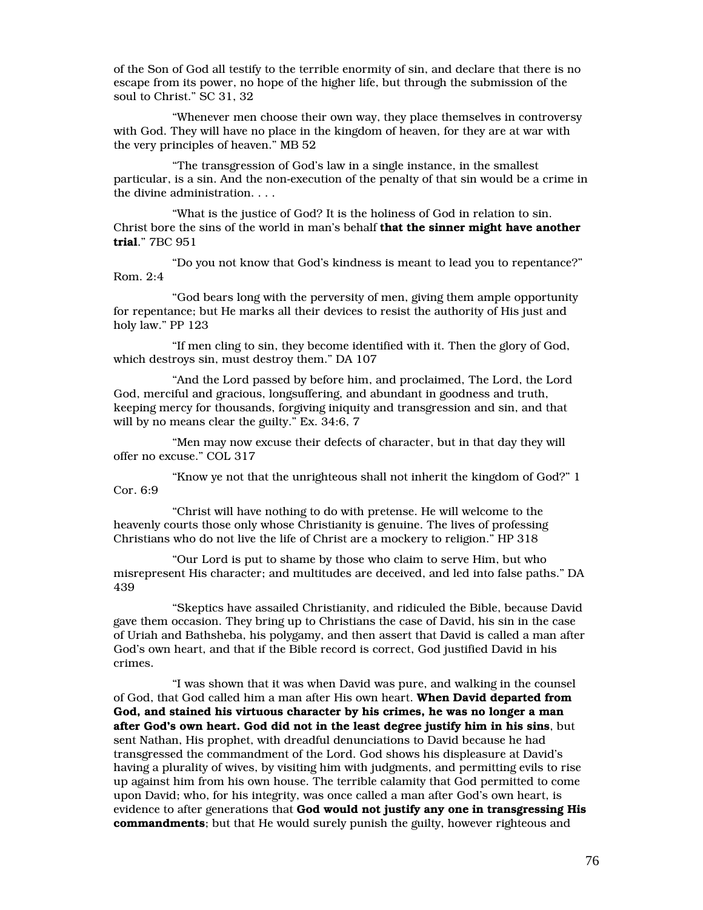of the Son of God all testify to the terrible enormity of sin, and declare that there is no escape from its power, no hope of the higher life, but through the submission of the soul to Christ." SC 31, 32

"Whenever men choose their own way, they place themselves in controversy with God. They will have no place in the kingdom of heaven, for they are at war with the very principles of heaven." MB 52

"The transgression of God's law in a single instance, in the smallest particular, is a sin. And the non-execution of the penalty of that sin would be a crime in the divine administration. . . .

"What is the justice of God? It is the holiness of God in relation to sin. Christ bore the sins of the world in man's behalf **that the sinner might have another trial**." 7BC 951

"Do you not know that God's kindness is meant to lead you to repentance?" Rom. 2:4

"God bears long with the perversity of men, giving them ample opportunity for repentance; but He marks all their devices to resist the authority of His just and holy law." PP 123

"If men cling to sin, they become identified with it. Then the glory of God, which destroys sin, must destroy them." DA 107

"And the Lord passed by before him, and proclaimed, The Lord, the Lord God, merciful and gracious, longsuffering, and abundant in goodness and truth, keeping mercy for thousands, forgiving iniquity and transgression and sin, and that will by no means clear the guilty." Ex. 34:6, 7

"Men may now excuse their defects of character, but in that day they will offer no excuse." COL 317

"Know ye not that the unrighteous shall not inherit the kingdom of God?" 1 Cor. 6:9

"Christ will have nothing to do with pretense. He will welcome to the heavenly courts those only whose Christianity is genuine. The lives of professing Christians who do not live the life of Christ are a mockery to religion." HP 318

"Our Lord is put to shame by those who claim to serve Him, but who misrepresent His character; and multitudes are deceived, and led into false paths." DA 439

"Skeptics have assailed Christianity, and ridiculed the Bible, because David gave them occasion. They bring up to Christians the case of David, his sin in the case of Uriah and Bathsheba, his polygamy, and then assert that David is called a man after God's own heart, and that if the Bible record is correct, God justified David in his crimes.

"I was shown that it was when David was pure, and walking in the counsel of God, that God called him a man after His own heart. **When David departed from God, and stained his virtuous character by his crimes, he was no longer a man after God's own heart. God did not in the least degree justify him in his sins**, but sent Nathan, His prophet, with dreadful denunciations to David because he had transgressed the commandment of the Lord. God shows his displeasure at David's having a plurality of wives, by visiting him with judgments, and permitting evils to rise up against him from his own house. The terrible calamity that God permitted to come upon David; who, for his integrity, was once called a man after God's own heart, is evidence to after generations that **God would not justify any one in transgressing His commandments**; but that He would surely punish the guilty, however righteous and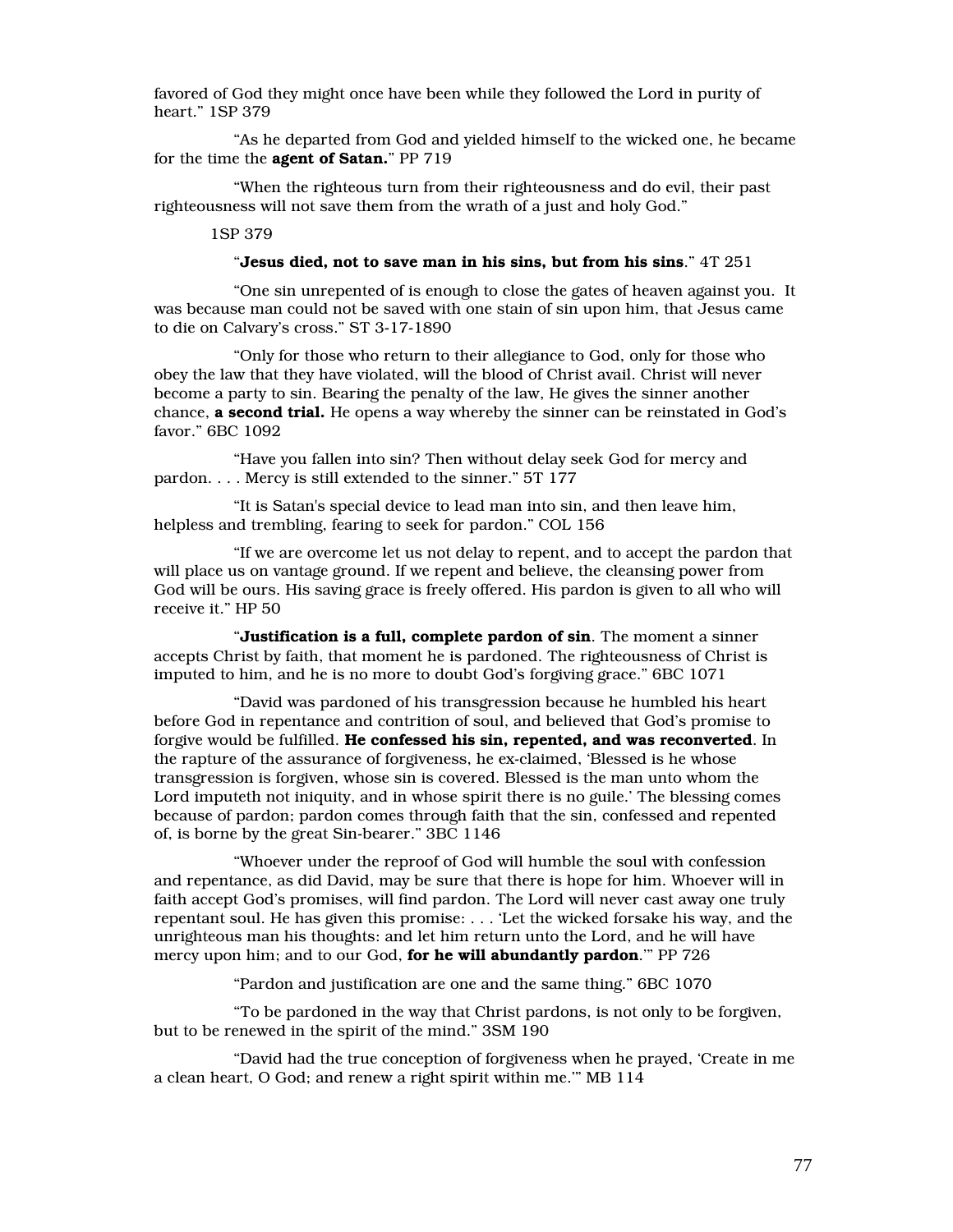favored of God they might once have been while they followed the Lord in purity of heart." 1SP 379

"As he departed from God and yielded himself to the wicked one, he became for the time the **agent of Satan.**" PP 719

"When the righteous turn from their righteousness and do evil, their past righteousness will not save them from the wrath of a just and holy God."

1SP 379

"**Jesus died, not to save man in his sins, but from his sins**." 4T 251

"One sin unrepented of is enough to close the gates of heaven against you. It was because man could not be saved with one stain of sin upon him, that Jesus came to die on Calvary's cross." ST 3-17-1890

"Only for those who return to their allegiance to God, only for those who obey the law that they have violated, will the blood of Christ avail. Christ will never become a party to sin. Bearing the penalty of the law, He gives the sinner another chance, **a second trial.** He opens a way whereby the sinner can be reinstated in God's favor." 6BC 1092

"Have you fallen into sin? Then without delay seek God for mercy and pardon. . . . Mercy is still extended to the sinner." 5T 177

"It is Satan's special device to lead man into sin, and then leave him, helpless and trembling, fearing to seek for pardon." COL 156

"If we are overcome let us not delay to repent, and to accept the pardon that will place us on vantage ground. If we repent and believe, the cleansing power from God will be ours. His saving grace is freely offered. His pardon is given to all who will receive it." HP 50

"**Justification is a full, complete pardon of sin**. The moment a sinner accepts Christ by faith, that moment he is pardoned. The righteousness of Christ is imputed to him, and he is no more to doubt God's forgiving grace." 6BC 1071

"David was pardoned of his transgression because he humbled his heart before God in repentance and contrition of soul, and believed that God's promise to forgive would be fulfilled. **He confessed his sin, repented, and was reconverted**. In the rapture of the assurance of forgiveness, he ex-claimed, 'Blessed is he whose transgression is forgiven, whose sin is covered. Blessed is the man unto whom the Lord imputeth not iniquity, and in whose spirit there is no guile.' The blessing comes because of pardon; pardon comes through faith that the sin, confessed and repented of, is borne by the great Sin-bearer." 3BC 1146

"Whoever under the reproof of God will humble the soul with confession and repentance, as did David, may be sure that there is hope for him. Whoever will in faith accept God's promises, will find pardon. The Lord will never cast away one truly repentant soul. He has given this promise: . . . 'Let the wicked forsake his way, and the unrighteous man his thoughts: and let him return unto the Lord, and he will have mercy upon him; and to our God, **for he will abundantly pardon**.'" PP 726

"Pardon and justification are one and the same thing." 6BC 1070

"To be pardoned in the way that Christ pardons, is not only to be forgiven, but to be renewed in the spirit of the mind." 3SM 190

"David had the true conception of forgiveness when he prayed, 'Create in me a clean heart, O God; and renew a right spirit within me.'" MB 114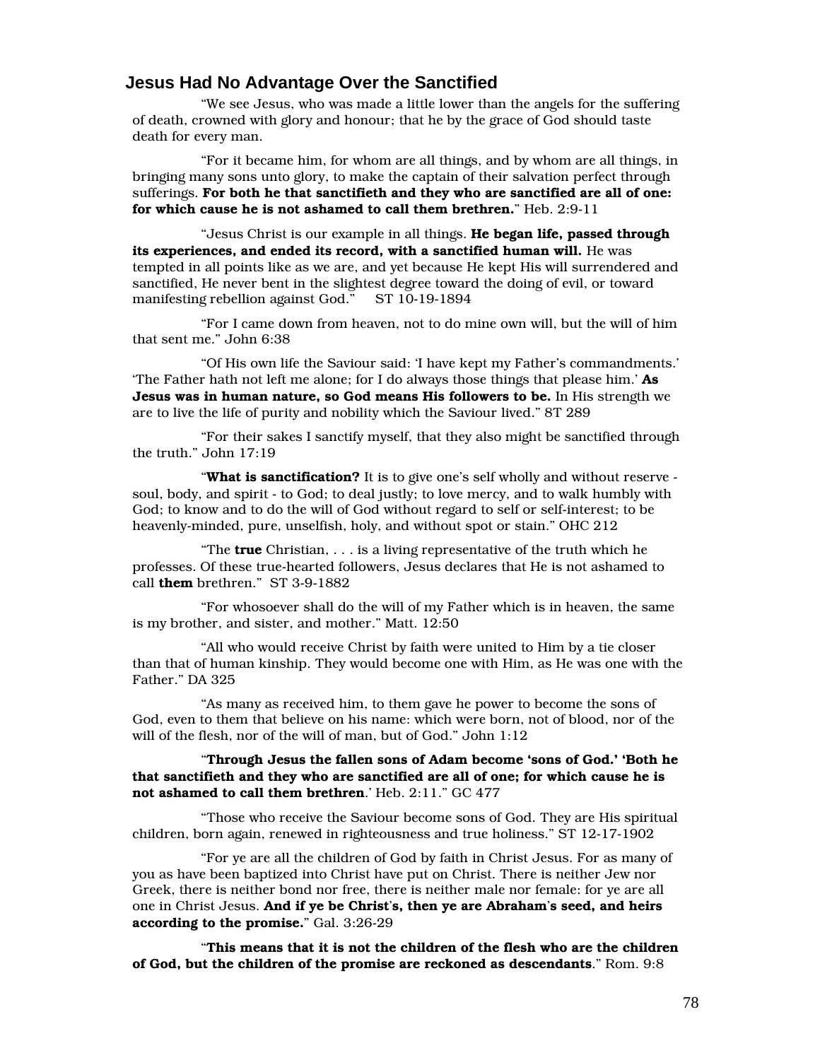## Jesus Had No Advantage Over the Sanctified

"We see Jesus, who was made a little lower than the angels for the suffering of death, crowned with glory and honour; that he by the grace of God should taste death for every man.

"For it became him, for whom are all things, and by whom are all things, in bringing many sons unto glory, to make the captain of their salvation perfect through sufferings. **For both he that sanctifieth and they who are sanctified are all of one: for which cause he is not ashamed to call them brethren.**" Heb. 2:9-11

"Jesus Christ is our example in all things. **He began life, passed through its experiences, and ended its record, with a sanctified human will.** He was tempted in all points like as we are, and yet because He kept His will surrendered and sanctified, He never bent in the slightest degree toward the doing of evil, or toward manifesting rebellion against God." ST 10-19-1894

"For I came down from heaven, not to do mine own will, but the will of him that sent me." John 6:38

"Of His own life the Saviour said: 'I have kept my Father's commandments.' 'The Father hath not left me alone; for I do always those things that please him.' **As Jesus was in human nature, so God means His followers to be.** In His strength we are to live the life of purity and nobility which the Saviour lived." 8T 289

"For their sakes I sanctify myself, that they also might be sanctified through the truth." John 17:19

"**What is sanctification?** It is to give one's self wholly and without reserve - soul, body, and spirit - to God; to deal justly; to love mercy, and to walk humbly with God; to know and to do the will of God without regard to self or self-interest; to be heavenly-minded, pure, unselfish, holy, and without spot or stain." OHC 212

"The **true** Christian, . . . is a living representative of the truth which he professes. Of these true-hearted followers, Jesus declares that He is not ashamed to call **them** brethren." ST 3-9-1882

"For whosoever shall do the will of my Father which is in heaven, the same is my brother, and sister, and mother." Matt. 12:50

"All who would receive Christ by faith were united to Him by a tie closer than that of human kinship. They would become one with Him, as He was one with the Father." DA 325

"As many as received him, to them gave he power to become the sons of God, even to them that believe on his name: which were born, not of blood, nor of the will of the flesh, nor of the will of man, but of God." John 1:12

"**Through Jesus the fallen sons of Adam become 'sons of God.' 'Both he that sanctifieth and they who are sanctified are all of one; for which cause he is not ashamed to call them brethren**.' Heb. 2:11." GC 477

"Those who receive the Saviour become sons of God. They are His spiritual children, born again, renewed in righteousness and true holiness." ST 12-17-1902

"For ye are all the children of God by faith in Christ Jesus. For as many of you as have been baptized into Christ have put on Christ. There is neither Jew nor Greek, there is neither bond nor free, there is neither male nor female: for ye are all one in Christ Jesus. **And if ye be Christ's, then ye are Abraham's seed, and heirs according to the promise.**" Gal. 3:26-29

"**This means that it is not the children of the flesh who are the children of God, but the children of the promise are reckoned as descendants**." Rom. 9:8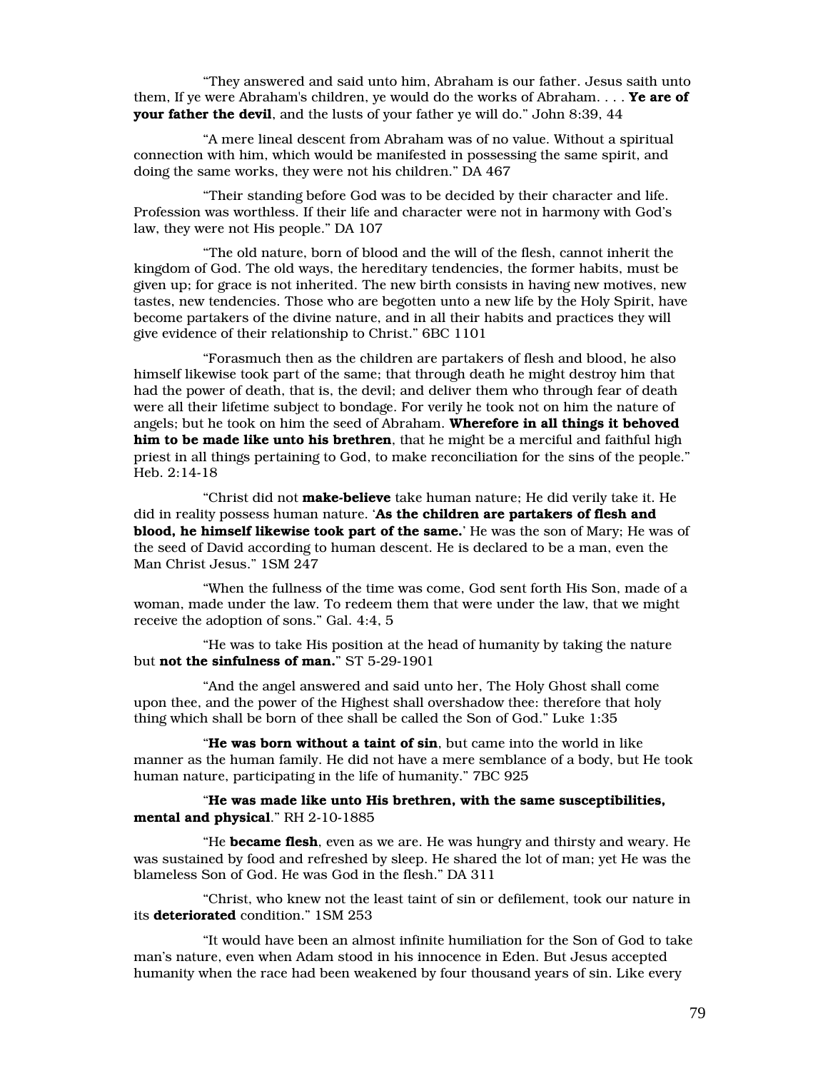"They answered and said unto him, Abraham is our father. Jesus saith unto them, If ye were Abraham's children, ye would do the works of Abraham. . . . **Ye are of your father the devil**, and the lusts of your father ye will do." John 8:39, 44

"A mere lineal descent from Abraham was of no value. Without a spiritual connection with him, which would be manifested in possessing the same spirit, and doing the same works, they were not his children." DA 467

"Their standing before God was to be decided by their character and life. Profession was worthless. If their life and character were not in harmony with God's law, they were not His people." DA 107

"The old nature, born of blood and the will of the flesh, cannot inherit the kingdom of God. The old ways, the hereditary tendencies, the former habits, must be given up; for grace is not inherited. The new birth consists in having new motives, new tastes, new tendencies. Those who are begotten unto a new life by the Holy Spirit, have become partakers of the divine nature, and in all their habits and practices they will give evidence of their relationship to Christ." 6BC 1101

"Forasmuch then as the children are partakers of flesh and blood, he also himself likewise took part of the same; that through death he might destroy him that had the power of death, that is, the devil; and deliver them who through fear of death were all their lifetime subject to bondage. For verily he took not on him the nature of angels; but he took on him the seed of Abraham. **Wherefore in all things it behoved him to be made like unto his brethren**, that he might be a merciful and faithful high priest in all things pertaining to God, to make reconciliation for the sins of the people." Heb. 2:14-18

"Christ did not **make-believe** take human nature; He did verily take it. He did in reality possess human nature. '**As the children are partakers of flesh and blood, he himself likewise took part of the same.**' He was the son of Mary; He was of the seed of David according to human descent. He is declared to be a man, even the Man Christ Jesus." 1SM 247

"When the fullness of the time was come, God sent forth His Son, made of a woman, made under the law. To redeem them that were under the law, that we might receive the adoption of sons." Gal. 4:4, 5

"He was to take His position at the head of humanity by taking the nature but **not the sinfulness of man.**" ST 5-29-1901

"And the angel answered and said unto her, The Holy Ghost shall come upon thee, and the power of the Highest shall overshadow thee: therefore that holy thing which shall be born of thee shall be called the Son of God." Luke 1:35

"**He was born without a taint of sin**, but came into the world in like manner as the human family. He did not have a mere semblance of a body, but He took human nature, participating in the life of humanity." 7BC 925

"**He was made like unto His brethren, with the same susceptibilities, mental and physical**." RH 2-10-1885

"He **became flesh**, even as we are. He was hungry and thirsty and weary. He was sustained by food and refreshed by sleep. He shared the lot of man; yet He was the blameless Son of God. He was God in the flesh." DA 311

"Christ, who knew not the least taint of sin or defilement, took our nature in its **deteriorated** condition." 1SM 253

"It would have been an almost infinite humiliation for the Son of God to take man's nature, even when Adam stood in his innocence in Eden. But Jesus accepted humanity when the race had been weakened by four thousand years of sin. Like every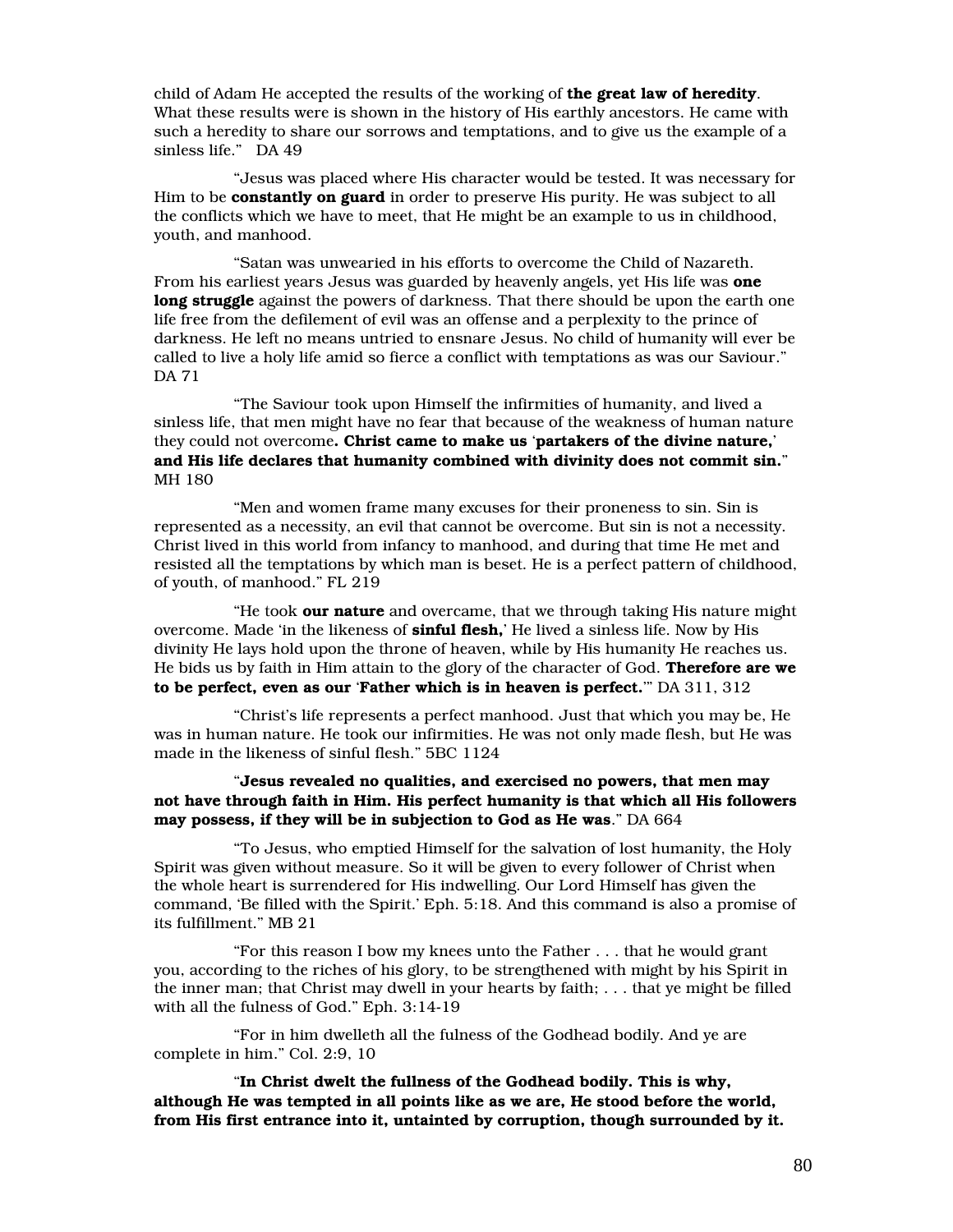child of Adam He accepted the results of the working of **the great law of heredity**. What these results were is shown in the history of His earthly ancestors. He came with such a heredity to share our sorrows and temptations, and to give us the example of a sinless life." DA 49

"Jesus was placed where His character would be tested. It was necessary for Him to be **constantly on guard** in order to preserve His purity. He was subject to all the conflicts which we have to meet, that He might be an example to us in childhood, youth, and manhood.

"Satan was unwearied in his efforts to overcome the Child of Nazareth. From his earliest years Jesus was guarded by heavenly angels, yet His life was **one long struggle** against the powers of darkness. That there should be upon the earth one life free from the defilement of evil was an offense and a perplexity to the prince of darkness. He left no means untried to ensnare Jesus. No child of humanity will ever be called to live a holy life amid so fierce a conflict with temptations as was our Saviour." DA 71

"The Saviour took upon Himself the infirmities of humanity, and lived a sinless life, that men might have no fear that because of the weakness of human nature they could not overcome**. Christ came to make us 'partakers of the divine nature,' and His life declares that humanity combined with divinity does not commit sin.**" MH 180

"Men and women frame many excuses for their proneness to sin. Sin is represented as a necessity, an evil that cannot be overcome. But sin is not a necessity. Christ lived in this world from infancy to manhood, and during that time He met and resisted all the temptations by which man is beset. He is a perfect pattern of childhood, of youth, of manhood." FL 219

"He took **our nature** and overcame, that we through taking His nature might overcome. Made 'in the likeness of **sinful flesh,**' He lived a sinless life. Now by His divinity He lays hold upon the throne of heaven, while by His humanity He reaches us. He bids us by faith in Him attain to the glory of the character of God. **Therefore are we to be perfect, even as our 'Father which is in heaven is perfect.'**" DA 311, 312

"Christ's life represents a perfect manhood. Just that which you may be, He was in human nature. He took our infirmities. He was not only made flesh, but He was made in the likeness of sinful flesh." 5BC 1124

"**Jesus revealed no qualities, and exercised no powers, that men may not have through faith in Him. His perfect humanity is that which all His followers may possess, if they will be in subjection to God as He was**." DA 664

"To Jesus, who emptied Himself for the salvation of lost humanity, the Holy Spirit was given without measure. So it will be given to every follower of Christ when the whole heart is surrendered for His indwelling. Our Lord Himself has given the command, 'Be filled with the Spirit.' Eph. 5:18. And this command is also a promise of its fulfillment." MB 21

"For this reason I bow my knees unto the Father . . . that he would grant you, according to the riches of his glory, to be strengthened with might by his Spirit in the inner man; that Christ may dwell in your hearts by faith; . . . that ye might be filled with all the fulness of God." Eph. 3:14-19

"For in him dwelleth all the fulness of the Godhead bodily. And ye are complete in him." Col. 2:9, 10

"**In Christ dwelt the fullness of the Godhead bodily. This is why, although He was tempted in all points like as we are, He stood before the world, from His first entrance into it, untainted by corruption, though surrounded by it.**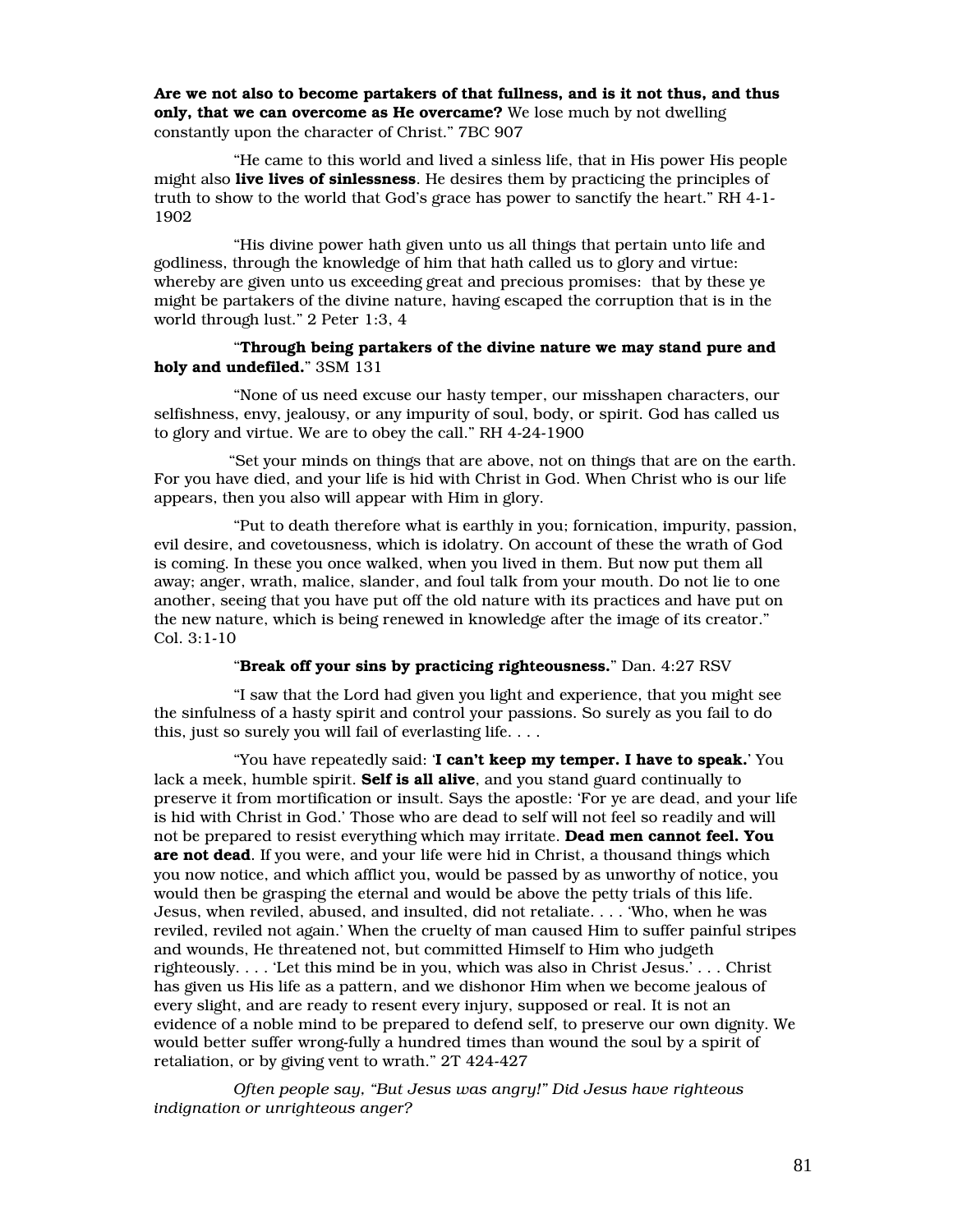**Are we not also to become partakers of that fullness, and is it not thus, and thus only, that we can overcome as He overcame?** We lose much by not dwelling constantly upon the character of Christ." 7BC 907

"He came to this world and lived a sinless life, that in His power His people might also **live lives of sinlessness**. He desires them by practicing the principles of truth to show to the world that God's grace has power to sanctify the heart." RH 4-1-1902

"His divine power hath given unto us all things that pertain unto life and godliness, through the knowledge of him that hath called us to glory and virtue: whereby are given unto us exceeding great and precious promises: that by these ye might be partakers of the divine nature, having escaped the corruption that is in the world through lust." 2 Peter 1:3, 4

"**Through being partakers of the divine nature we may stand pure and holy and undefiled.**" 3SM 131

"None of us need excuse our hasty temper, our misshapen characters, our selfishness, envy, jealousy, or any impurity of soul, body, or spirit. God has called us to glory and virtue. We are to obey the call." RH 4-24-1900

"Set your minds on things that are above, not on things that are on the earth. For you have died, and your life is hid with Christ in God. When Christ who is our life appears, then you also will appear with Him in glory.

"Put to death therefore what is earthly in you; fornication, impurity, passion, evil desire, and covetousness, which is idolatry. On account of these the wrath of God is coming. In these you once walked, when you lived in them. But now put them all away; anger, wrath, malice, slander, and foul talk from your mouth. Do not lie to one another, seeing that you have put off the old nature with its practices and have put on the new nature, which is being renewed in knowledge after the image of its creator." Col. 3:1-10

"**Break off your sins by practicing righteousness.**" Dan. 4:27 RSV

"I saw that the Lord had given you light and experience, that you might see the sinfulness of a hasty spirit and control your passions. So surely as you fail to do this, just so surely you will fail of everlasting life. . . .

"You have repeatedly said: '**I can't keep my temper. I have to speak.**' You lack a meek, humble spirit. **Self is all alive**, and you stand guard continually to preserve it from mortification or insult. Says the apostle: 'For ye are dead, and your life is hid with Christ in God.' Those who are dead to self will not feel so readily and will not be prepared to resist everything which may irritate. **Dead men cannot feel. You are not dead**. If you were, and your life were hid in Christ, a thousand things which you now notice, and which afflict you, would be passed by as unworthy of notice, you would then be grasping the eternal and would be above the petty trials of this life. Jesus, when reviled, abused, and insulted, did not retaliate. . . . 'Who, when he was reviled, reviled not again.' When the cruelty of man caused Him to suffer painful stripes and wounds, He threatened not, but committed Himself to Him who judgeth righteously. . . . 'Let this mind be in you, which was also in Christ Jesus.' . . . Christ has given us His life as a pattern, and we dishonor Him when we become jealous of every slight, and are ready to resent every injury, supposed or real. It is not an evidence of a noble mind to be prepared to defend self, to preserve our own dignity. We would better suffer wrong-fully a hundred times than wound the soul by a spirit of retaliation, or by giving vent to wrath." 2T 424-427

*Often people say, "But Jesus was angry!" Did Jesus have righteous indignation or unrighteous anger?*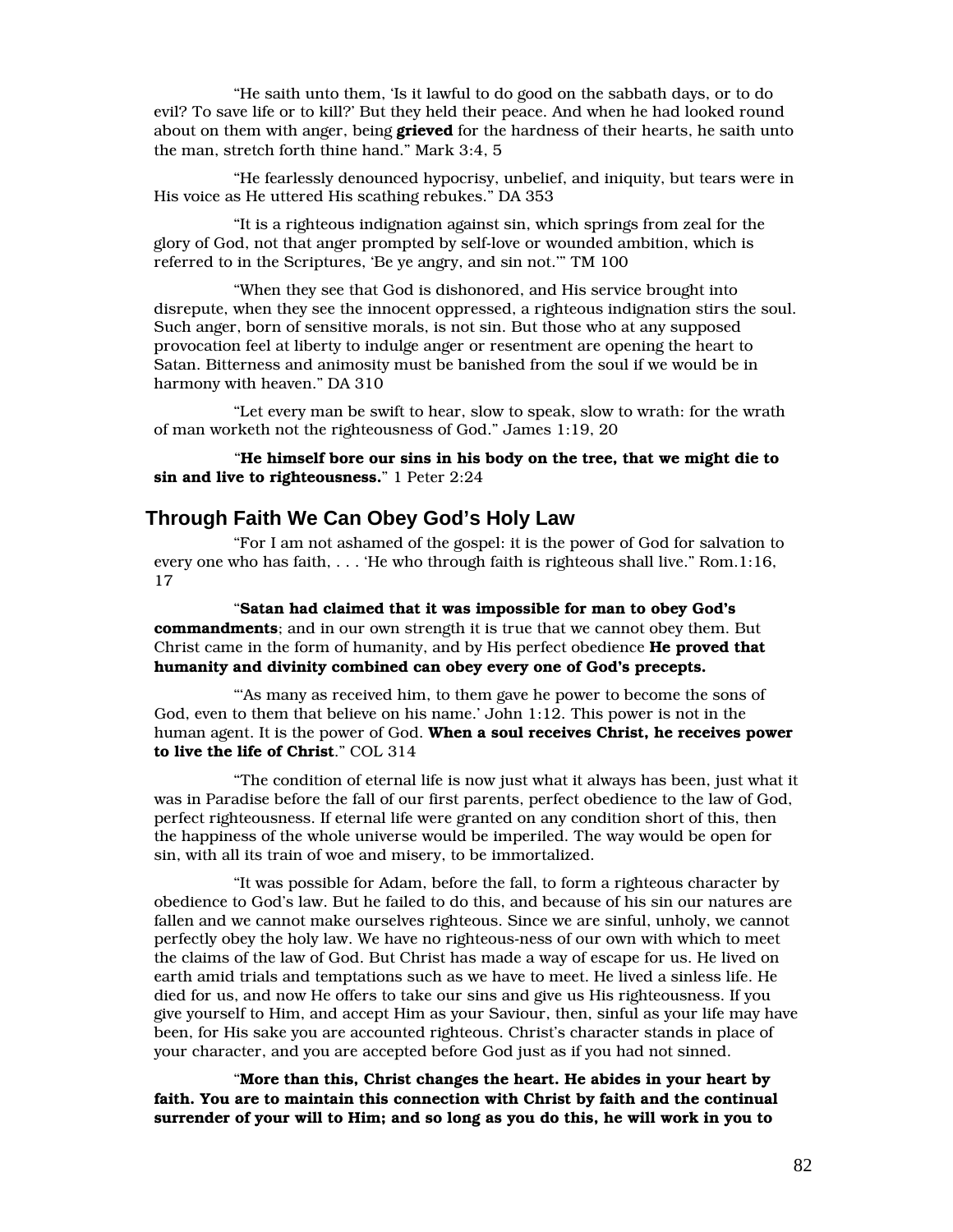"He saith unto them, 'Is it lawful to do good on the sabbath days, or to do evil? To save life or to kill?' But they held their peace. And when he had looked round about on them with anger, being **grieved** for the hardness of their hearts, he saith unto the man, stretch forth thine hand." Mark 3:4, 5

"He fearlessly denounced hypocrisy, unbelief, and iniquity, but tears were in His voice as He uttered His scathing rebukes." DA 353

"It is a righteous indignation against sin, which springs from zeal for the glory of God, not that anger prompted by self-love or wounded ambition, which is referred to in the Scriptures, 'Be ye angry, and sin not.'" TM 100

"When they see that God is dishonored, and His service brought into disrepute, when they see the innocent oppressed, a righteous indignation stirs the soul. Such anger, born of sensitive morals, is not sin. But those who at any supposed provocation feel at liberty to indulge anger or resentment are opening the heart to Satan. Bitterness and animosity must be banished from the soul if we would be in harmony with heaven." DA 310

"Let every man be swift to hear, slow to speak, slow to wrath: for the wrath of man worketh not the righteousness of God." James 1:19, 20

"**He himself bore our sins in his body on the tree, that we might die to sin and live to righteousness.**" 1 Peter 2:24

## Through Faith We Can Obey God's Holy Law

"For I am not ashamed of the gospel: it is the power of God for salvation to every one who has faith, . . . 'He who through faith is righteous shall live." Rom.1:16, 17

"**Satan had claimed that it was impossible for man to obey God's commandments**; and in our own strength it is true that we cannot obey them. But Christ came in the form of humanity, and by His perfect obedience **He proved that humanity and divinity combined can obey every one of God's precepts.**

"'As many as received him, to them gave he power to become the sons of God, even to them that believe on his name.' John 1:12. This power is not in the human agent. It is the power of God. **When a soul receives Christ, he receives power to live the life of Christ**." COL 314

"The condition of eternal life is now just what it always has been, just what it was in Paradise before the fall of our first parents, perfect obedience to the law of God, perfect righteousness. If eternal life were granted on any condition short of this, then the happiness of the whole universe would be imperiled. The way would be open for sin, with all its train of woe and misery, to be immortalized.

"It was possible for Adam, before the fall, to form a righteous character by obedience to God's law. But he failed to do this, and because of his sin our natures are fallen and we cannot make ourselves righteous. Since we are sinful, unholy, we cannot perfectly obey the holy law. We have no righteous-ness of our own with which to meet the claims of the law of God. But Christ has made a way of escape for us. He lived on earth amid trials and temptations such as we have to meet. He lived a sinless life. He died for us, and now He offers to take our sins and give us His righteousness. If you give yourself to Him, and accept Him as your Saviour, then, sinful as your life may have been, for His sake you are accounted righteous. Christ's character stands in place of your character, and you are accepted before God just as if you had not sinned.

"**More than this, Christ changes the heart. He abides in your heart by faith. You are to maintain this connection with Christ by faith and the continual surrender of your will to Him; and so long as you do this, he will work in you to**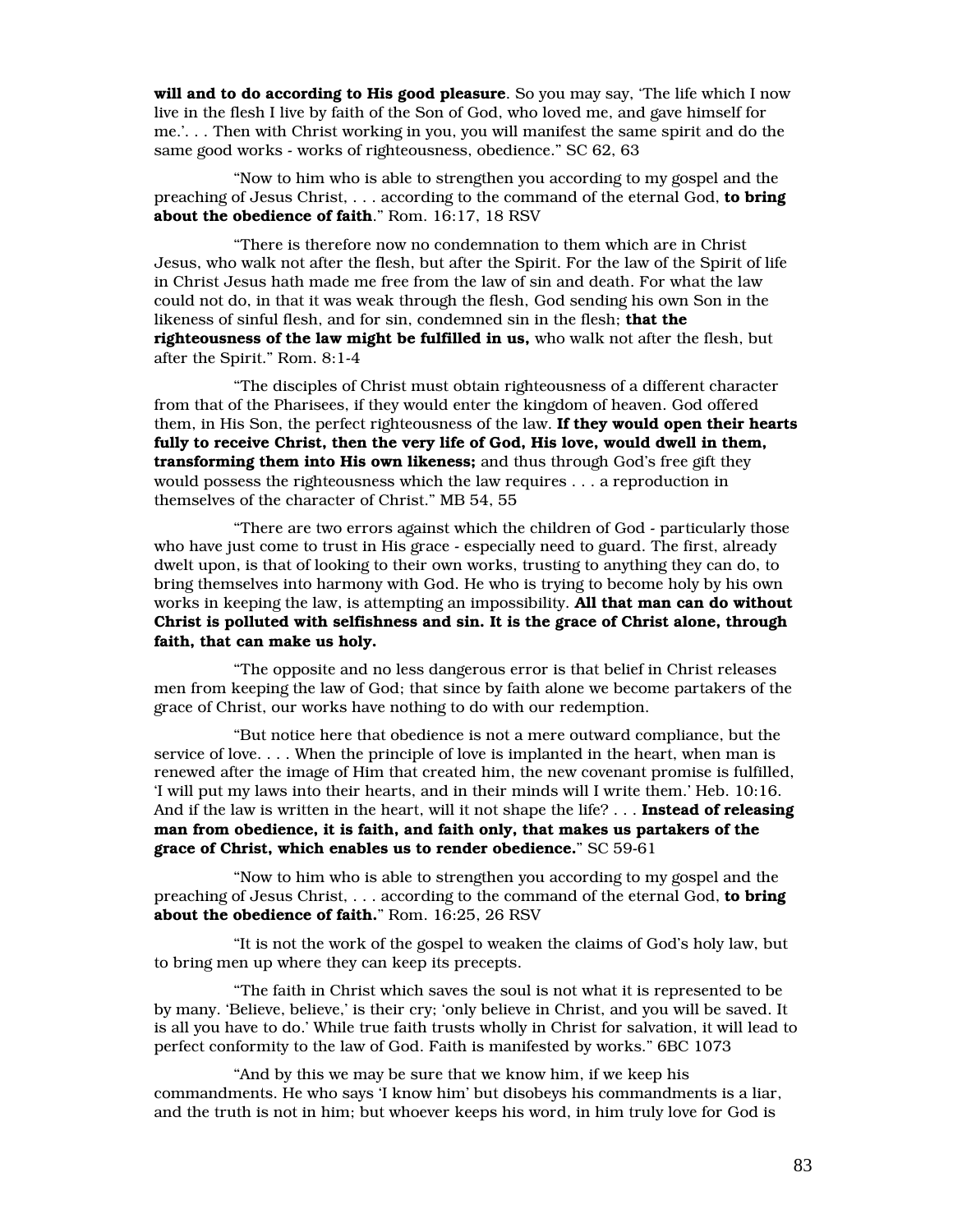**will and to do according to His good pleasure**. So you may say, 'The life which I now live in the flesh I live by faith of the Son of God, who loved me, and gave himself for me.'. . . Then with Christ working in you, you will manifest the same spirit and do the same good works - works of righteousness, obedience." SC 62, 63

"Now to him who is able to strengthen you according to my gospel and the preaching of Jesus Christ, . . . according to the command of the eternal God, **to bring about the obedience of faith**." Rom. 16:17, 18 RSV

"There is therefore now no condemnation to them which are in Christ Jesus, who walk not after the flesh, but after the Spirit. For the law of the Spirit of life in Christ Jesus hath made me free from the law of sin and death. For what the law could not do, in that it was weak through the flesh, God sending his own Son in the likeness of sinful flesh, and for sin, condemned sin in the flesh; **that the righteousness of the law might be fulfilled in us,** who walk not after the flesh, but after the Spirit." Rom. 8:1-4

"The disciples of Christ must obtain righteousness of a different character from that of the Pharisees, if they would enter the kingdom of heaven. God offered them, in His Son, the perfect righteousness of the law. **If they would open their hearts fully to receive Christ, then the very life of God, His love, would dwell in them, transforming them into His own likeness;** and thus through God's free gift they would possess the righteousness which the law requires . . . a reproduction in themselves of the character of Christ." MB 54, 55

"There are two errors against which the children of God - particularly those who have just come to trust in His grace - especially need to guard. The first, already dwelt upon, is that of looking to their own works, trusting to anything they can do, to bring themselves into harmony with God. He who is trying to become holy by his own works in keeping the law, is attempting an impossibility. **All that man can do without Christ is polluted with selfishness and sin. It is the grace of Christ alone, through faith, that can make us holy.**

"The opposite and no less dangerous error is that belief in Christ releases men from keeping the law of God; that since by faith alone we become partakers of the grace of Christ, our works have nothing to do with our redemption.

"But notice here that obedience is not a mere outward compliance, but the service of love. . . . When the principle of love is implanted in the heart, when man is renewed after the image of Him that created him, the new covenant promise is fulfilled, 'I will put my laws into their hearts, and in their minds will I write them.' Heb. 10:16. And if the law is written in the heart, will it not shape the life? . . . **Instead of releasing man from obedience, it is faith, and faith only, that makes us partakers of the grace of Christ, which enables us to render obedience.**" SC 59-61

"Now to him who is able to strengthen you according to my gospel and the preaching of Jesus Christ, . . . according to the command of the eternal God, **to bring about the obedience of faith.**" Rom. 16:25, 26 RSV

"It is not the work of the gospel to weaken the claims of God's holy law, but to bring men up where they can keep its precepts.

"The faith in Christ which saves the soul is not what it is represented to be by many. 'Believe, believe,' is their cry; 'only believe in Christ, and you will be saved. It is all you have to do.' While true faith trusts wholly in Christ for salvation, it will lead to perfect conformity to the law of God. Faith is manifested by works." 6BC 1073

"And by this we may be sure that we know him, if we keep his commandments. He who says 'I know him' but disobeys his commandments is a liar, and the truth is not in him; but whoever keeps his word, in him truly love for God is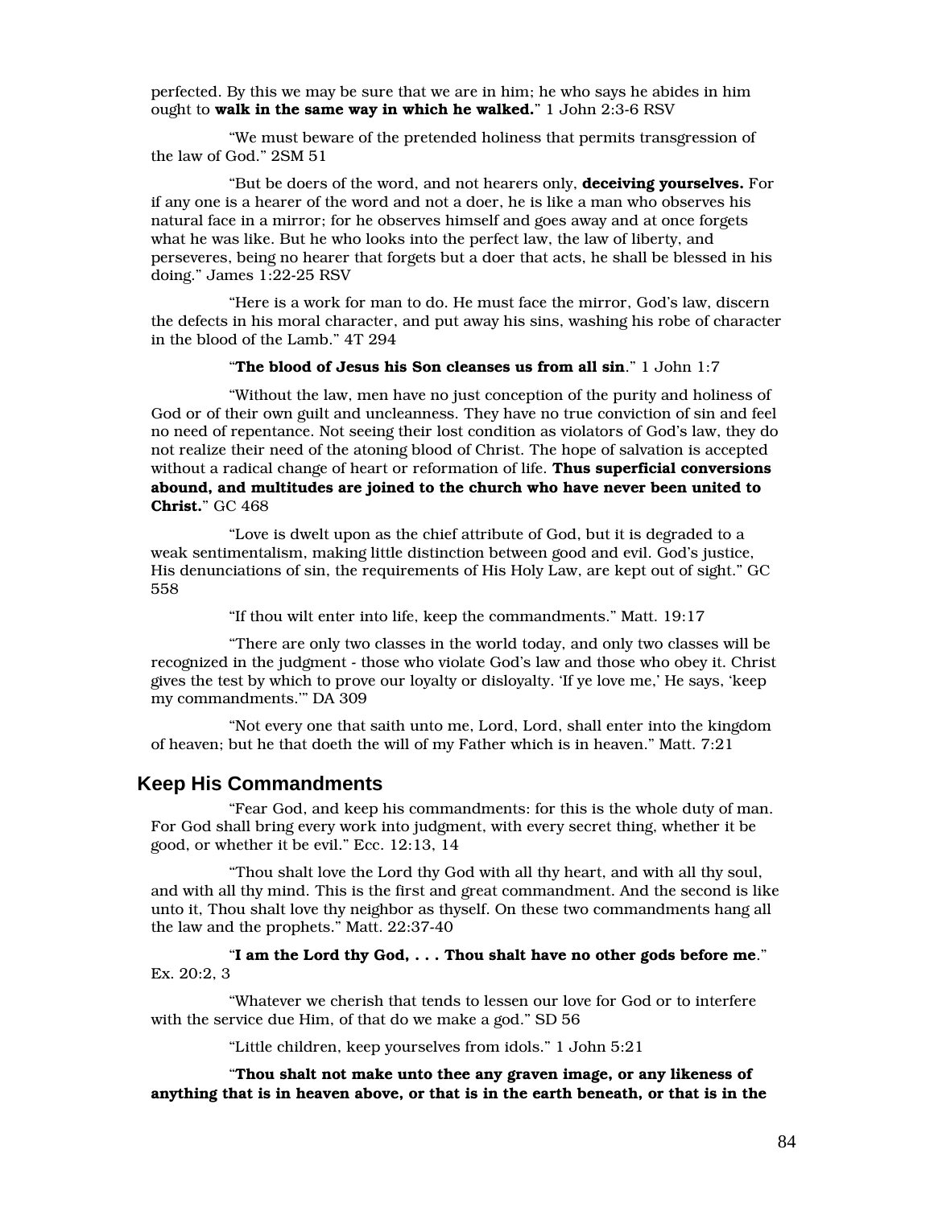perfected. By this we may be sure that we are in him; he who says he abides in him ought to **walk in the same way in which he walked.**" 1 John 2:3-6 RSV

"We must beware of the pretended holiness that permits transgression of the law of God." 2SM 51

"But be doers of the word, and not hearers only, **deceiving yourselves.** For if any one is a hearer of the word and not a doer, he is like a man who observes his natural face in a mirror; for he observes himself and goes away and at once forgets what he was like. But he who looks into the perfect law, the law of liberty, and perseveres, being no hearer that forgets but a doer that acts, he shall be blessed in his doing." James 1:22-25 RSV

"Here is a work for man to do. He must face the mirror, God's law, discern the defects in his moral character, and put away his sins, washing his robe of character in the blood of the Lamb." 4T 294

"**The blood of Jesus his Son cleanses us from all sin**." 1 John 1:7

"Without the law, men have no just conception of the purity and holiness of God or of their own guilt and uncleanness. They have no true conviction of sin and feel no need of repentance. Not seeing their lost condition as violators of God's law, they do not realize their need of the atoning blood of Christ. The hope of salvation is accepted without a radical change of heart or reformation of life. **Thus superficial conversions abound, and multitudes are joined to the church who have never been united to Christ.**" GC 468

"Love is dwelt upon as the chief attribute of God, but it is degraded to a weak sentimentalism, making little distinction between good and evil. God's justice, His denunciations of sin, the requirements of His Holy Law, are kept out of sight." GC 558

"If thou wilt enter into life, keep the commandments." Matt. 19:17

"There are only two classes in the world today, and only two classes will be recognized in the judgment - those who violate God's law and those who obey it. Christ gives the test by which to prove our loyalty or disloyalty. 'If ye love me,' He says, 'keep my commandments.'" DA 309

"Not every one that saith unto me, Lord, Lord, shall enter into the kingdom of heaven; but he that doeth the will of my Father which is in heaven." Matt. 7:21

## Keep His Commandments

"Fear God, and keep his commandments: for this is the whole duty of man. For God shall bring every work into judgment, with every secret thing, whether it be good, or whether it be evil." Ecc. 12:13, 14

"Thou shalt love the Lord thy God with all thy heart, and with all thy soul, and with all thy mind. This is the first and great commandment. And the second is like unto it, Thou shalt love thy neighbor as thyself. On these two commandments hang all the law and the prophets." Matt. 22:37-40

"**I am the Lord thy God, . . . Thou shalt have no other gods before me**." Ex. 20:2, 3

"Whatever we cherish that tends to lessen our love for God or to interfere with the service due Him, of that do we make a god." SD 56

"Little children, keep yourselves from idols." 1 John 5:21

"**Thou shalt not make unto thee any graven image, or any likeness of anything that is in heaven above, or that is in the earth beneath, or that is in the**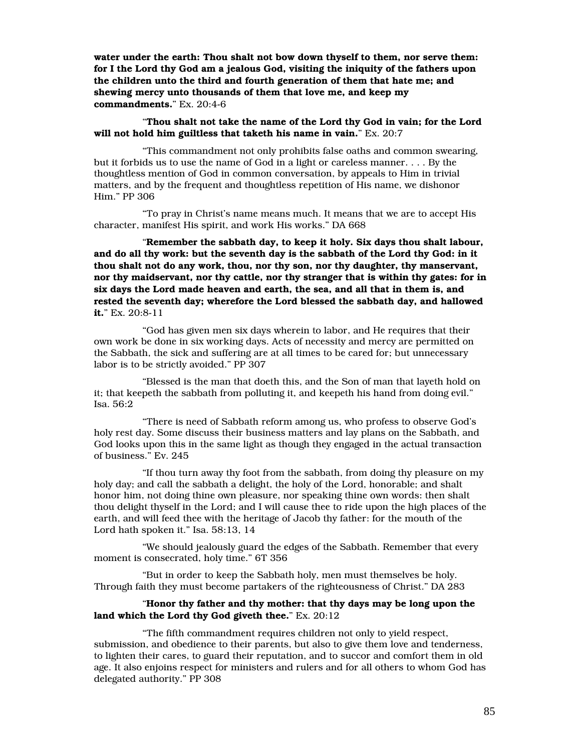**water under the earth: Thou shalt not bow down thyself to them, nor serve them: for I the Lord thy God am a jealous God, visiting the iniquity of the fathers upon the children unto the third and fourth generation of them that hate me; and shewing mercy unto thousands of them that love me, and keep my commandments.**" Ex. 20:4-6

"**Thou shalt not take the name of the Lord thy God in vain; for the Lord will not hold him guiltless that taketh his name in vain.**" Ex. 20:7

"This commandment not only prohibits false oaths and common swearing, but it forbids us to use the name of God in a light or careless manner. . . . By the thoughtless mention of God in common conversation, by appeals to Him in trivial matters, and by the frequent and thoughtless repetition of His name, we dishonor Him." PP 306

"To pray in Christ's name means much. It means that we are to accept His character, manifest His spirit, and work His works." DA 668

"**Remember the sabbath day, to keep it holy. Six days thou shalt labour, and do all thy work: but the seventh day is the sabbath of the Lord thy God: in it thou shalt not do any work, thou, nor thy son, nor thy daughter, thy manservant, nor thy maidservant, nor thy cattle, nor thy stranger that is within thy gates: for in six days the Lord made heaven and earth, the sea, and all that in them is, and rested the seventh day; wherefore the Lord blessed the sabbath day, and hallowed it.**" Ex. 20:8-11

"God has given men six days wherein to labor, and He requires that their own work be done in six working days. Acts of necessity and mercy are permitted on the Sabbath, the sick and suffering are at all times to be cared for; but unnecessary labor is to be strictly avoided." PP 307

"Blessed is the man that doeth this, and the Son of man that layeth hold on it; that keepeth the sabbath from polluting it, and keepeth his hand from doing evil." Isa. 56:2

"There is need of Sabbath reform among us, who profess to observe God's holy rest day. Some discuss their business matters and lay plans on the Sabbath, and God looks upon this in the same light as though they engaged in the actual transaction of business." Ev. 245

"If thou turn away thy foot from the sabbath, from doing thy pleasure on my holy day; and call the sabbath a delight, the holy of the Lord, honorable; and shalt honor him, not doing thine own pleasure, nor speaking thine own words: then shalt thou delight thyself in the Lord; and I will cause thee to ride upon the high places of the earth, and will feed thee with the heritage of Jacob thy father: for the mouth of the Lord hath spoken it." Isa. 58:13, 14

"We should jealously guard the edges of the Sabbath. Remember that every moment is consecrated, holy time." 6T 356

"But in order to keep the Sabbath holy, men must themselves be holy. Through faith they must become partakers of the righteousness of Christ." DA 283

"**Honor thy father and thy mother: that thy days may be long upon the land which the Lord thy God giveth thee.**" Ex. 20:12

"The fifth commandment requires children not only to yield respect, submission, and obedience to their parents, but also to give them love and tenderness, to lighten their cares, to guard their reputation, and to succor and comfort them in old age. It also enjoins respect for ministers and rulers and for all others to whom God has delegated authority." PP 308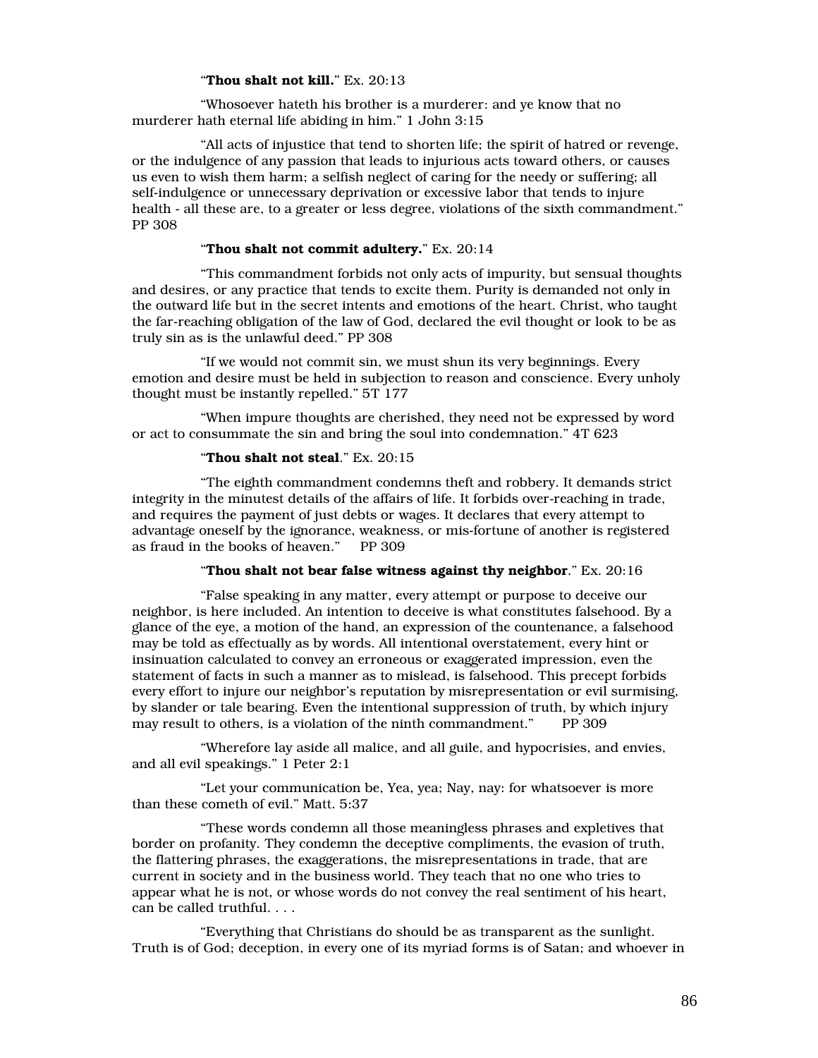"**Thou shalt not kill.**" Ex. 20:13

"Whosoever hateth his brother is a murderer: and ye know that no murderer hath eternal life abiding in him." 1 John 3:15

"All acts of injustice that tend to shorten life; the spirit of hatred or revenge, or the indulgence of any passion that leads to injurious acts toward others, or causes us even to wish them harm; a selfish neglect of caring for the needy or suffering; all self-indulgence or unnecessary deprivation or excessive labor that tends to injure health - all these are, to a greater or less degree, violations of the sixth commandment." PP 308

"**Thou shalt not commit adultery.**" Ex. 20:14

"This commandment forbids not only acts of impurity, but sensual thoughts and desires, or any practice that tends to excite them. Purity is demanded not only in the outward life but in the secret intents and emotions of the heart. Christ, who taught the far-reaching obligation of the law of God, declared the evil thought or look to be as truly sin as is the unlawful deed." PP 308

"If we would not commit sin, we must shun its very beginnings. Every emotion and desire must be held in subjection to reason and conscience. Every unholy thought must be instantly repelled." 5T 177

"When impure thoughts are cherished, they need not be expressed by word or act to consummate the sin and bring the soul into condemnation." 4T 623

"**Thou shalt not steal**." Ex. 20:15

"The eighth commandment condemns theft and robbery. It demands strict integrity in the minutest details of the affairs of life. It forbids over-reaching in trade, and requires the payment of just debts or wages. It declares that every attempt to advantage oneself by the ignorance, weakness, or mis-fortune of another is registered as fraud in the books of heaven." PP 309

"**Thou shalt not bear false witness against thy neighbor**." Ex. 20:16

"False speaking in any matter, every attempt or purpose to deceive our neighbor, is here included. An intention to deceive is what constitutes falsehood. By a glance of the eye, a motion of the hand, an expression of the countenance, a falsehood may be told as effectually as by words. All intentional overstatement, every hint or insinuation calculated to convey an erroneous or exaggerated impression, even the statement of facts in such a manner as to mislead, is falsehood. This precept forbids every effort to injure our neighbor's reputation by misrepresentation or evil surmising, by slander or tale bearing. Even the intentional suppression of truth, by which injury may result to others, is a violation of the ninth commandment." PP 309

"Wherefore lay aside all malice, and all guile, and hypocrisies, and envies, and all evil speakings." 1 Peter 2:1

"Let your communication be, Yea, yea; Nay, nay: for whatsoever is more than these cometh of evil." Matt. 5:37

"These words condemn all those meaningless phrases and expletives that border on profanity. They condemn the deceptive compliments, the evasion of truth, the flattering phrases, the exaggerations, the misrepresentations in trade, that are current in society and in the business world. They teach that no one who tries to appear what he is not, or whose words do not convey the real sentiment of his heart, can be called truthful. . . .

"Everything that Christians do should be as transparent as the sunlight. Truth is of God; deception, in every one of its myriad forms is of Satan; and whoever in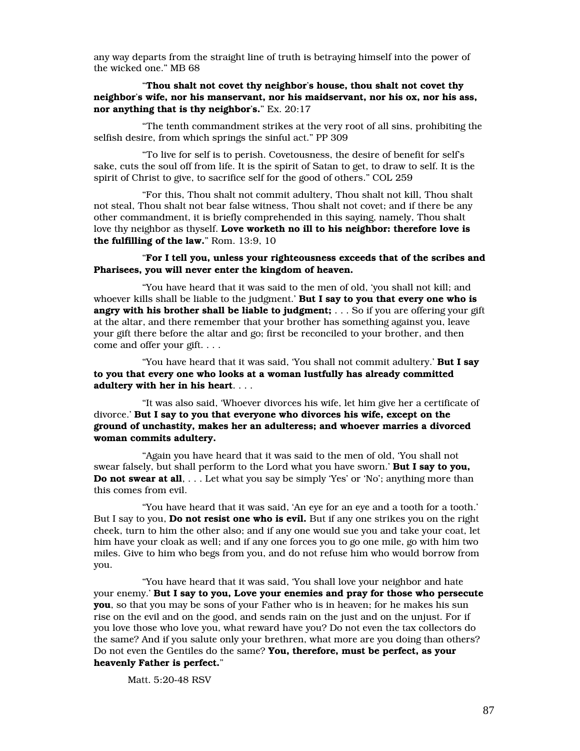any way departs from the straight line of truth is betraying himself into the power of the wicked one." MB 68

"**Thou shalt not covet thy neighbor's house, thou shalt not covet thy neighbor's wife, nor his manservant, nor his maidservant, nor his ox, nor his ass, nor anything that is thy neighbor's.**" Ex. 20:17

"The tenth commandment strikes at the very root of all sins, prohibiting the selfish desire, from which springs the sinful act." PP 309

"To live for self is to perish. Covetousness, the desire of benefit for self's sake, cuts the soul off from life. It is the spirit of Satan to get, to draw to self. It is the spirit of Christ to give, to sacrifice self for the good of others." COL 259

"For this, Thou shalt not commit adultery, Thou shalt not kill, Thou shalt not steal, Thou shalt not bear false witness, Thou shalt not covet; and if there be any other commandment, it is briefly comprehended in this saying, namely, Thou shalt love thy neighbor as thyself. **Love worketh no ill to his neighbor: therefore love is the fulfilling of the law.**" Rom. 13:9, 10

"**For I tell you, unless your righteousness exceeds that of the scribes and Pharisees, you will never enter the kingdom of heaven.**

"You have heard that it was said to the men of old, 'you shall not kill; and whoever kills shall be liable to the judgment.' **But I say to you that every one who is angry with his brother shall be liable to judgment;** . . . So if you are offering your gift at the altar, and there remember that your brother has something against you, leave your gift there before the altar and go; first be reconciled to your brother, and then come and offer your gift. . . .

"You have heard that it was said, 'You shall not commit adultery.' **But I say to you that every one who looks at a woman lustfully has already committed adultery with her in his heart**. . . .

"It was also said, 'Whoever divorces his wife, let him give her a certificate of divorce.' **But I say to you that everyone who divorces his wife, except on the ground of unchastity, makes her an adulteress; and whoever marries a divorced woman commits adultery.**

"Again you have heard that it was said to the men of old, 'You shall not swear falsely, but shall perform to the Lord what you have sworn.' **But I say to you, Do not swear at all**, . . . Let what you say be simply 'Yes' or 'No'; anything more than this comes from evil.

"You have heard that it was said, 'An eye for an eye and a tooth for a tooth.' But I say to you, **Do not resist one who is evil.** But if any one strikes you on the right cheek, turn to him the other also; and if any one would sue you and take your coat, let him have your cloak as well; and if any one forces you to go one mile, go with him two miles. Give to him who begs from you, and do not refuse him who would borrow from you.

"You have heard that it was said, 'You shall love your neighbor and hate your enemy.' **But I say to you, Love your enemies and pray for those who persecute you**, so that you may be sons of your Father who is in heaven; for he makes his sun rise on the evil and on the good, and sends rain on the just and on the unjust. For if you love those who love you, what reward have you? Do not even the tax collectors do the same? And if you salute only your brethren, what more are you doing than others? Do not even the Gentiles do the same? **You, therefore, must be perfect, as your heavenly Father is perfect.**"

Matt. 5:20-48 RSV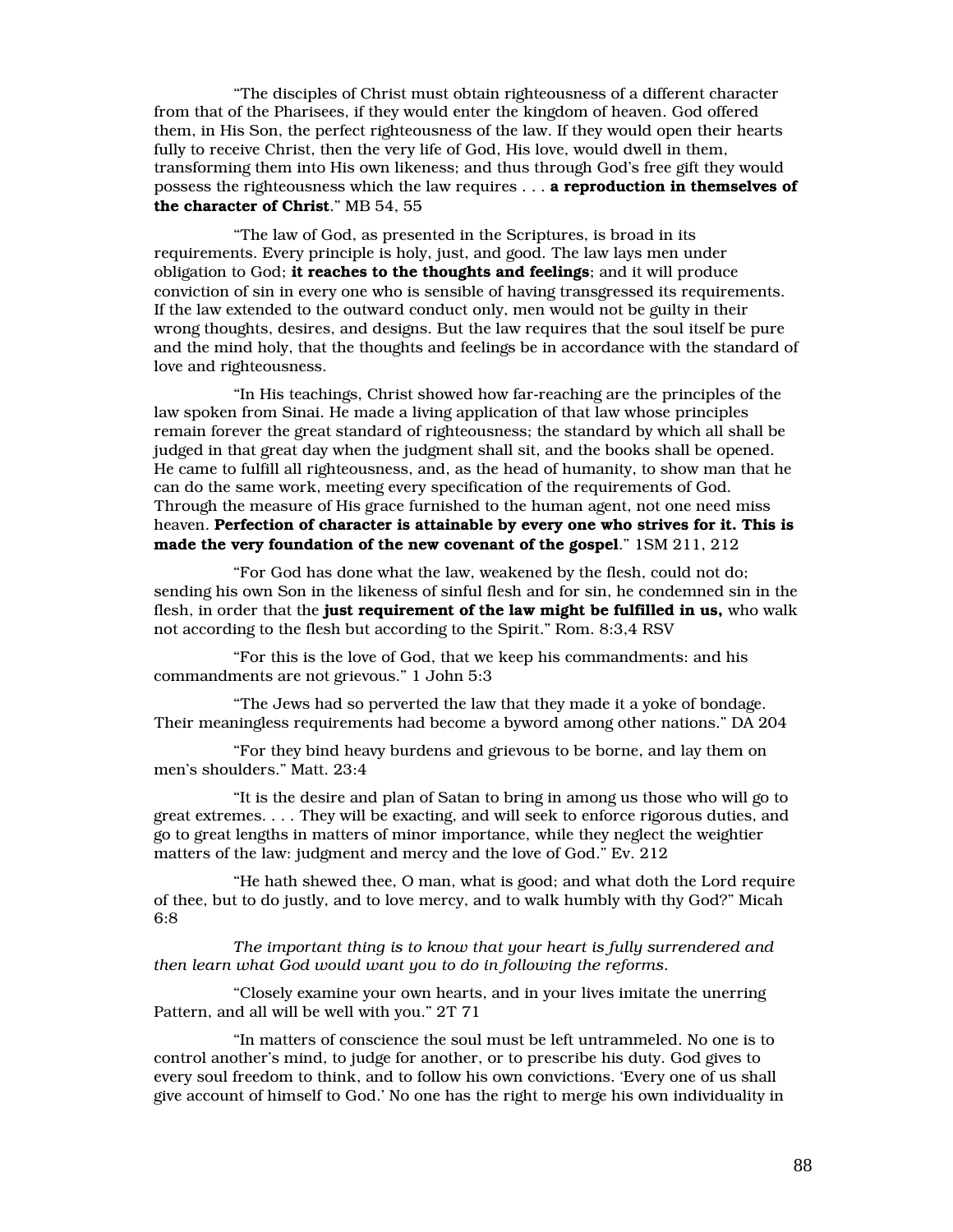"The disciples of Christ must obtain righteousness of a different character from that of the Pharisees, if they would enter the kingdom of heaven. God offered them, in His Son, the perfect righteousness of the law. If they would open their hearts fully to receive Christ, then the very life of God, His love, would dwell in them, transforming them into His own likeness; and thus through God's free gift they would possess the righteousness which the law requires . . . **a reproduction in themselves of the character of Christ**." MB 54, 55

"The law of God, as presented in the Scriptures, is broad in its requirements. Every principle is holy, just, and good. The law lays men under obligation to God; **it reaches to the thoughts and feelings**; and it will produce conviction of sin in every one who is sensible of having transgressed its requirements. If the law extended to the outward conduct only, men would not be guilty in their wrong thoughts, desires, and designs. But the law requires that the soul itself be pure and the mind holy, that the thoughts and feelings be in accordance with the standard of love and righteousness.

"In His teachings, Christ showed how far-reaching are the principles of the law spoken from Sinai. He made a living application of that law whose principles remain forever the great standard of righteousness; the standard by which all shall be judged in that great day when the judgment shall sit, and the books shall be opened. He came to fulfill all righteousness, and, as the head of humanity, to show man that he can do the same work, meeting every specification of the requirements of God. Through the measure of His grace furnished to the human agent, not one need miss heaven. **Perfection of character is attainable by every one who strives for it. This is made the very foundation of the new covenant of the gospel**." 1SM 211, 212

"For God has done what the law, weakened by the flesh, could not do; sending his own Son in the likeness of sinful flesh and for sin, he condemned sin in the flesh, in order that the **just requirement of the law might be fulfilled in us,** who walk not according to the flesh but according to the Spirit." Rom. 8:3,4 RSV

"For this is the love of God, that we keep his commandments: and his commandments are not grievous." 1 John 5:3

"The Jews had so perverted the law that they made it a yoke of bondage. Their meaningless requirements had become a byword among other nations." DA 204

"For they bind heavy burdens and grievous to be borne, and lay them on men's shoulders." Matt. 23:4

"It is the desire and plan of Satan to bring in among us those who will go to great extremes. . . . They will be exacting, and will seek to enforce rigorous duties, and go to great lengths in matters of minor importance, while they neglect the weightier matters of the law: judgment and mercy and the love of God." Ev. 212

"He hath shewed thee, O man, what is good; and what doth the Lord require of thee, but to do justly, and to love mercy, and to walk humbly with thy God?" Micah 6:8

*The important thing is to know that your heart is fully surrendered and then learn what God would want you to do in following the reforms.*

"Closely examine your own hearts, and in your lives imitate the unerring Pattern, and all will be well with you." 2T 71

"In matters of conscience the soul must be left untrammeled. No one is to control another's mind, to judge for another, or to prescribe his duty. God gives to every soul freedom to think, and to follow his own convictions. 'Every one of us shall give account of himself to God.' No one has the right to merge his own individuality in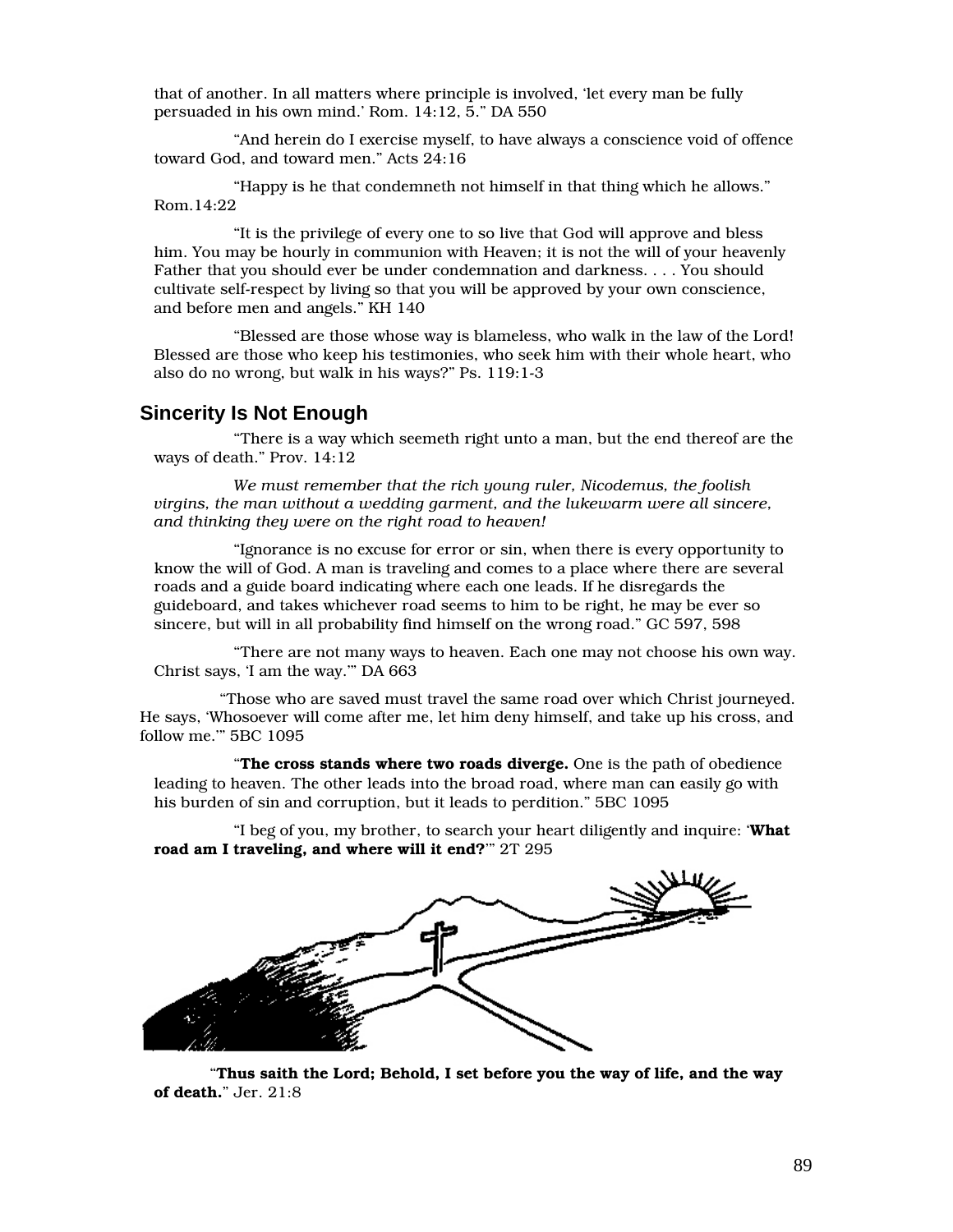that of another. In all matters where principle is involved, 'let every man be fully persuaded in his own mind.' Rom. 14:12, 5." DA 550

"And herein do I exercise myself, to have always a conscience void of offence toward God, and toward men." Acts 24:16

"Happy is he that condemneth not himself in that thing which he allows." Rom.14:22

"It is the privilege of every one to so live that God will approve and bless him. You may be hourly in communion with Heaven; it is not the will of your heavenly Father that you should ever be under condemnation and darkness. . . . You should cultivate self-respect by living so that you will be approved by your own conscience, and before men and angels." KH 140

"Blessed are those whose way is blameless, who walk in the law of the Lord! Blessed are those who keep his testimonies, who seek him with their whole heart, who also do no wrong, but walk in his ways?" Ps. 119:1-3

## Sincerity Is Not Enough

"There is a way which seemeth right unto a man, but the end thereof are the ways of death." Prov. 14:12

*We must remember that the rich young ruler, Nicodemus, the foolish virgins, the man without a wedding garment, and the lukewarm were all sincere, and thinking they were on the right road to heaven!*

"Ignorance is no excuse for error or sin, when there is every opportunity to know the will of God. A man is traveling and comes to a place where there are several roads and a guide board indicating where each one leads. If he disregards the guideboard, and takes whichever road seems to him to be right, he may be ever so sincere, but will in all probability find himself on the wrong road." GC 597, 598

"There are not many ways to heaven. Each one may not choose his own way. Christ says, 'I am the way.'" DA 663

"Those who are saved must travel the same road over which Christ journeyed. He says, 'Whosoever will come after me, let him deny himself, and take up his cross, and follow me.'" 5BC 1095

"**The cross stands where two roads diverge.** One is the path of obedience leading to heaven. The other leads into the broad road, where man can easily go with his burden of sin and corruption, but it leads to perdition." 5BC 1095

"I beg of you, my brother, to search your heart diligently and inquire: '**What road am I traveling, and where will it end?**'" 2T 295

"**Thus saith the Lord; Behold, I set before you the way of life, and the way of death.**" Jer. 21:8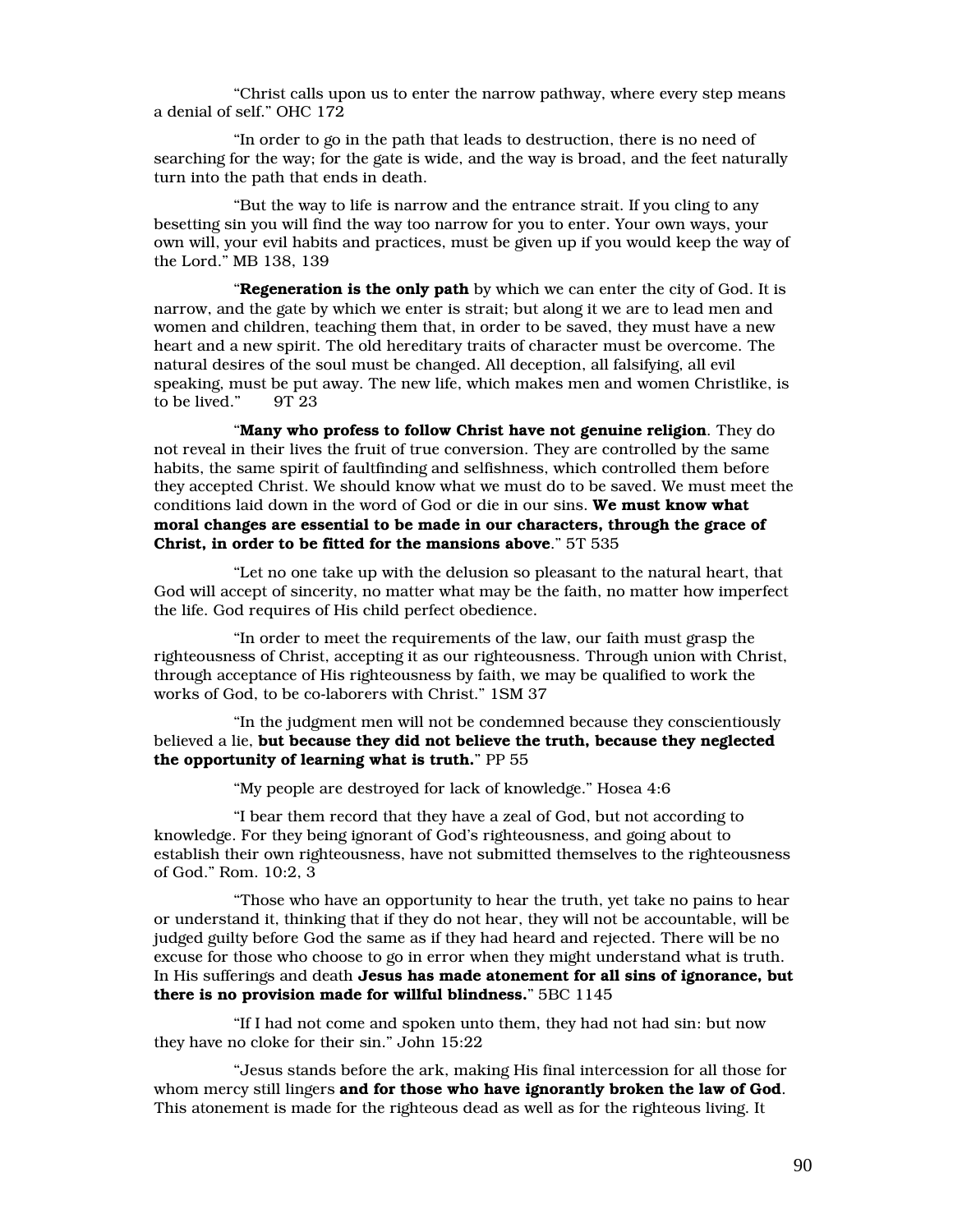"Christ calls upon us to enter the narrow pathway, where every step means a denial of self." OHC 172

"In order to go in the path that leads to destruction, there is no need of searching for the way; for the gate is wide, and the way is broad, and the feet naturally turn into the path that ends in death.

"But the way to life is narrow and the entrance strait. If you cling to any besetting sin you will find the way too narrow for you to enter. Your own ways, your own will, your evil habits and practices, must be given up if you would keep the way of the Lord." MB 138, 139

"**Regeneration is the only path** by which we can enter the city of God. It is narrow, and the gate by which we enter is strait; but along it we are to lead men and women and children, teaching them that, in order to be saved, they must have a new heart and a new spirit. The old hereditary traits of character must be overcome. The natural desires of the soul must be changed. All deception, all falsifying, all evil speaking, must be put away. The new life, which makes men and women Christlike, is to be lived." 9T 23

"**Many who profess to follow Christ have not genuine religion**. They do not reveal in their lives the fruit of true conversion. They are controlled by the same habits, the same spirit of faultfinding and selfishness, which controlled them before they accepted Christ. We should know what we must do to be saved. We must meet the conditions laid down in the word of God or die in our sins. **We must know what moral changes are essential to be made in our characters, through the grace of Christ, in order to be fitted for the mansions above**." 5T 535

"Let no one take up with the delusion so pleasant to the natural heart, that God will accept of sincerity, no matter what may be the faith, no matter how imperfect the life. God requires of His child perfect obedience.

"In order to meet the requirements of the law, our faith must grasp the righteousness of Christ, accepting it as our righteousness. Through union with Christ, through acceptance of His righteousness by faith, we may be qualified to work the works of God, to be co-laborers with Christ." 1SM 37

"In the judgment men will not be condemned because they conscientiously believed a lie, **but because they did not believe the truth, because they neglected the opportunity of learning what is truth.**" PP 55

"My people are destroyed for lack of knowledge." Hosea 4:6

"I bear them record that they have a zeal of God, but not according to knowledge. For they being ignorant of God's righteousness, and going about to establish their own righteousness, have not submitted themselves to the righteousness of God." Rom. 10:2, 3

"Those who have an opportunity to hear the truth, yet take no pains to hear or understand it, thinking that if they do not hear, they will not be accountable, will be judged guilty before God the same as if they had heard and rejected. There will be no excuse for those who choose to go in error when they might understand what is truth. In His sufferings and death **Jesus has made atonement for all sins of ignorance, but there is no provision made for willful blindness.**" 5BC 1145

"If I had not come and spoken unto them, they had not had sin: but now they have no cloke for their sin." John 15:22

"Jesus stands before the ark, making His final intercession for all those for whom mercy still lingers **and for those who have ignorantly broken the law of God**. This atonement is made for the righteous dead as well as for the righteous living. It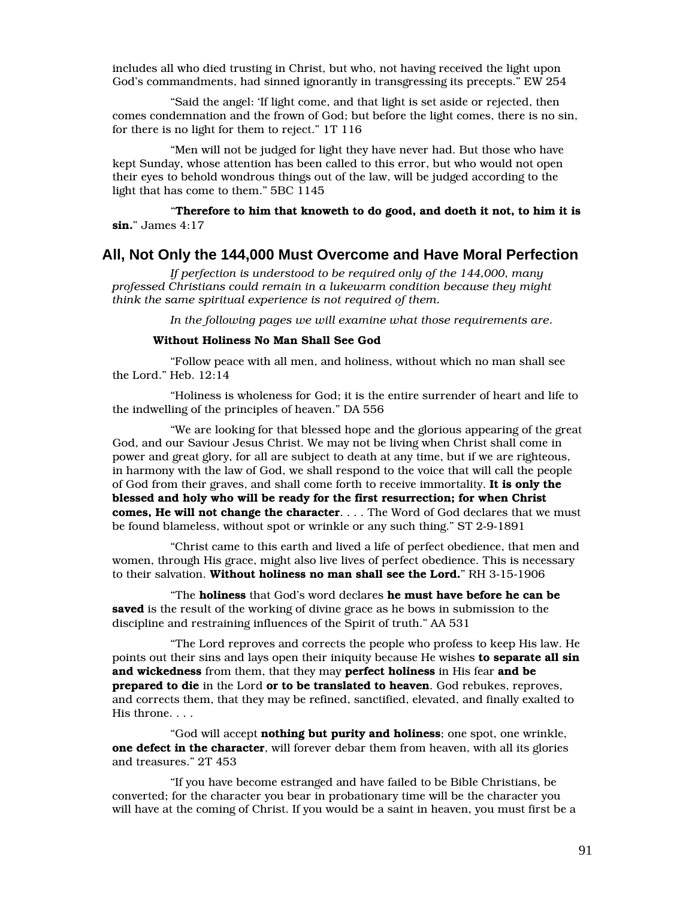includes all who died trusting in Christ, but who, not having received the light upon God's commandments, had sinned ignorantly in transgressing its precepts." EW 254

"Said the angel: 'If light come, and that light is set aside or rejected, then comes condemnation and the frown of God; but before the light comes, there is no sin, for there is no light for them to reject." 1T 116

"Men will not be judged for light they have never had. But those who have kept Sunday, whose attention has been called to this error, but who would not open their eyes to behold wondrous things out of the law, will be judged according to the light that has come to them." 5BC 1145

"**Therefore to him that knoweth to do good, and doeth it not, to him it is sin.**" James 4:17

## All, Not Only the 144,000 Must Overcome and Have Moral Perfection

*If perfection is understood to be required only of the 144,000, many professed Christians could remain in a lukewarm condition because they might think the same spiritual experience is not required of them.*

*In the following pages we will examine what those requirements are.*

**Without Holiness No Man Shall See God**

"Follow peace with all men, and holiness, without which no man shall see the Lord." Heb. 12:14

"Holiness is wholeness for God; it is the entire surrender of heart and life to the indwelling of the principles of heaven." DA 556

"We are looking for that blessed hope and the glorious appearing of the great God, and our Saviour Jesus Christ. We may not be living when Christ shall come in power and great glory, for all are subject to death at any time, but if we are righteous, in harmony with the law of God, we shall respond to the voice that will call the people of God from their graves, and shall come forth to receive immortality. **It is only the blessed and holy who will be ready for the first resurrection; for when Christ comes, He will not change the character**. . . . The Word of God declares that we must be found blameless, without spot or wrinkle or any such thing." ST 2-9-1891

"Christ came to this earth and lived a life of perfect obedience, that men and women, through His grace, might also live lives of perfect obedience. This is necessary to their salvation. **Without holiness no man shall see the Lord.**" RH 3-15-1906

"The **holiness** that God's word declares **he must have before he can be saved** is the result of the working of divine grace as he bows in submission to the discipline and restraining influences of the Spirit of truth." AA 531

"The Lord reproves and corrects the people who profess to keep His law. He points out their sins and lays open their iniquity because He wishes **to separate all sin and wickedness** from them, that they may **perfect holiness** in His fear **and be prepared to die** in the Lord **or to be translated to heaven**. God rebukes, reproves, and corrects them, that they may be refined, sanctified, elevated, and finally exalted to His throne. . . .

"God will accept **nothing but purity and holiness**; one spot, one wrinkle, **one defect in the character**, will forever debar them from heaven, with all its glories and treasures." 2T 453

"If you have become estranged and have failed to be Bible Christians, be converted; for the character you bear in probationary time will be the character you will have at the coming of Christ. If you would be a saint in heaven, you must first be a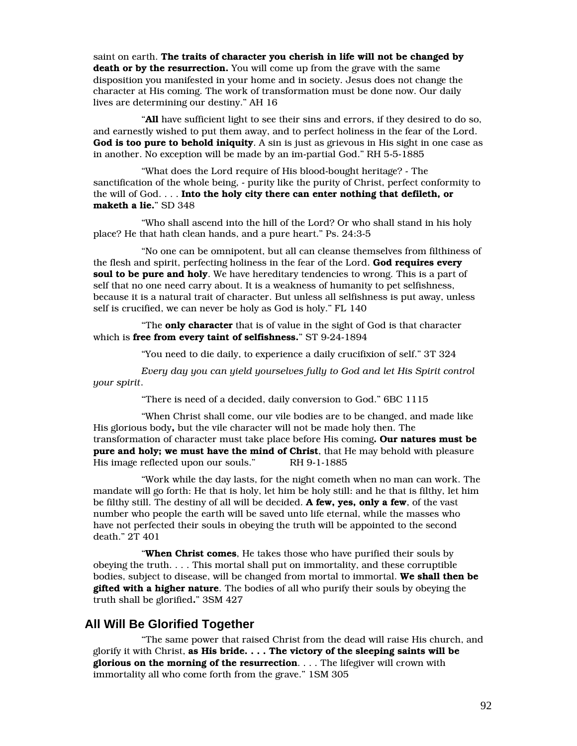saint on earth. **The traits of character you cherish in life will not be changed by death or by the resurrection.** You will come up from the grave with the same disposition you manifested in your home and in society. Jesus does not change the character at His coming. The work of transformation must be done now. Our daily lives are determining our destiny." AH 16

"**All** have sufficient light to see their sins and errors, if they desired to do so, and earnestly wished to put them away, and to perfect holiness in the fear of the Lord. **God is too pure to behold iniquity**. A sin is just as grievous in His sight in one case as in another. No exception will be made by an im-partial God." RH 5-5-1885

"What does the Lord require of His blood-bought heritage? - The sanctification of the whole being, - purity like the purity of Christ, perfect conformity to the will of God. . . . **Into the holy city there can enter nothing that defileth, or maketh a lie.**" SD 348

"Who shall ascend into the hill of the Lord? Or who shall stand in his holy place? He that hath clean hands, and a pure heart." Ps. 24:3-5

"No one can be omnipotent, but all can cleanse themselves from filthiness of the flesh and spirit, perfecting holiness in the fear of the Lord. **God requires every soul to be pure and holy**. We have hereditary tendencies to wrong. This is a part of self that no one need carry about. It is a weakness of humanity to pet selfishness, because it is a natural trait of character. But unless all selfishness is put away, unless self is crucified, we can never be holy as God is holy." FL 140

"The **only character** that is of value in the sight of God is that character which is **free from every taint of selfishness.**" ST 9-24-1894

"You need to die daily, to experience a daily crucifixion of self." 3T 324

*Every day you can yield yourselves fully to God and let His Spirit control your spirit.*

"There is need of a decided, daily conversion to God." 6BC 1115

"When Christ shall come, our vile bodies are to be changed, and made like His glorious body**,** but the vile character will not be made holy then. The transformation of character must take place before His coming**. Our natures must be pure and holy; we must have the mind of Christ**, that He may behold with pleasure His image reflected upon our souls." RH 9-1-1885

"Work while the day lasts, for the night cometh when no man can work. The mandate will go forth: He that is holy, let him be holy still: and he that is filthy, let him be filthy still. The destiny of all will be decided. **A few, yes, only a few**, of the vast number who people the earth will be saved unto life eternal, while the masses who have not perfected their souls in obeying the truth will be appointed to the second death." 2T 401

"**When Christ comes**, He takes those who have purified their souls by obeying the truth. . . . This mortal shall put on immortality, and these corruptible bodies, subject to disease, will be changed from mortal to immortal. **We shall then be gifted with a higher nature**. The bodies of all who purify their souls by obeying the truth shall be glorified**.**" 3SM 427

## All Will Be Glorified Together

"The same power that raised Christ from the dead will raise His church, and glorify it with Christ, **as His bride. . . . The victory of the sleeping saints will be glorious on the morning of the resurrection**. . . . The lifegiver will crown with immortality all who come forth from the grave." 1SM 305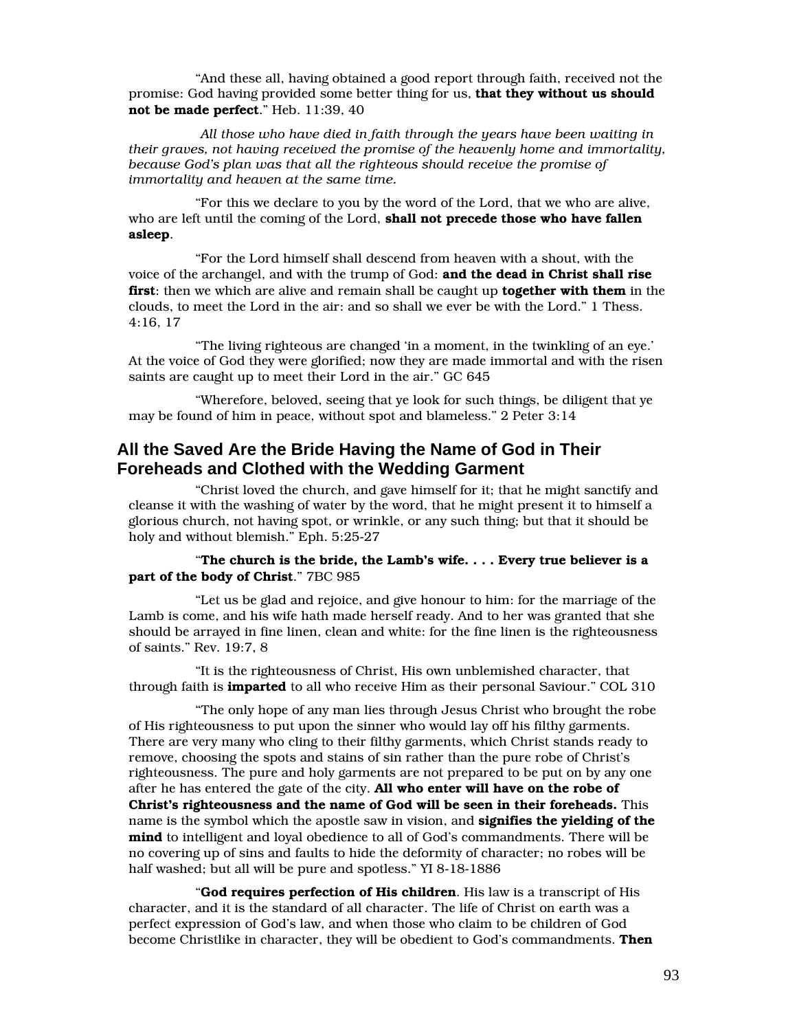"And these all, having obtained a good report through faith, received not the promise: God having provided some better thing for us, **that they without us should not be made perfect**." Heb. 11:39, 40

*All those who have died in faith through the years have been waiting in their graves, not having received the promise of the heavenly home and immortality, because God's plan was that all the righteous should receive the promise of immortality and heaven at the same time.*

"For this we declare to you by the word of the Lord, that we who are alive, who are left until the coming of the Lord, **shall not precede those who have fallen asleep**.

"For the Lord himself shall descend from heaven with a shout, with the voice of the archangel, and with the trump of God: **and the dead in Christ shall rise first**: then we which are alive and remain shall be caught up **together with them** in the clouds, to meet the Lord in the air: and so shall we ever be with the Lord." 1 Thess. 4:16, 17

"The living righteous are changed 'in a moment, in the twinkling of an eye.' At the voice of God they were glorified; now they are made immortal and with the risen saints are caught up to meet their Lord in the air." GC 645

"Wherefore, beloved, seeing that ye look for such things, be diligent that ye may be found of him in peace, without spot and blameless." 2 Peter 3:14

## All the Saved Are the Bride Having the Name of God in Their Foreheads and Clothed with the Wedding Garment

"Christ loved the church, and gave himself for it; that he might sanctify and cleanse it with the washing of water by the word, that he might present it to himself a glorious church, not having spot, or wrinkle, or any such thing; but that it should be holy and without blemish." Eph. 5:25-27

"**The church is the bride, the Lamb's wife. . . . Every true believer is a part of the body of Christ**." 7BC 985

"Let us be glad and rejoice, and give honour to him: for the marriage of the Lamb is come, and his wife hath made herself ready. And to her was granted that she should be arrayed in fine linen, clean and white: for the fine linen is the righteousness of saints." Rev. 19:7, 8

"It is the righteousness of Christ, His own unblemished character, that through faith is **imparted** to all who receive Him as their personal Saviour." COL 310

"The only hope of any man lies through Jesus Christ who brought the robe of His righteousness to put upon the sinner who would lay off his filthy garments. There are very many who cling to their filthy garments, which Christ stands ready to remove, choosing the spots and stains of sin rather than the pure robe of Christ's righteousness. The pure and holy garments are not prepared to be put on by any one after he has entered the gate of the city. **All who enter will have on the robe of Christ's righteousness and the name of God will be seen in their foreheads.** This name is the symbol which the apostle saw in vision, and **signifies the yielding of the mind** to intelligent and loyal obedience to all of God's commandments. There will be no covering up of sins and faults to hide the deformity of character; no robes will be half washed; but all will be pure and spotless." YI 8-18-1886

"**God requires perfection of His children**. His law is a transcript of His character, and it is the standard of all character. The life of Christ on earth was a perfect expression of God's law, and when those who claim to be children of God become Christlike in character, they will be obedient to God's commandments. **Then**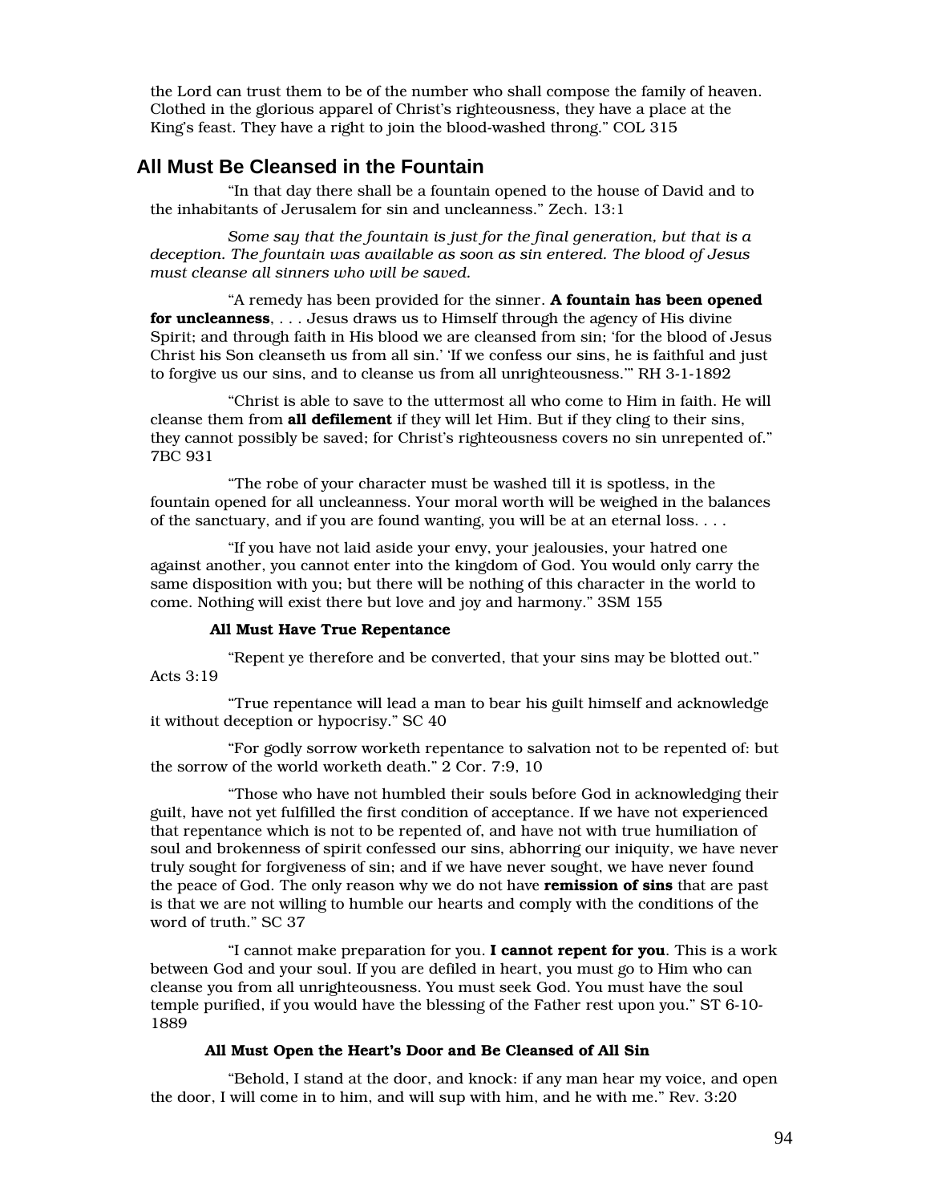the Lord can trust them to be of the number who shall compose the family of heaven. Clothed in the glorious apparel of Christ's righteousness, they have a place at the King's feast. They have a right to join the blood-washed throng." COL 315

## All Must Be Cleansed in the Fountain

"In that day there shall be a fountain opened to the house of David and to the inhabitants of Jerusalem for sin and uncleanness." Zech. 13:1

*Some say that the fountain is just for the final generation, but that is a deception. The fountain was available as soon as sin entered. The blood of Jesus must cleanse all sinners who will be saved.*

"A remedy has been provided for the sinner. **A fountain has been opened for uncleanness**, . . . Jesus draws us to Himself through the agency of His divine Spirit; and through faith in His blood we are cleansed from sin; 'for the blood of Jesus Christ his Son cleanseth us from all sin.' 'If we confess our sins, he is faithful and just to forgive us our sins, and to cleanse us from all unrighteousness.'" RH 3-1-1892

"Christ is able to save to the uttermost all who come to Him in faith. He will cleanse them from **all defilement** if they will let Him. But if they cling to their sins, they cannot possibly be saved; for Christ's righteousness covers no sin unrepented of." 7BC 931

"The robe of your character must be washed till it is spotless, in the fountain opened for all uncleanness. Your moral worth will be weighed in the balances of the sanctuary, and if you are found wanting, you will be at an eternal loss. . . .

"If you have not laid aside your envy, your jealousies, your hatred one against another, you cannot enter into the kingdom of God. You would only carry the same disposition with you; but there will be nothing of this character in the world to come. Nothing will exist there but love and joy and harmony." 3SM 155

### All Must Have True Repentance

"Repent ye therefore and be converted, that your sins may be blotted out." Acts 3:19

"True repentance will lead a man to bear his guilt himself and acknowledge it without deception or hypocrisy." SC 40

"For godly sorrow worketh repentance to salvation not to be repented of: but the sorrow of the world worketh death." 2 Cor. 7:9, 10

"Those who have not humbled their souls before God in acknowledging their guilt, have not yet fulfilled the first condition of acceptance. If we have not experienced that repentance which is not to be repented of, and have not with true humiliation of soul and brokenness of spirit confessed our sins, abhorring our iniquity, we have never truly sought for forgiveness of sin; and if we have never sought, we have never found the peace of God. The only reason why we do not have **remission of sins** that are past is that we are not willing to humble our hearts and comply with the conditions of the word of truth." SC 37

"I cannot make preparation for you. **I cannot repent for you**. This is a work between God and your soul. If you are defiled in heart, you must go to Him who can cleanse you from all unrighteousness. You must seek God. You must have the soul temple purified, if you would have the blessing of the Father rest upon you." ST 6-10-1889

### All Must Open the Heart's Door and Be Cleansed of All Sin

"Behold, I stand at the door, and knock: if any man hear my voice, and open the door, I will come in to him, and will sup with him, and he with me." Rev. 3:20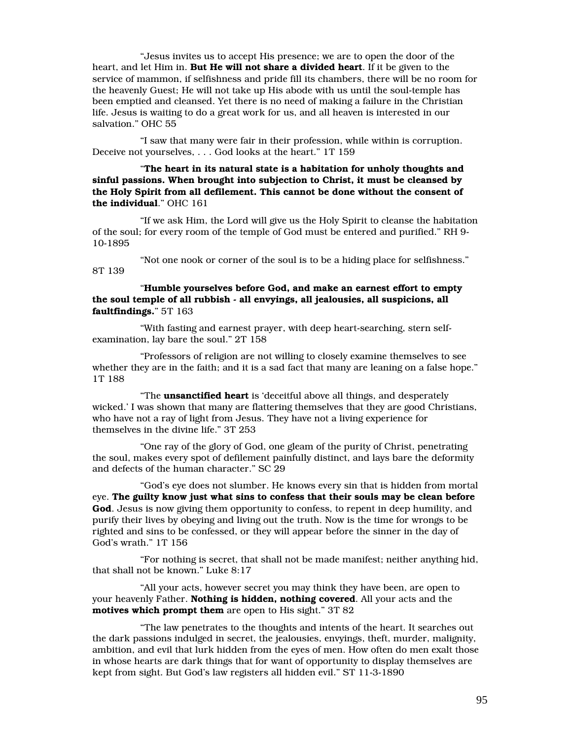"Jesus invites us to accept His presence; we are to open the door of the heart, and let Him in. **But He will not share a divided heart**. If it be given to the service of mammon, if selfishness and pride fill its chambers, there will be no room for the heavenly Guest; He will not take up His abode with us until the soul-temple has been emptied and cleansed. Yet there is no need of making a failure in the Christian life. Jesus is waiting to do a great work for us, and all heaven is interested in our salvation." OHC 55

"I saw that many were fair in their profession, while within is corruption. Deceive not yourselves, . . . God looks at the heart." 1T 159

"**The heart in its natural state is a habitation for unholy thoughts and sinful passions. When brought into subjection to Christ, it must be cleansed by the Holy Spirit from all defilement. This cannot be done without the consent of the individual**." OHC 161

"If we ask Him, the Lord will give us the Holy Spirit to cleanse the habitation of the soul; for every room of the temple of God must be entered and purified." RH 9-10-1895

"Not one nook or corner of the soul is to be a hiding place for selfishness." 8T 139

"**Humble yourselves before God, and make an earnest effort to empty the soul temple of all rubbish - all envyings, all jealousies, all suspicions, all faultfindings.**" 5T 163

"With fasting and earnest prayer, with deep heart-searching, stern self-examination, lay bare the soul." 2T 158

"Professors of religion are not willing to closely examine themselves to see whether they are in the faith; and it is a sad fact that many are leaning on a false hope." 1T 188

"The **unsanctified heart** is 'deceitful above all things, and desperately wicked.' I was shown that many are flattering themselves that they are good Christians, who have not a ray of light from Jesus. They have not a living experience for themselves in the divine life." 3T 253

"One ray of the glory of God, one gleam of the purity of Christ, penetrating the soul, makes every spot of defilement painfully distinct, and lays bare the deformity and defects of the human character." SC 29

"God's eye does not slumber. He knows every sin that is hidden from mortal eye. **The guilty know just what sins to confess that their souls may be clean before God**. Jesus is now giving them opportunity to confess, to repent in deep humility, and purify their lives by obeying and living out the truth. Now is the time for wrongs to be righted and sins to be confessed, or they will appear before the sinner in the day of God's wrath." 1T 156

"For nothing is secret, that shall not be made manifest; neither anything hid, that shall not be known." Luke 8:17

"All your acts, however secret you may think they have been, are open to your heavenly Father. **Nothing is hidden, nothing covered**. All your acts and the **motives which prompt them** are open to His sight." 3T 82

"The law penetrates to the thoughts and intents of the heart. It searches out the dark passions indulged in secret, the jealousies, envyings, theft, murder, malignity, ambition, and evil that lurk hidden from the eyes of men. How often do men exalt those in whose hearts are dark things that for want of opportunity to display themselves are kept from sight. But God's law registers all hidden evil." ST 11-3-1890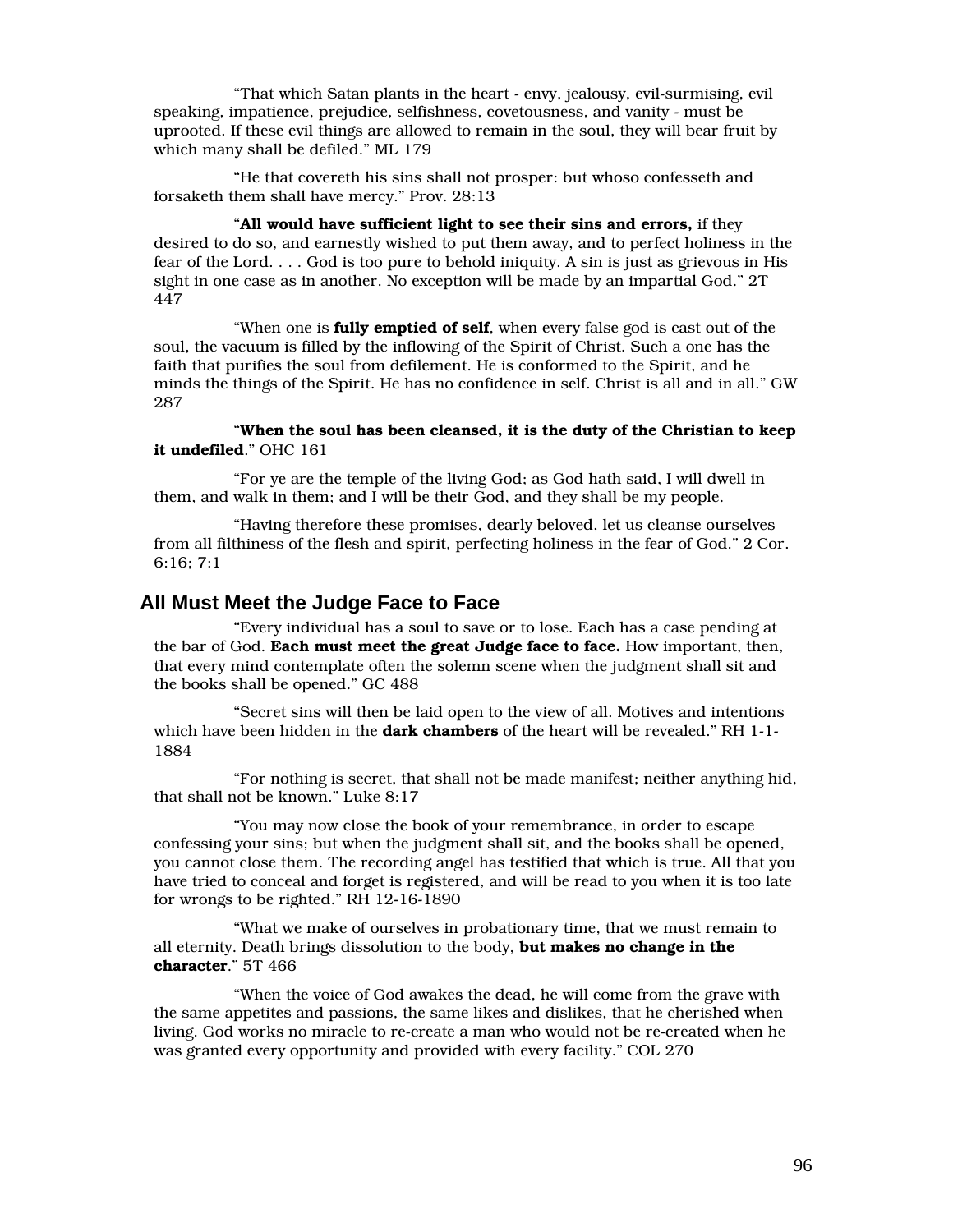"That which Satan plants in the heart - envy, jealousy, evil-surmising, evil speaking, impatience, prejudice, selfishness, covetousness, and vanity - must be uprooted. If these evil things are allowed to remain in the soul, they will bear fruit by which many shall be defiled." ML 179

"He that covereth his sins shall not prosper: but whoso confesseth and forsaketh them shall have mercy." Prov. 28:13

"**All would have sufficient light to see their sins and errors,** if they desired to do so, and earnestly wished to put them away, and to perfect holiness in the fear of the Lord. . . . God is too pure to behold iniquity. A sin is just as grievous in His sight in one case as in another. No exception will be made by an impartial God." 2T 447

"When one is **fully emptied of self**, when every false god is cast out of the soul, the vacuum is filled by the inflowing of the Spirit of Christ. Such a one has the faith that purifies the soul from defilement. He is conformed to the Spirit, and he minds the things of the Spirit. He has no confidence in self. Christ is all and in all." GW 287

"**When the soul has been cleansed, it is the duty of the Christian to keep it undefiled**." OHC 161

"For ye are the temple of the living God; as God hath said, I will dwell in them, and walk in them; and I will be their God, and they shall be my people.

"Having therefore these promises, dearly beloved, let us cleanse ourselves from all filthiness of the flesh and spirit, perfecting holiness in the fear of God." 2 Cor. 6:16; 7:1

## All Must Meet the Judge Face to Face

"Every individual has a soul to save or to lose. Each has a case pending at the bar of God. **Each must meet the great Judge face to face.** How important, then, that every mind contemplate often the solemn scene when the judgment shall sit and the books shall be opened." GC 488

"Secret sins will then be laid open to the view of all. Motives and intentions which have been hidden in the **dark chambers** of the heart will be revealed." RH 1-1-1884

"For nothing is secret, that shall not be made manifest; neither anything hid, that shall not be known." Luke 8:17

"You may now close the book of your remembrance, in order to escape confessing your sins; but when the judgment shall sit, and the books shall be opened, you cannot close them. The recording angel has testified that which is true. All that you have tried to conceal and forget is registered, and will be read to you when it is too late for wrongs to be righted." RH 12-16-1890

"What we make of ourselves in probationary time, that we must remain to all eternity. Death brings dissolution to the body, **but makes no change in the character**." 5T 466

"When the voice of God awakes the dead, he will come from the grave with the same appetites and passions, the same likes and dislikes, that he cherished when living. God works no miracle to re-create a man who would not be re-created when he was granted every opportunity and provided with every facility." COL 270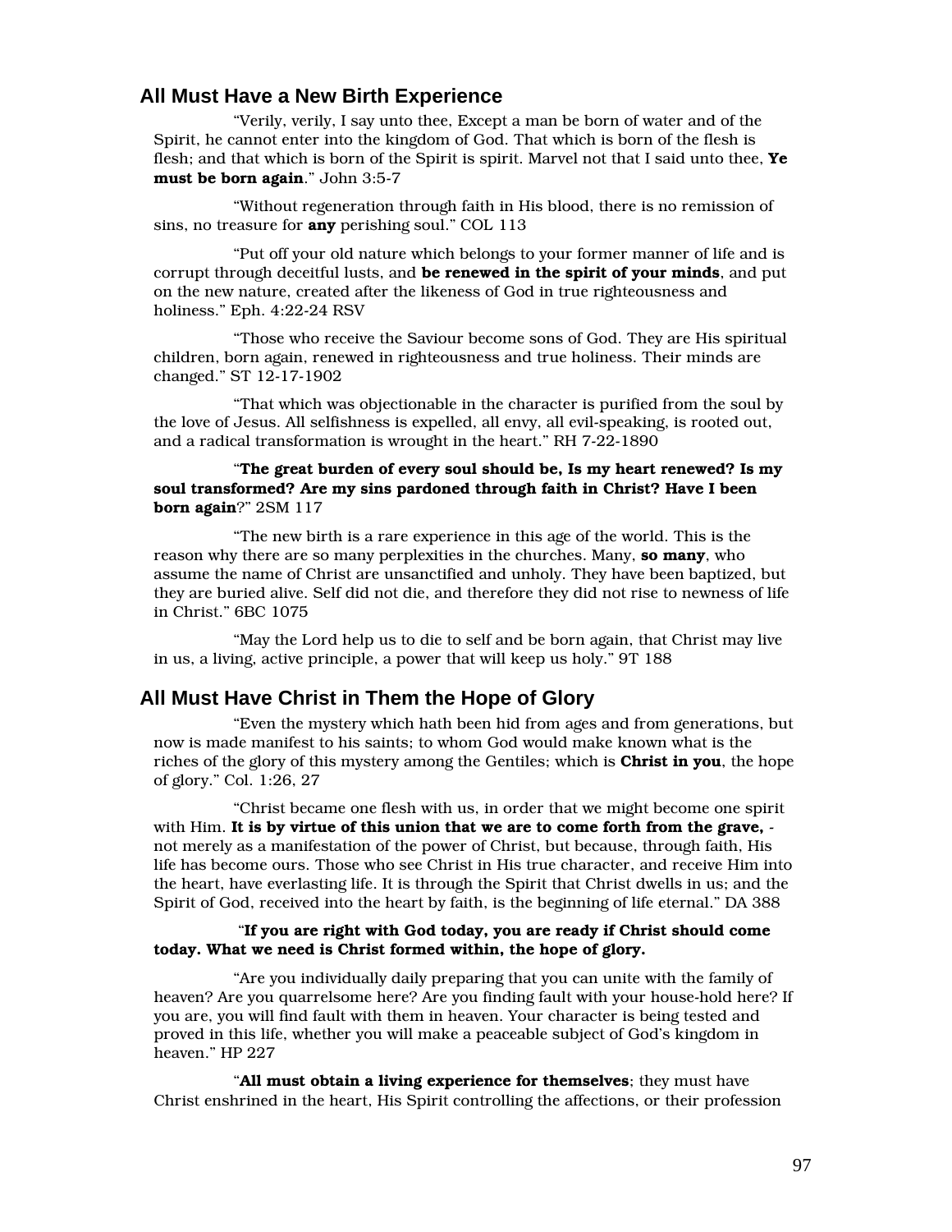## All Must Have a New Birth Experience

"Verily, verily, I say unto thee, Except a man be born of water and of the Spirit, he cannot enter into the kingdom of God. That which is born of the flesh is flesh; and that which is born of the Spirit is spirit. Marvel not that I said unto thee, **Ye must be born again**." John 3:5-7

"Without regeneration through faith in His blood, there is no remission of sins, no treasure for **any** perishing soul." COL 113

"Put off your old nature which belongs to your former manner of life and is corrupt through deceitful lusts, and **be renewed in the spirit of your minds**, and put on the new nature, created after the likeness of God in true righteousness and holiness." Eph. 4:22-24 RSV

"Those who receive the Saviour become sons of God. They are His spiritual children, born again, renewed in righteousness and true holiness. Their minds are changed." ST 12-17-1902

"That which was objectionable in the character is purified from the soul by the love of Jesus. All selfishness is expelled, all envy, all evil-speaking, is rooted out, and a radical transformation is wrought in the heart." RH 7-22-1890

"**The great burden of every soul should be, Is my heart renewed? Is my soul transformed? Are my sins pardoned through faith in Christ? Have I been born again**?" 2SM 117

"The new birth is a rare experience in this age of the world. This is the reason why there are so many perplexities in the churches. Many, **so many**, who assume the name of Christ are unsanctified and unholy. They have been baptized, but they are buried alive. Self did not die, and therefore they did not rise to newness of life in Christ." 6BC 1075

"May the Lord help us to die to self and be born again, that Christ may live in us, a living, active principle, a power that will keep us holy." 9T 188

## All Must Have Christ in Them the Hope of Glory

"Even the mystery which hath been hid from ages and from generations, but now is made manifest to his saints; to whom God would make known what is the riches of the glory of this mystery among the Gentiles; which is **Christ in you**, the hope of glory." Col. 1:26, 27

"Christ became one flesh with us, in order that we might become one spirit with Him. **It is by virtue of this union that we are to come forth from the grave,** -not merely as a manifestation of the power of Christ, but because, through faith, His life has become ours. Those who see Christ in His true character, and receive Him into the heart, have everlasting life. It is through the Spirit that Christ dwells in us; and the Spirit of God, received into the heart by faith, is the beginning of life eternal." DA 388

"**If you are right with God today, you are ready if Christ should come today. What we need is Christ formed within, the hope of glory.**

"Are you individually daily preparing that you can unite with the family of heaven? Are you quarrelsome here? Are you finding fault with your house-hold here? If you are, you will find fault with them in heaven. Your character is being tested and proved in this life, whether you will make a peaceable subject of God's kingdom in heaven." HP 227

"**All must obtain a living experience for themselves**; they must have Christ enshrined in the heart, His Spirit controlling the affections, or their profession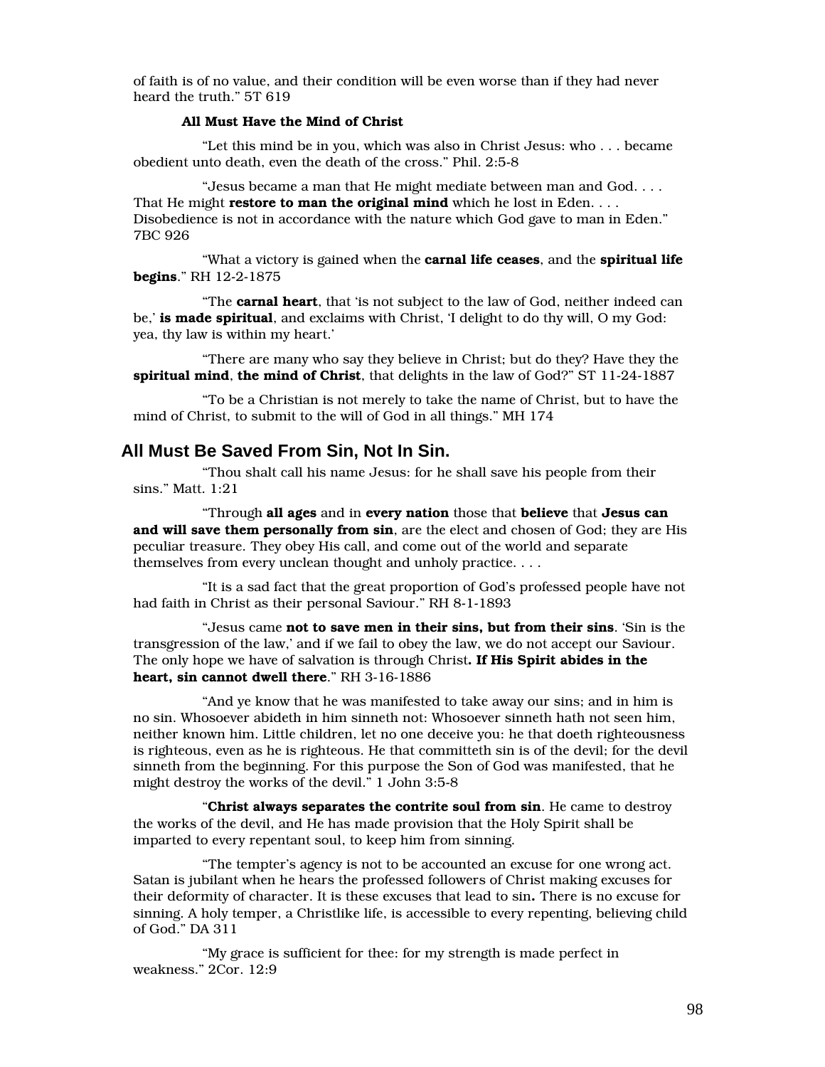of faith is of no value, and their condition will be even worse than if they had never heard the truth." 5T 619

### All Must Have the Mind of Christ

"Let this mind be in you, which was also in Christ Jesus: who . . . became obedient unto death, even the death of the cross." Phil. 2:5-8

"Jesus became a man that He might mediate between man and God. . . . That He might **restore to man the original mind** which he lost in Eden. . . . Disobedience is not in accordance with the nature which God gave to man in Eden." 7BC 926

"What a victory is gained when the **carnal life ceases**, and the **spiritual life begins**." RH 12-2-1875

"The **carnal heart**, that 'is not subject to the law of God, neither indeed can be,' **is made spiritual**, and exclaims with Christ, 'I delight to do thy will, O my God: yea, thy law is within my heart.'

"There are many who say they believe in Christ; but do they? Have they the **spiritual mind**, **the mind of Christ**, that delights in the law of God?" ST 11-24-1887

"To be a Christian is not merely to take the name of Christ, but to have the mind of Christ, to submit to the will of God in all things." MH 174

## All Must Be Saved From Sin, Not In Sin.

"Thou shalt call his name Jesus: for he shall save his people from their sins." Matt. 1:21

"Through **all ages** and in **every nation** those that **believe** that **Jesus can and will save them personally from sin**, are the elect and chosen of God; they are His peculiar treasure. They obey His call, and come out of the world and separate themselves from every unclean thought and unholy practice. . . .

"It is a sad fact that the great proportion of God's professed people have not had faith in Christ as their personal Saviour." RH 8-1-1893

"Jesus came **not to save men in their sins, but from their sins**. 'Sin is the transgression of the law,' and if we fail to obey the law, we do not accept our Saviour. The only hope we have of salvation is through Christ**. If His Spirit abides in the heart, sin cannot dwell there**." RH 3-16-1886

"And ye know that he was manifested to take away our sins; and in him is no sin. Whosoever abideth in him sinneth not: Whosoever sinneth hath not seen him, neither known him. Little children, let no one deceive you: he that doeth righteousness is righteous, even as he is righteous. He that committeth sin is of the devil; for the devil sinneth from the beginning. For this purpose the Son of God was manifested, that he might destroy the works of the devil." 1 John 3:5-8

"**Christ always separates the contrite soul from sin**. He came to destroy the works of the devil, and He has made provision that the Holy Spirit shall be imparted to every repentant soul, to keep him from sinning.

"The tempter's agency is not to be accounted an excuse for one wrong act. Satan is jubilant when he hears the professed followers of Christ making excuses for their deformity of character. It is these excuses that lead to sin**.** There is no excuse for sinning. A holy temper, a Christlike life, is accessible to every repenting, believing child of God." DA 311

"My grace is sufficient for thee: for my strength is made perfect in weakness." 2Cor. 12:9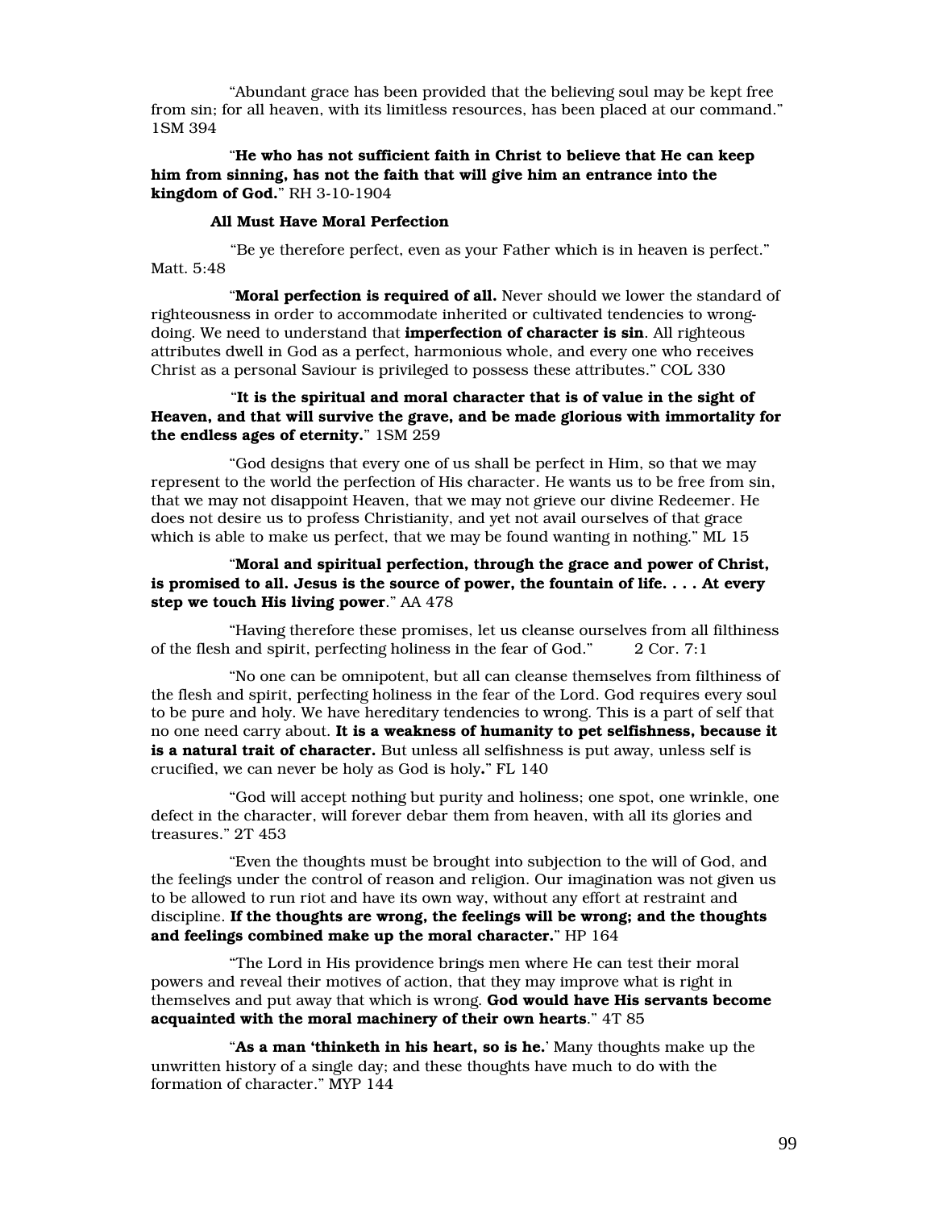"Abundant grace has been provided that the believing soul may be kept free from sin; for all heaven, with its limitless resources, has been placed at our command." 1SM 394

"**He who has not sufficient faith in Christ to believe that He can keep him from sinning, has not the faith that will give him an entrance into the kingdom of God.**" RH 3-10-1904

**All Must Have Moral Perfection**

"Be ye therefore perfect, even as your Father which is in heaven is perfect." Matt. 5:48

"**Moral perfection is required of all.** Never should we lower the standard of righteousness in order to accommodate inherited or cultivated tendencies to wrong-doing. We need to understand that **imperfection of character is sin**. All righteous attributes dwell in God as a perfect, harmonious whole, and every one who receives Christ as a personal Saviour is privileged to possess these attributes." COL 330

"**It is the spiritual and moral character that is of value in the sight of Heaven, and that will survive the grave, and be made glorious with immortality for the endless ages of eternity.**" 1SM 259

"God designs that every one of us shall be perfect in Him, so that we may represent to the world the perfection of His character. He wants us to be free from sin, that we may not disappoint Heaven, that we may not grieve our divine Redeemer. He does not desire us to profess Christianity, and yet not avail ourselves of that grace which is able to make us perfect, that we may be found wanting in nothing." ML 15

"**Moral and spiritual perfection, through the grace and power of Christ, is promised to all. Jesus is the source of power, the fountain of life. . . . At every step we touch His living power**." AA 478

"Having therefore these promises, let us cleanse ourselves from all filthiness of the flesh and spirit, perfecting holiness in the fear of God." 2 Cor. 7:1

"No one can be omnipotent, but all can cleanse themselves from filthiness of the flesh and spirit, perfecting holiness in the fear of the Lord. God requires every soul to be pure and holy. We have hereditary tendencies to wrong. This is a part of self that no one need carry about. **It is a weakness of humanity to pet selfishness, because it is a natural trait of character.** But unless all selfishness is put away, unless self is crucified, we can never be holy as God is holy**.**" FL 140

"God will accept nothing but purity and holiness; one spot, one wrinkle, one defect in the character, will forever debar them from heaven, with all its glories and treasures." 2T 453

"Even the thoughts must be brought into subjection to the will of God, and the feelings under the control of reason and religion. Our imagination was not given us to be allowed to run riot and have its own way, without any effort at restraint and discipline. **If the thoughts are wrong, the feelings will be wrong; and the thoughts and feelings combined make up the moral character.**" HP 164

"The Lord in His providence brings men where He can test their moral powers and reveal their motives of action, that they may improve what is right in themselves and put away that which is wrong. **God would have His servants become acquainted with the moral machinery of their own hearts**." 4T 85

"**As a man 'thinketh in his heart, so is he.**' Many thoughts make up the unwritten history of a single day; and these thoughts have much to do with the formation of character." MYP 144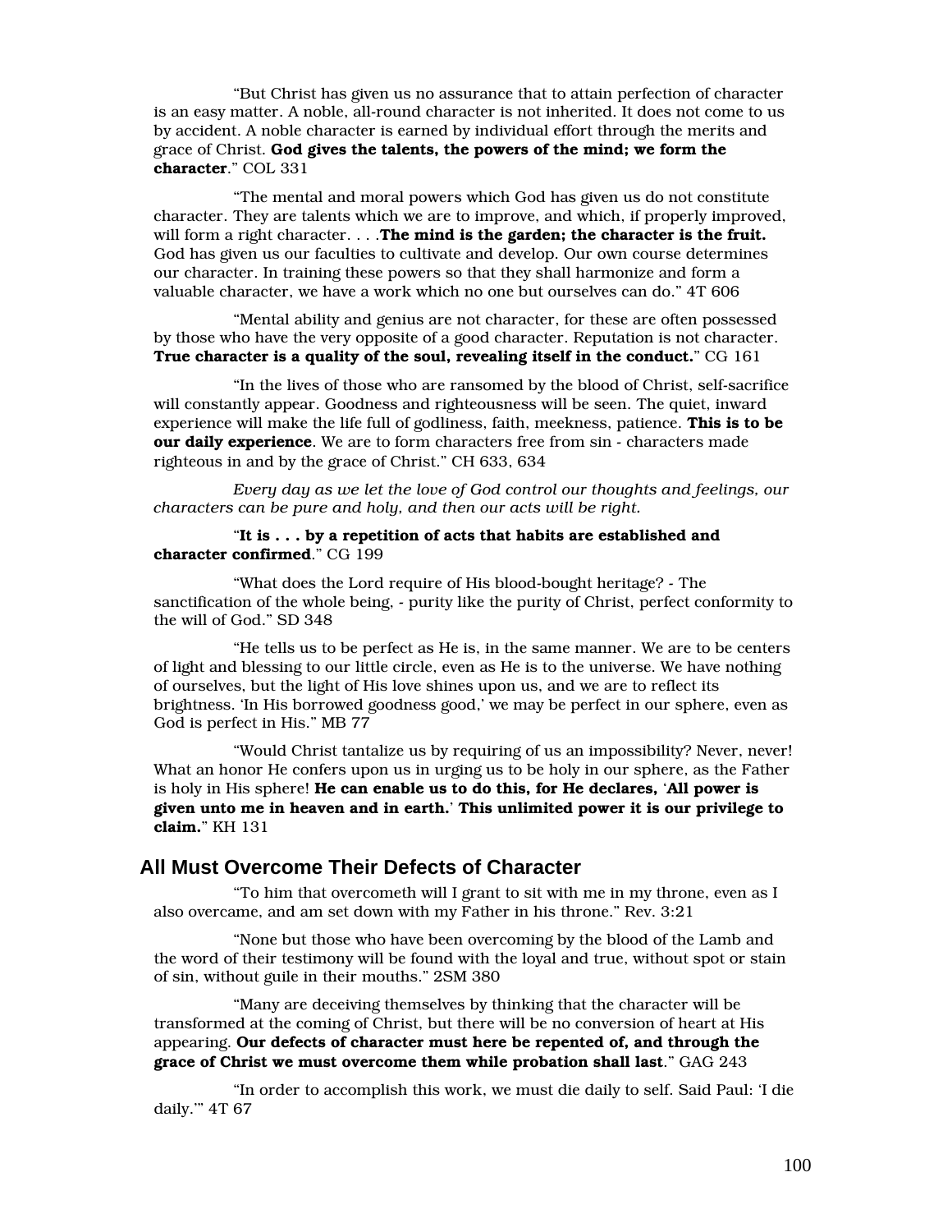"But Christ has given us no assurance that to attain perfection of character is an easy matter. A noble, all-round character is not inherited. It does not come to us by accident. A noble character is earned by individual effort through the merits and grace of Christ. **God gives the talents, the powers of the mind; we form the character**." COL 331

"The mental and moral powers which God has given us do not constitute character. They are talents which we are to improve, and which, if properly improved, will form a right character. . . .**The mind is the garden; the character is the fruit.** God has given us our faculties to cultivate and develop. Our own course determines our character. In training these powers so that they shall harmonize and form a valuable character, we have a work which no one but ourselves can do." 4T 606

"Mental ability and genius are not character, for these are often possessed by those who have the very opposite of a good character. Reputation is not character. **True character is a quality of the soul, revealing itself in the conduct.**" CG 161

"In the lives of those who are ransomed by the blood of Christ, self-sacrifice will constantly appear. Goodness and righteousness will be seen. The quiet, inward experience will make the life full of godliness, faith, meekness, patience. **This is to be our daily experience**. We are to form characters free from sin - characters made righteous in and by the grace of Christ." CH 633, 634

*Every day as we let the love of God control our thoughts and feelings, our characters can be pure and holy, and then our acts will be right.*

"**It is . . . by a repetition of acts that habits are established and character confirmed**." CG 199

"What does the Lord require of His blood-bought heritage? - The sanctification of the whole being, - purity like the purity of Christ, perfect conformity to the will of God." SD 348

"He tells us to be perfect as He is, in the same manner. We are to be centers of light and blessing to our little circle, even as He is to the universe. We have nothing of ourselves, but the light of His love shines upon us, and we are to reflect its brightness. 'In His borrowed goodness good,' we may be perfect in our sphere, even as God is perfect in His." MB 77

"Would Christ tantalize us by requiring of us an impossibility? Never, never! What an honor He confers upon us in urging us to be holy in our sphere, as the Father is holy in His sphere! **He can enable us to do this, for He declares, 'All power is given unto me in heaven and in earth.' This unlimited power it is our privilege to claim.**" KH 131

## All Must Overcome Their Defects of Character

"To him that overcometh will I grant to sit with me in my throne, even as I also overcame, and am set down with my Father in his throne." Rev. 3:21

"None but those who have been overcoming by the blood of the Lamb and the word of their testimony will be found with the loyal and true, without spot or stain of sin, without guile in their mouths." 2SM 380

"Many are deceiving themselves by thinking that the character will be transformed at the coming of Christ, but there will be no conversion of heart at His appearing. **Our defects of character must here be repented of, and through the grace of Christ we must overcome them while probation shall last**." GAG 243

"In order to accomplish this work, we must die daily to self. Said Paul: 'I die daily.'" 4T 67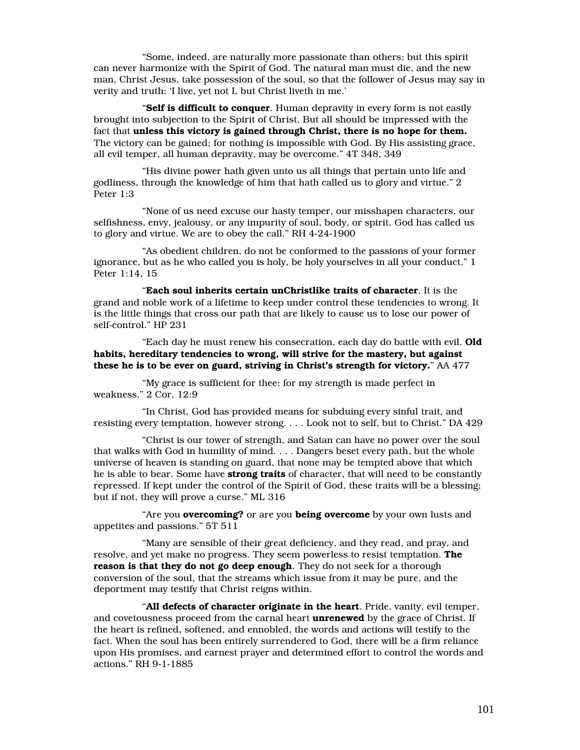"Some, indeed, are naturally more passionate than others; but this spirit can never harmonize with the Spirit of God. The natural man must die, and the new man, Christ Jesus, take possession of the soul, so that the follower of Jesus may say in verity and truth: 'I live, yet not I, but Christ liveth in me.'

"**Self is difficult to conquer**. Human depravity in every form is not easily brought into subjection to the Spirit of Christ. But all should be impressed with the fact that **unless this victory is gained through Christ, there is no hope for them.** The victory can be gained; for nothing is impossible with God. By His assisting grace, all evil temper, all human depravity, may be overcome." 4T 348, 349

"His divine power hath given unto us all things that pertain unto life and godliness, through the knowledge of him that hath called us to glory and virtue." 2 Peter 1:3

"None of us need excuse our hasty temper, our misshapen characters, our selfishness, envy, jealousy, or any impurity of soul, body, or spirit. God has called us to glory and virtue. We are to obey the call." RH 4-24-1900

"As obedient children, do not be conformed to the passions of your former ignorance, but as he who called you is holy, be holy yourselves in all your conduct." 1 Peter 1:14, 15

"**Each soul inherits certain unChristlike traits of character**. It is the grand and noble work of a lifetime to keep under control these tendencies to wrong. It is the little things that cross our path that are likely to cause us to lose our power of self-control." HP 231

"Each day he must renew his consecration, each day do battle with evil. **Old habits, hereditary tendencies to wrong, will strive for the mastery, but against these he is to be ever on guard, striving in Christ's strength for victory.**" AA 477

"My grace is sufficient for thee: for my strength is made perfect in weakness." 2 Cor. 12:9

"In Christ, God has provided means for subduing every sinful trait, and resisting every temptation, however strong. . . . Look not to self, but to Christ." DA 429

"Christ is our tower of strength, and Satan can have no power over the soul that walks with God in humility of mind. . . . Dangers beset every path, but the whole universe of heaven is standing on guard, that none may be tempted above that which he is able to bear. Some have **strong traits** of character, that will need to be constantly repressed. If kept under the control of the Spirit of God, these traits will be a blessing; but if not, they will prove a curse." ML 316

"Are you **overcoming?** or are you **being overcome** by your own lusts and appetites and passions." 5T 511

"Many are sensible of their great deficiency, and they read, and pray, and resolve, and yet make no progress. They seem powerless to resist temptation. **The reason is that they do not go deep enough**. They do not seek for a thorough conversion of the soul, that the streams which issue from it may be pure, and the deportment may testify that Christ reigns within.

"**All defects of character originate in the heart**. Pride, vanity, evil temper, and covetousness proceed from the carnal heart **unrenewed** by the grace of Christ. If the heart is refined, softened, and ennobled, the words and actions will testify to the fact. When the soul has been entirely surrendered to God, there will be a firm reliance upon His promises, and earnest prayer and determined effort to control the words and actions." RH 9-1-1885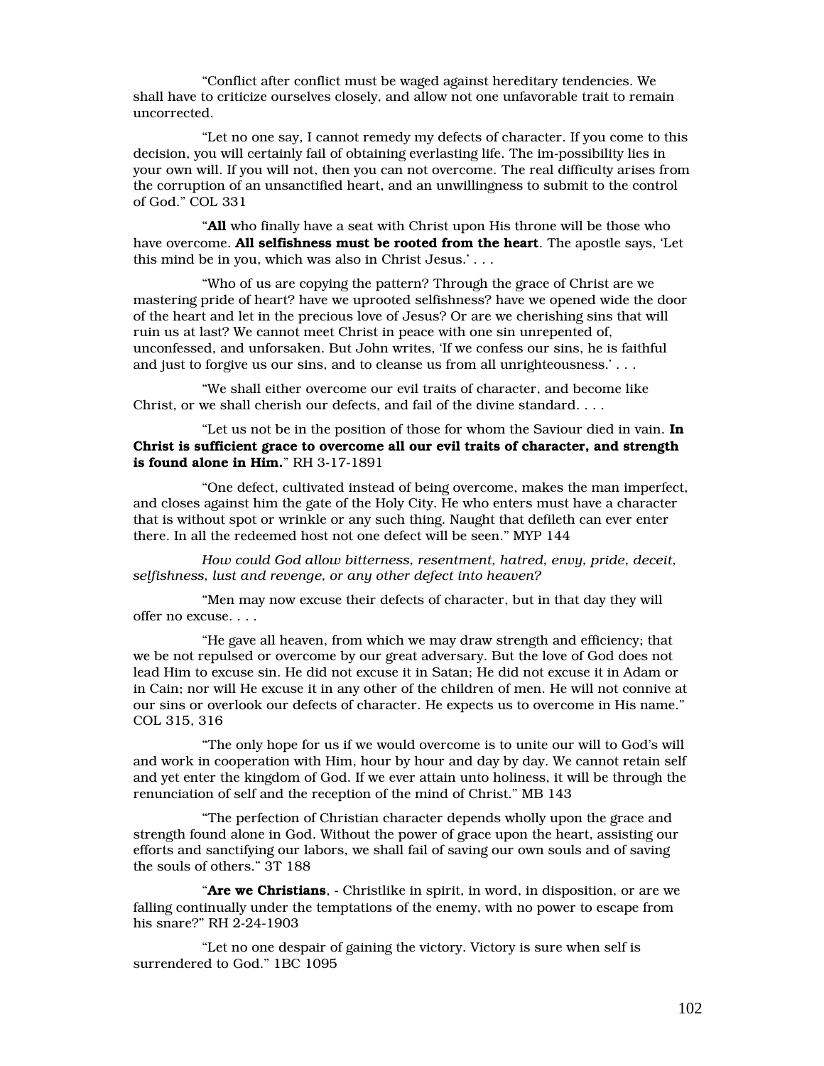"Conflict after conflict must be waged against hereditary tendencies. We shall have to criticize ourselves closely, and allow not one unfavorable trait to remain uncorrected.

"Let no one say, I cannot remedy my defects of character. If you come to this decision, you will certainly fail of obtaining everlasting life. The im-possibility lies in your own will. If you will not, then you can not overcome. The real difficulty arises from the corruption of an unsanctified heart, and an unwillingness to submit to the control of God." COL 331

"**All** who finally have a seat with Christ upon His throne will be those who have overcome. **All selfishness must be rooted from the heart**. The apostle says, 'Let this mind be in you, which was also in Christ Jesus.' . . .

"Who of us are copying the pattern? Through the grace of Christ are we mastering pride of heart? have we uprooted selfishness? have we opened wide the door of the heart and let in the precious love of Jesus? Or are we cherishing sins that will ruin us at last? We cannot meet Christ in peace with one sin unrepented of, unconfessed, and unforsaken. But John writes, 'If we confess our sins, he is faithful and just to forgive us our sins, and to cleanse us from all unrighteousness.' . . .

"We shall either overcome our evil traits of character, and become like Christ, or we shall cherish our defects, and fail of the divine standard. . . .

"Let us not be in the position of those for whom the Saviour died in vain. **In Christ is sufficient grace to overcome all our evil traits of character, and strength is found alone in Him.**" RH 3-17-1891

"One defect, cultivated instead of being overcome, makes the man imperfect, and closes against him the gate of the Holy City. He who enters must have a character that is without spot or wrinkle or any such thing. Naught that defileth can ever enter there. In all the redeemed host not one defect will be seen." MYP 144

*How could God allow bitterness, resentment, hatred, envy, pride, deceit, selfishness, lust and revenge, or any other defect into heaven?*

"Men may now excuse their defects of character, but in that day they will offer no excuse. . . .

"He gave all heaven, from which we may draw strength and efficiency; that we be not repulsed or overcome by our great adversary. But the love of God does not lead Him to excuse sin. He did not excuse it in Satan; He did not excuse it in Adam or in Cain; nor will He excuse it in any other of the children of men. He will not connive at our sins or overlook our defects of character. He expects us to overcome in His name." COL 315, 316

"The only hope for us if we would overcome is to unite our will to God's will and work in cooperation with Him, hour by hour and day by day. We cannot retain self and yet enter the kingdom of God. If we ever attain unto holiness, it will be through the renunciation of self and the reception of the mind of Christ." MB 143

"The perfection of Christian character depends wholly upon the grace and strength found alone in God. Without the power of grace upon the heart, assisting our efforts and sanctifying our labors, we shall fail of saving our own souls and of saving the souls of others." 3T 188

"**Are we Christians**, - Christlike in spirit, in word, in disposition, or are we falling continually under the temptations of the enemy, with no power to escape from his snare?" RH 2-24-1903

"Let no one despair of gaining the victory. Victory is sure when self is surrendered to God." 1BC 1095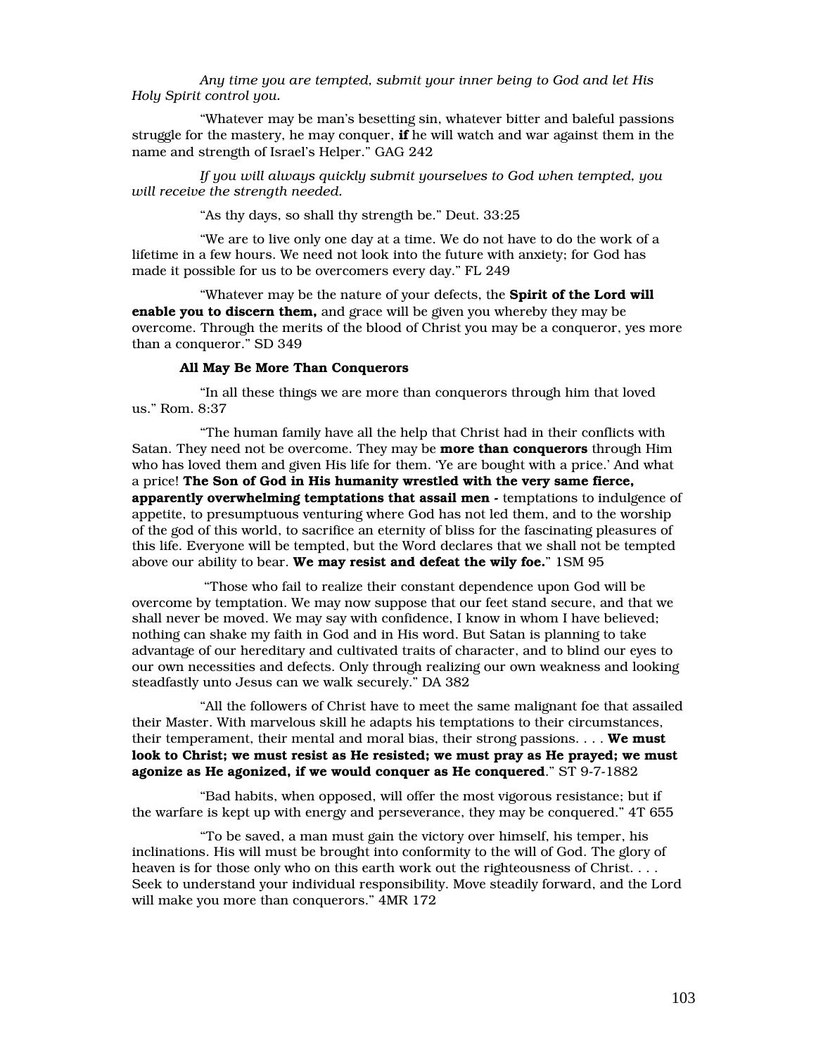*Any time you are tempted, submit your inner being to God and let His Holy Spirit control you.*

"Whatever may be man's besetting sin, whatever bitter and baleful passions struggle for the mastery, he may conquer, **if** he will watch and war against them in the name and strength of Israel's Helper." GAG 242

*If you will always quickly submit yourselves to God when tempted, you will receive the strength needed.*

"As thy days, so shall thy strength be." Deut. 33:25

"We are to live only one day at a time. We do not have to do the work of a lifetime in a few hours. We need not look into the future with anxiety; for God has made it possible for us to be overcomers every day." FL 249

"Whatever may be the nature of your defects, the **Spirit of the Lord will enable you to discern them,** and grace will be given you whereby they may be overcome. Through the merits of the blood of Christ you may be a conqueror, yes more than a conqueror." SD 349

**All May Be More Than Conquerors**

"In all these things we are more than conquerors through him that loved us." Rom. 8:37

"The human family have all the help that Christ had in their conflicts with Satan. They need not be overcome. They may be **more than conquerors** through Him who has loved them and given His life for them. 'Ye are bought with a price.' And what a price! **The Son of God in His humanity wrestled with the very same fierce, apparently overwhelming temptations that assail men -** temptations to indulgence of appetite, to presumptuous venturing where God has not led them, and to the worship of the god of this world, to sacrifice an eternity of bliss for the fascinating pleasures of this life. Everyone will be tempted, but the Word declares that we shall not be tempted above our ability to bear. **We may resist and defeat the wily foe.**" 1SM 95

"Those who fail to realize their constant dependence upon God will be overcome by temptation. We may now suppose that our feet stand secure, and that we shall never be moved. We may say with confidence, I know in whom I have believed; nothing can shake my faith in God and in His word. But Satan is planning to take advantage of our hereditary and cultivated traits of character, and to blind our eyes to our own necessities and defects. Only through realizing our own weakness and looking steadfastly unto Jesus can we walk securely." DA 382

"All the followers of Christ have to meet the same malignant foe that assailed their Master. With marvelous skill he adapts his temptations to their circumstances, their temperament, their mental and moral bias, their strong passions. . . . **We must look to Christ; we must resist as He resisted; we must pray as He prayed; we must agonize as He agonized, if we would conquer as He conquered**." ST 9-7-1882

"Bad habits, when opposed, will offer the most vigorous resistance; but if the warfare is kept up with energy and perseverance, they may be conquered." 4T 655

"To be saved, a man must gain the victory over himself, his temper, his inclinations. His will must be brought into conformity to the will of God. The glory of heaven is for those only who on this earth work out the righteousness of Christ. . . . Seek to understand your individual responsibility. Move steadily forward, and the Lord will make you more than conquerors." 4MR 172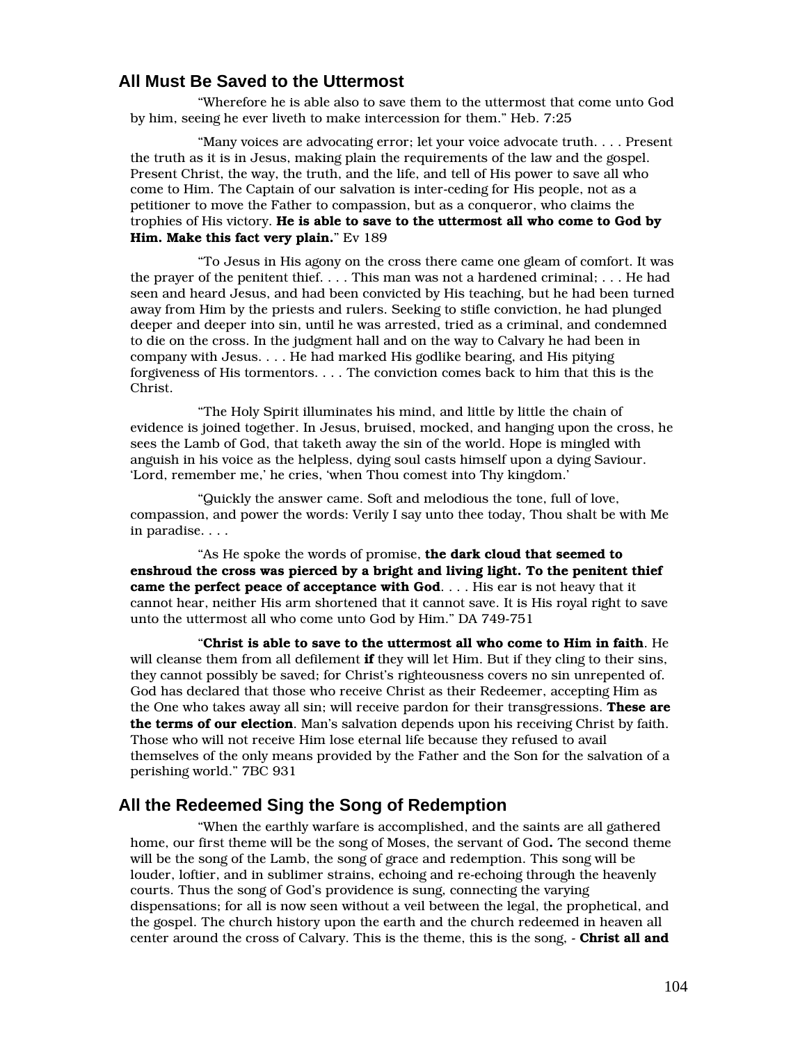## All Must Be Saved to the Uttermost

"Wherefore he is able also to save them to the uttermost that come unto God by him, seeing he ever liveth to make intercession for them." Heb. 7:25

"Many voices are advocating error; let your voice advocate truth. . . . Present the truth as it is in Jesus, making plain the requirements of the law and the gospel. Present Christ, the way, the truth, and the life, and tell of His power to save all who come to Him. The Captain of our salvation is inter-ceding for His people, not as a petitioner to move the Father to compassion, but as a conqueror, who claims the trophies of His victory. **He is able to save to the uttermost all who come to God by Him. Make this fact very plain.**" Ev 189

"To Jesus in His agony on the cross there came one gleam of comfort. It was the prayer of the penitent thief. . . . This man was not a hardened criminal; . . . He had seen and heard Jesus, and had been convicted by His teaching, but he had been turned away from Him by the priests and rulers. Seeking to stifle conviction, he had plunged deeper and deeper into sin, until he was arrested, tried as a criminal, and condemned to die on the cross. In the judgment hall and on the way to Calvary he had been in company with Jesus. . . . He had marked His godlike bearing, and His pitying forgiveness of His tormentors. . . . The conviction comes back to him that this is the Christ.

"The Holy Spirit illuminates his mind, and little by little the chain of evidence is joined together. In Jesus, bruised, mocked, and hanging upon the cross, he sees the Lamb of God, that taketh away the sin of the world. Hope is mingled with anguish in his voice as the helpless, dying soul casts himself upon a dying Saviour. 'Lord, remember me,' he cries, 'when Thou comest into Thy kingdom.'

"Quickly the answer came. Soft and melodious the tone, full of love, compassion, and power the words: Verily I say unto thee today, Thou shalt be with Me in paradise. . . .

"As He spoke the words of promise, **the dark cloud that seemed to enshroud the cross was pierced by a bright and living light. To the penitent thief came the perfect peace of acceptance with God**. . . . His ear is not heavy that it cannot hear, neither His arm shortened that it cannot save. It is His royal right to save unto the uttermost all who come unto God by Him." DA 749-751

"**Christ is able to save to the uttermost all who come to Him in faith**. He will cleanse them from all defilement **if** they will let Him. But if they cling to their sins, they cannot possibly be saved; for Christ's righteousness covers no sin unrepented of. God has declared that those who receive Christ as their Redeemer, accepting Him as the One who takes away all sin; will receive pardon for their transgressions. **These are the terms of our election**. Man's salvation depends upon his receiving Christ by faith. Those who will not receive Him lose eternal life because they refused to avail themselves of the only means provided by the Father and the Son for the salvation of a perishing world." 7BC 931

## All the Redeemed Sing the Song of Redemption

"When the earthly warfare is accomplished, and the saints are all gathered home, our first theme will be the song of Moses, the servant of God**.** The second theme will be the song of the Lamb, the song of grace and redemption. This song will be louder, loftier, and in sublimer strains, echoing and re-echoing through the heavenly courts. Thus the song of God's providence is sung, connecting the varying dispensations; for all is now seen without a veil between the legal, the prophetical, and the gospel. The church history upon the earth and the church redeemed in heaven all center around the cross of Calvary. This is the theme, this is the song, - **Christ all and**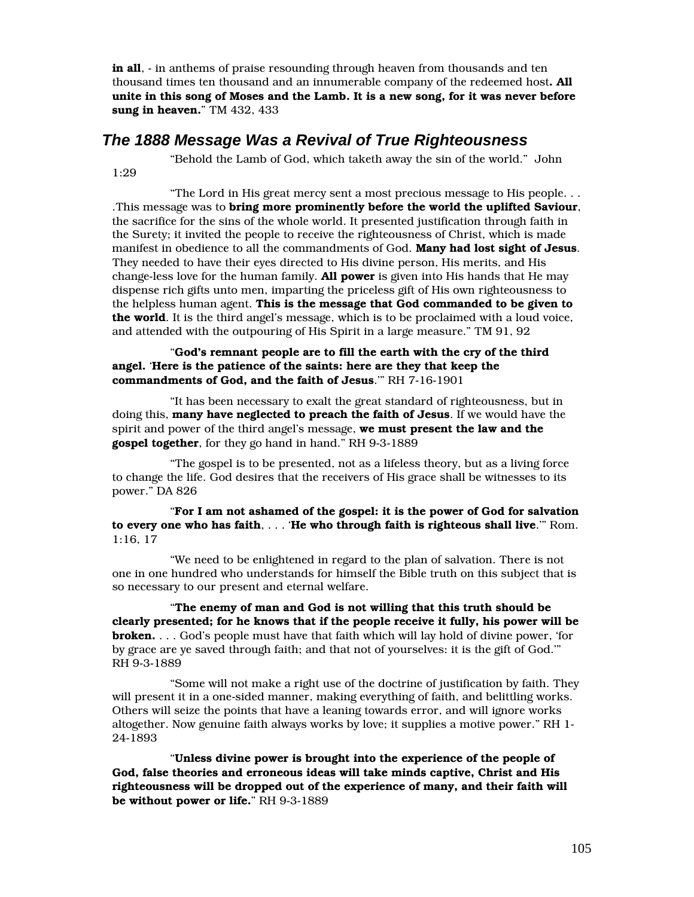**in all**, - in anthems of praise resounding through heaven from thousands and ten thousand times ten thousand and an innumerable company of the redeemed host**. All unite in this song of Moses and the Lamb. It is a new song, for it was never before sung in heaven.**" TM 432, 433

## *The 1888 Message Was a Revival of True Righteousness*

"Behold the Lamb of God, which taketh away the sin of the world." John 1:29

"The Lord in His great mercy sent a most precious message to His people. . . .This message was to **bring more prominently before the world the uplifted Saviour**, the sacrifice for the sins of the whole world. It presented justification through faith in the Surety; it invited the people to receive the righteousness of Christ, which is made manifest in obedience to all the commandments of God. **Many had lost sight of Jesus**. They needed to have their eyes directed to His divine person, His merits, and His change-less love for the human family. **All power** is given into His hands that He may dispense rich gifts unto men, imparting the priceless gift of His own righteousness to the helpless human agent. **This is the message that God commanded to be given to the world**. It is the third angel's message, which is to be proclaimed with a loud voice, and attended with the outpouring of His Spirit in a large measure." TM 91, 92

"**God's remnant people are to fill the earth with the cry of the third angel.** '**Here is the patience of the saints: here are they that keep the commandments of God, and the faith of Jesus**.'" RH 7-16-1901

"It has been necessary to exalt the great standard of righteousness, but in doing this, **many have neglected to preach the faith of Jesus**. If we would have the spirit and power of the third angel's message, **we must present the law and the gospel together**, for they go hand in hand." RH 9-3-1889

"The gospel is to be presented, not as a lifeless theory, but as a living force to change the life. God desires that the receivers of His grace shall be witnesses to its power." DA 826

"**For I am not ashamed of the gospel: it is the power of God for salvation to every one who has faith**, . . . '**He who through faith is righteous shall live**.'" Rom. 1:16, 17

"We need to be enlightened in regard to the plan of salvation. There is not one in one hundred who understands for himself the Bible truth on this subject that is so necessary to our present and eternal welfare.

"**The enemy of man and God is not willing that this truth should be clearly presented; for he knows that if the people receive it fully, his power will be broken.** . . . God's people must have that faith which will lay hold of divine power, 'for by grace are ye saved through faith; and that not of yourselves: it is the gift of God.'" RH 9-3-1889

"Some will not make a right use of the doctrine of justification by faith. They will present it in a one-sided manner, making everything of faith, and belittling works. Others will seize the points that have a leaning towards error, and will ignore works altogether. Now genuine faith always works by love; it supplies a motive power." RH 1-24-1893

"**Unless divine power is brought into the experience of the people of God, false theories and erroneous ideas will take minds captive, Christ and His righteousness will be dropped out of the experience of many, and their faith will be without power or life.**" RH 9-3-1889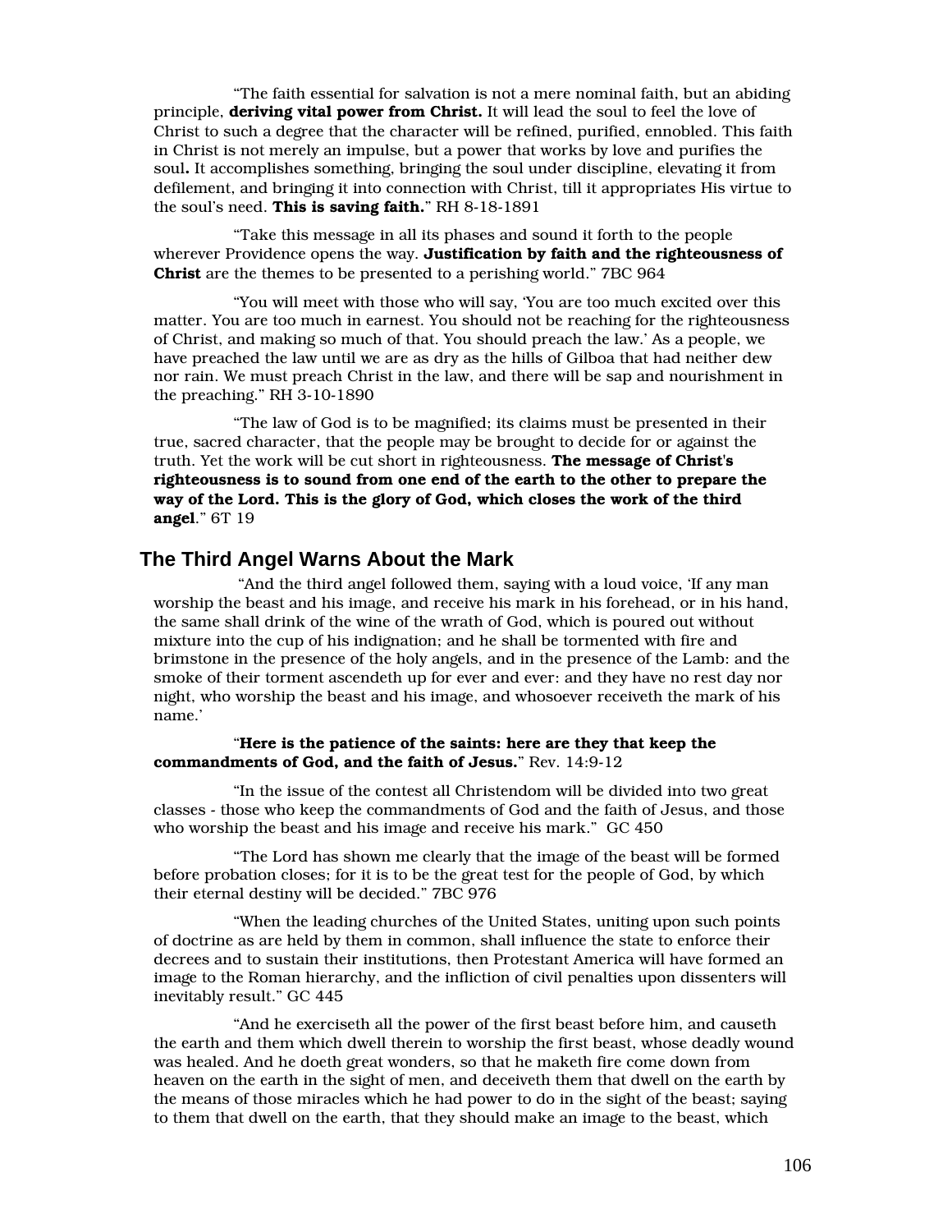"The faith essential for salvation is not a mere nominal faith, but an abiding principle, **deriving vital power from Christ.** It will lead the soul to feel the love of Christ to such a degree that the character will be refined, purified, ennobled. This faith in Christ is not merely an impulse, but a power that works by love and purifies the soul**.** It accomplishes something, bringing the soul under discipline, elevating it from defilement, and bringing it into connection with Christ, till it appropriates His virtue to the soul's need. **This is saving faith.**" RH 8-18-1891

"Take this message in all its phases and sound it forth to the people wherever Providence opens the way. **Justification by faith and the righteousness of Christ** are the themes to be presented to a perishing world." 7BC 964

"You will meet with those who will say, 'You are too much excited over this matter. You are too much in earnest. You should not be reaching for the righteousness of Christ, and making so much of that. You should preach the law.' As a people, we have preached the law until we are as dry as the hills of Gilboa that had neither dew nor rain. We must preach Christ in the law, and there will be sap and nourishment in the preaching." RH 3-10-1890

"The law of God is to be magnified; its claims must be presented in their true, sacred character, that the people may be brought to decide for or against the truth. Yet the work will be cut short in righteousness. **The message of Christ's righteousness is to sound from one end of the earth to the other to prepare the way of the Lord. This is the glory of God, which closes the work of the third angel**." 6T 19

## The Third Angel Warns About the Mark

"And the third angel followed them, saying with a loud voice, 'If any man worship the beast and his image, and receive his mark in his forehead, or in his hand, the same shall drink of the wine of the wrath of God, which is poured out without mixture into the cup of his indignation; and he shall be tormented with fire and brimstone in the presence of the holy angels, and in the presence of the Lamb: and the smoke of their torment ascendeth up for ever and ever: and they have no rest day nor night, who worship the beast and his image, and whosoever receiveth the mark of his name.'

"**Here is the patience of the saints: here are they that keep the commandments of God, and the faith of Jesus.**" Rev. 14:9-12

"In the issue of the contest all Christendom will be divided into two great classes - those who keep the commandments of God and the faith of Jesus, and those who worship the beast and his image and receive his mark." GC 450

"The Lord has shown me clearly that the image of the beast will be formed before probation closes; for it is to be the great test for the people of God, by which their eternal destiny will be decided." 7BC 976

"When the leading churches of the United States, uniting upon such points of doctrine as are held by them in common, shall influence the state to enforce their decrees and to sustain their institutions, then Protestant America will have formed an image to the Roman hierarchy, and the infliction of civil penalties upon dissenters will inevitably result." GC 445

"And he exerciseth all the power of the first beast before him, and causeth the earth and them which dwell therein to worship the first beast, whose deadly wound was healed. And he doeth great wonders, so that he maketh fire come down from heaven on the earth in the sight of men, and deceiveth them that dwell on the earth by the means of those miracles which he had power to do in the sight of the beast; saying to them that dwell on the earth, that they should make an image to the beast, which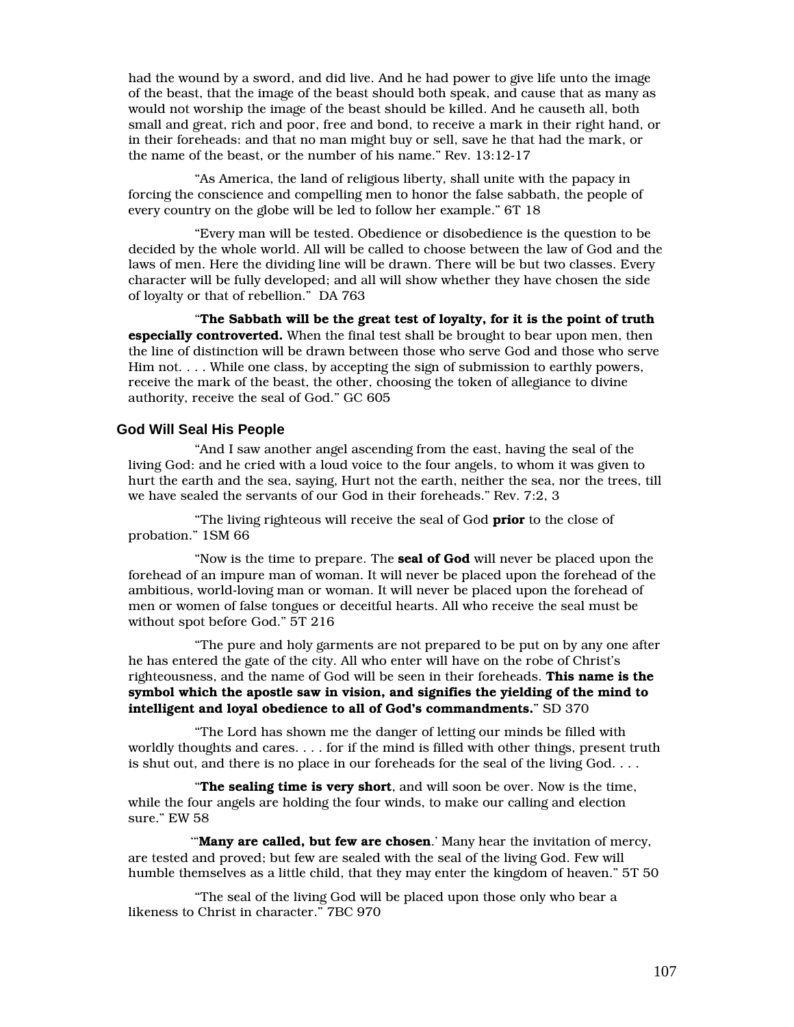had the wound by a sword, and did live. And he had power to give life unto the image of the beast, that the image of the beast should both speak, and cause that as many as would not worship the image of the beast should be killed. And he causeth all, both small and great, rich and poor, free and bond, to receive a mark in their right hand, or in their foreheads: and that no man might buy or sell, save he that had the mark, or the name of the beast, or the number of his name." Rev. 13:12-17

"As America, the land of religious liberty, shall unite with the papacy in forcing the conscience and compelling men to honor the false sabbath, the people of every country on the globe will be led to follow her example." 6T 18

"Every man will be tested. Obedience or disobedience is the question to be decided by the whole world. All will be called to choose between the law of God and the laws of men. Here the dividing line will be drawn. There will be but two classes. Every character will be fully developed; and all will show whether they have chosen the side of loyalty or that of rebellion." DA 763

"**The Sabbath will be the great test of loyalty, for it is the point of truth especially controverted.** When the final test shall be brought to bear upon men, then the line of distinction will be drawn between those who serve God and those who serve Him not. . . . While one class, by accepting the sign of submission to earthly powers, receive the mark of the beast, the other, choosing the token of allegiance to divine authority, receive the seal of God." GC 605

### God Will Seal His People

"And I saw another angel ascending from the east, having the seal of the living God: and he cried with a loud voice to the four angels, to whom it was given to hurt the earth and the sea, saying, Hurt not the earth, neither the sea, nor the trees, till we have sealed the servants of our God in their foreheads." Rev. 7:2, 3

"The living righteous will receive the seal of God **prior** to the close of probation." 1SM 66

"Now is the time to prepare. The **seal of God** will never be placed upon the forehead of an impure man of woman. It will never be placed upon the forehead of the ambitious, world-loving man or woman. It will never be placed upon the forehead of men or women of false tongues or deceitful hearts. All who receive the seal must be without spot before God." 5T 216

"The pure and holy garments are not prepared to be put on by any one after he has entered the gate of the city. All who enter will have on the robe of Christ's righteousness, and the name of God will be seen in their foreheads. **This name is the symbol which the apostle saw in vision, and signifies the yielding of the mind to intelligent and loyal obedience to all of God's commandments.**" SD 370

"The Lord has shown me the danger of letting our minds be filled with worldly thoughts and cares. . . . for if the mind is filled with other things, present truth is shut out, and there is no place in our foreheads for the seal of the living God. . . .

"**The sealing time is very short**, and will soon be over. Now is the time, while the four angels are holding the four winds, to make our calling and election sure." EW 58

"'**Many are called, but few are chosen**.' Many hear the invitation of mercy, are tested and proved; but few are sealed with the seal of the living God. Few will humble themselves as a little child, that they may enter the kingdom of heaven." 5T 50

"The seal of the living God will be placed upon those only who bear a likeness to Christ in character." 7BC 970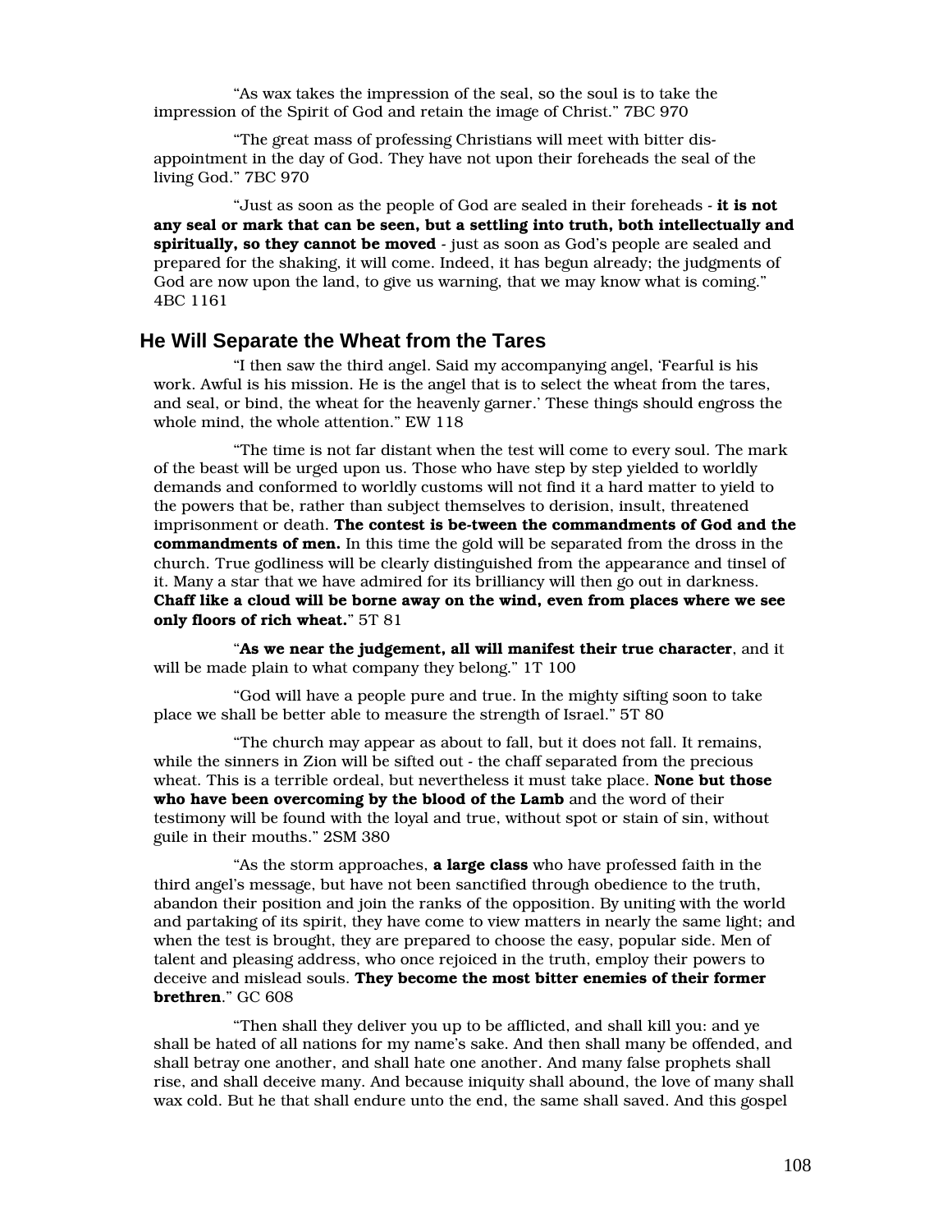"As wax takes the impression of the seal, so the soul is to take the impression of the Spirit of God and retain the image of Christ." 7BC 970

"The great mass of professing Christians will meet with bitter dis-appointment in the day of God. They have not upon their foreheads the seal of the living God." 7BC 970

"Just as soon as the people of God are sealed in their foreheads - **it is not any seal or mark that can be seen, but a settling into truth, both intellectually and spiritually, so they cannot be moved** - just as soon as God's people are sealed and prepared for the shaking, it will come. Indeed, it has begun already; the judgments of God are now upon the land, to give us warning, that we may know what is coming." 4BC 1161

## He Will Separate the Wheat from the Tares

"I then saw the third angel. Said my accompanying angel, 'Fearful is his work. Awful is his mission. He is the angel that is to select the wheat from the tares, and seal, or bind, the wheat for the heavenly garner.' These things should engross the whole mind, the whole attention." EW 118

"The time is not far distant when the test will come to every soul. The mark of the beast will be urged upon us. Those who have step by step yielded to worldly demands and conformed to worldly customs will not find it a hard matter to yield to the powers that be, rather than subject themselves to derision, insult, threatened imprisonment or death. **The contest is be-tween the commandments of God and the commandments of men.** In this time the gold will be separated from the dross in the church. True godliness will be clearly distinguished from the appearance and tinsel of it. Many a star that we have admired for its brilliancy will then go out in darkness. **Chaff like a cloud will be borne away on the wind, even from places where we see only floors of rich wheat.**" 5T 81

"**As we near the judgement, all will manifest their true character**, and it will be made plain to what company they belong." 1T 100

"God will have a people pure and true. In the mighty sifting soon to take place we shall be better able to measure the strength of Israel." 5T 80

"The church may appear as about to fall, but it does not fall. It remains, while the sinners in Zion will be sifted out - the chaff separated from the precious wheat. This is a terrible ordeal, but nevertheless it must take place. **None but those who have been overcoming by the blood of the Lamb** and the word of their testimony will be found with the loyal and true, without spot or stain of sin, without guile in their mouths." 2SM 380

"As the storm approaches, **a large class** who have professed faith in the third angel's message, but have not been sanctified through obedience to the truth, abandon their position and join the ranks of the opposition. By uniting with the world and partaking of its spirit, they have come to view matters in nearly the same light; and when the test is brought, they are prepared to choose the easy, popular side. Men of talent and pleasing address, who once rejoiced in the truth, employ their powers to deceive and mislead souls. **They become the most bitter enemies of their former brethren**." GC 608

"Then shall they deliver you up to be afflicted, and shall kill you: and ye shall be hated of all nations for my name's sake. And then shall many be offended, and shall betray one another, and shall hate one another. And many false prophets shall rise, and shall deceive many. And because iniquity shall abound, the love of many shall wax cold. But he that shall endure unto the end, the same shall saved. And this gospel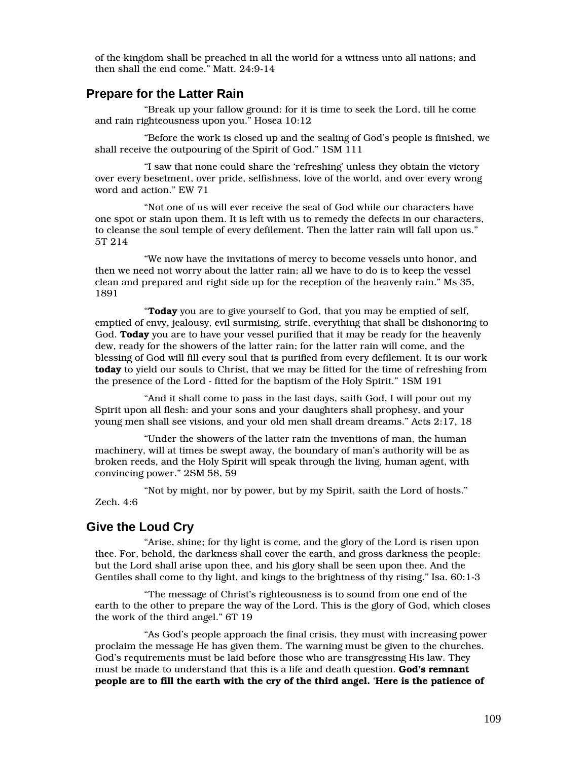of the kingdom shall be preached in all the world for a witness unto all nations; and then shall the end come." Matt. 24:9-14

## Prepare for the Latter Rain

"Break up your fallow ground: for it is time to seek the Lord, till he come and rain righteousness upon you." Hosea 10:12

"Before the work is closed up and the sealing of God's people is finished, we shall receive the outpouring of the Spirit of God." 1SM 111

"I saw that none could share the 'refreshing' unless they obtain the victory over every besetment, over pride, selfishness, love of the world, and over every wrong word and action." EW 71

"Not one of us will ever receive the seal of God while our characters have one spot or stain upon them. It is left with us to remedy the defects in our characters, to cleanse the soul temple of every defilement. Then the latter rain will fall upon us." 5T 214

"We now have the invitations of mercy to become vessels unto honor, and then we need not worry about the latter rain; all we have to do is to keep the vessel clean and prepared and right side up for the reception of the heavenly rain." Ms 35, 1891

"**Today** you are to give yourself to God, that you may be emptied of self, emptied of envy, jealousy, evil surmising, strife, everything that shall be dishonoring to God. **Today** you are to have your vessel purified that it may be ready for the heavenly dew, ready for the showers of the latter rain; for the latter rain will come, and the blessing of God will fill every soul that is purified from every defilement. It is our work **today** to yield our souls to Christ, that we may be fitted for the time of refreshing from the presence of the Lord - fitted for the baptism of the Holy Spirit." 1SM 191

"And it shall come to pass in the last days, saith God, I will pour out my Spirit upon all flesh: and your sons and your daughters shall prophesy, and your young men shall see visions, and your old men shall dream dreams." Acts 2:17, 18

"Under the showers of the latter rain the inventions of man, the human machinery, will at times be swept away, the boundary of man's authority will be as broken reeds, and the Holy Spirit will speak through the living, human agent, with convincing power." 2SM 58, 59

"Not by might, nor by power, but by my Spirit, saith the Lord of hosts." Zech. 4:6

## Give the Loud Cry

"Arise, shine; for thy light is come, and the glory of the Lord is risen upon thee. For, behold, the darkness shall cover the earth, and gross darkness the people: but the Lord shall arise upon thee, and his glory shall be seen upon thee. And the Gentiles shall come to thy light, and kings to the brightness of thy rising." Isa. 60:1-3

"The message of Christ's righteousness is to sound from one end of the earth to the other to prepare the way of the Lord. This is the glory of God, which closes the work of the third angel." 6T 19

"As God's people approach the final crisis, they must with increasing power proclaim the message He has given them. The warning must be given to the churches. God's requirements must be laid before those who are transgressing His law. They must be made to understand that this is a life and death question. **God's remnant people are to fill the earth with the cry of the third angel.** '**Here is the patience of**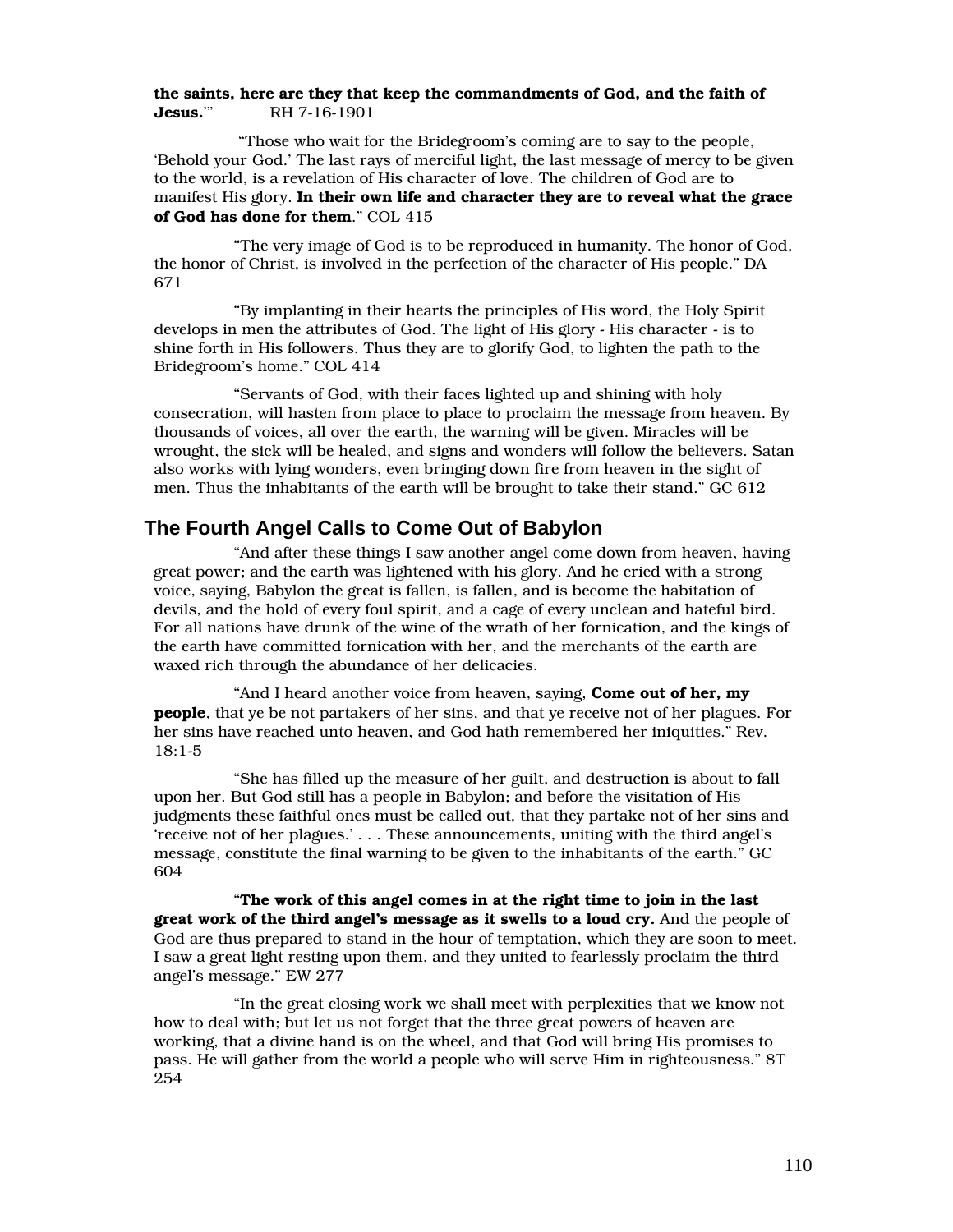**the saints, here are they that keep the commandments of God, and the faith of Jesus.'"** RH 7-16-1901

"Those who wait for the Bridegroom's coming are to say to the people, 'Behold your God.' The last rays of merciful light, the last message of mercy to be given to the world, is a revelation of His character of love. The children of God are to manifest His glory. **In their own life and character they are to reveal what the grace of God has done for them**." COL 415

"The very image of God is to be reproduced in humanity. The honor of God, the honor of Christ, is involved in the perfection of the character of His people." DA 671

"By implanting in their hearts the principles of His word, the Holy Spirit develops in men the attributes of God. The light of His glory - His character - is to shine forth in His followers. Thus they are to glorify God, to lighten the path to the Bridegroom's home." COL 414

"Servants of God, with their faces lighted up and shining with holy consecration, will hasten from place to place to proclaim the message from heaven. By thousands of voices, all over the earth, the warning will be given. Miracles will be wrought, the sick will be healed, and signs and wonders will follow the believers. Satan also works with lying wonders, even bringing down fire from heaven in the sight of men. Thus the inhabitants of the earth will be brought to take their stand." GC 612

## The Fourth Angel Calls to Come Out of Babylon

"And after these things I saw another angel come down from heaven, having great power; and the earth was lightened with his glory. And he cried with a strong voice, saying, Babylon the great is fallen, is fallen, and is become the habitation of devils, and the hold of every foul spirit, and a cage of every unclean and hateful bird. For all nations have drunk of the wine of the wrath of her fornication, and the kings of the earth have committed fornication with her, and the merchants of the earth are waxed rich through the abundance of her delicacies.

"And I heard another voice from heaven, saying, **Come out of her, my people**, that ye be not partakers of her sins, and that ye receive not of her plagues. For her sins have reached unto heaven, and God hath remembered her iniquities." Rev. 18:1-5

"She has filled up the measure of her guilt, and destruction is about to fall upon her. But God still has a people in Babylon; and before the visitation of His judgments these faithful ones must be called out, that they partake not of her sins and 'receive not of her plagues.' . . . These announcements, uniting with the third angel's message, constitute the final warning to be given to the inhabitants of the earth." GC 604

"**The work of this angel comes in at the right time to join in the last great work of the third angel's message as it swells to a loud cry.** And the people of God are thus prepared to stand in the hour of temptation, which they are soon to meet. I saw a great light resting upon them, and they united to fearlessly proclaim the third angel's message." EW 277

"In the great closing work we shall meet with perplexities that we know not how to deal with; but let us not forget that the three great powers of heaven are working, that a divine hand is on the wheel, and that God will bring His promises to pass. He will gather from the world a people who will serve Him in righteousness." 8T 254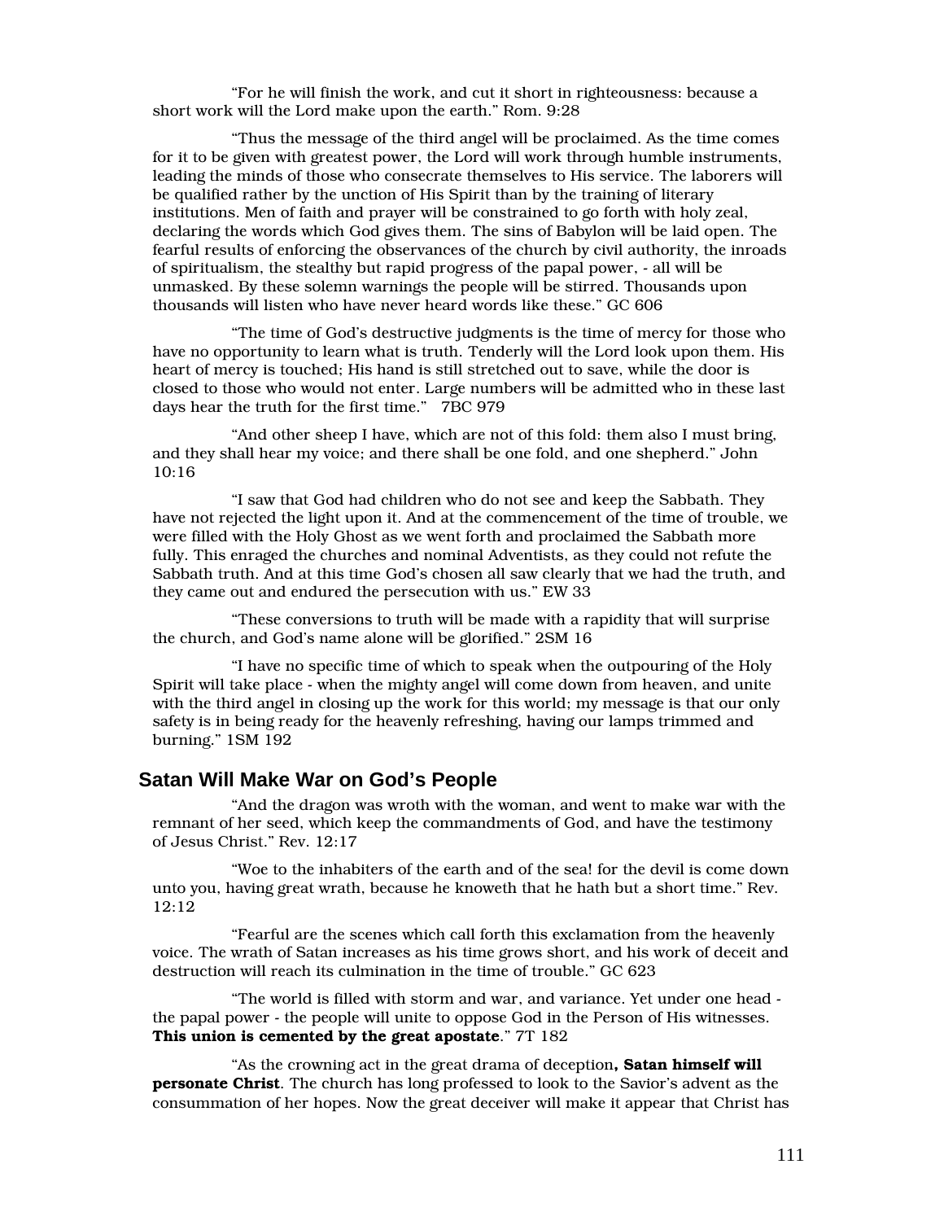"For he will finish the work, and cut it short in righteousness: because a short work will the Lord make upon the earth." Rom. 9:28

"Thus the message of the third angel will be proclaimed. As the time comes for it to be given with greatest power, the Lord will work through humble instruments, leading the minds of those who consecrate themselves to His service. The laborers will be qualified rather by the unction of His Spirit than by the training of literary institutions. Men of faith and prayer will be constrained to go forth with holy zeal, declaring the words which God gives them. The sins of Babylon will be laid open. The fearful results of enforcing the observances of the church by civil authority, the inroads of spiritualism, the stealthy but rapid progress of the papal power, - all will be unmasked. By these solemn warnings the people will be stirred. Thousands upon thousands will listen who have never heard words like these." GC 606

"The time of God's destructive judgments is the time of mercy for those who have no opportunity to learn what is truth. Tenderly will the Lord look upon them. His heart of mercy is touched; His hand is still stretched out to save, while the door is closed to those who would not enter. Large numbers will be admitted who in these last days hear the truth for the first time." 7BC 979

"And other sheep I have, which are not of this fold: them also I must bring, and they shall hear my voice; and there shall be one fold, and one shepherd." John 10:16

"I saw that God had children who do not see and keep the Sabbath. They have not rejected the light upon it. And at the commencement of the time of trouble, we were filled with the Holy Ghost as we went forth and proclaimed the Sabbath more fully. This enraged the churches and nominal Adventists, as they could not refute the Sabbath truth. And at this time God's chosen all saw clearly that we had the truth, and they came out and endured the persecution with us." EW 33

"These conversions to truth will be made with a rapidity that will surprise the church, and God's name alone will be glorified." 2SM 16

"I have no specific time of which to speak when the outpouring of the Holy Spirit will take place - when the mighty angel will come down from heaven, and unite with the third angel in closing up the work for this world; my message is that our only safety is in being ready for the heavenly refreshing, having our lamps trimmed and burning." 1SM 192

## Satan Will Make War on God's People

"And the dragon was wroth with the woman, and went to make war with the remnant of her seed, which keep the commandments of God, and have the testimony of Jesus Christ." Rev. 12:17

"Woe to the inhabiters of the earth and of the sea! for the devil is come down unto you, having great wrath, because he knoweth that he hath but a short time." Rev. 12:12

"Fearful are the scenes which call forth this exclamation from the heavenly voice. The wrath of Satan increases as his time grows short, and his work of deceit and destruction will reach its culmination in the time of trouble." GC 623

"The world is filled with storm and war, and variance. Yet under one head - the papal power - the people will unite to oppose God in the Person of His witnesses. **This union is cemented by the great apostate**." 7T 182

"As the crowning act in the great drama of deception**, Satan himself will personate Christ**. The church has long professed to look to the Savior's advent as the consummation of her hopes. Now the great deceiver will make it appear that Christ has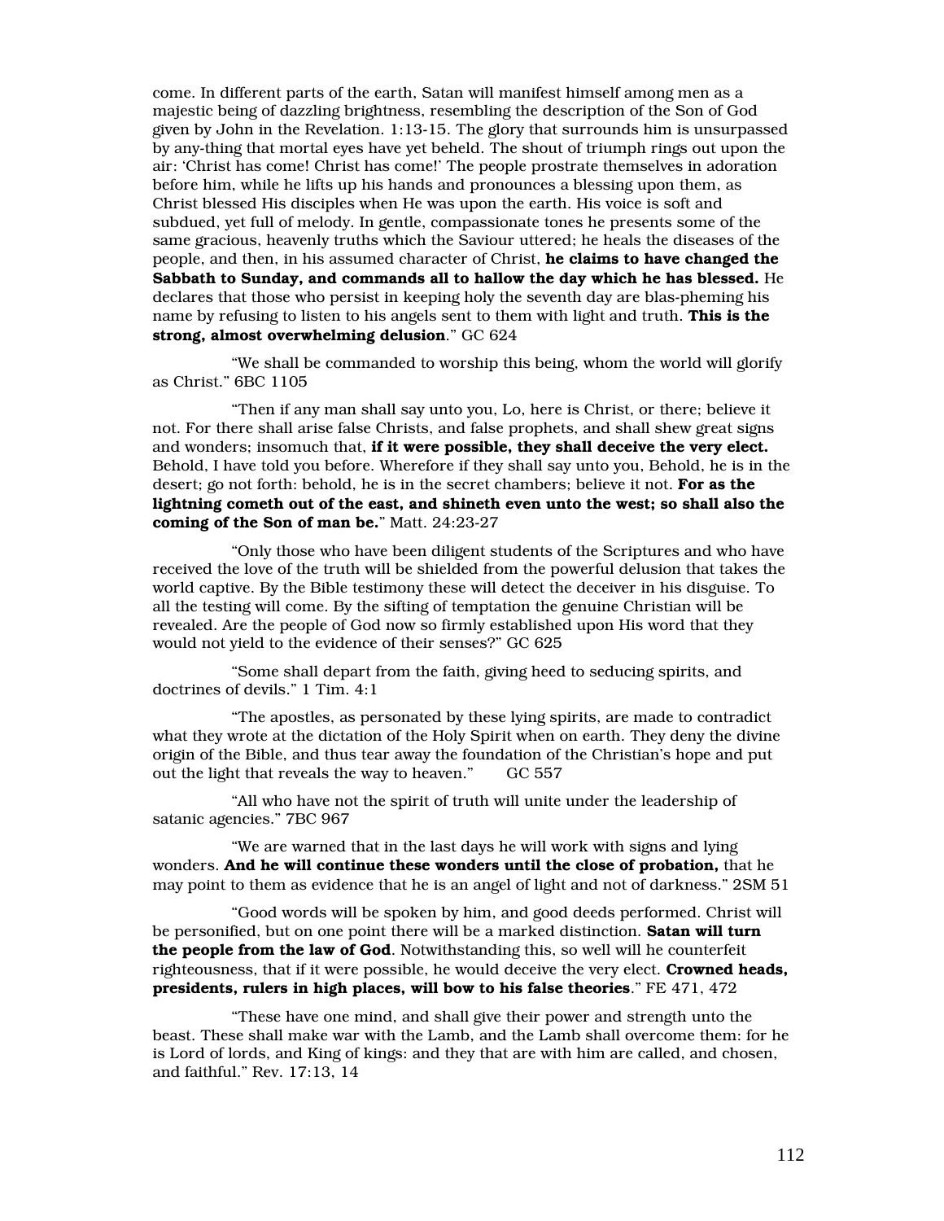come. In different parts of the earth, Satan will manifest himself among men as a majestic being of dazzling brightness, resembling the description of the Son of God given by John in the Revelation. 1:13-15. The glory that surrounds him is unsurpassed by any-thing that mortal eyes have yet beheld. The shout of triumph rings out upon the air: 'Christ has come! Christ has come!' The people prostrate themselves in adoration before him, while he lifts up his hands and pronounces a blessing upon them, as Christ blessed His disciples when He was upon the earth. His voice is soft and subdued, yet full of melody. In gentle, compassionate tones he presents some of the same gracious, heavenly truths which the Saviour uttered; he heals the diseases of the people, and then, in his assumed character of Christ, **he claims to have changed the Sabbath to Sunday, and commands all to hallow the day which he has blessed.** He declares that those who persist in keeping holy the seventh day are blas-pheming his name by refusing to listen to his angels sent to them with light and truth. **This is the strong, almost overwhelming delusion**." GC 624

"We shall be commanded to worship this being, whom the world will glorify as Christ." 6BC 1105

"Then if any man shall say unto you, Lo, here is Christ, or there; believe it not. For there shall arise false Christs, and false prophets, and shall shew great signs and wonders; insomuch that, **if it were possible, they shall deceive the very elect.** Behold, I have told you before. Wherefore if they shall say unto you, Behold, he is in the desert; go not forth: behold, he is in the secret chambers; believe it not. **For as the lightning cometh out of the east, and shineth even unto the west; so shall also the coming of the Son of man be.**" Matt. 24:23-27

"Only those who have been diligent students of the Scriptures and who have received the love of the truth will be shielded from the powerful delusion that takes the world captive. By the Bible testimony these will detect the deceiver in his disguise. To all the testing will come. By the sifting of temptation the genuine Christian will be revealed. Are the people of God now so firmly established upon His word that they would not yield to the evidence of their senses?" GC 625

"Some shall depart from the faith, giving heed to seducing spirits, and doctrines of devils." 1 Tim. 4:1

"The apostles, as personated by these lying spirits, are made to contradict what they wrote at the dictation of the Holy Spirit when on earth. They deny the divine origin of the Bible, and thus tear away the foundation of the Christian's hope and put out the light that reveals the way to heaven." GC 557

"All who have not the spirit of truth will unite under the leadership of satanic agencies." 7BC 967

"We are warned that in the last days he will work with signs and lying wonders. **And he will continue these wonders until the close of probation,** that he may point to them as evidence that he is an angel of light and not of darkness." 2SM 51

"Good words will be spoken by him, and good deeds performed. Christ will be personified, but on one point there will be a marked distinction. **Satan will turn the people from the law of God**. Notwithstanding this, so well will he counterfeit righteousness, that if it were possible, he would deceive the very elect. **Crowned heads, presidents, rulers in high places, will bow to his false theories**." FE 471, 472

"These have one mind, and shall give their power and strength unto the beast. These shall make war with the Lamb, and the Lamb shall overcome them: for he is Lord of lords, and King of kings: and they that are with him are called, and chosen, and faithful." Rev. 17:13, 14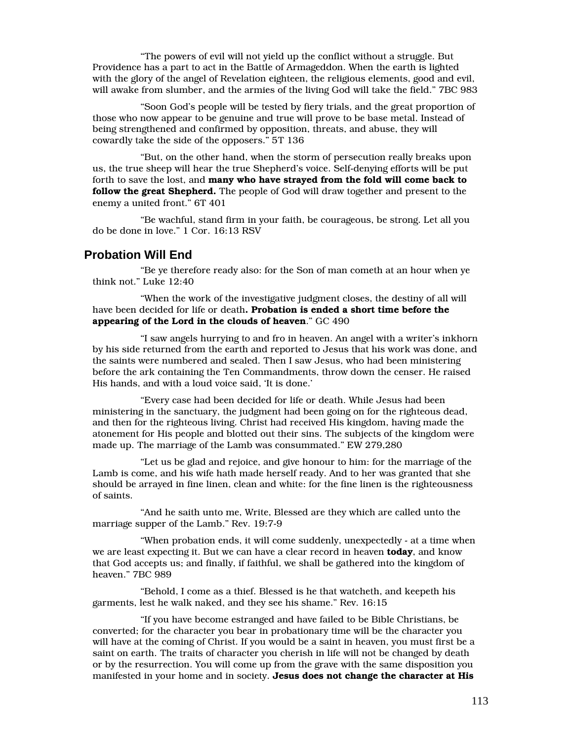"The powers of evil will not yield up the conflict without a struggle. But Providence has a part to act in the Battle of Armageddon. When the earth is lighted with the glory of the angel of Revelation eighteen, the religious elements, good and evil, will awake from slumber, and the armies of the living God will take the field." 7BC 983

"Soon God's people will be tested by fiery trials, and the great proportion of those who now appear to be genuine and true will prove to be base metal. Instead of being strengthened and confirmed by opposition, threats, and abuse, they will cowardly take the side of the opposers." 5T 136

"But, on the other hand, when the storm of persecution really breaks upon us, the true sheep will hear the true Shepherd's voice. Self-denying efforts will be put forth to save the lost, and **many who have strayed from the fold will come back to follow the great Shepherd.** The people of God will draw together and present to the enemy a united front." 6T 401

"Be wachful, stand firm in your faith, be courageous, be strong. Let all you do be done in love." 1 Cor. 16:13 RSV

## Probation Will End

"Be ye therefore ready also: for the Son of man cometh at an hour when ye think not." Luke 12:40

"When the work of the investigative judgment closes, the destiny of all will have been decided for life or death**. Probation is ended a short time before the appearing of the Lord in the clouds of heaven**." GC 490

"I saw angels hurrying to and fro in heaven. An angel with a writer's inkhorn by his side returned from the earth and reported to Jesus that his work was done, and the saints were numbered and sealed. Then I saw Jesus, who had been ministering before the ark containing the Ten Commandments, throw down the censer. He raised His hands, and with a loud voice said, 'It is done.'

"Every case had been decided for life or death. While Jesus had been ministering in the sanctuary, the judgment had been going on for the righteous dead, and then for the righteous living. Christ had received His kingdom, having made the atonement for His people and blotted out their sins. The subjects of the kingdom were made up. The marriage of the Lamb was consummated." EW 279,280

"Let us be glad and rejoice, and give honour to him: for the marriage of the Lamb is come, and his wife hath made herself ready. And to her was granted that she should be arrayed in fine linen, clean and white: for the fine linen is the righteousness of saints.

"And he saith unto me, Write, Blessed are they which are called unto the marriage supper of the Lamb." Rev. 19:7-9

"When probation ends, it will come suddenly, unexpectedly - at a time when we are least expecting it. But we can have a clear record in heaven **today**, and know that God accepts us; and finally, if faithful, we shall be gathered into the kingdom of heaven." 7BC 989

"Behold, I come as a thief. Blessed is he that watcheth, and keepeth his garments, lest he walk naked, and they see his shame." Rev. 16:15

"If you have become estranged and have failed to be Bible Christians, be converted; for the character you bear in probationary time will be the character you will have at the coming of Christ. If you would be a saint in heaven, you must first be a saint on earth. The traits of character you cherish in life will not be changed by death or by the resurrection. You will come up from the grave with the same disposition you manifested in your home and in society. **Jesus does not change the character at His**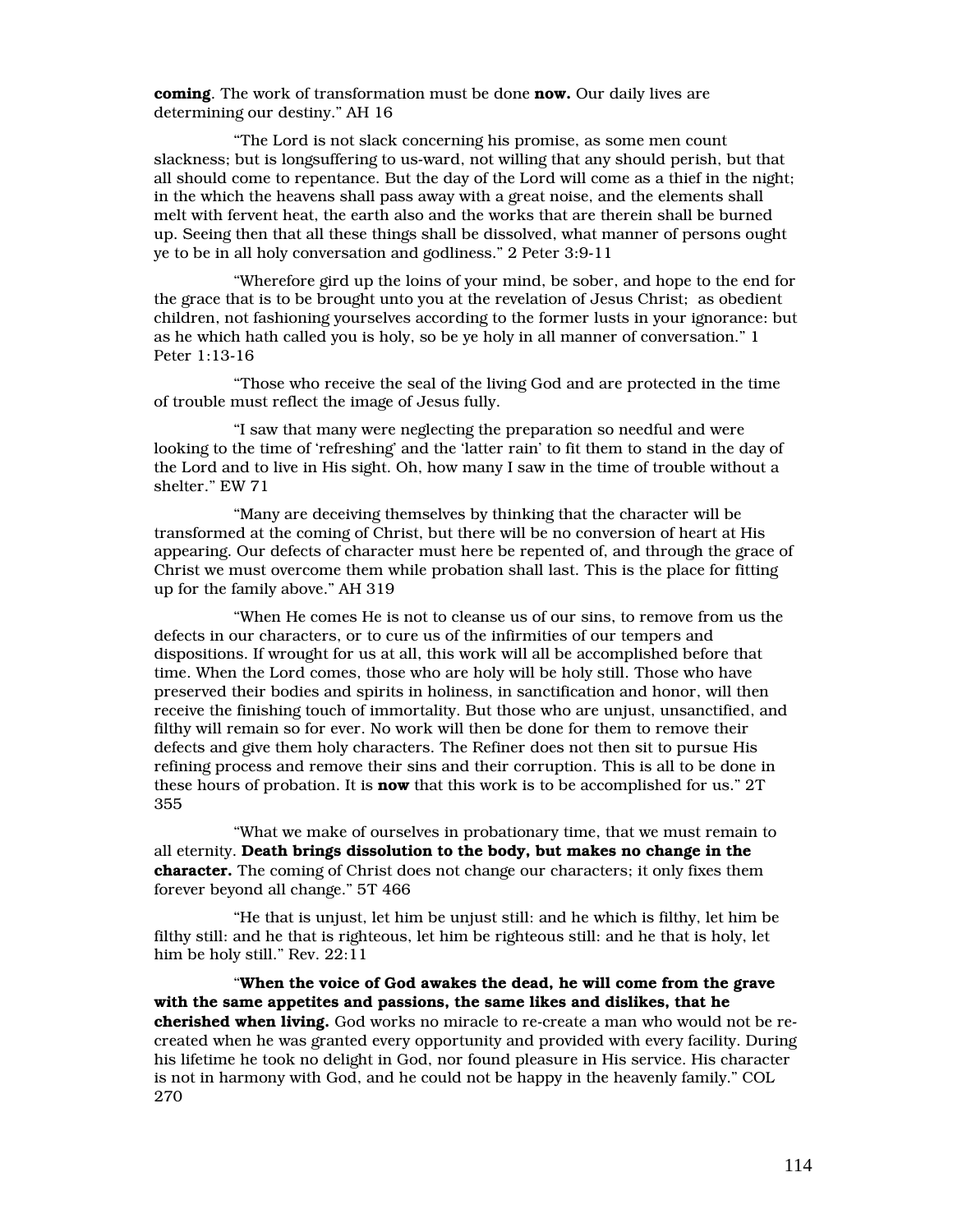**coming**. The work of transformation must be done **now.** Our daily lives are determining our destiny." AH 16

"The Lord is not slack concerning his promise, as some men count slackness; but is longsuffering to us-ward, not willing that any should perish, but that all should come to repentance. But the day of the Lord will come as a thief in the night; in the which the heavens shall pass away with a great noise, and the elements shall melt with fervent heat, the earth also and the works that are therein shall be burned up. Seeing then that all these things shall be dissolved, what manner of persons ought ye to be in all holy conversation and godliness." 2 Peter 3:9-11

"Wherefore gird up the loins of your mind, be sober, and hope to the end for the grace that is to be brought unto you at the revelation of Jesus Christ; as obedient children, not fashioning yourselves according to the former lusts in your ignorance: but as he which hath called you is holy, so be ye holy in all manner of conversation." 1 Peter 1:13-16

"Those who receive the seal of the living God and are protected in the time of trouble must reflect the image of Jesus fully.

"I saw that many were neglecting the preparation so needful and were looking to the time of 'refreshing' and the 'latter rain' to fit them to stand in the day of the Lord and to live in His sight. Oh, how many I saw in the time of trouble without a shelter." EW 71

"Many are deceiving themselves by thinking that the character will be transformed at the coming of Christ, but there will be no conversion of heart at His appearing. Our defects of character must here be repented of, and through the grace of Christ we must overcome them while probation shall last. This is the place for fitting up for the family above." AH 319

"When He comes He is not to cleanse us of our sins, to remove from us the defects in our characters, or to cure us of the infirmities of our tempers and dispositions. If wrought for us at all, this work will all be accomplished before that time. When the Lord comes, those who are holy will be holy still. Those who have preserved their bodies and spirits in holiness, in sanctification and honor, will then receive the finishing touch of immortality. But those who are unjust, unsanctified, and filthy will remain so for ever. No work will then be done for them to remove their defects and give them holy characters. The Refiner does not then sit to pursue His refining process and remove their sins and their corruption. This is all to be done in these hours of probation. It is **now** that this work is to be accomplished for us." 2T 355

"What we make of ourselves in probationary time, that we must remain to all eternity. **Death brings dissolution to the body, but makes no change in the character.** The coming of Christ does not change our characters; it only fixes them forever beyond all change." 5T 466

"He that is unjust, let him be unjust still: and he which is filthy, let him be filthy still: and he that is righteous, let him be righteous still: and he that is holy, let him be holy still." Rev. 22:11

"**When the voice of God awakes the dead, he will come from the grave with the same appetites and passions, the same likes and dislikes, that he cherished when living.** God works no miracle to re-create a man who would not be re-created when he was granted every opportunity and provided with every facility. During his lifetime he took no delight in God, nor found pleasure in His service. His character is not in harmony with God, and he could not be happy in the heavenly family." COL 270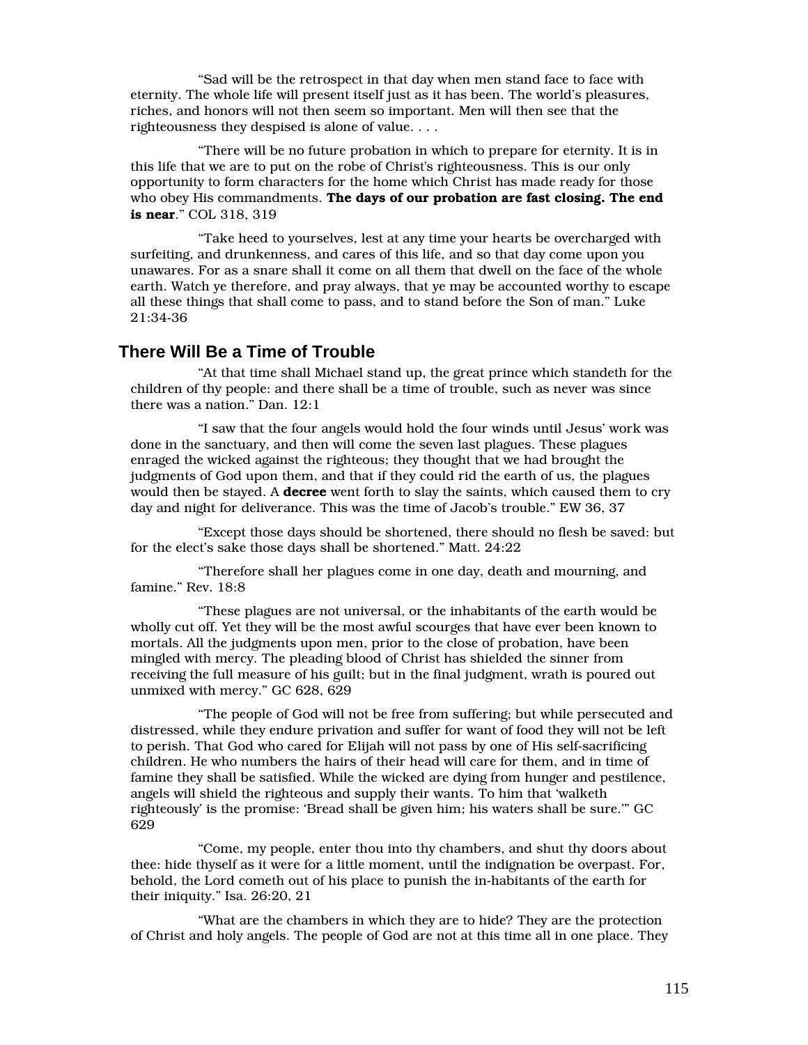"Sad will be the retrospect in that day when men stand face to face with eternity. The whole life will present itself just as it has been. The world's pleasures, riches, and honors will not then seem so important. Men will then see that the righteousness they despised is alone of value. . . .

"There will be no future probation in which to prepare for eternity. It is in this life that we are to put on the robe of Christ's righteousness. This is our only opportunity to form characters for the home which Christ has made ready for those who obey His commandments. **The days of our probation are fast closing. The end is near**." COL 318, 319

"Take heed to yourselves, lest at any time your hearts be overcharged with surfeiting, and drunkenness, and cares of this life, and so that day come upon you unawares. For as a snare shall it come on all them that dwell on the face of the whole earth. Watch ye therefore, and pray always, that ye may be accounted worthy to escape all these things that shall come to pass, and to stand before the Son of man." Luke 21:34-36

## There Will Be a Time of Trouble

"At that time shall Michael stand up, the great prince which standeth for the children of thy people: and there shall be a time of trouble, such as never was since there was a nation." Dan. 12:1

"I saw that the four angels would hold the four winds until Jesus' work was done in the sanctuary, and then will come the seven last plagues. These plagues enraged the wicked against the righteous; they thought that we had brought the judgments of God upon them, and that if they could rid the earth of us, the plagues would then be stayed. A **decree** went forth to slay the saints, which caused them to cry day and night for deliverance. This was the time of Jacob's trouble." EW 36, 37

"Except those days should be shortened, there should no flesh be saved: but for the elect's sake those days shall be shortened." Matt. 24:22

"Therefore shall her plagues come in one day, death and mourning, and famine." Rev. 18:8

"These plagues are not universal, or the inhabitants of the earth would be wholly cut off. Yet they will be the most awful scourges that have ever been known to mortals. All the judgments upon men, prior to the close of probation, have been mingled with mercy. The pleading blood of Christ has shielded the sinner from receiving the full measure of his guilt; but in the final judgment, wrath is poured out unmixed with mercy." GC 628, 629

"The people of God will not be free from suffering; but while persecuted and distressed, while they endure privation and suffer for want of food they will not be left to perish. That God who cared for Elijah will not pass by one of His self-sacrificing children. He who numbers the hairs of their head will care for them, and in time of famine they shall be satisfied. While the wicked are dying from hunger and pestilence, angels will shield the righteous and supply their wants. To him that 'walketh righteously' is the promise: 'Bread shall be given him; his waters shall be sure.'" GC 629

"Come, my people, enter thou into thy chambers, and shut thy doors about thee: hide thyself as it were for a little moment, until the indignation be overpast. For, behold, the Lord cometh out of his place to punish the in-habitants of the earth for their iniquity." Isa. 26:20, 21

"What are the chambers in which they are to hide? They are the protection of Christ and holy angels. The people of God are not at this time all in one place. They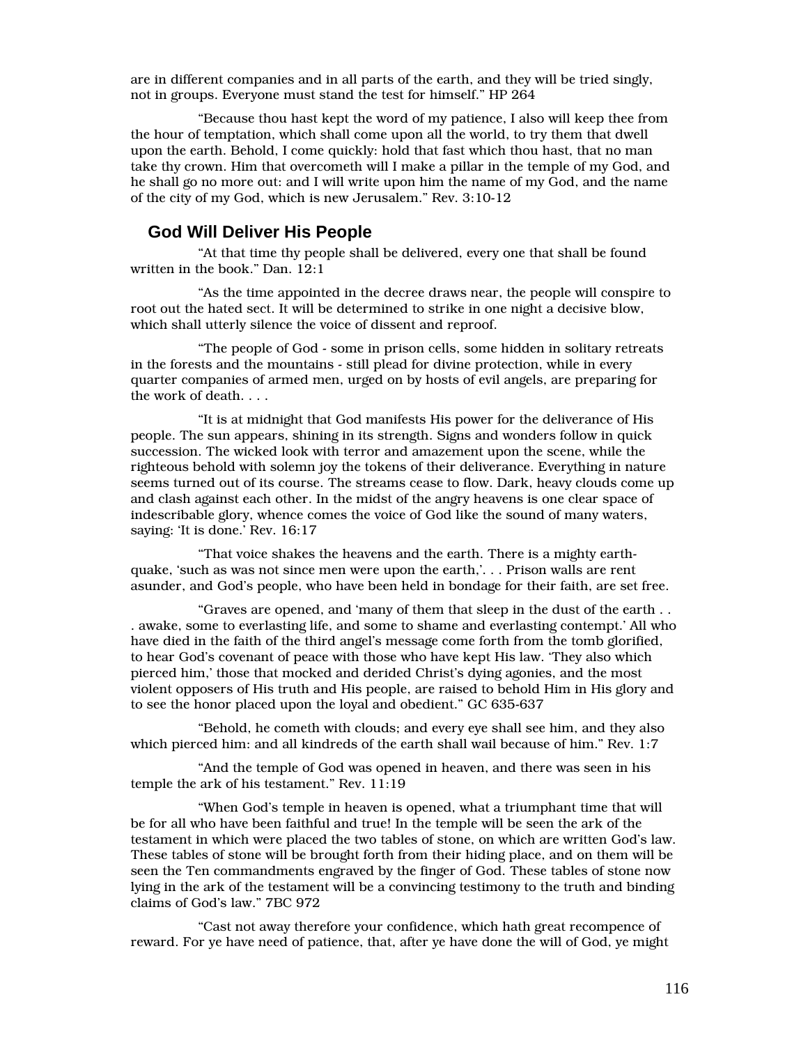are in different companies and in all parts of the earth, and they will be tried singly, not in groups. Everyone must stand the test for himself." HP 264

"Because thou hast kept the word of my patience, I also will keep thee from the hour of temptation, which shall come upon all the world, to try them that dwell upon the earth. Behold, I come quickly: hold that fast which thou hast, that no man take thy crown. Him that overcometh will I make a pillar in the temple of my God, and he shall go no more out: and I will write upon him the name of my God, and the name of the city of my God, which is new Jerusalem." Rev. 3:10-12

## God Will Deliver His People

"At that time thy people shall be delivered, every one that shall be found written in the book." Dan. 12:1

"As the time appointed in the decree draws near, the people will conspire to root out the hated sect. It will be determined to strike in one night a decisive blow, which shall utterly silence the voice of dissent and reproof.

"The people of God - some in prison cells, some hidden in solitary retreats in the forests and the mountains - still plead for divine protection, while in every quarter companies of armed men, urged on by hosts of evil angels, are preparing for the work of death. . . .

"It is at midnight that God manifests His power for the deliverance of His people. The sun appears, shining in its strength. Signs and wonders follow in quick succession. The wicked look with terror and amazement upon the scene, while the righteous behold with solemn joy the tokens of their deliverance. Everything in nature seems turned out of its course. The streams cease to flow. Dark, heavy clouds come up and clash against each other. In the midst of the angry heavens is one clear space of indescribable glory, whence comes the voice of God like the sound of many waters, saying: 'It is done.' Rev. 16:17

"That voice shakes the heavens and the earth. There is a mighty earthquake, 'such as was not since men were upon the earth,'. . . Prison walls are rent asunder, and God's people, who have been held in bondage for their faith, are set free.

"Graves are opened, and 'many of them that sleep in the dust of the earth . . . awake, some to everlasting life, and some to shame and everlasting contempt.' All who have died in the faith of the third angel's message come forth from the tomb glorified, to hear God's covenant of peace with those who have kept His law. 'They also which pierced him,' those that mocked and derided Christ's dying agonies, and the most violent opposers of His truth and His people, are raised to behold Him in His glory and to see the honor placed upon the loyal and obedient." GC 635-637

"Behold, he cometh with clouds; and every eye shall see him, and they also which pierced him: and all kindreds of the earth shall wail because of him." Rev. 1:7

"And the temple of God was opened in heaven, and there was seen in his temple the ark of his testament." Rev. 11:19

"When God's temple in heaven is opened, what a triumphant time that will be for all who have been faithful and true! In the temple will be seen the ark of the testament in which were placed the two tables of stone, on which are written God's law. These tables of stone will be brought forth from their hiding place, and on them will be seen the Ten commandments engraved by the finger of God. These tables of stone now lying in the ark of the testament will be a convincing testimony to the truth and binding claims of God's law." 7BC 972

"Cast not away therefore your confidence, which hath great recompence of reward. For ye have need of patience, that, after ye have done the will of God, ye might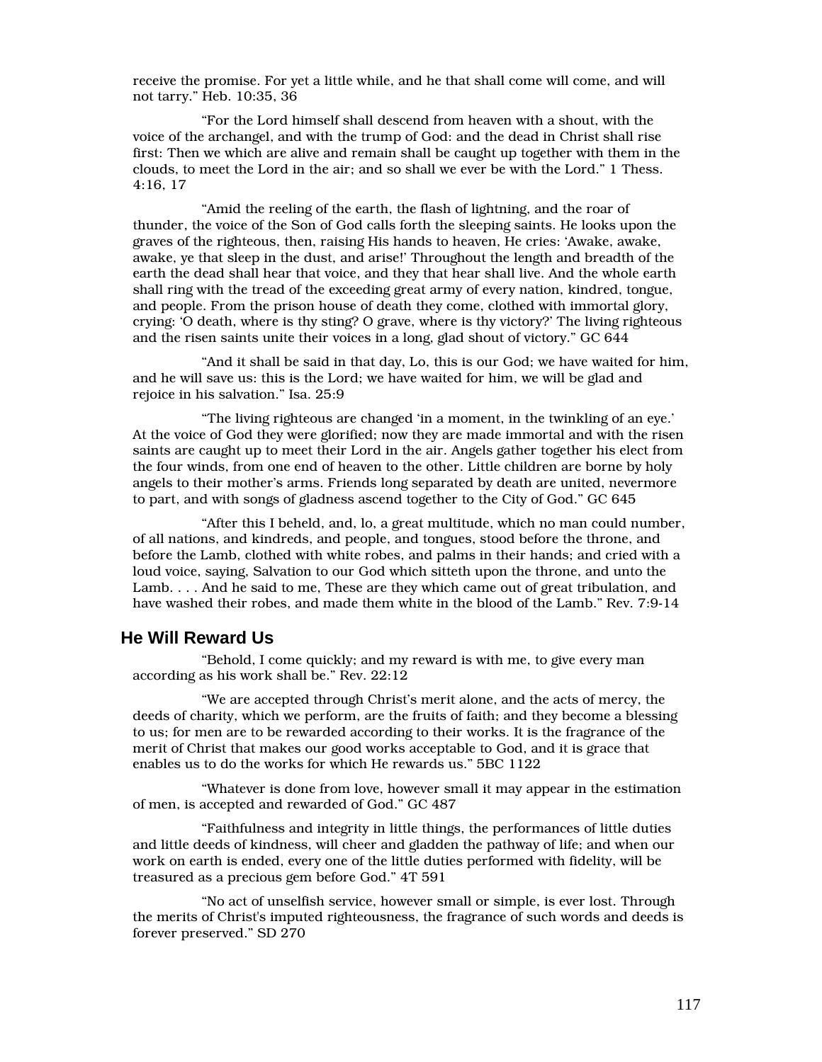receive the promise. For yet a little while, and he that shall come will come, and will not tarry." Heb. 10:35, 36

"For the Lord himself shall descend from heaven with a shout, with the voice of the archangel, and with the trump of God: and the dead in Christ shall rise first: Then we which are alive and remain shall be caught up together with them in the clouds, to meet the Lord in the air; and so shall we ever be with the Lord." 1 Thess. 4:16, 17

"Amid the reeling of the earth, the flash of lightning, and the roar of thunder, the voice of the Son of God calls forth the sleeping saints. He looks upon the graves of the righteous, then, raising His hands to heaven, He cries: 'Awake, awake, awake, ye that sleep in the dust, and arise!' Throughout the length and breadth of the earth the dead shall hear that voice, and they that hear shall live. And the whole earth shall ring with the tread of the exceeding great army of every nation, kindred, tongue, and people. From the prison house of death they come, clothed with immortal glory, crying: 'O death, where is thy sting? O grave, where is thy victory?' The living righteous and the risen saints unite their voices in a long, glad shout of victory." GC 644

"And it shall be said in that day, Lo, this is our God; we have waited for him, and he will save us: this is the Lord; we have waited for him, we will be glad and rejoice in his salvation." Isa. 25:9

"The living righteous are changed 'in a moment, in the twinkling of an eye.' At the voice of God they were glorified; now they are made immortal and with the risen saints are caught up to meet their Lord in the air. Angels gather together his elect from the four winds, from one end of heaven to the other. Little children are borne by holy angels to their mother's arms. Friends long separated by death are united, nevermore to part, and with songs of gladness ascend together to the City of God." GC 645

"After this I beheld, and, lo, a great multitude, which no man could number, of all nations, and kindreds, and people, and tongues, stood before the throne, and before the Lamb, clothed with white robes, and palms in their hands; and cried with a loud voice, saying, Salvation to our God which sitteth upon the throne, and unto the Lamb. . . . And he said to me, These are they which came out of great tribulation, and have washed their robes, and made them white in the blood of the Lamb." Rev. 7:9-14

## He Will Reward Us

"Behold, I come quickly; and my reward is with me, to give every man according as his work shall be." Rev. 22:12

"We are accepted through Christ's merit alone, and the acts of mercy, the deeds of charity, which we perform, are the fruits of faith; and they become a blessing to us; for men are to be rewarded according to their works. It is the fragrance of the merit of Christ that makes our good works acceptable to God, and it is grace that enables us to do the works for which He rewards us." 5BC 1122

"Whatever is done from love, however small it may appear in the estimation of men, is accepted and rewarded of God." GC 487

"Faithfulness and integrity in little things, the performances of little duties and little deeds of kindness, will cheer and gladden the pathway of life; and when our work on earth is ended, every one of the little duties performed with fidelity, will be treasured as a precious gem before God." 4T 591

"No act of unselfish service, however small or simple, is ever lost. Through the merits of Christ's imputed righteousness, the fragrance of such words and deeds is forever preserved." SD 270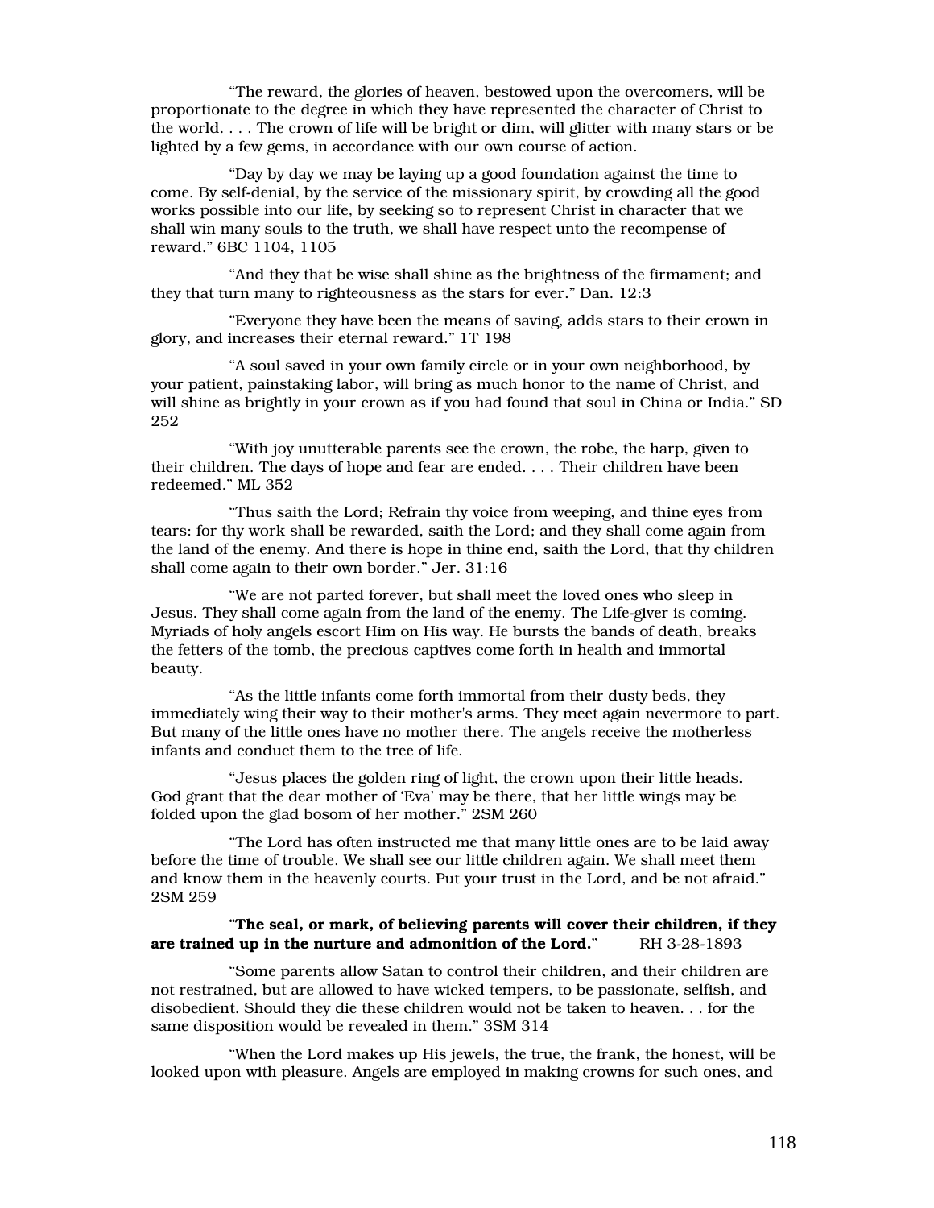“The reward, the glories of heaven, bestowed upon the overcomers, will be proportionate to the degree in which they have represented the character of Christ to the world. . . . The crown of life will be bright or dim, will glitter with many stars or be lighted by a few gems, in accordance with our own course of action.

“Day by day we may be laying up a good foundation against the time to come. By self-denial, by the service of the missionary spirit, by crowding all the good works possible into our life, by seeking so to represent Christ in character that we shall win many souls to the truth, we shall have respect unto the recompense of reward.” 6BC 1104, 1105

“And they that be wise shall shine as the brightness of the firmament; and they that turn many to righteousness as the stars for ever.” Dan. 12:3

“Everyone they have been the means of saving, adds stars to their crown in glory, and increases their eternal reward.” 1T 198

“A soul saved in your own family circle or in your own neighborhood, by your patient, painstaking labor, will bring as much honor to the name of Christ, and will shine as brightly in your crown as if you had found that soul in China or India.” SD 252

“With joy unutterable parents see the crown, the robe, the harp, given to their children. The days of hope and fear are ended. . . . Their children have been redeemed.” ML 352

“Thus saith the Lord; Refrain thy voice from weeping, and thine eyes from tears: for thy work shall be rewarded, saith the Lord; and they shall come again from the land of the enemy. And there is hope in thine end, saith the Lord, that thy children shall come again to their own border.” Jer. 31:16

“We are not parted forever, but shall meet the loved ones who sleep in Jesus. They shall come again from the land of the enemy. The Life-giver is coming. Myriads of holy angels escort Him on His way. He bursts the bands of death, breaks the fetters of the tomb, the precious captives come forth in health and immortal beauty.

“As the little infants come forth immortal from their dusty beds, they immediately wing their way to their mother's arms. They meet again nevermore to part. But many of the little ones have no mother there. The angels receive the motherless infants and conduct them to the tree of life.

“Jesus places the golden ring of light, the crown upon their little heads. God grant that the dear mother of ‘Eva’ may be there, that her little wings may be folded upon the glad bosom of her mother.” 2SM 260

“The Lord has often instructed me that many little ones are to be laid away before the time of trouble. We shall see our little children again. We shall meet them and know them in the heavenly courts. Put your trust in the Lord, and be not afraid.” 2SM 259

“**The seal, or mark, of believing parents will cover their children, if they are trained up in the nurture and admonition of the Lord.**” RH 3-28-1893

“Some parents allow Satan to control their children, and their children are not restrained, but are allowed to have wicked tempers, to be passionate, selfish, and disobedient. Should they die these children would not be taken to heaven. . . for the same disposition would be revealed in them.” 3SM 314

“When the Lord makes up His jewels, the true, the frank, the honest, will be looked upon with pleasure. Angels are employed in making crowns for such ones, and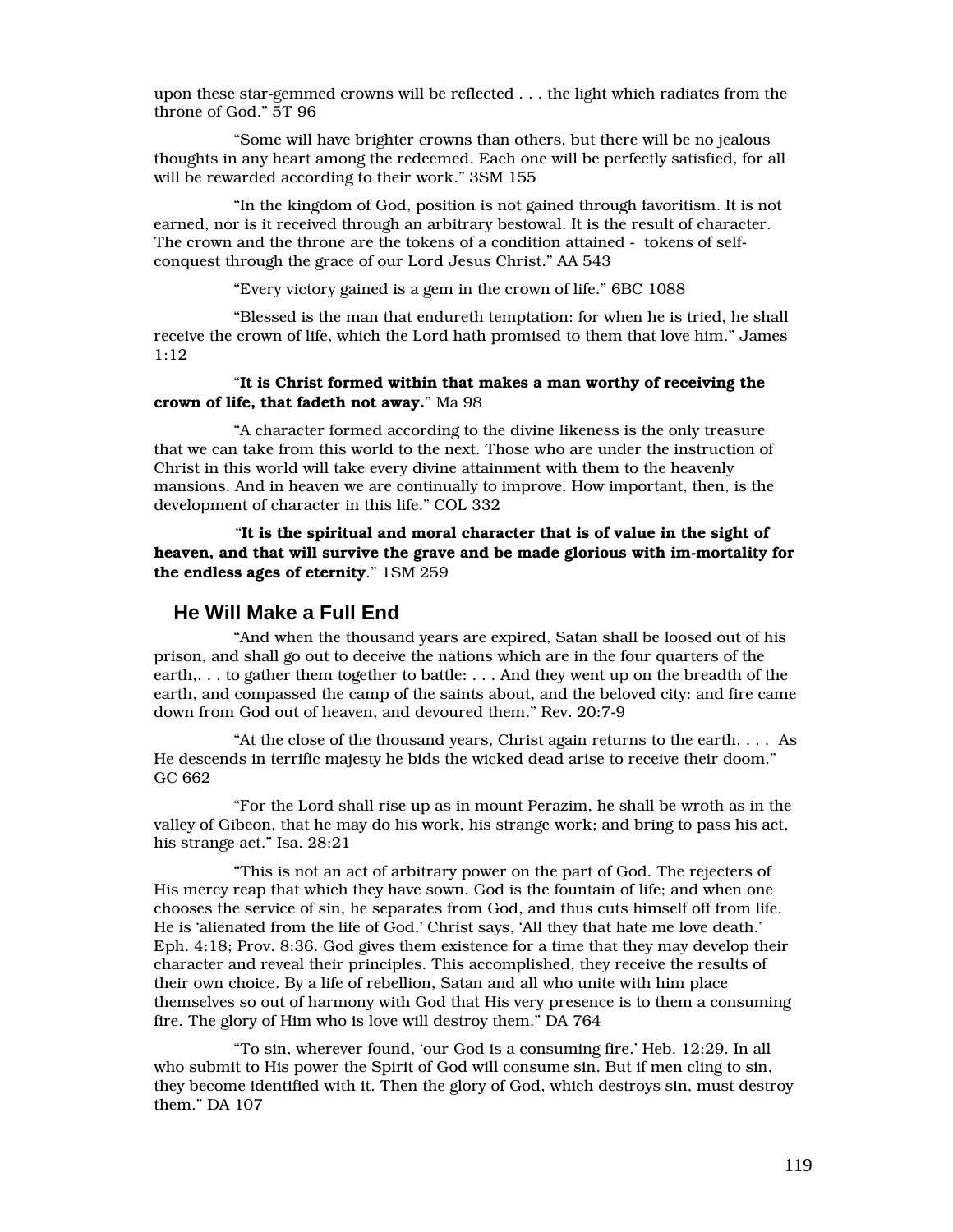upon these star-gemmed crowns will be reflected . . . the light which radiates from the throne of God." 5T 96

"Some will have brighter crowns than others, but there will be no jealous thoughts in any heart among the redeemed. Each one will be perfectly satisfied, for all will be rewarded according to their work." 3SM 155

"In the kingdom of God, position is not gained through favoritism. It is not earned, nor is it received through an arbitrary bestowal. It is the result of character. The crown and the throne are the tokens of a condition attained - tokens of self-conquest through the grace of our Lord Jesus Christ." AA 543

"Every victory gained is a gem in the crown of life." 6BC 1088

"Blessed is the man that endureth temptation: for when he is tried, he shall receive the crown of life, which the Lord hath promised to them that love him." James 1:12

"**It is Christ formed within that makes a man worthy of receiving the crown of life, that fadeth not away.**" Ma 98

"A character formed according to the divine likeness is the only treasure that we can take from this world to the next. Those who are under the instruction of Christ in this world will take every divine attainment with them to the heavenly mansions. And in heaven we are continually to improve. How important, then, is the development of character in this life." COL 332

"**It is the spiritual and moral character that is of value in the sight of heaven, and that will survive the grave and be made glorious with im-mortality for the endless ages of eternity**." 1SM 259

## He Will Make a Full End

"And when the thousand years are expired, Satan shall be loosed out of his prison, and shall go out to deceive the nations which are in the four quarters of the earth,. . . to gather them together to battle: . . . And they went up on the breadth of the earth, and compassed the camp of the saints about, and the beloved city: and fire came down from God out of heaven, and devoured them." Rev. 20:7-9

"At the close of the thousand years, Christ again returns to the earth. . . . As He descends in terrific majesty he bids the wicked dead arise to receive their doom." GC 662

"For the Lord shall rise up as in mount Perazim, he shall be wroth as in the valley of Gibeon, that he may do his work, his strange work; and bring to pass his act, his strange act." Isa. 28:21

"This is not an act of arbitrary power on the part of God. The rejecters of His mercy reap that which they have sown. God is the fountain of life; and when one chooses the service of sin, he separates from God, and thus cuts himself off from life. He is 'alienated from the life of God.' Christ says, 'All they that hate me love death.' Eph. 4:18; Prov. 8:36. God gives them existence for a time that they may develop their character and reveal their principles. This accomplished, they receive the results of their own choice. By a life of rebellion, Satan and all who unite with him place themselves so out of harmony with God that His very presence is to them a consuming fire. The glory of Him who is love will destroy them." DA 764

"To sin, wherever found, 'our God is a consuming fire.' Heb. 12:29. In all who submit to His power the Spirit of God will consume sin. But if men cling to sin, they become identified with it. Then the glory of God, which destroys sin, must destroy them." DA 107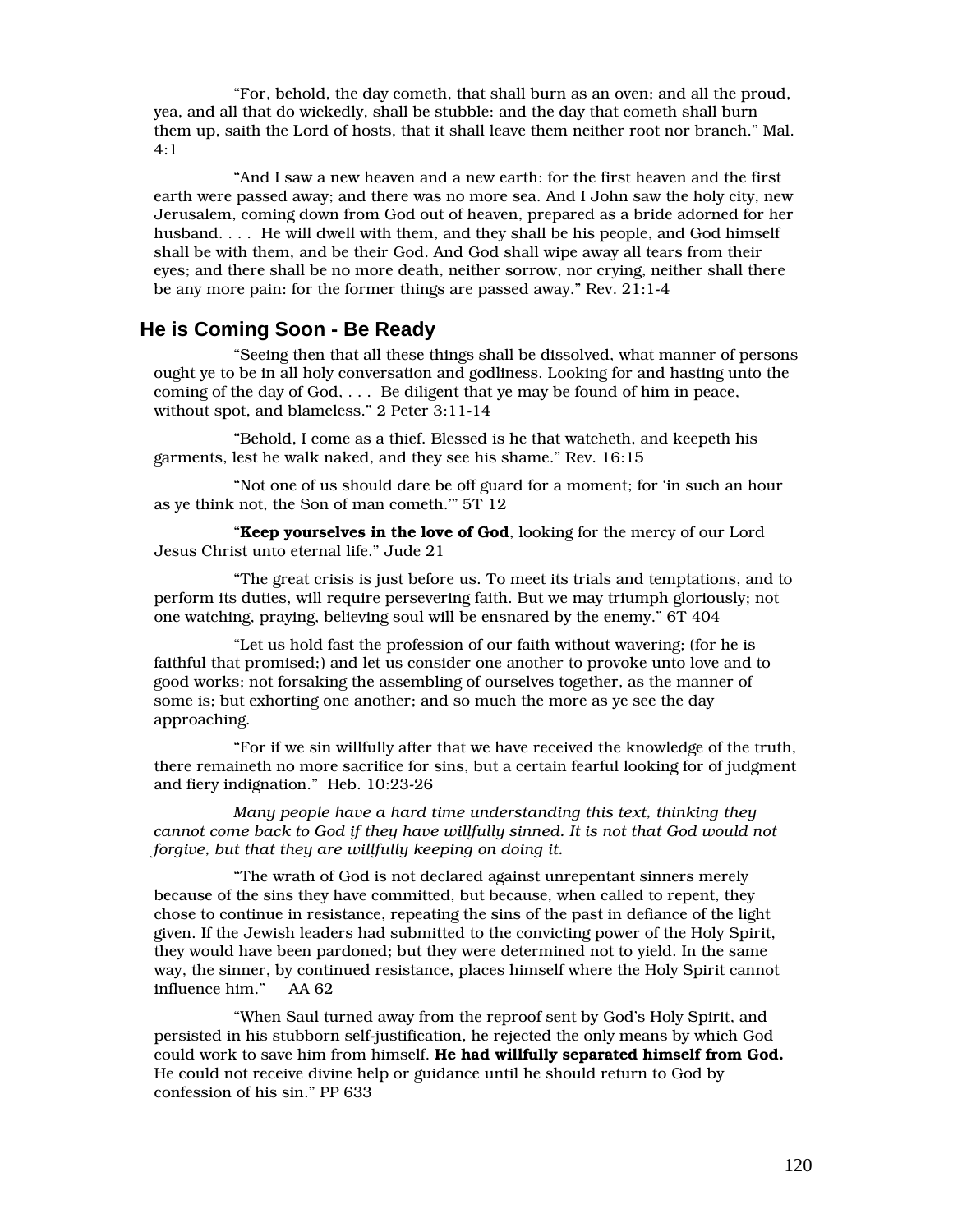"For, behold, the day cometh, that shall burn as an oven; and all the proud, yea, and all that do wickedly, shall be stubble: and the day that cometh shall burn them up, saith the Lord of hosts, that it shall leave them neither root nor branch." Mal. 4:1

"And I saw a new heaven and a new earth: for the first heaven and the first earth were passed away; and there was no more sea. And I John saw the holy city, new Jerusalem, coming down from God out of heaven, prepared as a bride adorned for her husband. . . . He will dwell with them, and they shall be his people, and God himself shall be with them, and be their God. And God shall wipe away all tears from their eyes; and there shall be no more death, neither sorrow, nor crying, neither shall there be any more pain: for the former things are passed away." Rev. 21:1-4

## He is Coming Soon - Be Ready

"Seeing then that all these things shall be dissolved, what manner of persons ought ye to be in all holy conversation and godliness. Looking for and hasting unto the coming of the day of God, . . . Be diligent that ye may be found of him in peace, without spot, and blameless." 2 Peter 3:11-14

"Behold, I come as a thief. Blessed is he that watcheth, and keepeth his garments, lest he walk naked, and they see his shame." Rev. 16:15

"Not one of us should dare be off guard for a moment; for 'in such an hour as ye think not, the Son of man cometh.'" 5T 12

"**Keep yourselves in the love of God**, looking for the mercy of our Lord Jesus Christ unto eternal life." Jude 21

"The great crisis is just before us. To meet its trials and temptations, and to perform its duties, will require persevering faith. But we may triumph gloriously; not one watching, praying, believing soul will be ensnared by the enemy." 6T 404

"Let us hold fast the profession of our faith without wavering; (for he is faithful that promised;) and let us consider one another to provoke unto love and to good works; not forsaking the assembling of ourselves together, as the manner of some is; but exhorting one another; and so much the more as ye see the day approaching.

"For if we sin willfully after that we have received the knowledge of the truth, there remaineth no more sacrifice for sins, but a certain fearful looking for of judgment and fiery indignation." Heb. 10:23-26

*Many people have a hard time understanding this text, thinking they cannot come back to God if they have willfully sinned. It is not that God would not forgive, but that they are willfully keeping on doing it.*

"The wrath of God is not declared against unrepentant sinners merely because of the sins they have committed, but because, when called to repent, they chose to continue in resistance, repeating the sins of the past in defiance of the light given. If the Jewish leaders had submitted to the convicting power of the Holy Spirit, they would have been pardoned; but they were determined not to yield. In the same way, the sinner, by continued resistance, places himself where the Holy Spirit cannot influence him." AA 62

"When Saul turned away from the reproof sent by God's Holy Spirit, and persisted in his stubborn self-justification, he rejected the only means by which God could work to save him from himself. **He had willfully separated himself from God.** He could not receive divine help or guidance until he should return to God by confession of his sin." PP 633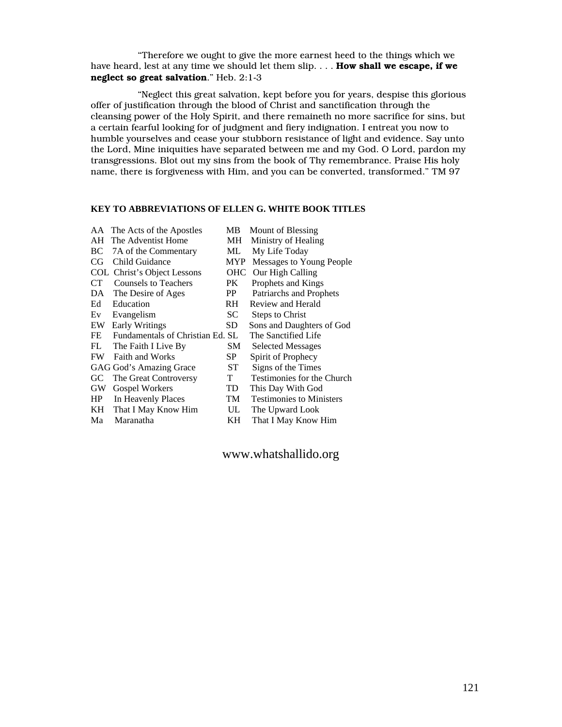"Therefore we ought to give the more earnest heed to the things which we have heard, lest at any time we should let them slip. . . . **How shall we escape, if we neglect so great salvation**." Heb. 2:1-3

"Neglect this great salvation, kept before you for years, despise this glorious offer of justification through the blood of Christ and sanctification through the cleansing power of the Holy Spirit, and there remaineth no more sacrifice for sins, but a certain fearful looking for of judgment and fiery indignation. I entreat you now to humble yourselves and cease your stubborn resistance of light and evidence. Say unto the Lord, Mine iniquities have separated between me and my God. O Lord, pardon my transgressions. Blot out my sins from the book of Thy remembrance. Praise His holy name, there is forgiveness with Him, and you can be converted, transformed." TM 97

**KEY TO ABBREVIATIONS OF ELLEN G. WHITE BOOK TITLES**

| | | | |
|---|---|---|---|
| AA | The Acts of the Apostles | MB | Mount of Blessing |
| AH | The Adventist Home | MH | Ministry of Healing |
| BC | 7A of the Commentary | ML | My Life Today |
| CG | Child Guidance | MYP | Messages to Young People |
| COL | Christ's Object Lessons | OHC | Our High Calling |
| CT | Counsels to Teachers | PK | Prophets and Kings |
| DA | The Desire of Ages | PP | Patriarchs and Prophets |
| Ed | Education | RH | Review and Herald |
| Ev | Evangelism | SC | Steps to Christ |
| EW | Early Writings | SD | Sons and Daughters of God |
| FE | Fundamentals of Christian Ed. | SL | The Sanctified Life |
| FL | The Faith I Live By | SM | Selected Messages |
| FW | Faith and Works | SP | Spirit of Prophecy |
| GAG | God's Amazing Grace | ST | Signs of the Times |
| GC | The Great Controversy | T | Testimonies for the Church |
| GW | Gospel Workers | TD | This Day With God |
| HP | In Heavenly Places | TM | Testimonies to Ministers |
| KH | That I May Know Him | UL | The Upward Look |
| Ma | Maranatha | KH | That I May Know Him |

www.whatshallido.org